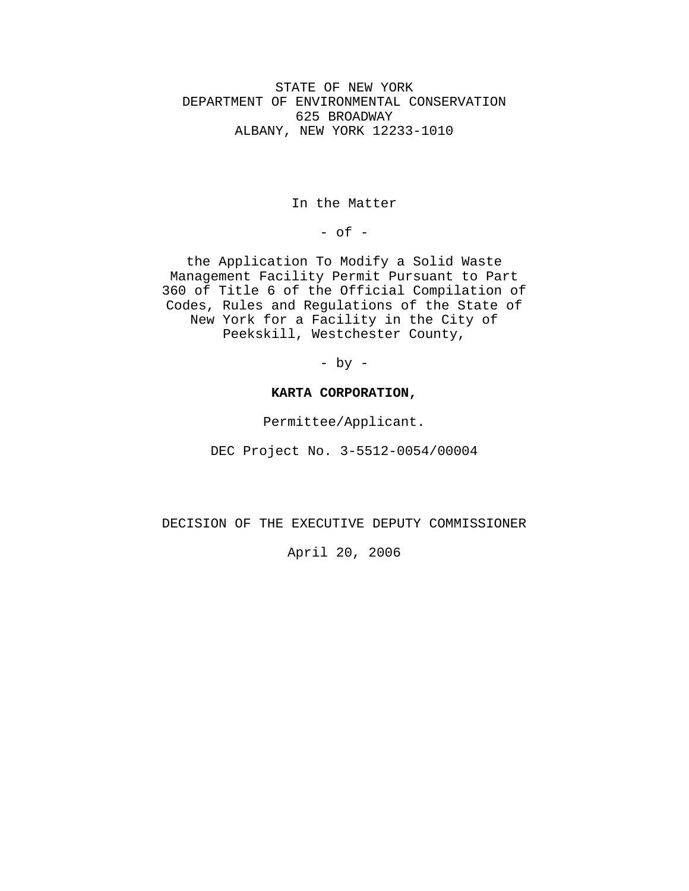STATE OF NEW YORK
DEPARTMENT OF ENVIRONMENTAL CONSERVATION
625 BROADWAY
ALBANY, NEW YORK 12233-1010

In the Matter

\- of -

the Application To Modify a Solid Waste Management Facility Permit Pursuant to Part 360 of Title 6 of the Official Compilation of Codes, Rules and Regulations of the State of New York for a Facility in the City of Peekskill, Westchester County,

\- by -

**KARTA CORPORATION,**

Permittee/Applicant.

DEC Project No. 3-5512-0054/00004

DECISION OF THE EXECUTIVE DEPUTY COMMISSIONER

April 20, 2006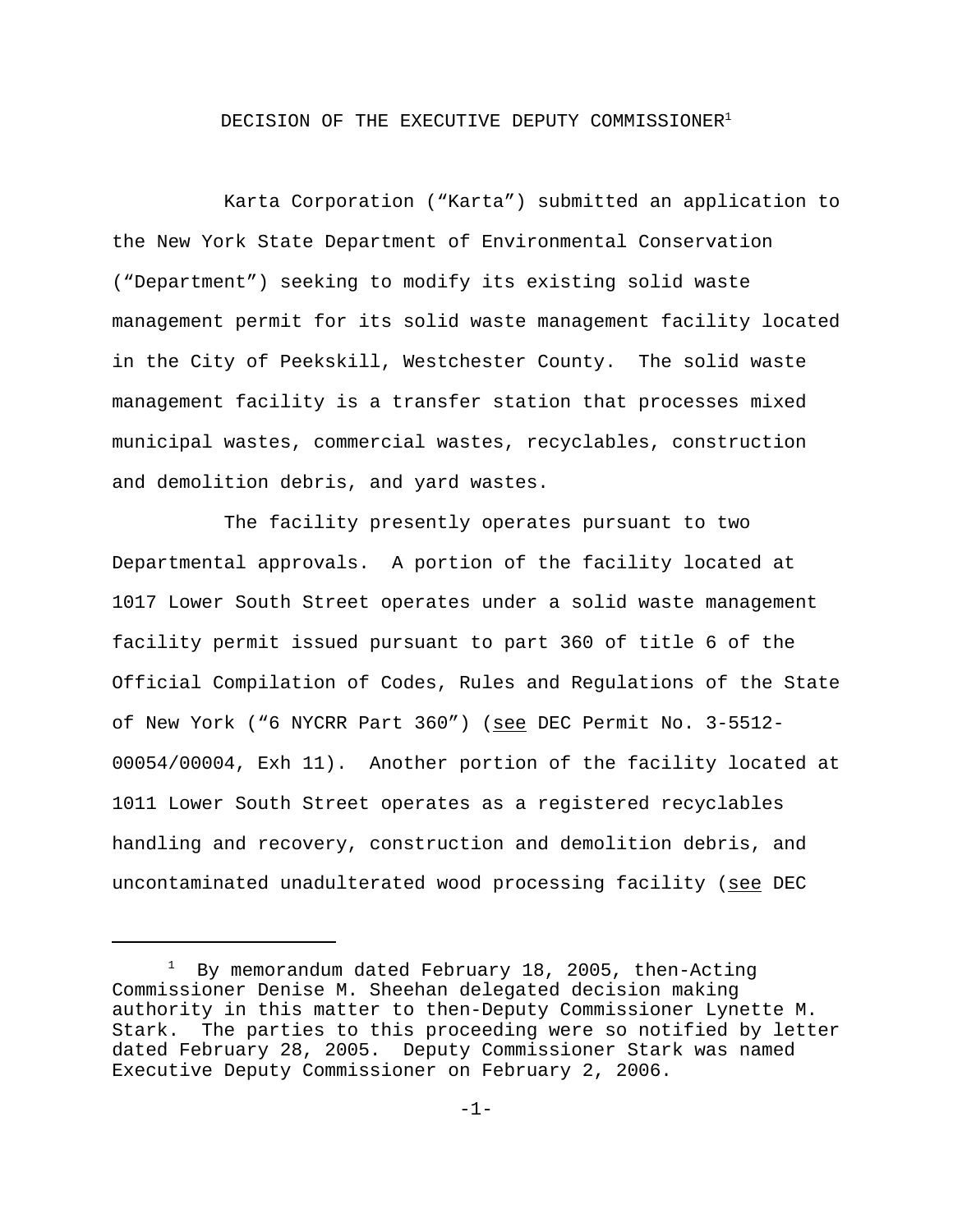# DECISION OF THE EXECUTIVE DEPUTY COMMISSIONER[1]

Karta Corporation ("Karta") submitted an application to the New York State Department of Environmental Conservation ("Department") seeking to modify its existing solid waste management permit for its solid waste management facility located in the City of Peekskill, Westchester County. The solid waste management facility is a transfer station that processes mixed municipal wastes, commercial wastes, recyclables, construction and demolition debris, and yard wastes.

The facility presently operates pursuant to two Departmental approvals. A portion of the facility located at 1017 Lower South Street operates under a solid waste management facility permit issued pursuant to part 360 of title 6 of the Official Compilation of Codes, Rules and Regulations of the State of New York ("6 NYCRR Part 360") (see DEC Permit No. 3-5512-00054/00004, Exh 11). Another portion of the facility located at 1011 Lower South Street operates as a registered recyclables handling and recovery, construction and demolition debris, and uncontaminated unadulterated wood processing facility (see DEC

---

[1] By memorandum dated February 18, 2005, then-Acting Commissioner Denise M. Sheehan delegated decision making authority in this matter to then-Deputy Commissioner Lynette M. Stark. The parties to this proceeding were so notified by letter dated February 28, 2005. Deputy Commissioner Stark was named Executive Deputy Commissioner on February 2, 2006.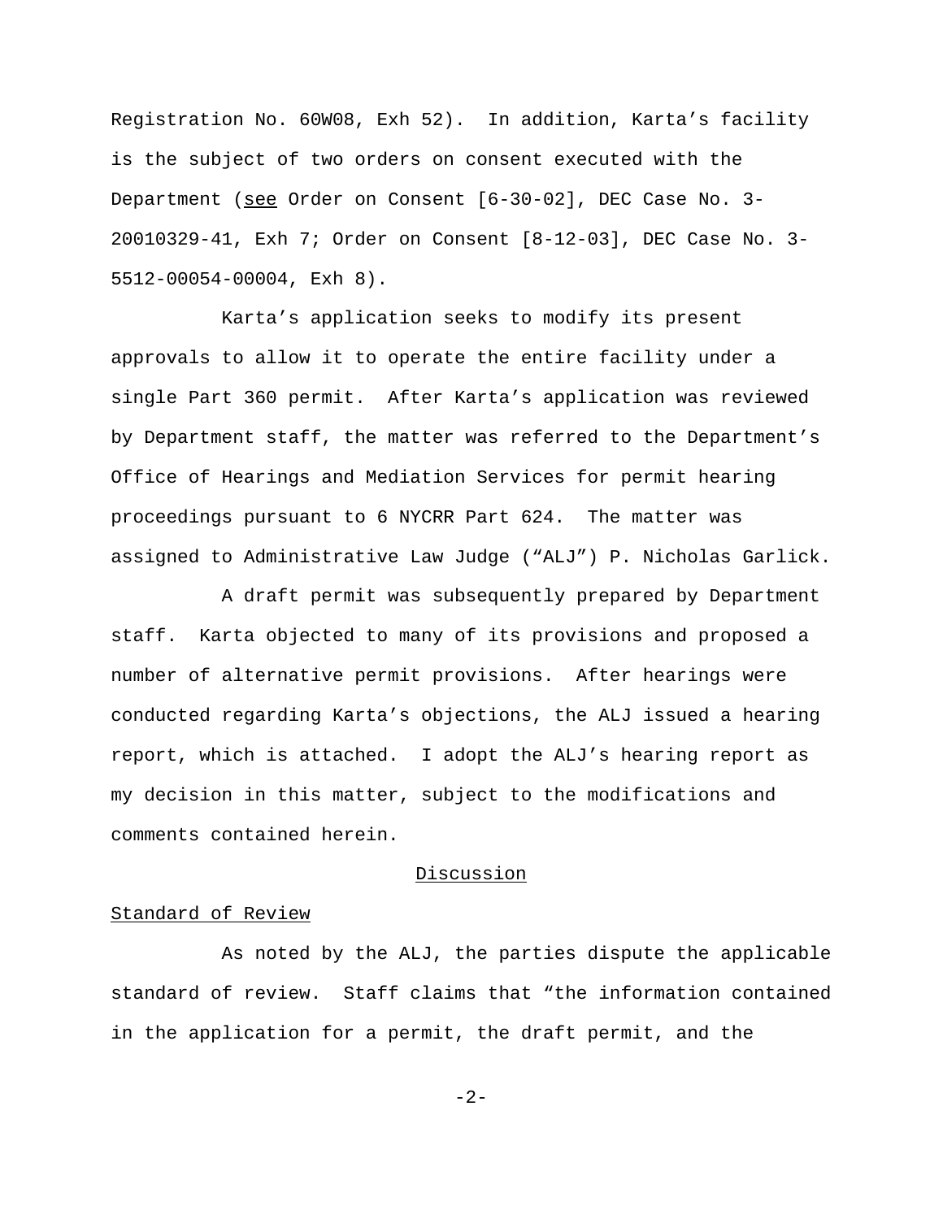Registration No. 60W08, Exh 52). In addition, Karta's facility is the subject of two orders on consent executed with the Department (see Order on Consent [6-30-02], DEC Case No. 3-20010329-41, Exh 7; Order on Consent [8-12-03], DEC Case No. 3-5512-00054-00004, Exh 8).

Karta's application seeks to modify its present approvals to allow it to operate the entire facility under a single Part 360 permit. After Karta's application was reviewed by Department staff, the matter was referred to the Department's Office of Hearings and Mediation Services for permit hearing proceedings pursuant to 6 NYCRR Part 624. The matter was assigned to Administrative Law Judge ("ALJ") P. Nicholas Garlick.

A draft permit was subsequently prepared by Department staff. Karta objected to many of its provisions and proposed a number of alternative permit provisions. After hearings were conducted regarding Karta's objections, the ALJ issued a hearing report, which is attached. I adopt the ALJ's hearing report as my decision in this matter, subject to the modifications and comments contained herein.

## Discussion

### Standard of Review

As noted by the ALJ, the parties dispute the applicable standard of review. Staff claims that "the information contained in the application for a permit, the draft permit, and the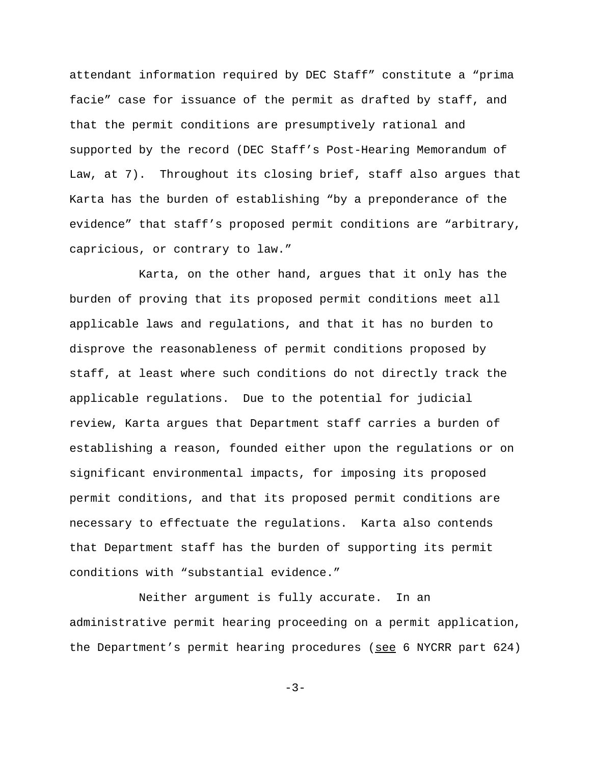attendant information required by DEC Staff" constitute a "prima facie" case for issuance of the permit as drafted by staff, and that the permit conditions are presumptively rational and supported by the record (DEC Staff's Post-Hearing Memorandum of Law, at 7). Throughout its closing brief, staff also argues that Karta has the burden of establishing "by a preponderance of the evidence" that staff's proposed permit conditions are "arbitrary, capricious, or contrary to law."

Karta, on the other hand, argues that it only has the burden of proving that its proposed permit conditions meet all applicable laws and regulations, and that it has no burden to disprove the reasonableness of permit conditions proposed by staff, at least where such conditions do not directly track the applicable regulations. Due to the potential for judicial review, Karta argues that Department staff carries a burden of establishing a reason, founded either upon the regulations or on significant environmental impacts, for imposing its proposed permit conditions, and that its proposed permit conditions are necessary to effectuate the regulations. Karta also contends that Department staff has the burden of supporting its permit conditions with "substantial evidence."

Neither argument is fully accurate. In an administrative permit hearing proceeding on a permit application, the Department's permit hearing procedures (see 6 NYCRR part 624)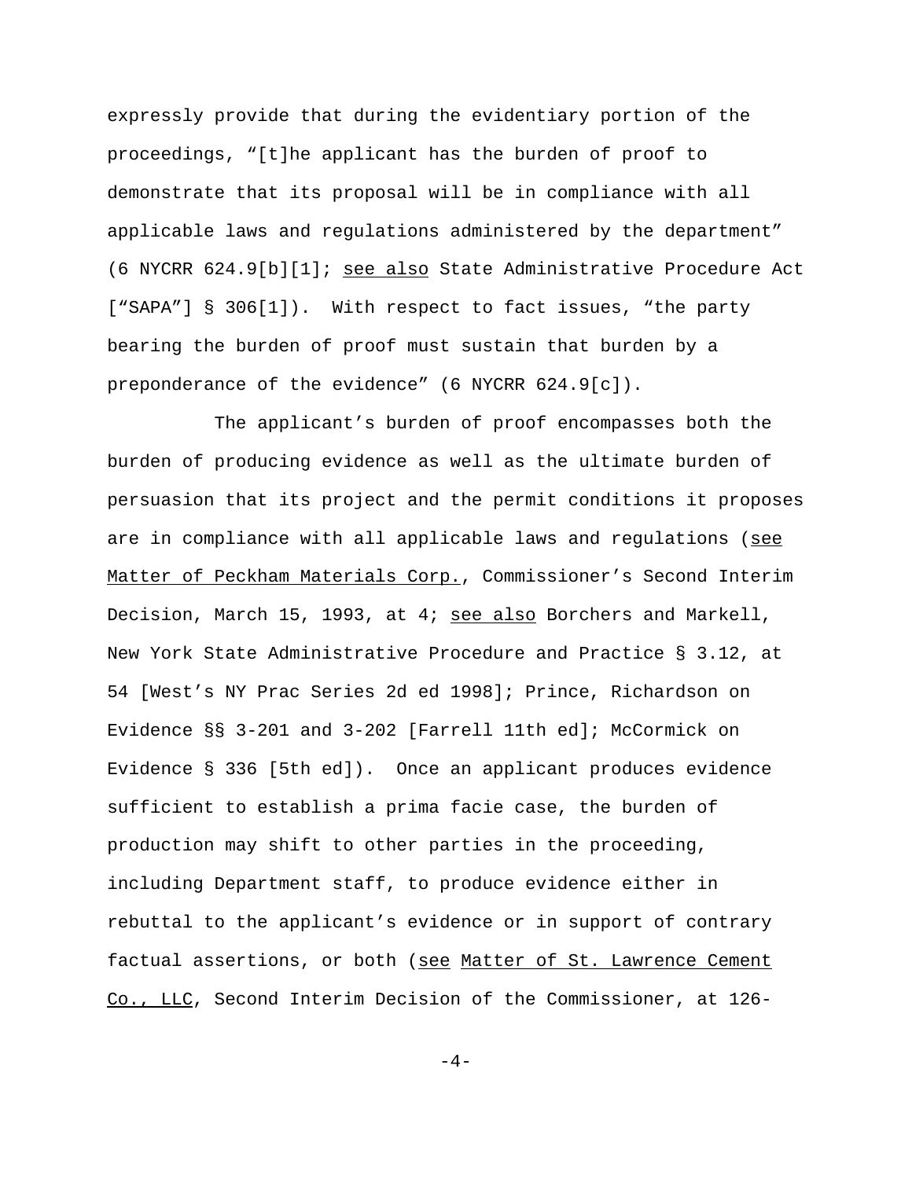expressly provide that during the evidentiary portion of the proceedings, "[t]he applicant has the burden of proof to demonstrate that its proposal will be in compliance with all applicable laws and regulations administered by the department" (6 NYCRR 624.9[b][1]; see also State Administrative Procedure Act ["SAPA"] § 306[1]). With respect to fact issues, "the party bearing the burden of proof must sustain that burden by a preponderance of the evidence" (6 NYCRR 624.9[c]).

The applicant's burden of proof encompasses both the burden of producing evidence as well as the ultimate burden of persuasion that its project and the permit conditions it proposes are in compliance with all applicable laws and regulations (see Matter of Peckham Materials Corp., Commissioner's Second Interim Decision, March 15, 1993, at 4; see also Borchers and Markell, New York State Administrative Procedure and Practice § 3.12, at 54 [West's NY Prac Series 2d ed 1998]; Prince, Richardson on Evidence §§ 3-201 and 3-202 [Farrell 11th ed]; McCormick on Evidence § 336 [5th ed]). Once an applicant produces evidence sufficient to establish a prima facie case, the burden of production may shift to other parties in the proceeding, including Department staff, to produce evidence either in rebuttal to the applicant's evidence or in support of contrary factual assertions, or both (see Matter of St. Lawrence Cement Co., LLC, Second Interim Decision of the Commissioner, at 126-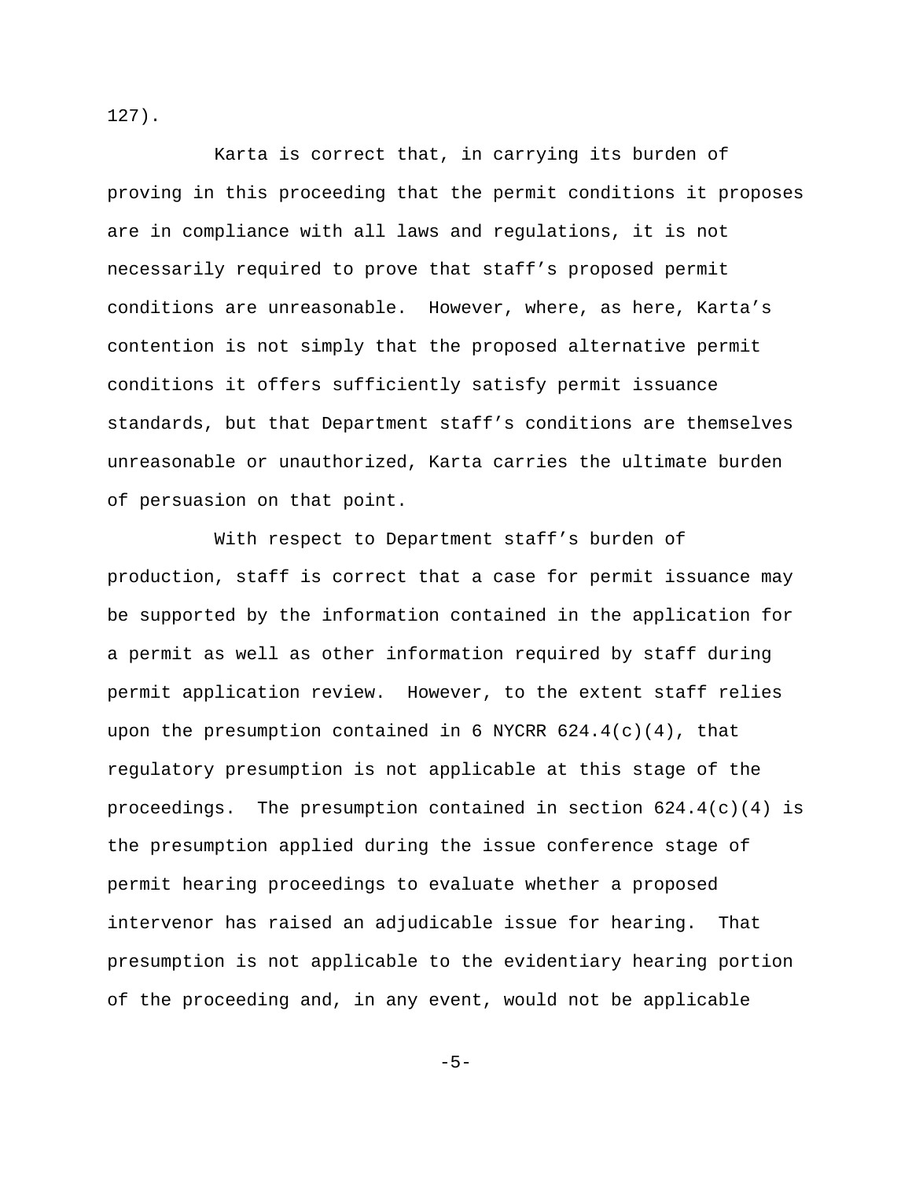127).

Karta is correct that, in carrying its burden of proving in this proceeding that the permit conditions it proposes are in compliance with all laws and regulations, it is not necessarily required to prove that staff's proposed permit conditions are unreasonable. However, where, as here, Karta's contention is not simply that the proposed alternative permit conditions it offers sufficiently satisfy permit issuance standards, but that Department staff's conditions are themselves unreasonable or unauthorized, Karta carries the ultimate burden of persuasion on that point.

With respect to Department staff's burden of production, staff is correct that a case for permit issuance may be supported by the information contained in the application for a permit as well as other information required by staff during permit application review. However, to the extent staff relies upon the presumption contained in 6 NYCRR 624.4(c)(4), that regulatory presumption is not applicable at this stage of the proceedings. The presumption contained in section 624.4(c)(4) is the presumption applied during the issue conference stage of permit hearing proceedings to evaluate whether a proposed intervenor has raised an adjudicable issue for hearing. That presumption is not applicable to the evidentiary hearing portion of the proceeding and, in any event, would not be applicable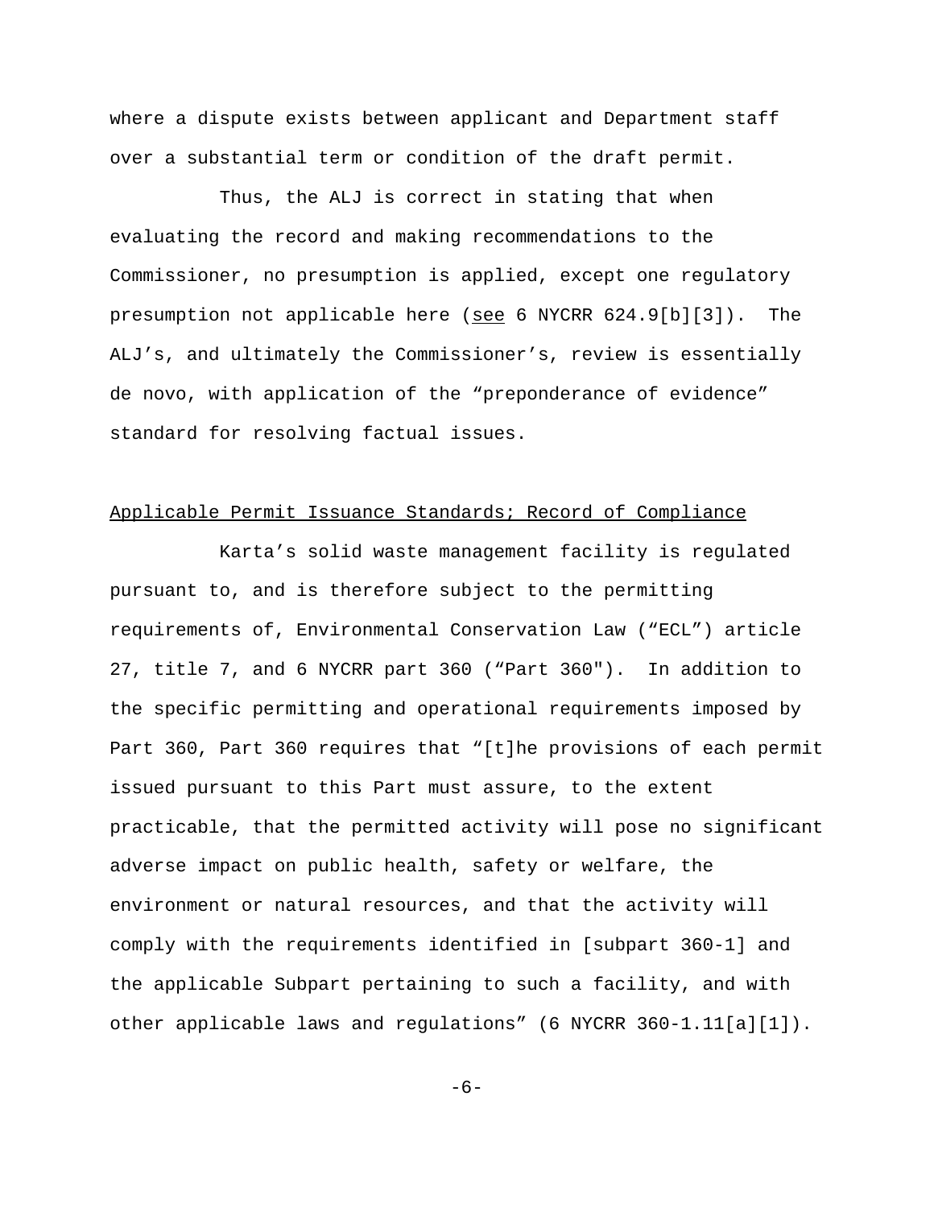where a dispute exists between applicant and Department staff over a substantial term or condition of the draft permit.

Thus, the ALJ is correct in stating that when evaluating the record and making recommendations to the Commissioner, no presumption is applied, except one regulatory presumption not applicable here (see 6 NYCRR 624.9[b][3]). The ALJ's, and ultimately the Commissioner's, review is essentially de novo, with application of the "preponderance of evidence" standard for resolving factual issues.

Applicable Permit Issuance Standards; Record of Compliance

Karta's solid waste management facility is regulated pursuant to, and is therefore subject to the permitting requirements of, Environmental Conservation Law ("ECL") article 27, title 7, and 6 NYCRR part 360 ("Part 360"). In addition to the specific permitting and operational requirements imposed by Part 360, Part 360 requires that "[t]he provisions of each permit issued pursuant to this Part must assure, to the extent practicable, that the permitted activity will pose no significant adverse impact on public health, safety or welfare, the environment or natural resources, and that the activity will comply with the requirements identified in [subpart 360-1] and the applicable Subpart pertaining to such a facility, and with other applicable laws and regulations" (6 NYCRR 360-1.11[a][1]).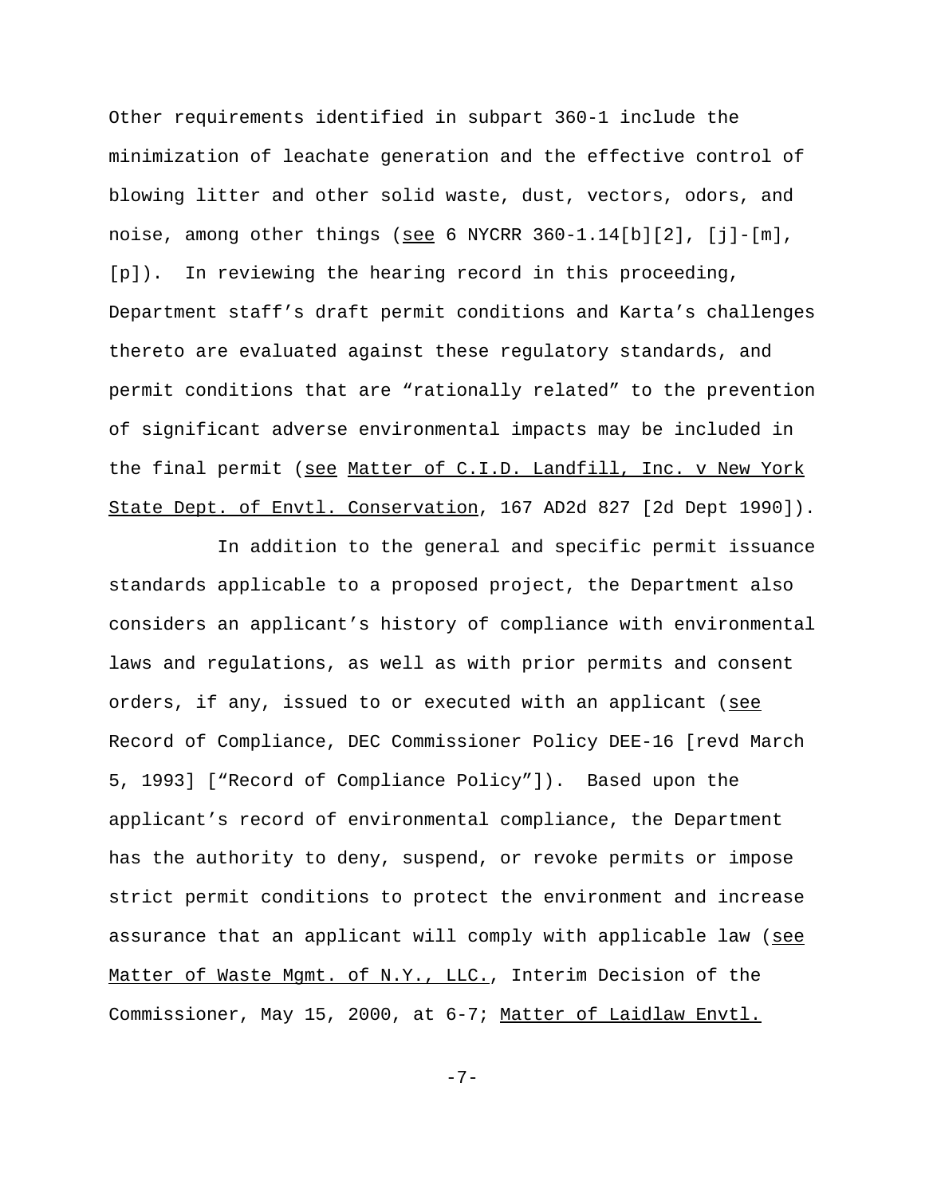Other requirements identified in subpart 360-1 include the minimization of leachate generation and the effective control of blowing litter and other solid waste, dust, vectors, odors, and noise, among other things (see 6 NYCRR 360-1.14[b][2], [j]-[m], [p]). In reviewing the hearing record in this proceeding, Department staff's draft permit conditions and Karta's challenges thereto are evaluated against these regulatory standards, and permit conditions that are "rationally related" to the prevention of significant adverse environmental impacts may be included in the final permit (see Matter of C.I.D. Landfill, Inc. v New York State Dept. of Envtl. Conservation, 167 AD2d 827 [2d Dept 1990]).

In addition to the general and specific permit issuance standards applicable to a proposed project, the Department also considers an applicant's history of compliance with environmental laws and regulations, as well as with prior permits and consent orders, if any, issued to or executed with an applicant (see Record of Compliance, DEC Commissioner Policy DEE-16 [revd March 5, 1993] ["Record of Compliance Policy"]). Based upon the applicant's record of environmental compliance, the Department has the authority to deny, suspend, or revoke permits or impose strict permit conditions to protect the environment and increase assurance that an applicant will comply with applicable law (see Matter of Waste Mgmt. of N.Y., LLC., Interim Decision of the Commissioner, May 15, 2000, at 6-7; Matter of Laidlaw Envtl.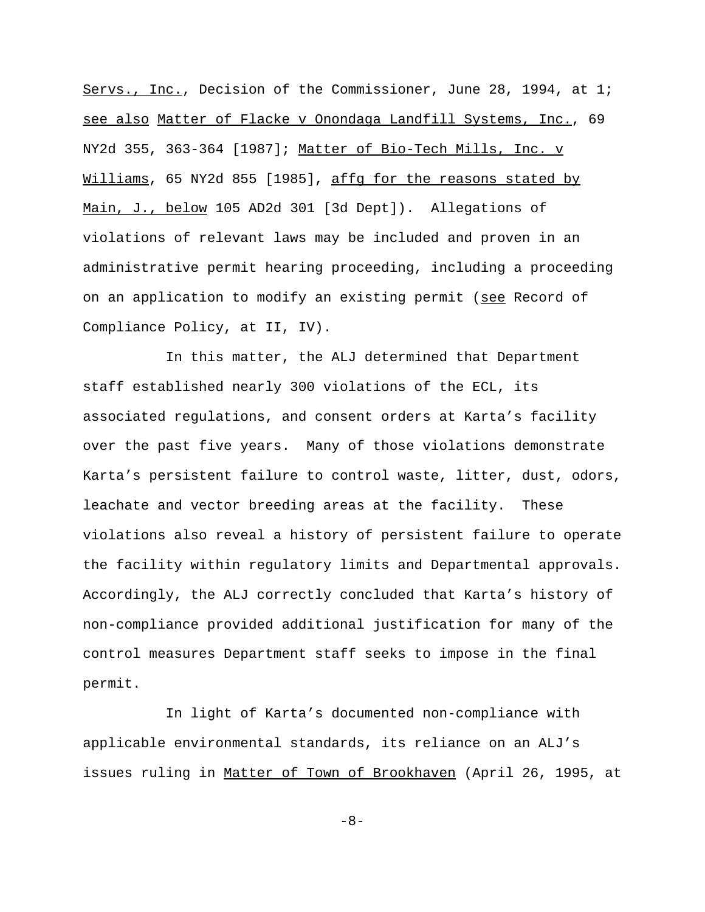Servs., Inc., Decision of the Commissioner, June 28, 1994, at 1; see also Matter of Flacke v Onondaga Landfill Systems, Inc., 69 NY2d 355, 363-364 [1987]; Matter of Bio-Tech Mills, Inc. v Williams, 65 NY2d 855 [1985], affg for the reasons stated by Main, J., below 105 AD2d 301 [3d Dept]). Allegations of violations of relevant laws may be included and proven in an administrative permit hearing proceeding, including a proceeding on an application to modify an existing permit (see Record of Compliance Policy, at II, IV).

In this matter, the ALJ determined that Department staff established nearly 300 violations of the ECL, its associated regulations, and consent orders at Karta's facility over the past five years. Many of those violations demonstrate Karta's persistent failure to control waste, litter, dust, odors, leachate and vector breeding areas at the facility. These violations also reveal a history of persistent failure to operate the facility within regulatory limits and Departmental approvals. Accordingly, the ALJ correctly concluded that Karta's history of non-compliance provided additional justification for many of the control measures Department staff seeks to impose in the final permit.

In light of Karta's documented non-compliance with applicable environmental standards, its reliance on an ALJ's issues ruling in Matter of Town of Brookhaven (April 26, 1995, at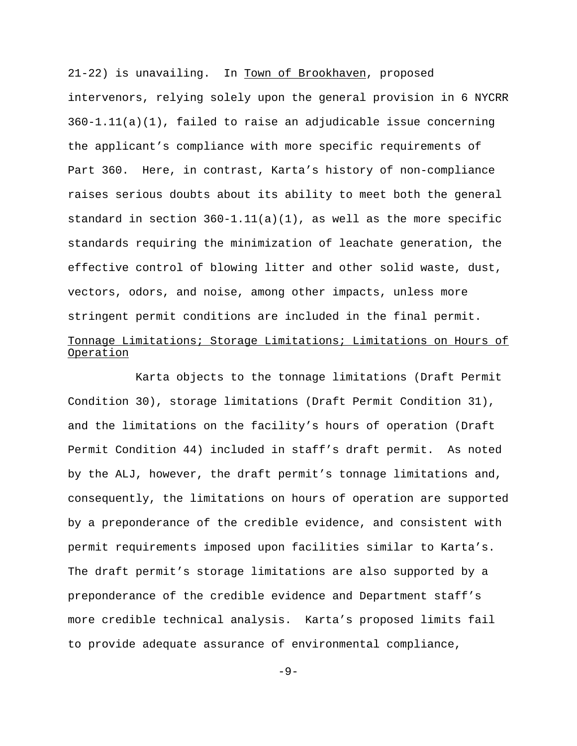21-22) is unavailing. In Town of Brookhaven, proposed intervenors, relying solely upon the general provision in 6 NYCRR 360-1.11(a)(1), failed to raise an adjudicable issue concerning the applicant's compliance with more specific requirements of Part 360. Here, in contrast, Karta's history of non-compliance raises serious doubts about its ability to meet both the general standard in section 360-1.11(a)(1), as well as the more specific standards requiring the minimization of leachate generation, the effective control of blowing litter and other solid waste, dust, vectors, odors, and noise, among other impacts, unless more stringent permit conditions are included in the final permit.

Tonnage Limitations; Storage Limitations; Limitations on Hours of Operation

Karta objects to the tonnage limitations (Draft Permit Condition 30), storage limitations (Draft Permit Condition 31), and the limitations on the facility's hours of operation (Draft Permit Condition 44) included in staff's draft permit. As noted by the ALJ, however, the draft permit's tonnage limitations and, consequently, the limitations on hours of operation are supported by a preponderance of the credible evidence, and consistent with permit requirements imposed upon facilities similar to Karta's. The draft permit's storage limitations are also supported by a preponderance of the credible evidence and Department staff's more credible technical analysis. Karta's proposed limits fail to provide adequate assurance of environmental compliance,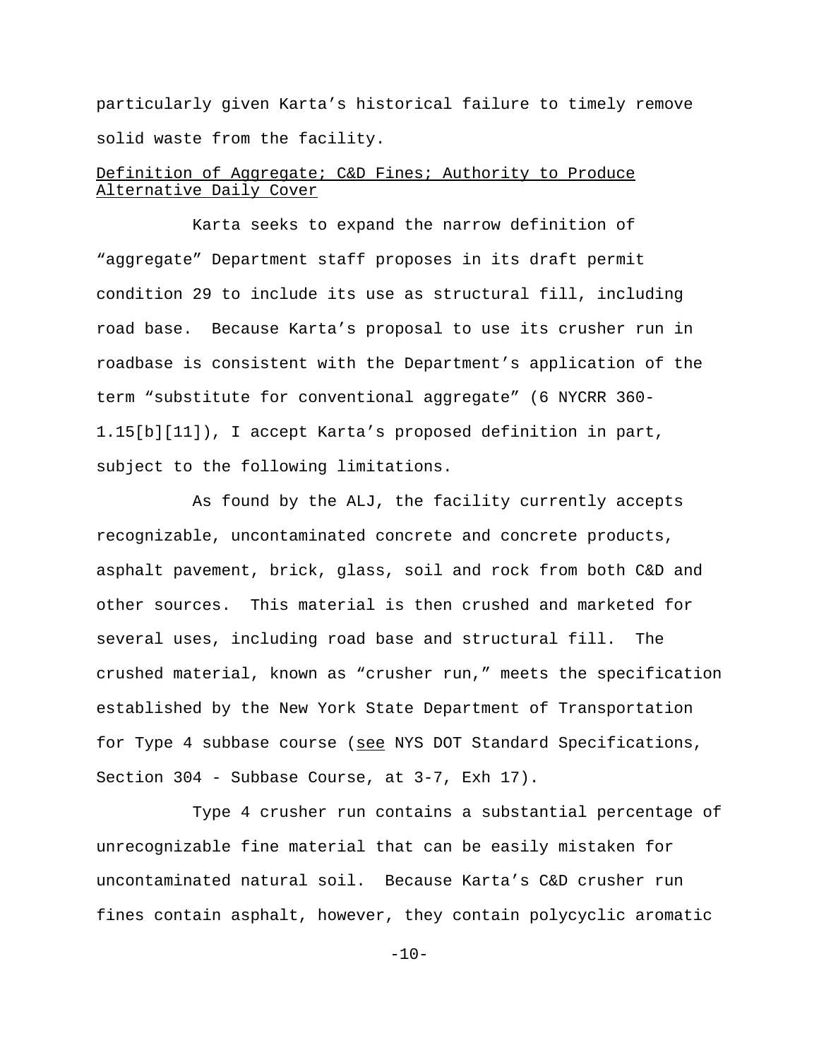particularly given Karta's historical failure to timely remove solid waste from the facility.

<u>Definition of Aggregate; C&D Fines; Authority to Produce Alternative Daily Cover</u>

Karta seeks to expand the narrow definition of "aggregate" Department staff proposes in its draft permit condition 29 to include its use as structural fill, including road base. Because Karta's proposal to use its crusher run in roadbase is consistent with the Department's application of the term "substitute for conventional aggregate" (6 NYCRR 360-1.15[b][11]), I accept Karta's proposed definition in part, subject to the following limitations.

As found by the ALJ, the facility currently accepts recognizable, uncontaminated concrete and concrete products, asphalt pavement, brick, glass, soil and rock from both C&D and other sources. This material is then crushed and marketed for several uses, including road base and structural fill. The crushed material, known as "crusher run," meets the specification established by the New York State Department of Transportation for Type 4 subbase course (<u>see</u> NYS DOT Standard Specifications, Section 304 - Subbase Course, at 3-7, Exh 17).

Type 4 crusher run contains a substantial percentage of unrecognizable fine material that can be easily mistaken for uncontaminated natural soil. Because Karta's C&D crusher run fines contain asphalt, however, they contain polycyclic aromatic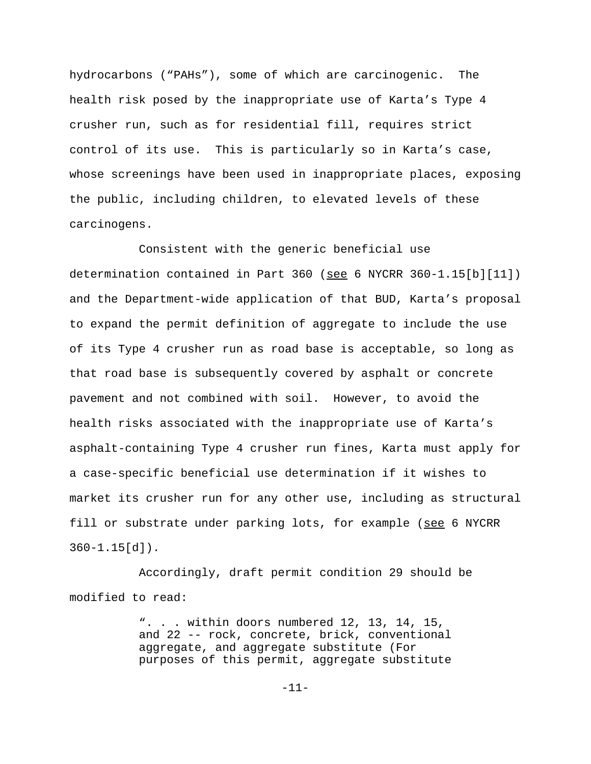hydrocarbons ("PAHs"), some of which are carcinogenic. The health risk posed by the inappropriate use of Karta's Type 4 crusher run, such as for residential fill, requires strict control of its use. This is particularly so in Karta's case, whose screenings have been used in inappropriate places, exposing the public, including children, to elevated levels of these carcinogens.

Consistent with the generic beneficial use determination contained in Part 360 (see 6 NYCRR 360-1.15[b][11]) and the Department-wide application of that BUD, Karta's proposal to expand the permit definition of aggregate to include the use of its Type 4 crusher run as road base is acceptable, so long as that road base is subsequently covered by asphalt or concrete pavement and not combined with soil. However, to avoid the health risks associated with the inappropriate use of Karta's asphalt-containing Type 4 crusher run fines, Karta must apply for a case-specific beneficial use determination if it wishes to market its crusher run for any other use, including as structural fill or substrate under parking lots, for example (see 6 NYCRR 360-1.15[d]).

Accordingly, draft permit condition 29 should be modified to read:

> ". . . within doors numbered 12, 13, 14, 15, and 22 -- rock, concrete, brick, conventional aggregate, and aggregate substitute (For purposes of this permit, aggregate substitute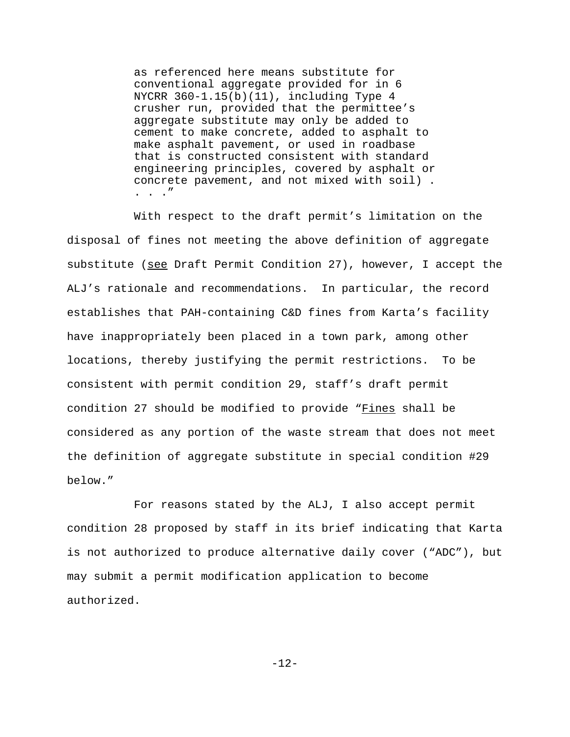> as referenced here means substitute for conventional aggregate provided for in 6 NYCRR 360-1.15(b)(11), including Type 4 crusher run, provided that the permittee's aggregate substitute may only be added to cement to make concrete, added to asphalt to make asphalt pavement, or used in roadbase that is constructed consistent with standard engineering principles, covered by asphalt or concrete pavement, and not mixed with soil) . . . ."

With respect to the draft permit's limitation on the disposal of fines not meeting the above definition of aggregate substitute (see Draft Permit Condition 27), however, I accept the ALJ's rationale and recommendations. In particular, the record establishes that PAH-containing C&D fines from Karta's facility have inappropriately been placed in a town park, among other locations, thereby justifying the permit restrictions. To be consistent with permit condition 29, staff's draft permit condition 27 should be modified to provide "Fines shall be considered as any portion of the waste stream that does not meet the definition of aggregate substitute in special condition #29 below."

For reasons stated by the ALJ, I also accept permit condition 28 proposed by staff in its brief indicating that Karta is not authorized to produce alternative daily cover ("ADC"), but may submit a permit modification application to become authorized.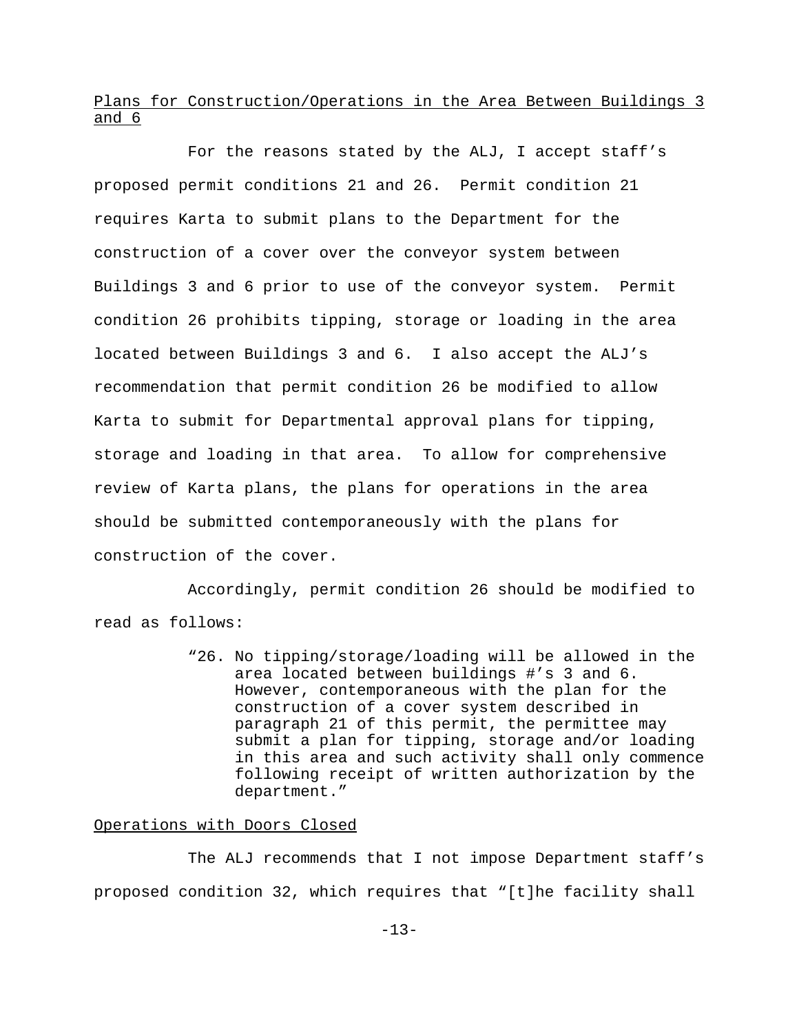<u>Plans for Construction/Operations in the Area Between Buildings 3 and 6</u>

For the reasons stated by the ALJ, I accept staff's proposed permit conditions 21 and 26. Permit condition 21 requires Karta to submit plans to the Department for the construction of a cover over the conveyor system between Buildings 3 and 6 prior to use of the conveyor system. Permit condition 26 prohibits tipping, storage or loading in the area located between Buildings 3 and 6. I also accept the ALJ's recommendation that permit condition 26 be modified to allow Karta to submit for Departmental approval plans for tipping, storage and loading in that area. To allow for comprehensive review of Karta plans, the plans for operations in the area should be submitted contemporaneously with the plans for construction of the cover.

Accordingly, permit condition 26 should be modified to read as follows:

> "26. No tipping/storage/loading will be allowed in the area located between buildings #'s 3 and 6. However, contemporaneous with the plan for the construction of a cover system described in paragraph 21 of this permit, the permittee may submit a plan for tipping, storage and/or loading in this area and such activity shall only commence following receipt of written authorization by the department."

<u>Operations with Doors Closed</u>

The ALJ recommends that I not impose Department staff's proposed condition 32, which requires that "[t]he facility shall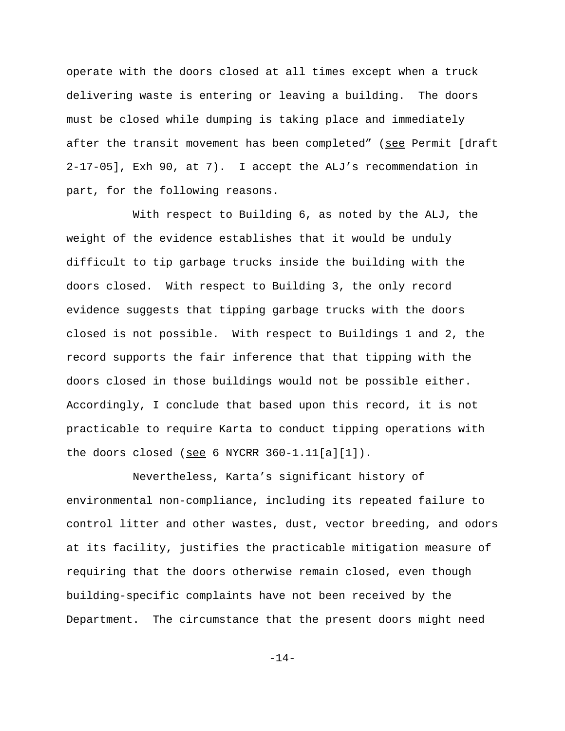operate with the doors closed at all times except when a truck delivering waste is entering or leaving a building. The doors must be closed while dumping is taking place and immediately after the transit movement has been completed" (see Permit [draft 2-17-05], Exh 90, at 7). I accept the ALJ's recommendation in part, for the following reasons.

With respect to Building 6, as noted by the ALJ, the weight of the evidence establishes that it would be unduly difficult to tip garbage trucks inside the building with the doors closed. With respect to Building 3, the only record evidence suggests that tipping garbage trucks with the doors closed is not possible. With respect to Buildings 1 and 2, the record supports the fair inference that that tipping with the doors closed in those buildings would not be possible either. Accordingly, I conclude that based upon this record, it is not practicable to require Karta to conduct tipping operations with the doors closed (see 6 NYCRR 360-1.11[a][1]).

Nevertheless, Karta's significant history of environmental non-compliance, including its repeated failure to control litter and other wastes, dust, vector breeding, and odors at its facility, justifies the practicable mitigation measure of requiring that the doors otherwise remain closed, even though building-specific complaints have not been received by the Department. The circumstance that the present doors might need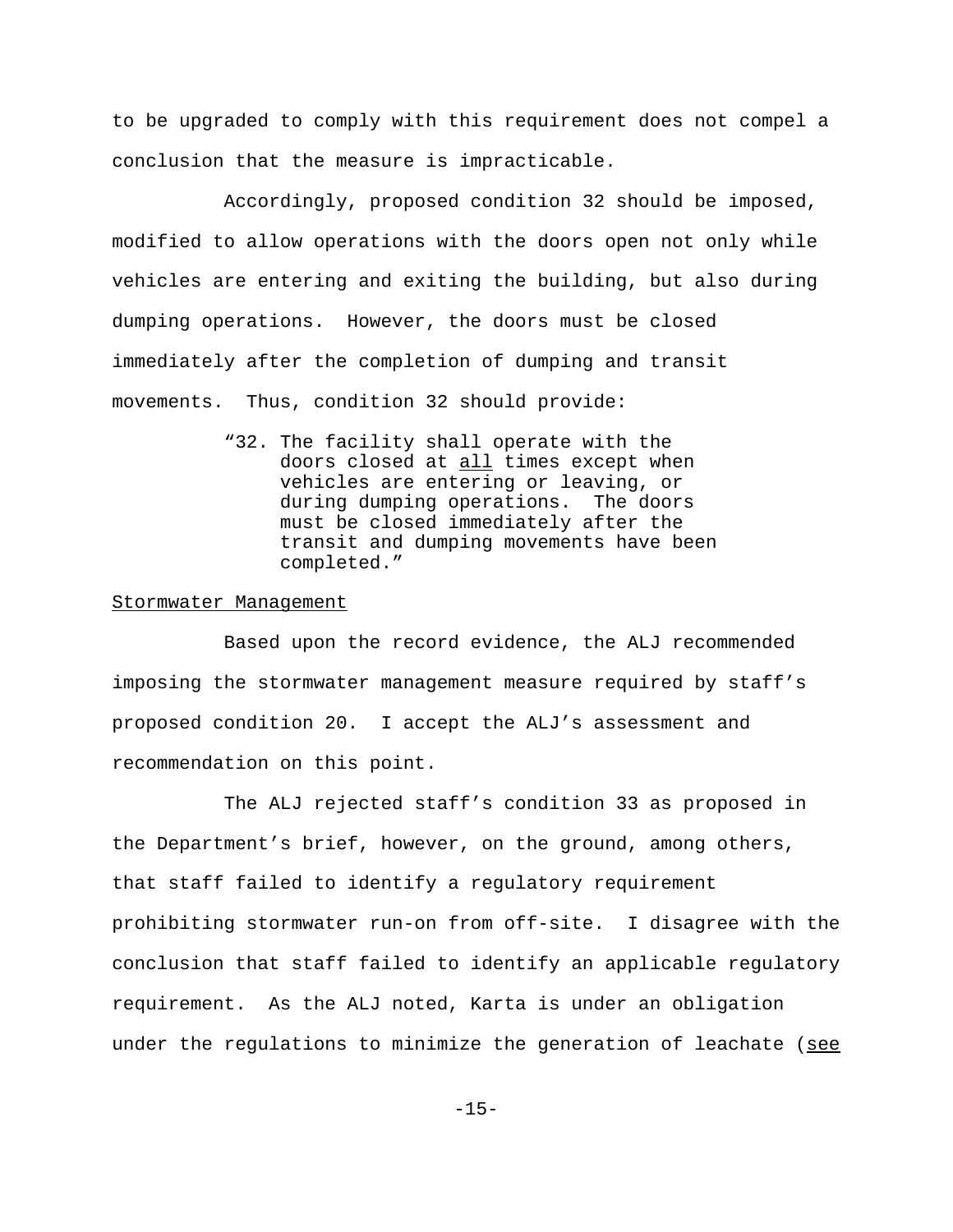to be upgraded to comply with this requirement does not compel a conclusion that the measure is impracticable.

Accordingly, proposed condition 32 should be imposed, modified to allow operations with the doors open not only while vehicles are entering and exiting the building, but also during dumping operations. However, the doors must be closed immediately after the completion of dumping and transit movements. Thus, condition 32 should provide:

> "32. The facility shall operate with the doors closed at <u>all</u> times except when vehicles are entering or leaving, or during dumping operations. The doors must be closed immediately after the transit and dumping movements have been completed."

<u>Stormwater Management</u>

Based upon the record evidence, the ALJ recommended imposing the stormwater management measure required by staff's proposed condition 20. I accept the ALJ's assessment and recommendation on this point.

The ALJ rejected staff's condition 33 as proposed in the Department's brief, however, on the ground, among others, that staff failed to identify a regulatory requirement prohibiting stormwater run-on from off-site. I disagree with the conclusion that staff failed to identify an applicable regulatory requirement. As the ALJ noted, Karta is under an obligation under the regulations to minimize the generation of leachate (<u>see</u>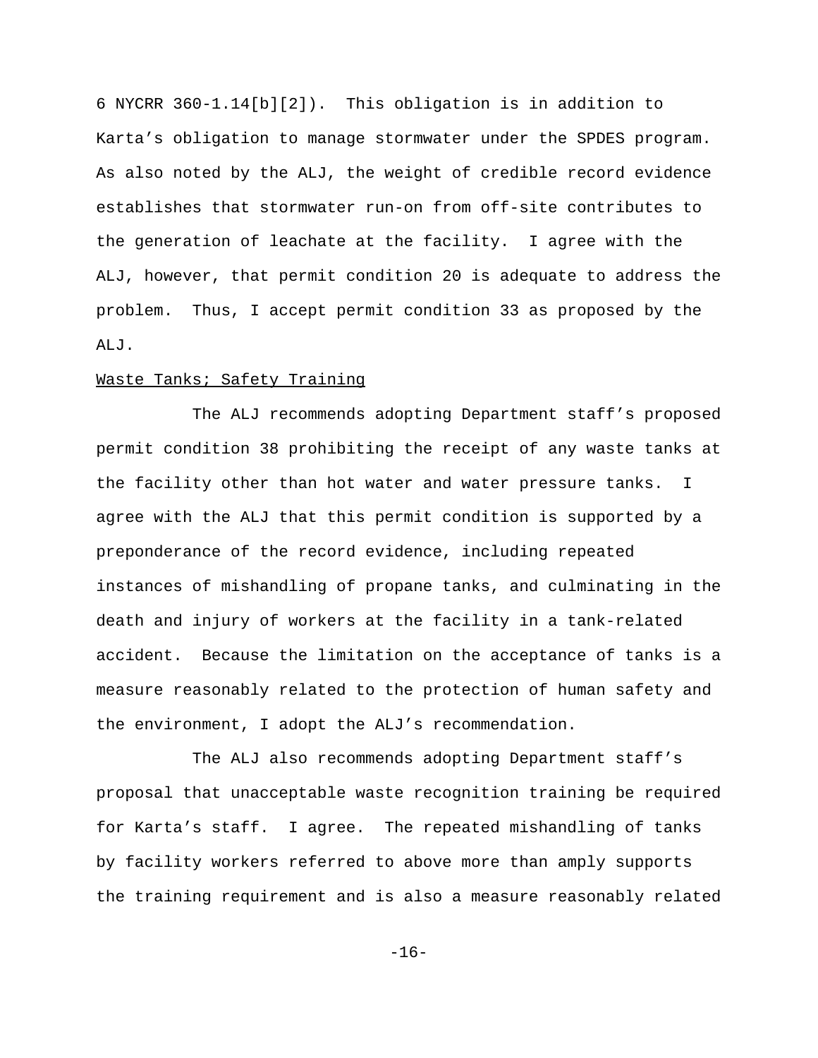6 NYCRR 360-1.14[b][2]). This obligation is in addition to Karta's obligation to manage stormwater under the SPDES program. As also noted by the ALJ, the weight of credible record evidence establishes that stormwater run-on from off-site contributes to the generation of leachate at the facility. I agree with the ALJ, however, that permit condition 20 is adequate to address the problem. Thus, I accept permit condition 33 as proposed by the ALJ.

Waste Tanks; Safety Training

The ALJ recommends adopting Department staff's proposed permit condition 38 prohibiting the receipt of any waste tanks at the facility other than hot water and water pressure tanks. I agree with the ALJ that this permit condition is supported by a preponderance of the record evidence, including repeated instances of mishandling of propane tanks, and culminating in the death and injury of workers at the facility in a tank-related accident. Because the limitation on the acceptance of tanks is a measure reasonably related to the protection of human safety and the environment, I adopt the ALJ's recommendation.

The ALJ also recommends adopting Department staff's proposal that unacceptable waste recognition training be required for Karta's staff. I agree. The repeated mishandling of tanks by facility workers referred to above more than amply supports the training requirement and is also a measure reasonably related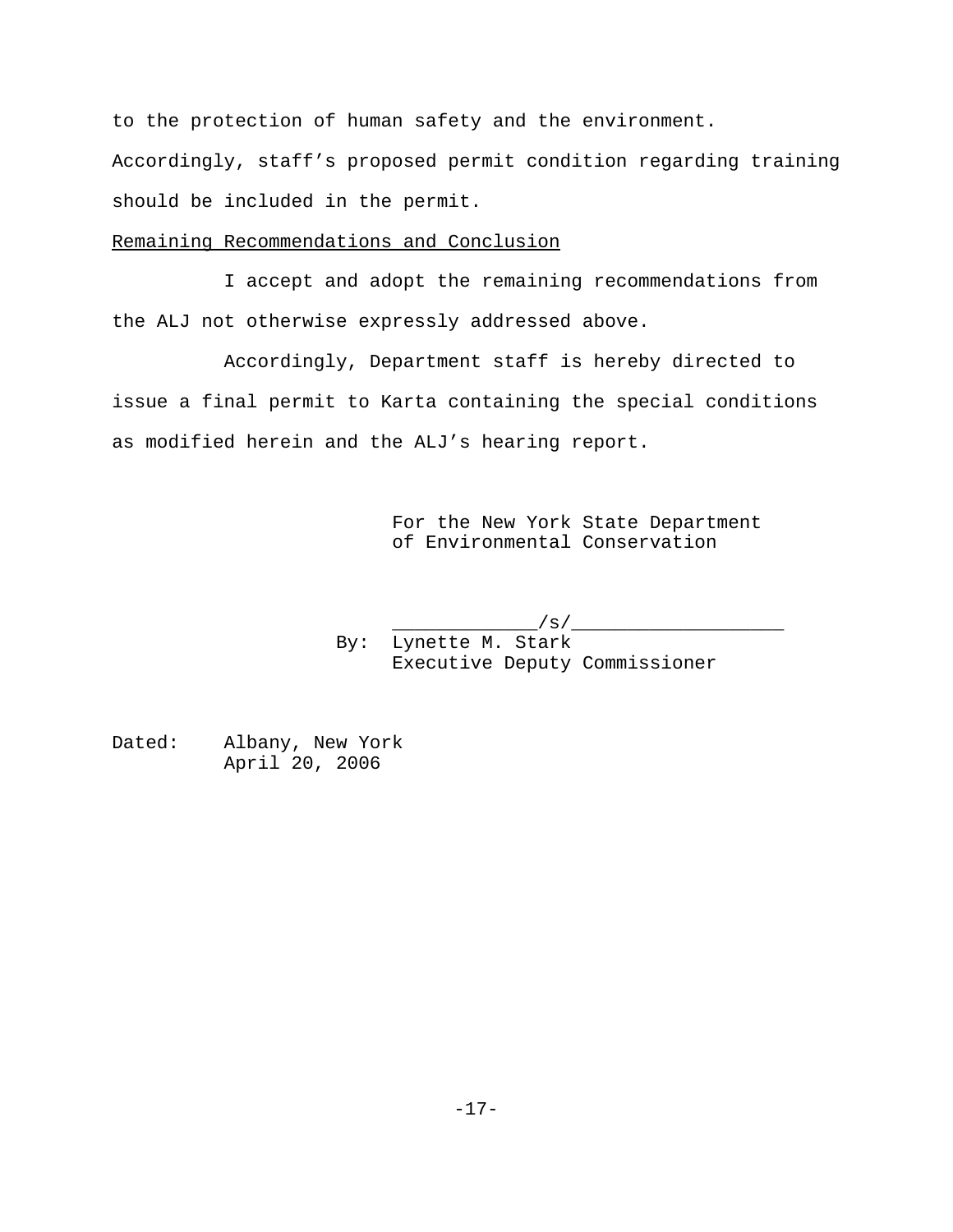to the protection of human safety and the environment. Accordingly, staff's proposed permit condition regarding training should be included in the permit.

<u>Remaining Recommendations and Conclusion</u>

I accept and adopt the remaining recommendations from the ALJ not otherwise expressly addressed above.

Accordingly, Department staff is hereby directed to issue a final permit to Karta containing the special conditions as modified herein and the ALJ's hearing report.

For the New York State Department of Environmental Conservation

_____________/s/___________________

By: Lynette M. Stark
Executive Deputy Commissioner

Dated: Albany, New York
April 20, 2006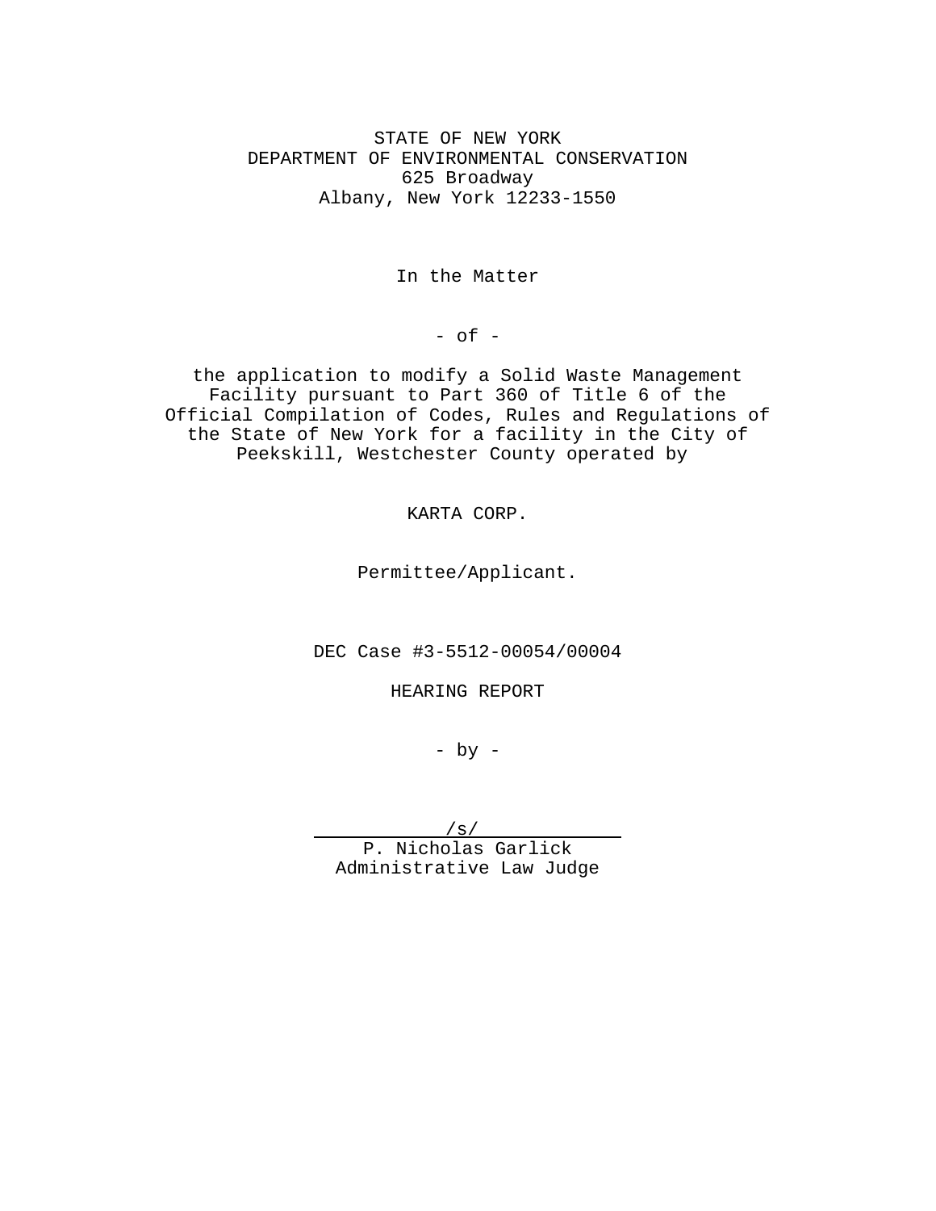STATE OF NEW YORK
DEPARTMENT OF ENVIRONMENTAL CONSERVATION
625 Broadway
Albany, New York 12233-1550

In the Matter

- of -

the application to modify a Solid Waste Management Facility pursuant to Part 360 of Title 6 of the Official Compilation of Codes, Rules and Regulations of the State of New York for a facility in the City of Peekskill, Westchester County operated by

KARTA CORP.

Permittee/Applicant.

DEC Case #3-5512-00054/00004

HEARING REPORT

- by -

/s/
P. Nicholas Garlick
Administrative Law Judge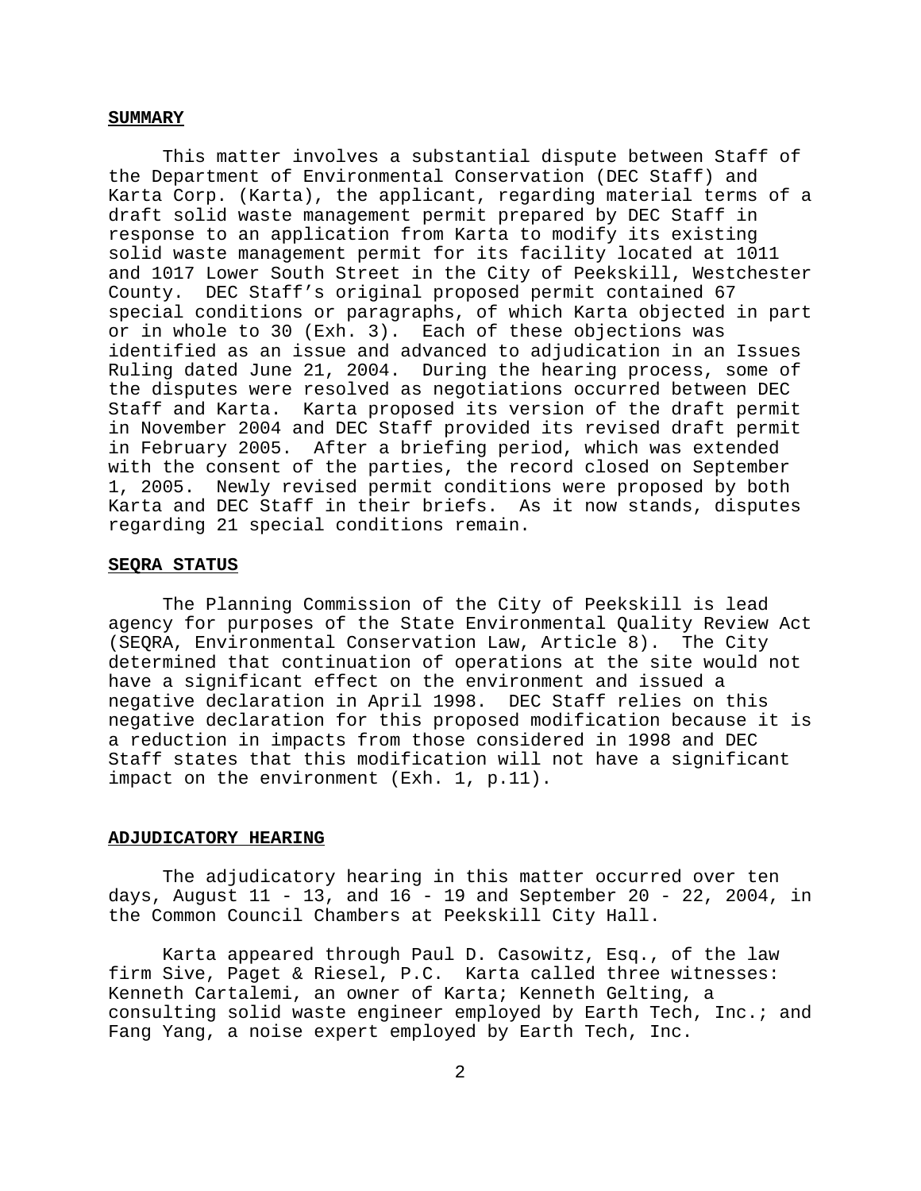## SUMMARY

This matter involves a substantial dispute between Staff of the Department of Environmental Conservation (DEC Staff) and Karta Corp. (Karta), the applicant, regarding material terms of a draft solid waste management permit prepared by DEC Staff in response to an application from Karta to modify its existing solid waste management permit for its facility located at 1011 and 1017 Lower South Street in the City of Peekskill, Westchester County. DEC Staff's original proposed permit contained 67 special conditions or paragraphs, of which Karta objected in part or in whole to 30 (Exh. 3). Each of these objections was identified as an issue and advanced to adjudication in an Issues Ruling dated June 21, 2004. During the hearing process, some of the disputes were resolved as negotiations occurred between DEC Staff and Karta. Karta proposed its version of the draft permit in November 2004 and DEC Staff provided its revised draft permit in February 2005. After a briefing period, which was extended with the consent of the parties, the record closed on September 1, 2005. Newly revised permit conditions were proposed by both Karta and DEC Staff in their briefs. As it now stands, disputes regarding 21 special conditions remain.

## SEQRA STATUS

The Planning Commission of the City of Peekskill is lead agency for purposes of the State Environmental Quality Review Act (SEQRA, Environmental Conservation Law, Article 8). The City determined that continuation of operations at the site would not have a significant effect on the environment and issued a negative declaration in April 1998. DEC Staff relies on this negative declaration for this proposed modification because it is a reduction in impacts from those considered in 1998 and DEC Staff states that this modification will not have a significant impact on the environment (Exh. 1, p.11).

## ADJUDICATORY HEARING

The adjudicatory hearing in this matter occurred over ten days, August 11 - 13, and 16 - 19 and September 20 - 22, 2004, in the Common Council Chambers at Peekskill City Hall.

Karta appeared through Paul D. Casowitz, Esq., of the law firm Sive, Paget & Riesel, P.C. Karta called three witnesses: Kenneth Cartalemi, an owner of Karta; Kenneth Gelting, a consulting solid waste engineer employed by Earth Tech, Inc.; and Fang Yang, a noise expert employed by Earth Tech, Inc.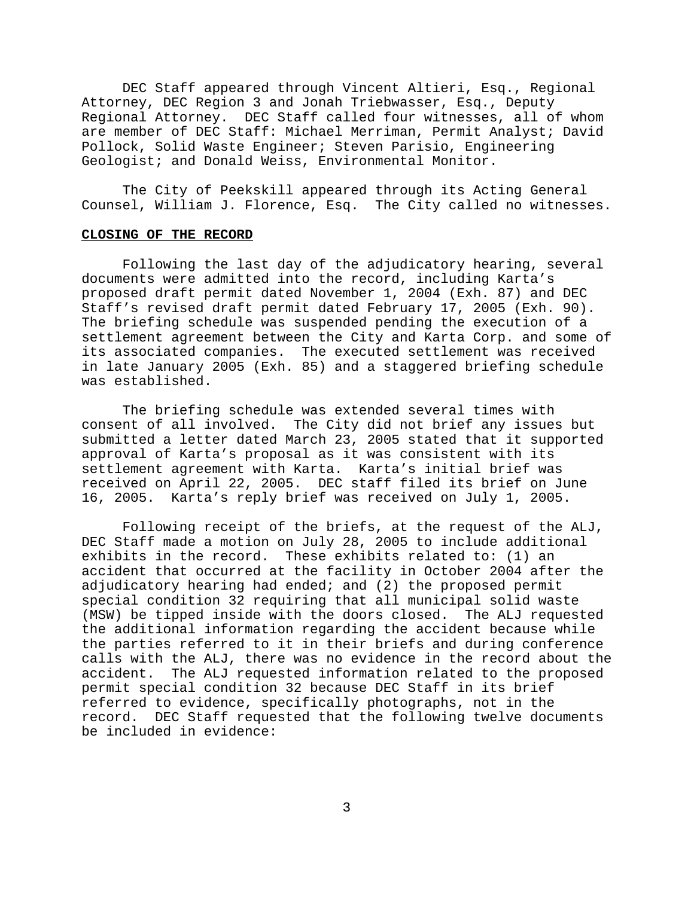DEC Staff appeared through Vincent Altieri, Esq., Regional Attorney, DEC Region 3 and Jonah Triebwasser, Esq., Deputy Regional Attorney. DEC Staff called four witnesses, all of whom are member of DEC Staff: Michael Merriman, Permit Analyst; David Pollock, Solid Waste Engineer; Steven Parisio, Engineering Geologist; and Donald Weiss, Environmental Monitor.

The City of Peekskill appeared through its Acting General Counsel, William J. Florence, Esq. The City called no witnesses.

**CLOSING OF THE RECORD**

Following the last day of the adjudicatory hearing, several documents were admitted into the record, including Karta's proposed draft permit dated November 1, 2004 (Exh. 87) and DEC Staff's revised draft permit dated February 17, 2005 (Exh. 90). The briefing schedule was suspended pending the execution of a settlement agreement between the City and Karta Corp. and some of its associated companies. The executed settlement was received in late January 2005 (Exh. 85) and a staggered briefing schedule was established.

The briefing schedule was extended several times with consent of all involved. The City did not brief any issues but submitted a letter dated March 23, 2005 stated that it supported approval of Karta's proposal as it was consistent with its settlement agreement with Karta. Karta's initial brief was received on April 22, 2005. DEC staff filed its brief on June 16, 2005. Karta's reply brief was received on July 1, 2005.

Following receipt of the briefs, at the request of the ALJ, DEC Staff made a motion on July 28, 2005 to include additional exhibits in the record. These exhibits related to: (1) an accident that occurred at the facility in October 2004 after the adjudicatory hearing had ended; and (2) the proposed permit special condition 32 requiring that all municipal solid waste (MSW) be tipped inside with the doors closed. The ALJ requested the additional information regarding the accident because while the parties referred to it in their briefs and during conference calls with the ALJ, there was no evidence in the record about the accident. The ALJ requested information related to the proposed permit special condition 32 because DEC Staff in its brief referred to evidence, specifically photographs, not in the record. DEC Staff requested that the following twelve documents be included in evidence: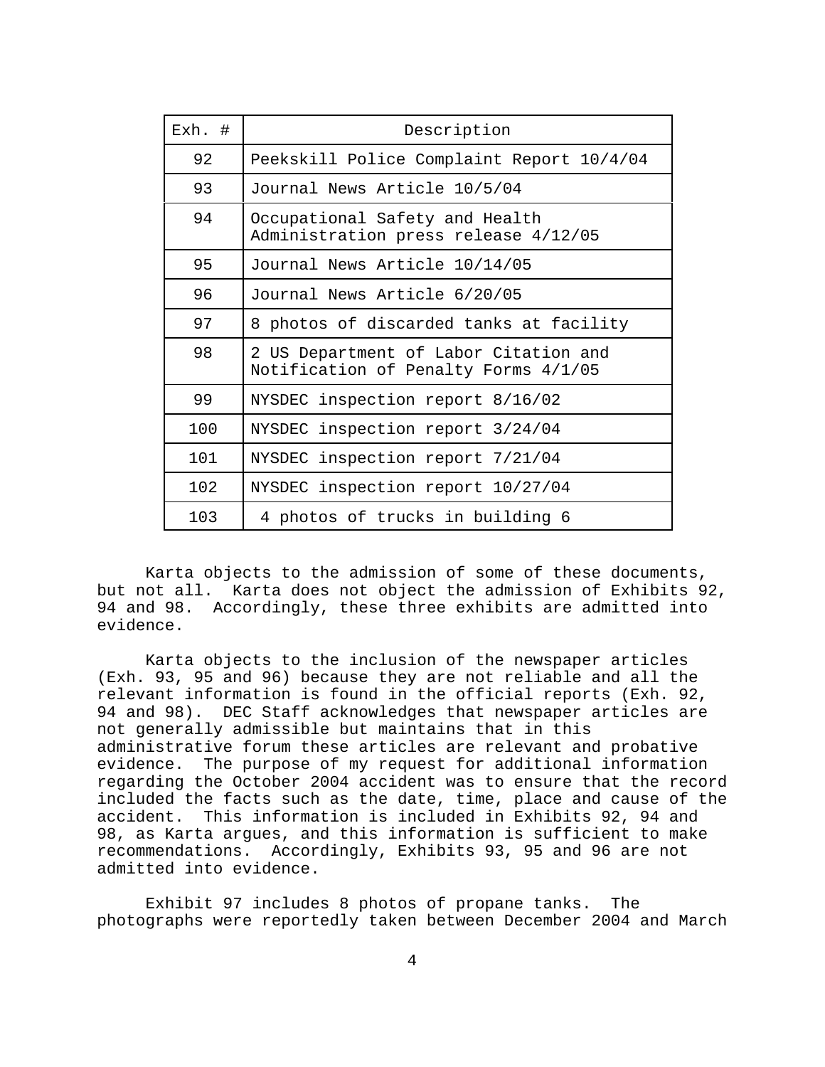| Exh. # | Description |
|---|---|
| 92 | Peekskill Police Complaint Report 10/4/04 |
| 93 | Journal News Article 10/5/04 |
| 94 | Occupational Safety and Health Administration press release 4/12/05 |
| 95 | Journal News Article 10/14/05 |
| 96 | Journal News Article 6/20/05 |
| 97 | 8 photos of discarded tanks at facility |
| 98 | 2 US Department of Labor Citation and Notification of Penalty Forms 4/1/05 |
| 99 | NYSDEC inspection report 8/16/02 |
| 100 | NYSDEC inspection report 3/24/04 |
| 101 | NYSDEC inspection report 7/21/04 |
| 102 | NYSDEC inspection report 10/27/04 |
| 103 | 4 photos of trucks in building 6 |

Karta objects to the admission of some of these documents, but not all. Karta does not object the admission of Exhibits 92, 94 and 98. Accordingly, these three exhibits are admitted into evidence.

Karta objects to the inclusion of the newspaper articles (Exh. 93, 95 and 96) because they are not reliable and all the relevant information is found in the official reports (Exh. 92, 94 and 98). DEC Staff acknowledges that newspaper articles are not generally admissible but maintains that in this administrative forum these articles are relevant and probative evidence. The purpose of my request for additional information regarding the October 2004 accident was to ensure that the record included the facts such as the date, time, place and cause of the accident. This information is included in Exhibits 92, 94 and 98, as Karta argues, and this information is sufficient to make recommendations. Accordingly, Exhibits 93, 95 and 96 are not admitted into evidence.

Exhibit 97 includes 8 photos of propane tanks. The photographs were reportedly taken between December 2004 and March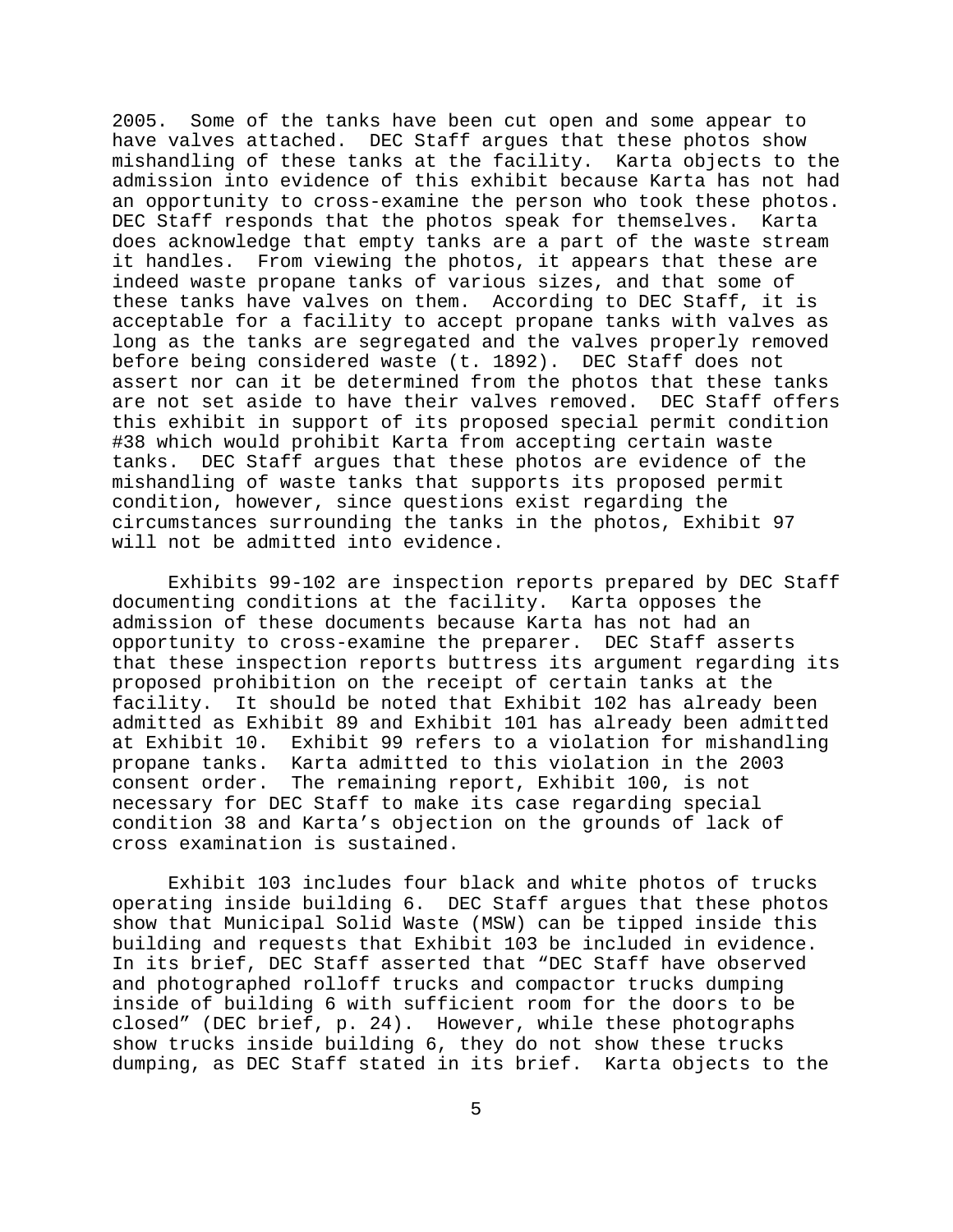2005. Some of the tanks have been cut open and some appear to have valves attached. DEC Staff argues that these photos show mishandling of these tanks at the facility. Karta objects to the admission into evidence of this exhibit because Karta has not had an opportunity to cross-examine the person who took these photos. DEC Staff responds that the photos speak for themselves. Karta does acknowledge that empty tanks are a part of the waste stream it handles. From viewing the photos, it appears that these are indeed waste propane tanks of various sizes, and that some of these tanks have valves on them. According to DEC Staff, it is acceptable for a facility to accept propane tanks with valves as long as the tanks are segregated and the valves properly removed before being considered waste (t. 1892). DEC Staff does not assert nor can it be determined from the photos that these tanks are not set aside to have their valves removed. DEC Staff offers this exhibit in support of its proposed special permit condition #38 which would prohibit Karta from accepting certain waste tanks. DEC Staff argues that these photos are evidence of the mishandling of waste tanks that supports its proposed permit condition, however, since questions exist regarding the circumstances surrounding the tanks in the photos, Exhibit 97 will not be admitted into evidence.

Exhibits 99-102 are inspection reports prepared by DEC Staff documenting conditions at the facility. Karta opposes the admission of these documents because Karta has not had an opportunity to cross-examine the preparer. DEC Staff asserts that these inspection reports buttress its argument regarding its proposed prohibition on the receipt of certain tanks at the facility. It should be noted that Exhibit 102 has already been admitted as Exhibit 89 and Exhibit 101 has already been admitted at Exhibit 10. Exhibit 99 refers to a violation for mishandling propane tanks. Karta admitted to this violation in the 2003 consent order. The remaining report, Exhibit 100, is not necessary for DEC Staff to make its case regarding special condition 38 and Karta's objection on the grounds of lack of cross examination is sustained.

Exhibit 103 includes four black and white photos of trucks operating inside building 6. DEC Staff argues that these photos show that Municipal Solid Waste (MSW) can be tipped inside this building and requests that Exhibit 103 be included in evidence. In its brief, DEC Staff asserted that "DEC Staff have observed and photographed rolloff trucks and compactor trucks dumping inside of building 6 with sufficient room for the doors to be closed" (DEC brief, p. 24). However, while these photographs show trucks inside building 6, they do not show these trucks dumping, as DEC Staff stated in its brief. Karta objects to the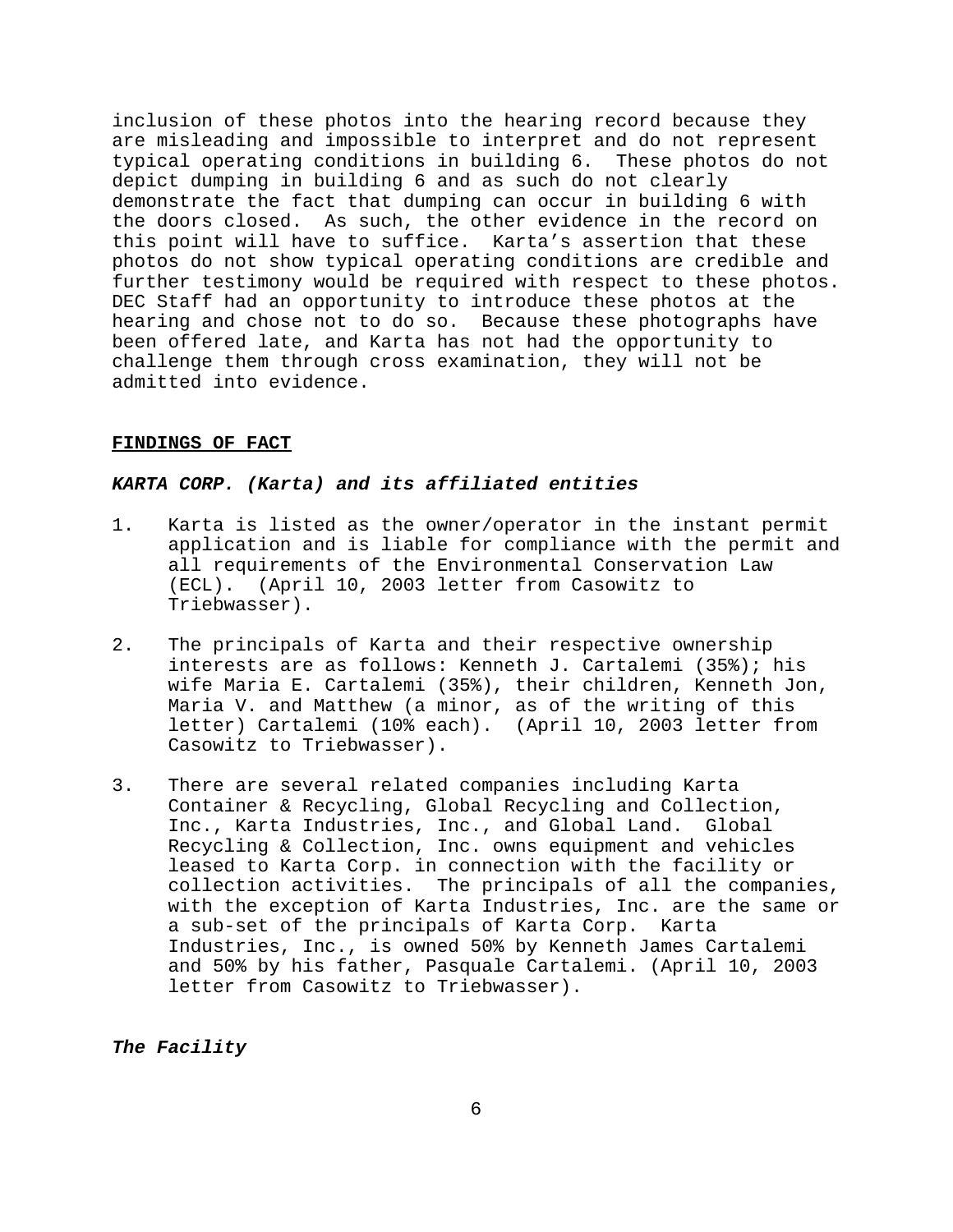inclusion of these photos into the hearing record because they are misleading and impossible to interpret and do not represent typical operating conditions in building 6. These photos do not depict dumping in building 6 and as such do not clearly demonstrate the fact that dumping can occur in building 6 with the doors closed. As such, the other evidence in the record on this point will have to suffice. Karta's assertion that these photos do not show typical operating conditions are credible and further testimony would be required with respect to these photos. DEC Staff had an opportunity to introduce these photos at the hearing and chose not to do so. Because these photographs have been offered late, and Karta has not had the opportunity to challenge them through cross examination, they will not be admitted into evidence.

## FINDINGS OF FACT

### *KARTA CORP. (Karta) and its affiliated entities*

1. Karta is listed as the owner/operator in the instant permit application and is liable for compliance with the permit and all requirements of the Environmental Conservation Law (ECL). (April 10, 2003 letter from Casowitz to Triebwasser).

2. The principals of Karta and their respective ownership interests are as follows: Kenneth J. Cartalemi (35%); his wife Maria E. Cartalemi (35%), their children, Kenneth Jon, Maria V. and Matthew (a minor, as of the writing of this letter) Cartalemi (10% each). (April 10, 2003 letter from Casowitz to Triebwasser).

3. There are several related companies including Karta Container & Recycling, Global Recycling and Collection, Inc., Karta Industries, Inc., and Global Land. Global Recycling & Collection, Inc. owns equipment and vehicles leased to Karta Corp. in connection with the facility or collection activities. The principals of all the companies, with the exception of Karta Industries, Inc. are the same or a sub-set of the principals of Karta Corp. Karta Industries, Inc., is owned 50% by Kenneth James Cartalemi and 50% by his father, Pasquale Cartalemi. (April 10, 2003 letter from Casowitz to Triebwasser).

### *The Facility*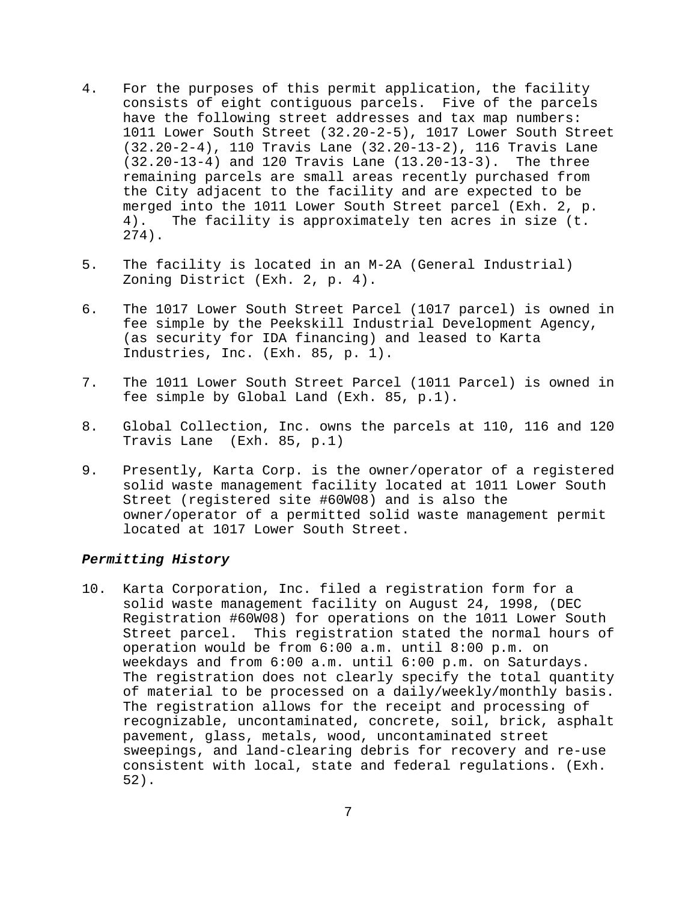4. For the purposes of this permit application, the facility consists of eight contiguous parcels. Five of the parcels have the following street addresses and tax map numbers: 1011 Lower South Street (32.20-2-5), 1017 Lower South Street (32.20-2-4), 110 Travis Lane (32.20-13-2), 116 Travis Lane (32.20-13-4) and 120 Travis Lane (13.20-13-3). The three remaining parcels are small areas recently purchased from the City adjacent to the facility and are expected to be merged into the 1011 Lower South Street parcel (Exh. 2, p. 4). The facility is approximately ten acres in size (t. 274).

5. The facility is located in an M-2A (General Industrial) Zoning District (Exh. 2, p. 4).

6. The 1017 Lower South Street Parcel (1017 parcel) is owned in fee simple by the Peekskill Industrial Development Agency, (as security for IDA financing) and leased to Karta Industries, Inc. (Exh. 85, p. 1).

7. The 1011 Lower South Street Parcel (1011 Parcel) is owned in fee simple by Global Land (Exh. 85, p.1).

8. Global Collection, Inc. owns the parcels at 110, 116 and 120 Travis Lane (Exh. 85, p.1)

9. Presently, Karta Corp. is the owner/operator of a registered solid waste management facility located at 1011 Lower South Street (registered site #60W08) and is also the owner/operator of a permitted solid waste management permit located at 1017 Lower South Street.

***Permitting History***

10. Karta Corporation, Inc. filed a registration form for a solid waste management facility on August 24, 1998, (DEC Registration #60W08) for operations on the 1011 Lower South Street parcel. This registration stated the normal hours of operation would be from 6:00 a.m. until 8:00 p.m. on weekdays and from 6:00 a.m. until 6:00 p.m. on Saturdays. The registration does not clearly specify the total quantity of material to be processed on a daily/weekly/monthly basis. The registration allows for the receipt and processing of recognizable, uncontaminated, concrete, soil, brick, asphalt pavement, glass, metals, wood, uncontaminated street sweepings, and land-clearing debris for recovery and re-use consistent with local, state and federal regulations. (Exh. 52).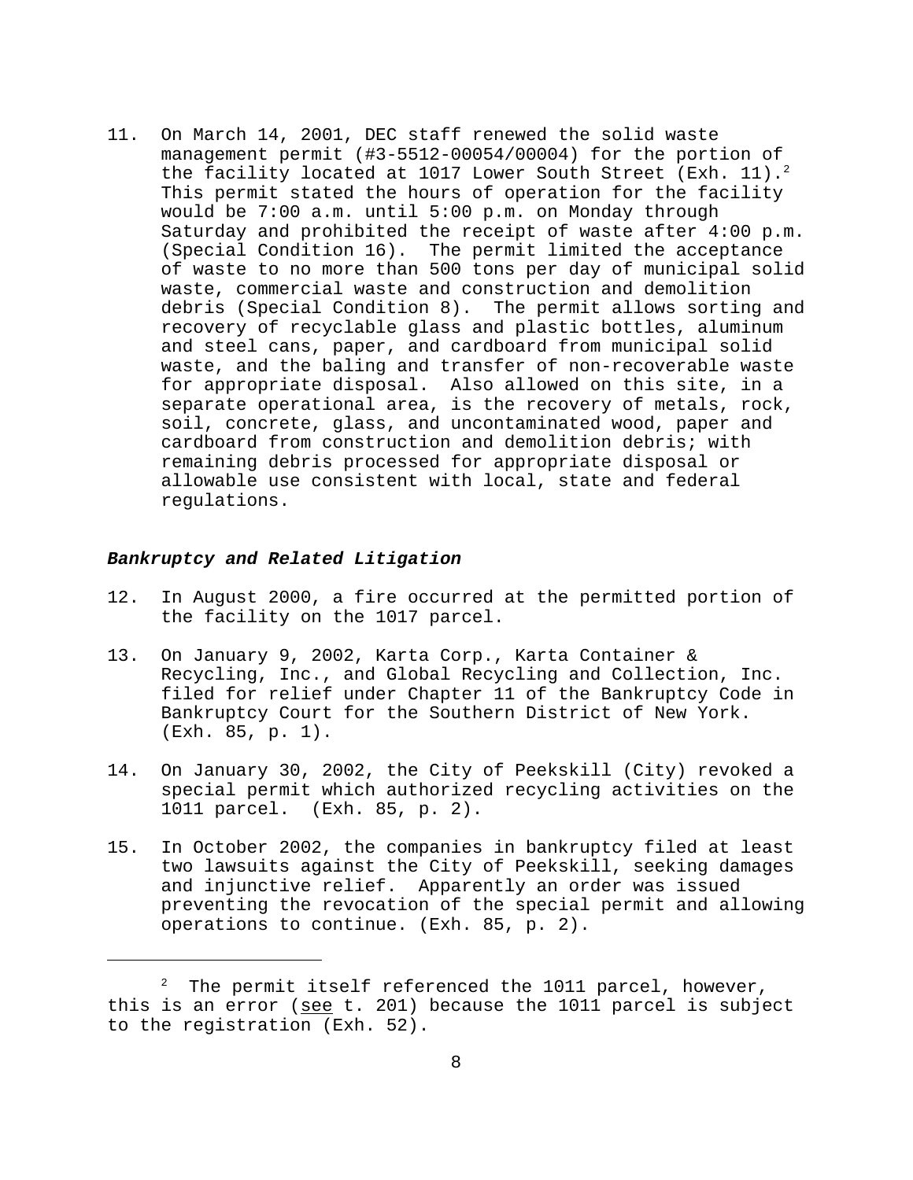11. On March 14, 2001, DEC staff renewed the solid waste management permit (#3-5512-00054/00004) for the portion of the facility located at 1017 Lower South Street (Exh. 11).[2] This permit stated the hours of operation for the facility would be 7:00 a.m. until 5:00 p.m. on Monday through Saturday and prohibited the receipt of waste after 4:00 p.m. (Special Condition 16). The permit limited the acceptance of waste to no more than 500 tons per day of municipal solid waste, commercial waste and construction and demolition debris (Special Condition 8). The permit allows sorting and recovery of recyclable glass and plastic bottles, aluminum and steel cans, paper, and cardboard from municipal solid waste, and the baling and transfer of non-recoverable waste for appropriate disposal. Also allowed on this site, in a separate operational area, is the recovery of metals, rock, soil, concrete, glass, and uncontaminated wood, paper and cardboard from construction and demolition debris; with remaining debris processed for appropriate disposal or allowable use consistent with local, state and federal regulations.

***Bankruptcy and Related Litigation***

12. In August 2000, a fire occurred at the permitted portion of the facility on the 1017 parcel.

13. On January 9, 2002, Karta Corp., Karta Container & Recycling, Inc., and Global Recycling and Collection, Inc. filed for relief under Chapter 11 of the Bankruptcy Code in Bankruptcy Court for the Southern District of New York. (Exh. 85, p. 1).

14. On January 30, 2002, the City of Peekskill (City) revoked a special permit which authorized recycling activities on the 1011 parcel. (Exh. 85, p. 2).

15. In October 2002, the companies in bankruptcy filed at least two lawsuits against the City of Peekskill, seeking damages and injunctive relief. Apparently an order was issued preventing the revocation of the special permit and allowing operations to continue. (Exh. 85, p. 2).

---

[2] The permit itself referenced the 1011 parcel, however, this is an error (see t. 201) because the 1011 parcel is subject to the registration (Exh. 52).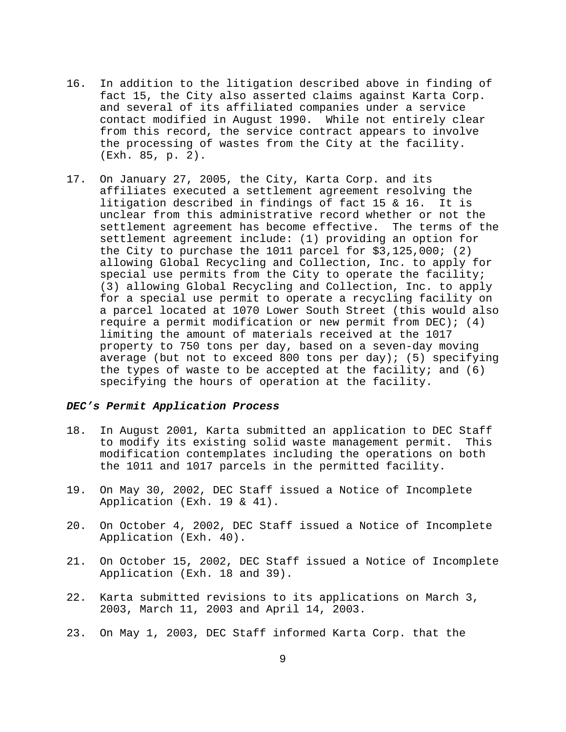16. In addition to the litigation described above in finding of fact 15, the City also asserted claims against Karta Corp. and several of its affiliated companies under a service contact modified in August 1990. While not entirely clear from this record, the service contract appears to involve the processing of wastes from the City at the facility. (Exh. 85, p. 2).

17. On January 27, 2005, the City, Karta Corp. and its affiliates executed a settlement agreement resolving the litigation described in findings of fact 15 & 16. It is unclear from this administrative record whether or not the settlement agreement has become effective. The terms of the settlement agreement include: (1) providing an option for the City to purchase the 1011 parcel for $3,125,000; (2) allowing Global Recycling and Collection, Inc. to apply for special use permits from the City to operate the facility; (3) allowing Global Recycling and Collection, Inc. to apply for a special use permit to operate a recycling facility on a parcel located at 1070 Lower South Street (this would also require a permit modification or new permit from DEC); (4) limiting the amount of materials received at the 1017 property to 750 tons per day, based on a seven-day moving average (but not to exceed 800 tons per day); (5) specifying the types of waste to be accepted at the facility; and (6) specifying the hours of operation at the facility.

***DEC's Permit Application Process***

18. In August 2001, Karta submitted an application to DEC Staff to modify its existing solid waste management permit. This modification contemplates including the operations on both the 1011 and 1017 parcels in the permitted facility.

19. On May 30, 2002, DEC Staff issued a Notice of Incomplete Application (Exh. 19 & 41).

20. On October 4, 2002, DEC Staff issued a Notice of Incomplete Application (Exh. 40).

21. On October 15, 2002, DEC Staff issued a Notice of Incomplete Application (Exh. 18 and 39).

22. Karta submitted revisions to its applications on March 3, 2003, March 11, 2003 and April 14, 2003.

23. On May 1, 2003, DEC Staff informed Karta Corp. that the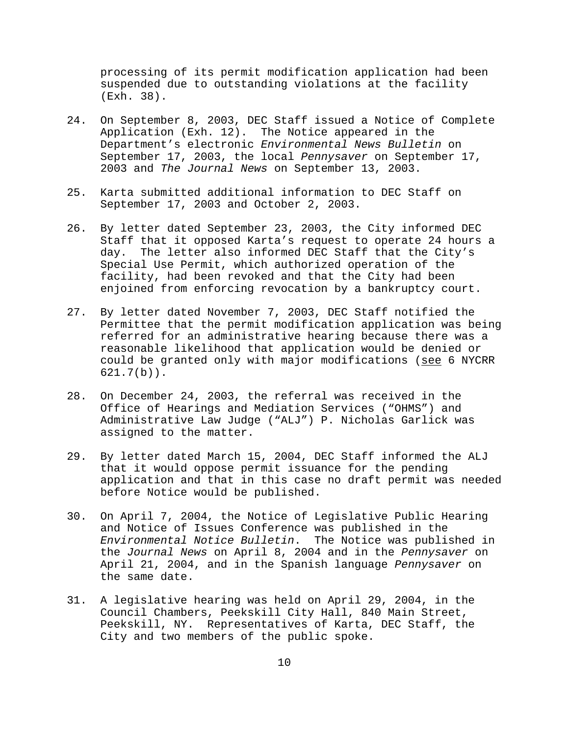processing of its permit modification application had been suspended due to outstanding violations at the facility (Exh. 38).

24. On September 8, 2003, DEC Staff issued a Notice of Complete Application (Exh. 12). The Notice appeared in the Department's electronic *Environmental News Bulletin* on September 17, 2003, the local *Pennysaver* on September 17, 2003 and *The Journal News* on September 13, 2003.

25. Karta submitted additional information to DEC Staff on September 17, 2003 and October 2, 2003.

26. By letter dated September 23, 2003, the City informed DEC Staff that it opposed Karta's request to operate 24 hours a day. The letter also informed DEC Staff that the City's Special Use Permit, which authorized operation of the facility, had been revoked and that the City had been enjoined from enforcing revocation by a bankruptcy court.

27. By letter dated November 7, 2003, DEC Staff notified the Permittee that the permit modification application was being referred for an administrative hearing because there was a reasonable likelihood that application would be denied or could be granted only with major modifications (<u>see</u> 6 NYCRR 621.7(b)).

28. On December 24, 2003, the referral was received in the Office of Hearings and Mediation Services ("OHMS") and Administrative Law Judge ("ALJ") P. Nicholas Garlick was assigned to the matter.

29. By letter dated March 15, 2004, DEC Staff informed the ALJ that it would oppose permit issuance for the pending application and that in this case no draft permit was needed before Notice would be published.

30. On April 7, 2004, the Notice of Legislative Public Hearing and Notice of Issues Conference was published in the *Environmental Notice Bulletin*. The Notice was published in the *Journal News* on April 8, 2004 and in the *Pennysaver* on April 21, 2004, and in the Spanish language *Pennysaver* on the same date.

31. A legislative hearing was held on April 29, 2004, in the Council Chambers, Peekskill City Hall, 840 Main Street, Peekskill, NY. Representatives of Karta, DEC Staff, the City and two members of the public spoke.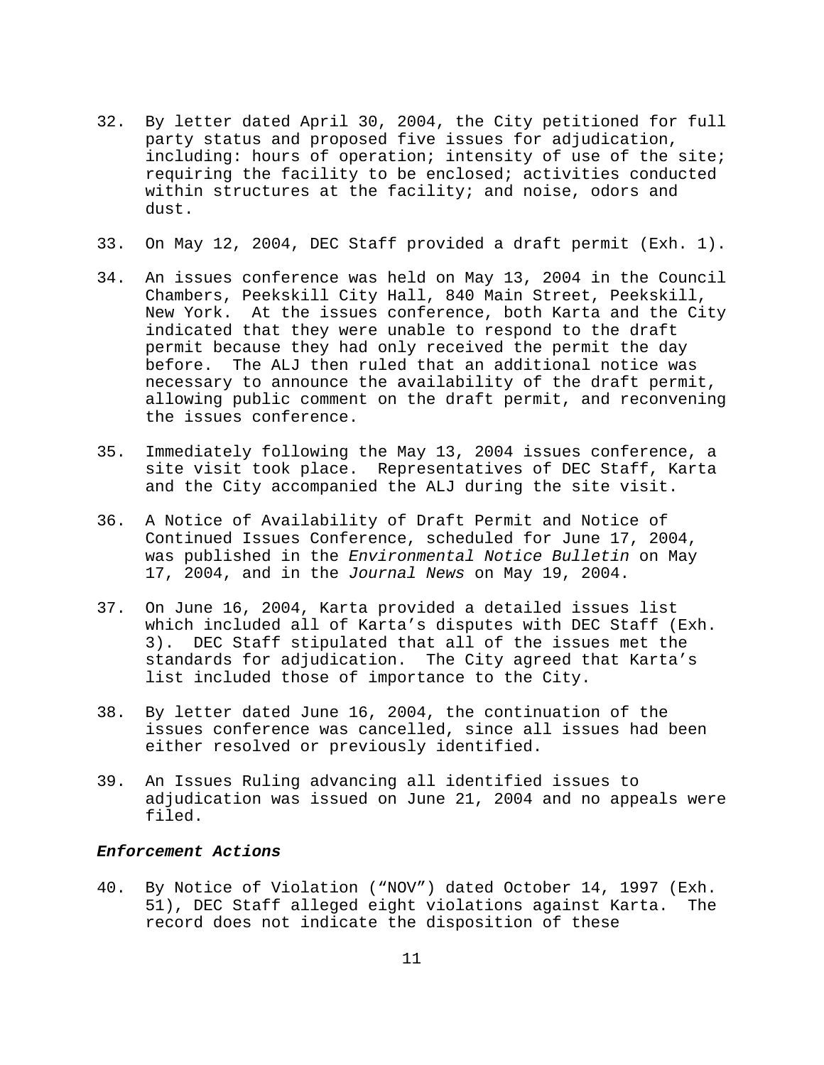32. By letter dated April 30, 2004, the City petitioned for full party status and proposed five issues for adjudication, including: hours of operation; intensity of use of the site; requiring the facility to be enclosed; activities conducted within structures at the facility; and noise, odors and dust.

33. On May 12, 2004, DEC Staff provided a draft permit (Exh. 1).

34. An issues conference was held on May 13, 2004 in the Council Chambers, Peekskill City Hall, 840 Main Street, Peekskill, New York. At the issues conference, both Karta and the City indicated that they were unable to respond to the draft permit because they had only received the permit the day before. The ALJ then ruled that an additional notice was necessary to announce the availability of the draft permit, allowing public comment on the draft permit, and reconvening the issues conference.

35. Immediately following the May 13, 2004 issues conference, a site visit took place. Representatives of DEC Staff, Karta and the City accompanied the ALJ during the site visit.

36. A Notice of Availability of Draft Permit and Notice of Continued Issues Conference, scheduled for June 17, 2004, was published in the *Environmental Notice Bulletin* on May 17, 2004, and in the *Journal News* on May 19, 2004.

37. On June 16, 2004, Karta provided a detailed issues list which included all of Karta's disputes with DEC Staff (Exh. 3). DEC Staff stipulated that all of the issues met the standards for adjudication. The City agreed that Karta's list included those of importance to the City.

38. By letter dated June 16, 2004, the continuation of the issues conference was cancelled, since all issues had been either resolved or previously identified.

39. An Issues Ruling advancing all identified issues to adjudication was issued on June 21, 2004 and no appeals were filed.

***Enforcement Actions***

40. By Notice of Violation ("NOV") dated October 14, 1997 (Exh. 51), DEC Staff alleged eight violations against Karta. The record does not indicate the disposition of these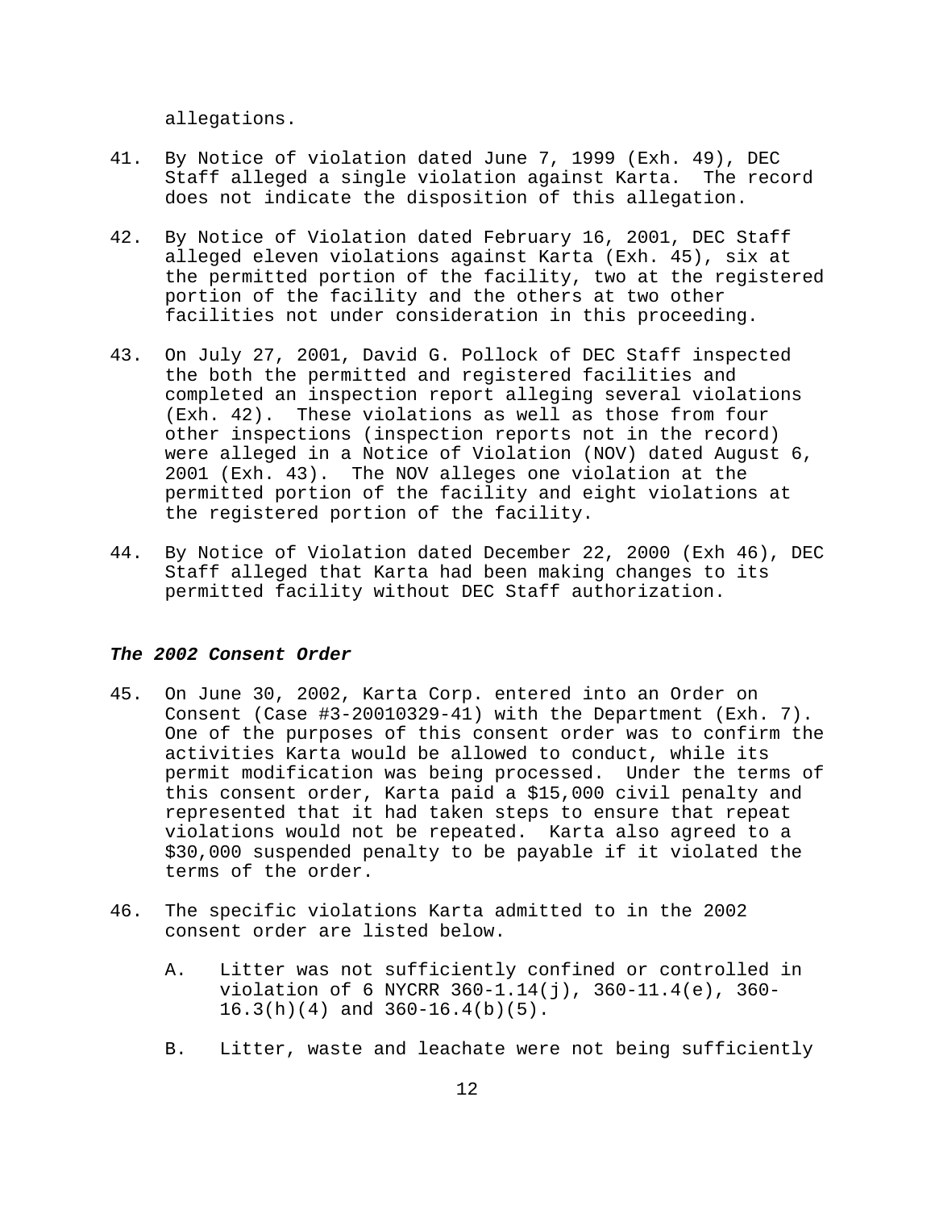allegations.

41. By Notice of violation dated June 7, 1999 (Exh. 49), DEC Staff alleged a single violation against Karta. The record does not indicate the disposition of this allegation.

42. By Notice of Violation dated February 16, 2001, DEC Staff alleged eleven violations against Karta (Exh. 45), six at the permitted portion of the facility, two at the registered portion of the facility and the others at two other facilities not under consideration in this proceeding.

43. On July 27, 2001, David G. Pollock of DEC Staff inspected the both the permitted and registered facilities and completed an inspection report alleging several violations (Exh. 42). These violations as well as those from four other inspections (inspection reports not in the record) were alleged in a Notice of Violation (NOV) dated August 6, 2001 (Exh. 43). The NOV alleges one violation at the permitted portion of the facility and eight violations at the registered portion of the facility.

44. By Notice of Violation dated December 22, 2000 (Exh 46), DEC Staff alleged that Karta had been making changes to its permitted facility without DEC Staff authorization.

### ***The 2002 Consent Order***

45. On June 30, 2002, Karta Corp. entered into an Order on Consent (Case #3-20010329-41) with the Department (Exh. 7). One of the purposes of this consent order was to confirm the activities Karta would be allowed to conduct, while its permit modification was being processed. Under the terms of this consent order, Karta paid a $15,000 civil penalty and represented that it had taken steps to ensure that repeat violations would not be repeated. Karta also agreed to a $30,000 suspended penalty to be payable if it violated the terms of the order.

46. The specific violations Karta admitted to in the 2002 consent order are listed below.

    A. Litter was not sufficiently confined or controlled in violation of 6 NYCRR 360-1.14(j), 360-11.4(e), 360-16.3(h)(4) and 360-16.4(b)(5).

    B. Litter, waste and leachate were not being sufficiently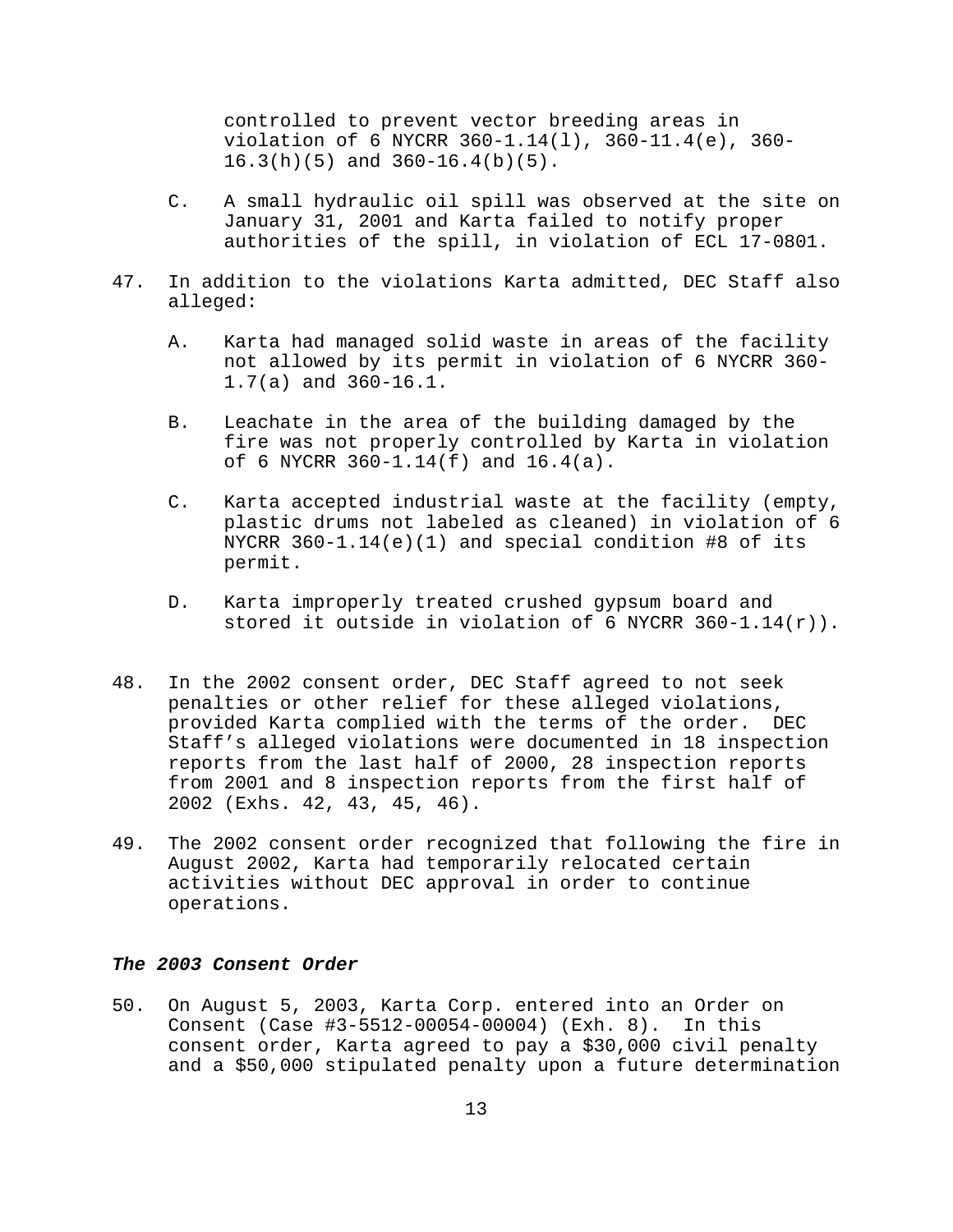controlled to prevent vector breeding areas in violation of 6 NYCRR 360-1.14(l), 360-11.4(e), 360-16.3(h)(5) and 360-16.4(b)(5).

C. A small hydraulic oil spill was observed at the site on January 31, 2001 and Karta failed to notify proper authorities of the spill, in violation of ECL 17-0801.

47. In addition to the violations Karta admitted, DEC Staff also alleged:

    A. Karta had managed solid waste in areas of the facility not allowed by its permit in violation of 6 NYCRR 360-1.7(a) and 360-16.1.

    B. Leachate in the area of the building damaged by the fire was not properly controlled by Karta in violation of 6 NYCRR 360-1.14(f) and 16.4(a).

    C. Karta accepted industrial waste at the facility (empty, plastic drums not labeled as cleaned) in violation of 6 NYCRR 360-1.14(e)(1) and special condition #8 of its permit.

    D. Karta improperly treated crushed gypsum board and stored it outside in violation of 6 NYCRR 360-1.14(r)).

48. In the 2002 consent order, DEC Staff agreed to not seek penalties or other relief for these alleged violations, provided Karta complied with the terms of the order. DEC Staff's alleged violations were documented in 18 inspection reports from the last half of 2000, 28 inspection reports from 2001 and 8 inspection reports from the first half of 2002 (Exhs. 42, 43, 45, 46).

49. The 2002 consent order recognized that following the fire in August 2002, Karta had temporarily relocated certain activities without DEC approval in order to continue operations.

***The 2003 Consent Order***

50. On August 5, 2003, Karta Corp. entered into an Order on Consent (Case #3-5512-00054-00004) (Exh. 8). In this consent order, Karta agreed to pay a $30,000 civil penalty and a $50,000 stipulated penalty upon a future determination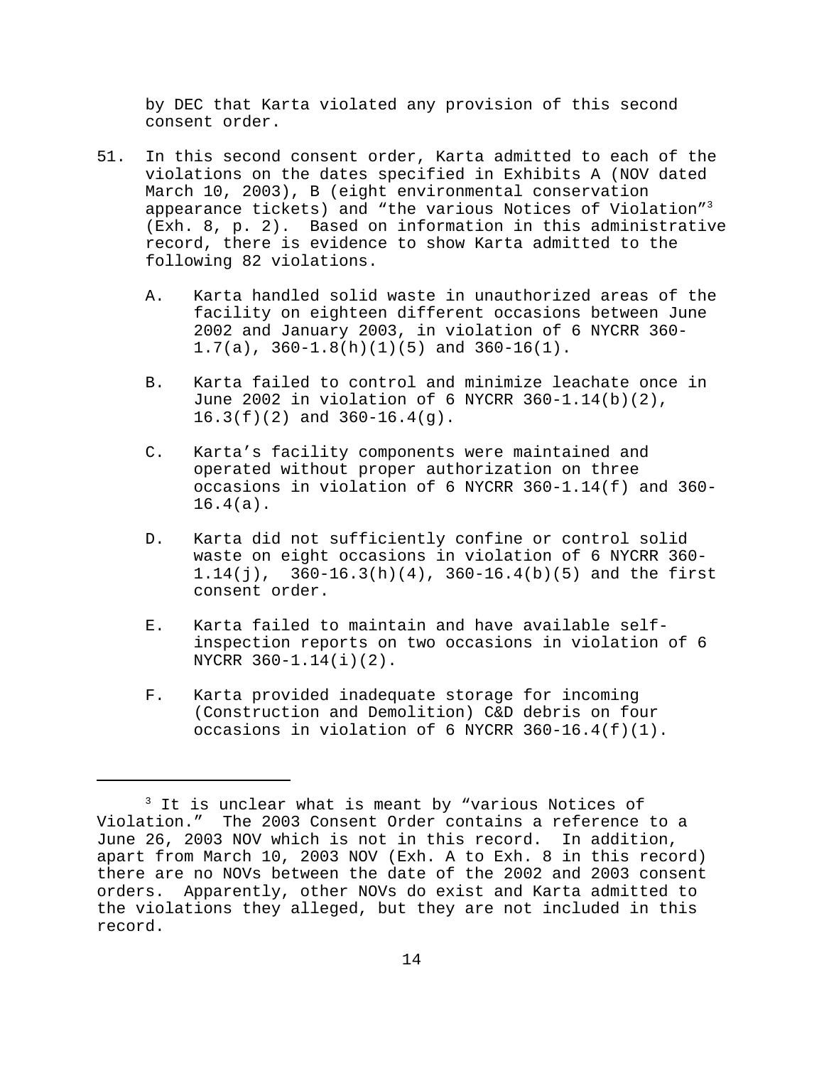by DEC that Karta violated any provision of this second consent order.

51. In this second consent order, Karta admitted to each of the violations on the dates specified in Exhibits A (NOV dated March 10, 2003), B (eight environmental conservation appearance tickets) and "the various Notices of Violation"[3] (Exh. 8, p. 2). Based on information in this administrative record, there is evidence to show Karta admitted to the following 82 violations.

    A. Karta handled solid waste in unauthorized areas of the facility on eighteen different occasions between June 2002 and January 2003, in violation of 6 NYCRR 360-1.7(a), 360-1.8(h)(1)(5) and 360-16(1).

    B. Karta failed to control and minimize leachate once in June 2002 in violation of 6 NYCRR 360-1.14(b)(2), 16.3(f)(2) and 360-16.4(g).

    C. Karta's facility components were maintained and operated without proper authorization on three occasions in violation of 6 NYCRR 360-1.14(f) and 360-16.4(a).

    D. Karta did not sufficiently confine or control solid waste on eight occasions in violation of 6 NYCRR 360-1.14(j), 360-16.3(h)(4), 360-16.4(b)(5) and the first consent order.

    E. Karta failed to maintain and have available self-inspection reports on two occasions in violation of 6 NYCRR 360-1.14(i)(2).

    F. Karta provided inadequate storage for incoming (Construction and Demolition) C&D debris on four occasions in violation of 6 NYCRR 360-16.4(f)(1).

---

[3] It is unclear what is meant by "various Notices of Violation." The 2003 Consent Order contains a reference to a June 26, 2003 NOV which is not in this record. In addition, apart from March 10, 2003 NOV (Exh. A to Exh. 8 in this record) there are no NOVs between the date of the 2002 and 2003 consent orders. Apparently, other NOVs do exist and Karta admitted to the violations they alleged, but they are not included in this record.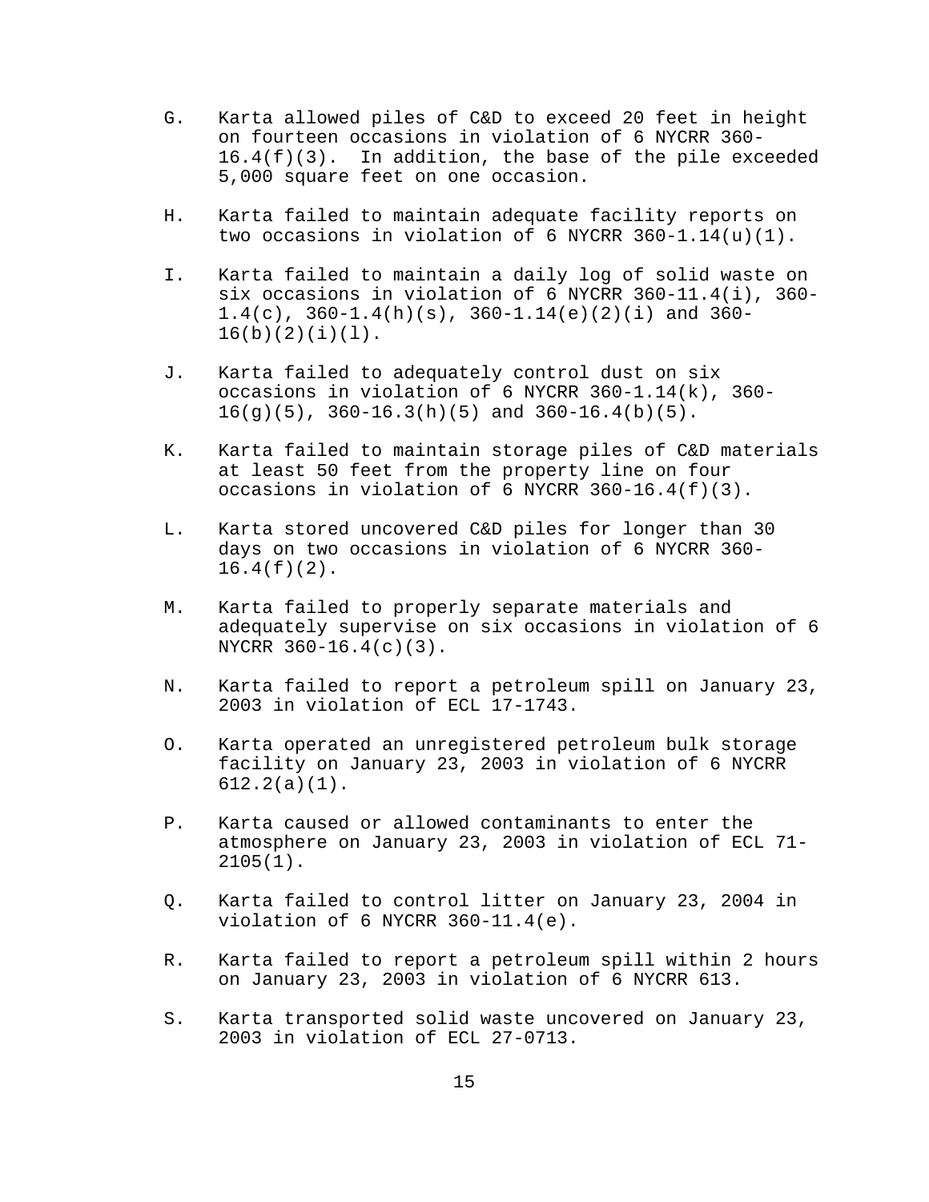G. Karta allowed piles of C&D to exceed 20 feet in height on fourteen occasions in violation of 6 NYCRR 360-16.4(f)(3). In addition, the base of the pile exceeded 5,000 square feet on one occasion.

H. Karta failed to maintain adequate facility reports on two occasions in violation of 6 NYCRR 360-1.14(u)(1).

I. Karta failed to maintain a daily log of solid waste on six occasions in violation of 6 NYCRR 360-11.4(i), 360-1.4(c), 360-1.4(h)(s), 360-1.14(e)(2)(i) and 360-16(b)(2)(i)(l).

J. Karta failed to adequately control dust on six occasions in violation of 6 NYCRR 360-1.14(k), 360-16(g)(5), 360-16.3(h)(5) and 360-16.4(b)(5).

K. Karta failed to maintain storage piles of C&D materials at least 50 feet from the property line on four occasions in violation of 6 NYCRR 360-16.4(f)(3).

L. Karta stored uncovered C&D piles for longer than 30 days on two occasions in violation of 6 NYCRR 360-16.4(f)(2).

M. Karta failed to properly separate materials and adequately supervise on six occasions in violation of 6 NYCRR 360-16.4(c)(3).

N. Karta failed to report a petroleum spill on January 23, 2003 in violation of ECL 17-1743.

O. Karta operated an unregistered petroleum bulk storage facility on January 23, 2003 in violation of 6 NYCRR 612.2(a)(1).

P. Karta caused or allowed contaminants to enter the atmosphere on January 23, 2003 in violation of ECL 71-2105(1).

Q. Karta failed to control litter on January 23, 2004 in violation of 6 NYCRR 360-11.4(e).

R. Karta failed to report a petroleum spill within 2 hours on January 23, 2003 in violation of 6 NYCRR 613.

S. Karta transported solid waste uncovered on January 23, 2003 in violation of ECL 27-0713.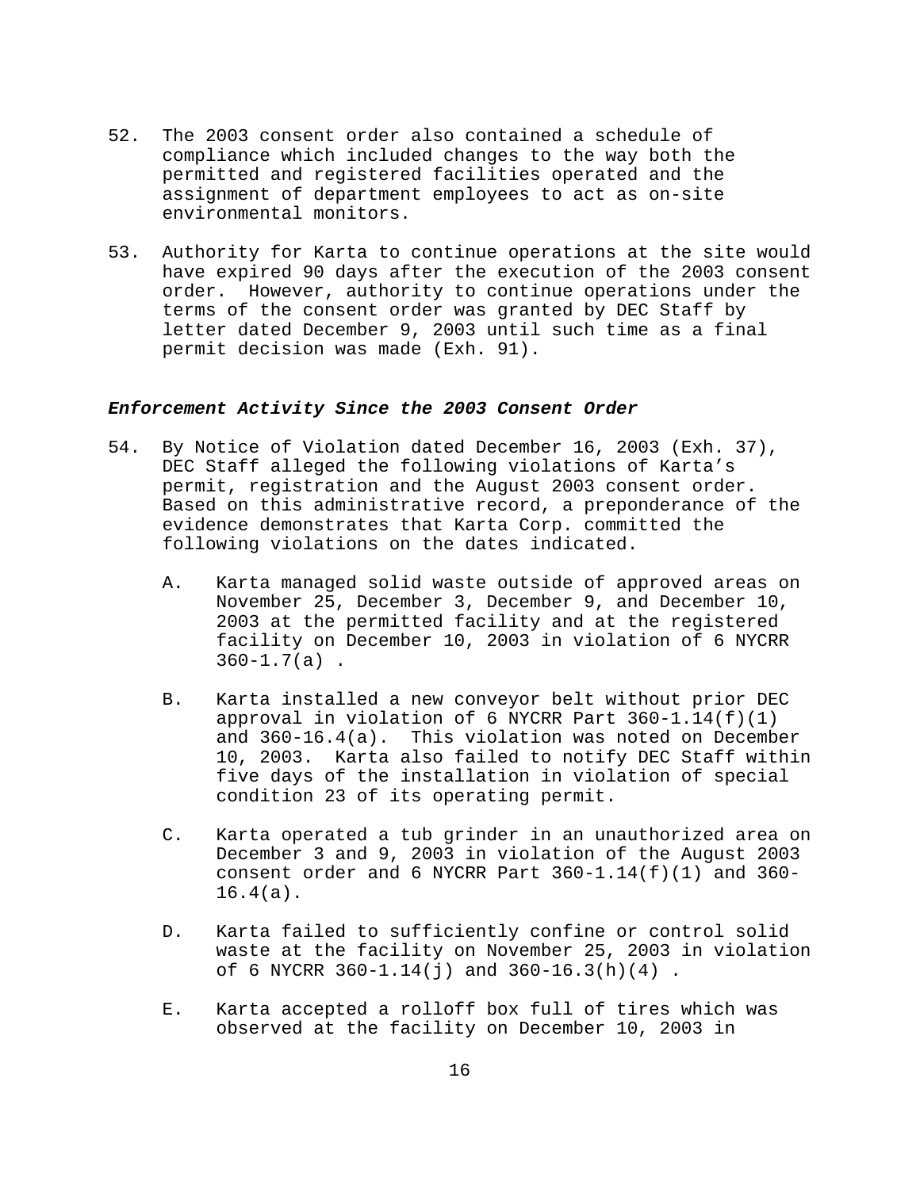52. The 2003 consent order also contained a schedule of compliance which included changes to the way both the permitted and registered facilities operated and the assignment of department employees to act as on-site environmental monitors.

53. Authority for Karta to continue operations at the site would have expired 90 days after the execution of the 2003 consent order. However, authority to continue operations under the terms of the consent order was granted by DEC Staff by letter dated December 9, 2003 until such time as a final permit decision was made (Exh. 91).

***Enforcement Activity Since the 2003 Consent Order***

54. By Notice of Violation dated December 16, 2003 (Exh. 37), DEC Staff alleged the following violations of Karta's permit, registration and the August 2003 consent order. Based on this administrative record, a preponderance of the evidence demonstrates that Karta Corp. committed the following violations on the dates indicated.

    A. Karta managed solid waste outside of approved areas on November 25, December 3, December 9, and December 10, 2003 at the permitted facility and at the registered facility on December 10, 2003 in violation of 6 NYCRR 360-1.7(a) .

    B. Karta installed a new conveyor belt without prior DEC approval in violation of 6 NYCRR Part 360-1.14(f)(1) and 360-16.4(a). This violation was noted on December 10, 2003. Karta also failed to notify DEC Staff within five days of the installation in violation of special condition 23 of its operating permit.

    C. Karta operated a tub grinder in an unauthorized area on December 3 and 9, 2003 in violation of the August 2003 consent order and 6 NYCRR Part 360-1.14(f)(1) and 360-16.4(a).

    D. Karta failed to sufficiently confine or control solid waste at the facility on November 25, 2003 in violation of 6 NYCRR 360-1.14(j) and 360-16.3(h)(4) .

    E. Karta accepted a rolloff box full of tires which was observed at the facility on December 10, 2003 in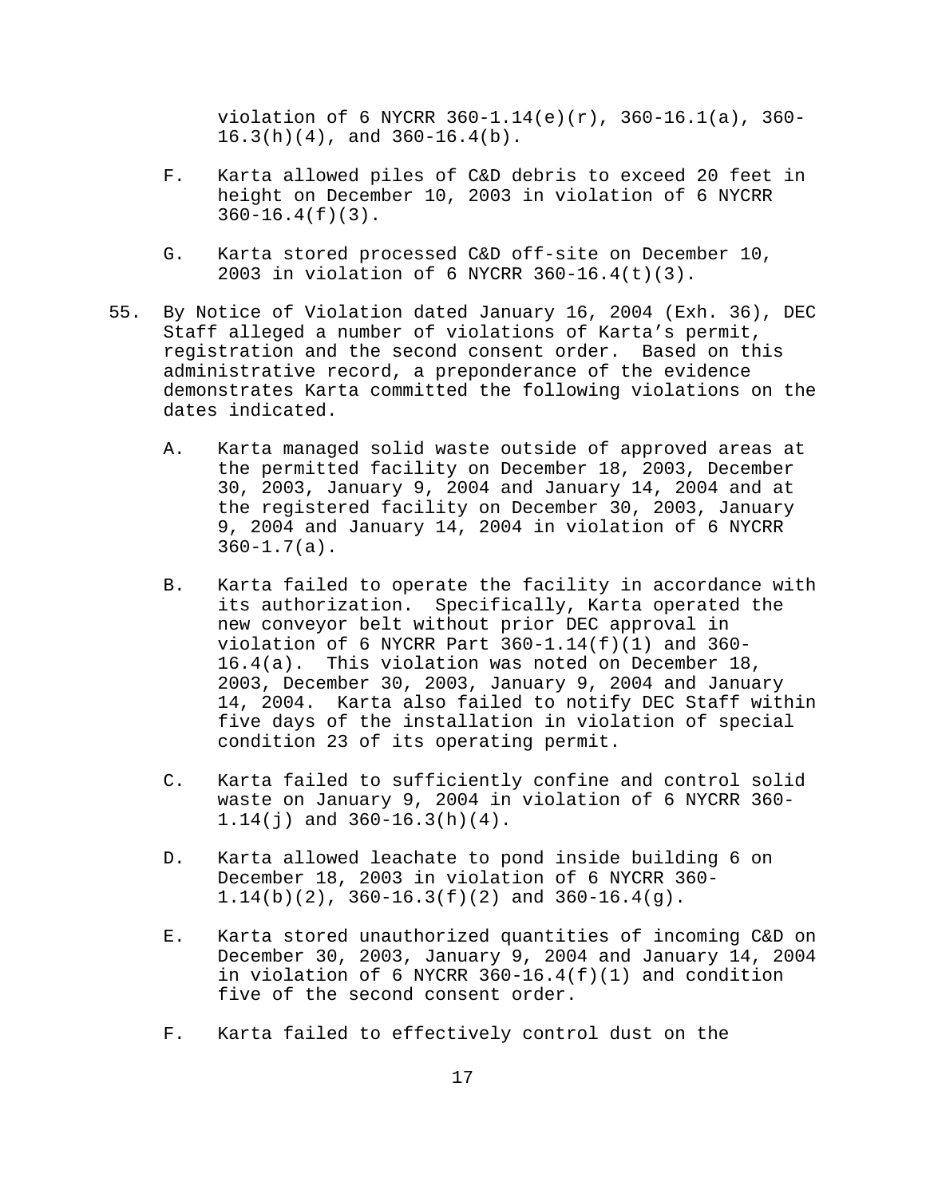violation of 6 NYCRR 360-1.14(e)(r), 360-16.1(a), 360-16.3(h)(4), and 360-16.4(b).

F. Karta allowed piles of C&D debris to exceed 20 feet in height on December 10, 2003 in violation of 6 NYCRR 360-16.4(f)(3).

G. Karta stored processed C&D off-site on December 10, 2003 in violation of 6 NYCRR 360-16.4(t)(3).

55. By Notice of Violation dated January 16, 2004 (Exh. 36), DEC Staff alleged a number of violations of Karta's permit, registration and the second consent order. Based on this administrative record, a preponderance of the evidence demonstrates Karta committed the following violations on the dates indicated.

A. Karta managed solid waste outside of approved areas at the permitted facility on December 18, 2003, December 30, 2003, January 9, 2004 and January 14, 2004 and at the registered facility on December 30, 2003, January 9, 2004 and January 14, 2004 in violation of 6 NYCRR 360-1.7(a).

B. Karta failed to operate the facility in accordance with its authorization. Specifically, Karta operated the new conveyor belt without prior DEC approval in violation of 6 NYCRR Part 360-1.14(f)(1) and 360-16.4(a). This violation was noted on December 18, 2003, December 30, 2003, January 9, 2004 and January 14, 2004. Karta also failed to notify DEC Staff within five days of the installation in violation of special condition 23 of its operating permit.

C. Karta failed to sufficiently confine and control solid waste on January 9, 2004 in violation of 6 NYCRR 360-1.14(j) and 360-16.3(h)(4).

D. Karta allowed leachate to pond inside building 6 on December 18, 2003 in violation of 6 NYCRR 360-1.14(b)(2), 360-16.3(f)(2) and 360-16.4(g).

E. Karta stored unauthorized quantities of incoming C&D on December 30, 2003, January 9, 2004 and January 14, 2004 in violation of 6 NYCRR 360-16.4(f)(1) and condition five of the second consent order.

F. Karta failed to effectively control dust on the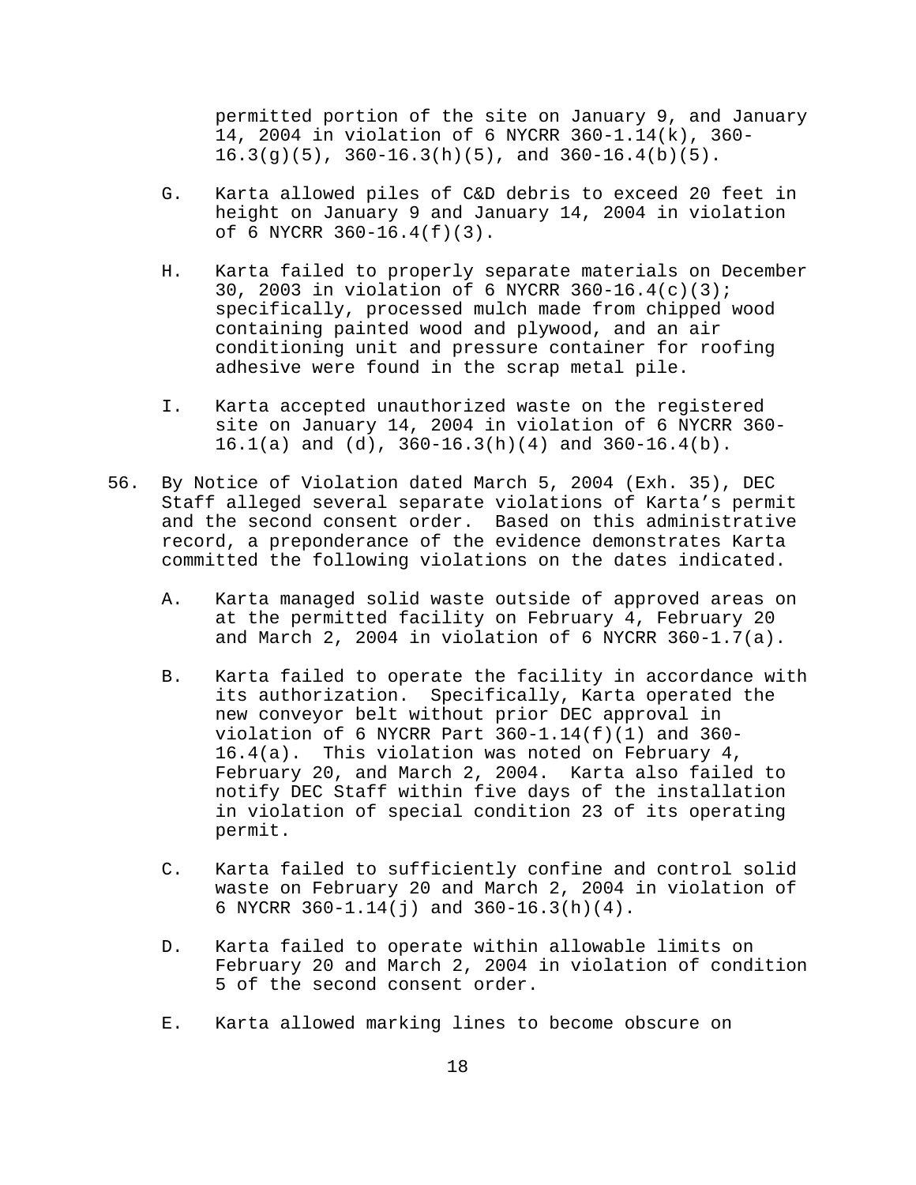permitted portion of the site on January 9, and January 14, 2004 in violation of 6 NYCRR 360-1.14(k), 360-16.3(g)(5), 360-16.3(h)(5), and 360-16.4(b)(5).

G. Karta allowed piles of C&D debris to exceed 20 feet in height on January 9 and January 14, 2004 in violation of 6 NYCRR 360-16.4(f)(3).

H. Karta failed to properly separate materials on December 30, 2003 in violation of 6 NYCRR 360-16.4(c)(3); specifically, processed mulch made from chipped wood containing painted wood and plywood, and an air conditioning unit and pressure container for roofing adhesive were found in the scrap metal pile.

I. Karta accepted unauthorized waste on the registered site on January 14, 2004 in violation of 6 NYCRR 360-16.1(a) and (d), 360-16.3(h)(4) and 360-16.4(b).

56. By Notice of Violation dated March 5, 2004 (Exh. 35), DEC Staff alleged several separate violations of Karta's permit and the second consent order. Based on this administrative record, a preponderance of the evidence demonstrates Karta committed the following violations on the dates indicated.

A. Karta managed solid waste outside of approved areas on at the permitted facility on February 4, February 20 and March 2, 2004 in violation of 6 NYCRR 360-1.7(a).

B. Karta failed to operate the facility in accordance with its authorization. Specifically, Karta operated the new conveyor belt without prior DEC approval in violation of 6 NYCRR Part 360-1.14(f)(1) and 360-16.4(a). This violation was noted on February 4, February 20, and March 2, 2004. Karta also failed to notify DEC Staff within five days of the installation in violation of special condition 23 of its operating permit.

C. Karta failed to sufficiently confine and control solid waste on February 20 and March 2, 2004 in violation of 6 NYCRR 360-1.14(j) and 360-16.3(h)(4).

D. Karta failed to operate within allowable limits on February 20 and March 2, 2004 in violation of condition 5 of the second consent order.

E. Karta allowed marking lines to become obscure on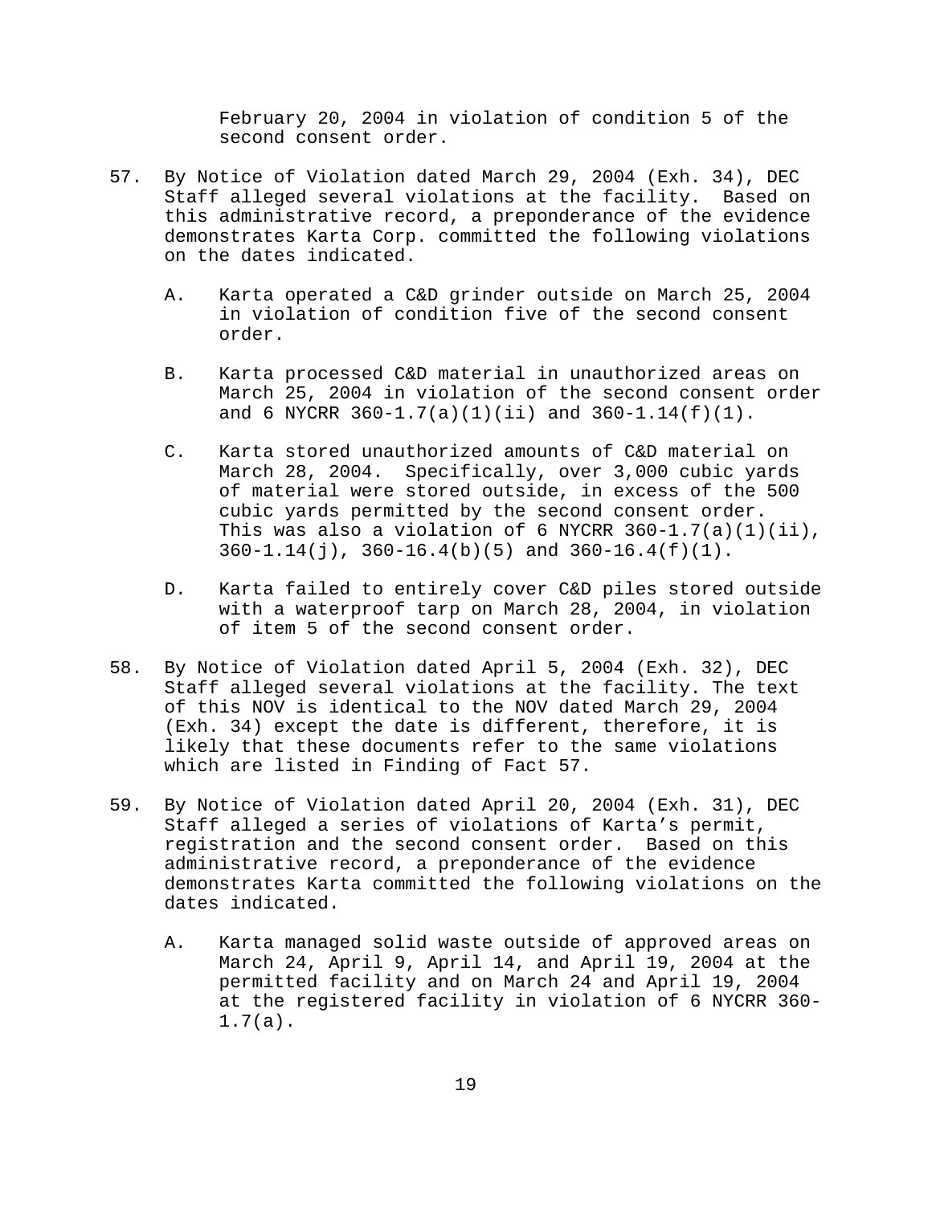February 20, 2004 in violation of condition 5 of the second consent order.

57. By Notice of Violation dated March 29, 2004 (Exh. 34), DEC Staff alleged several violations at the facility. Based on this administrative record, a preponderance of the evidence demonstrates Karta Corp. committed the following violations on the dates indicated.

    A. Karta operated a C&D grinder outside on March 25, 2004 in violation of condition five of the second consent order.

    B. Karta processed C&D material in unauthorized areas on March 25, 2004 in violation of the second consent order and 6 NYCRR 360-1.7(a)(1)(ii) and 360-1.14(f)(1).

    C. Karta stored unauthorized amounts of C&D material on March 28, 2004. Specifically, over 3,000 cubic yards of material were stored outside, in excess of the 500 cubic yards permitted by the second consent order. This was also a violation of 6 NYCRR 360-1.7(a)(1)(ii), 360-1.14(j), 360-16.4(b)(5) and 360-16.4(f)(1).

    D. Karta failed to entirely cover C&D piles stored outside with a waterproof tarp on March 28, 2004, in violation of item 5 of the second consent order.

58. By Notice of Violation dated April 5, 2004 (Exh. 32), DEC Staff alleged several violations at the facility. The text of this NOV is identical to the NOV dated March 29, 2004 (Exh. 34) except the date is different, therefore, it is likely that these documents refer to the same violations which are listed in Finding of Fact 57.

59. By Notice of Violation dated April 20, 2004 (Exh. 31), DEC Staff alleged a series of violations of Karta's permit, registration and the second consent order. Based on this administrative record, a preponderance of the evidence demonstrates Karta committed the following violations on the dates indicated.

    A. Karta managed solid waste outside of approved areas on March 24, April 9, April 14, and April 19, 2004 at the permitted facility and on March 24 and April 19, 2004 at the registered facility in violation of 6 NYCRR 360-1.7(a).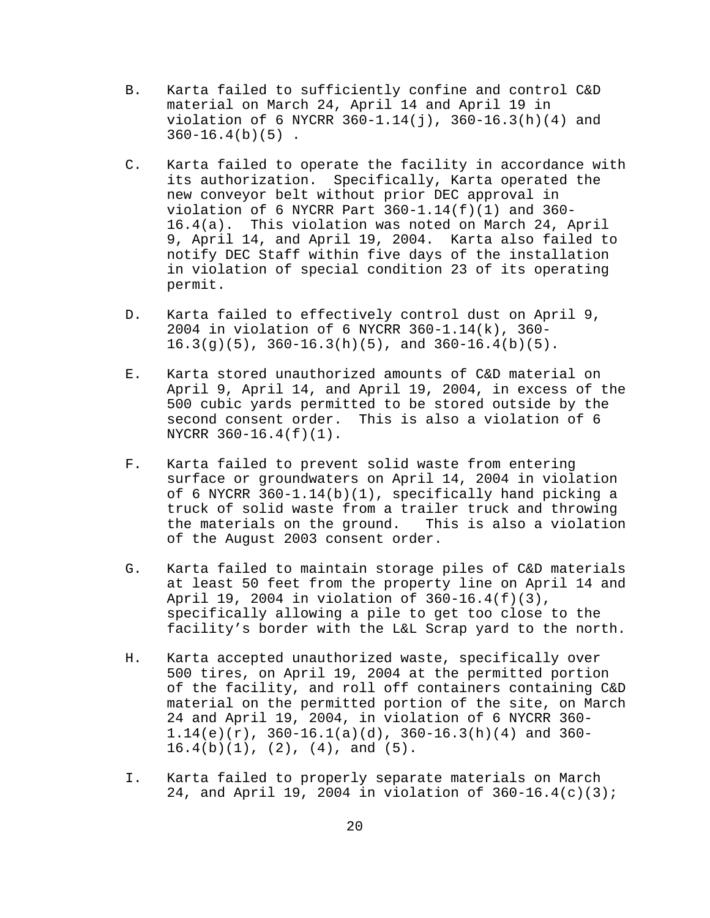B. Karta failed to sufficiently confine and control C&D material on March 24, April 14 and April 19 in violation of 6 NYCRR 360-1.14(j), 360-16.3(h)(4) and 360-16.4(b)(5) .

C. Karta failed to operate the facility in accordance with its authorization. Specifically, Karta operated the new conveyor belt without prior DEC approval in violation of 6 NYCRR Part 360-1.14(f)(1) and 360-16.4(a). This violation was noted on March 24, April 9, April 14, and April 19, 2004. Karta also failed to notify DEC Staff within five days of the installation in violation of special condition 23 of its operating permit.

D. Karta failed to effectively control dust on April 9, 2004 in violation of 6 NYCRR 360-1.14(k), 360-16.3(g)(5), 360-16.3(h)(5), and 360-16.4(b)(5).

E. Karta stored unauthorized amounts of C&D material on April 9, April 14, and April 19, 2004, in excess of the 500 cubic yards permitted to be stored outside by the second consent order. This is also a violation of 6 NYCRR 360-16.4(f)(1).

F. Karta failed to prevent solid waste from entering surface or groundwaters on April 14, 2004 in violation of 6 NYCRR 360-1.14(b)(1), specifically hand picking a truck of solid waste from a trailer truck and throwing the materials on the ground. This is also a violation of the August 2003 consent order.

G. Karta failed to maintain storage piles of C&D materials at least 50 feet from the property line on April 14 and April 19, 2004 in violation of 360-16.4(f)(3), specifically allowing a pile to get too close to the facility’s border with the L&L Scrap yard to the north.

H. Karta accepted unauthorized waste, specifically over 500 tires, on April 19, 2004 at the permitted portion of the facility, and roll off containers containing C&D material on the permitted portion of the site, on March 24 and April 19, 2004, in violation of 6 NYCRR 360-1.14(e)(r), 360-16.1(a)(d), 360-16.3(h)(4) and 360-16.4(b)(1), (2), (4), and (5).

I. Karta failed to properly separate materials on March 24, and April 19, 2004 in violation of 360-16.4(c)(3);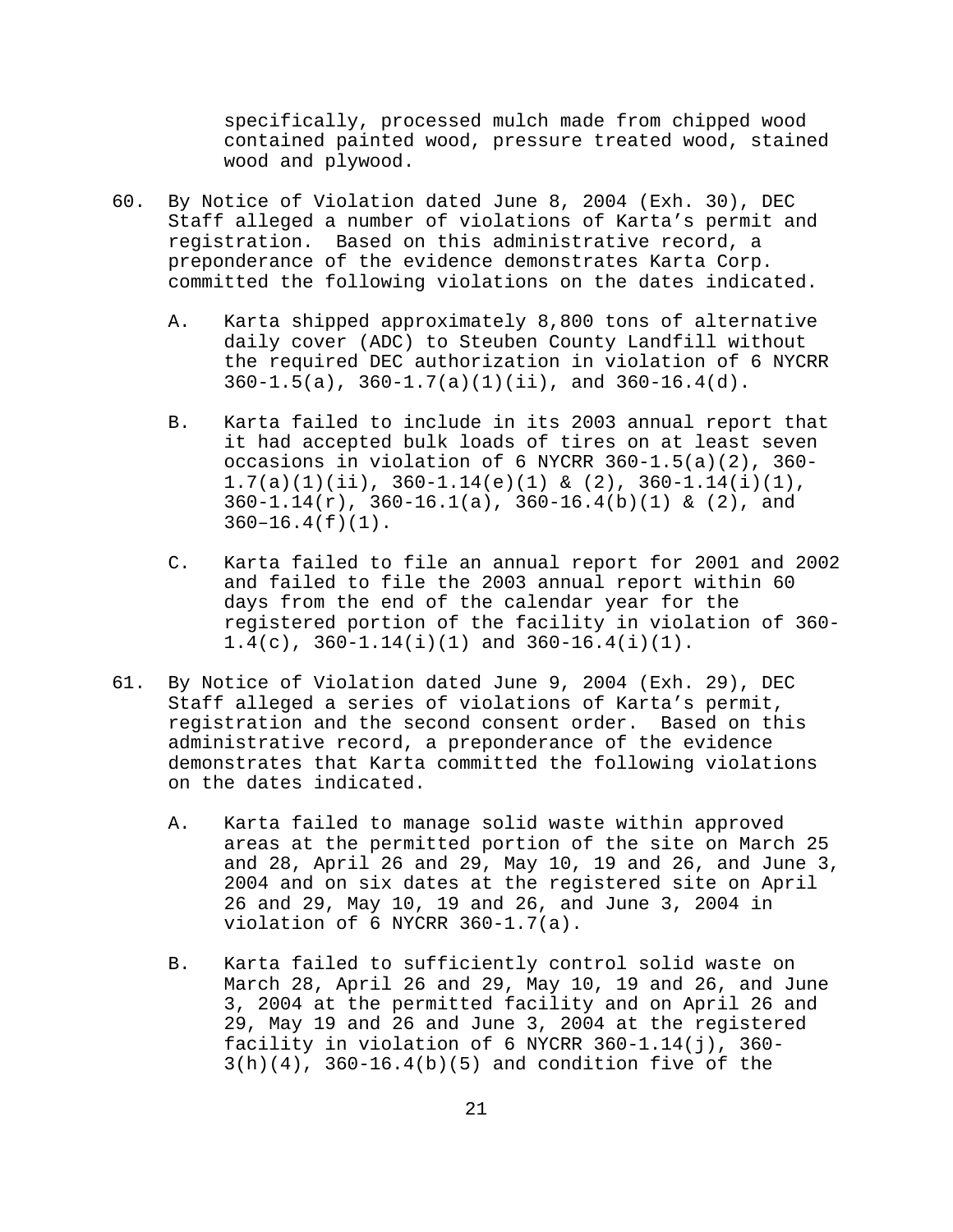specifically, processed mulch made from chipped wood contained painted wood, pressure treated wood, stained wood and plywood.

60. By Notice of Violation dated June 8, 2004 (Exh. 30), DEC Staff alleged a number of violations of Karta's permit and registration. Based on this administrative record, a preponderance of the evidence demonstrates Karta Corp. committed the following violations on the dates indicated.

    A. Karta shipped approximately 8,800 tons of alternative daily cover (ADC) to Steuben County Landfill without the required DEC authorization in violation of 6 NYCRR 360-1.5(a), 360-1.7(a)(1)(ii), and 360-16.4(d).

    B. Karta failed to include in its 2003 annual report that it had accepted bulk loads of tires on at least seven occasions in violation of 6 NYCRR 360-1.5(a)(2), 360-1.7(a)(1)(ii), 360-1.14(e)(1) & (2), 360-1.14(i)(1), 360-1.14(r), 360-16.1(a), 360-16.4(b)(1) & (2), and 360–16.4(f)(1).

    C. Karta failed to file an annual report for 2001 and 2002 and failed to file the 2003 annual report within 60 days from the end of the calendar year for the registered portion of the facility in violation of 360-1.4(c), 360-1.14(i)(1) and 360-16.4(i)(1).

61. By Notice of Violation dated June 9, 2004 (Exh. 29), DEC Staff alleged a series of violations of Karta's permit, registration and the second consent order. Based on this administrative record, a preponderance of the evidence demonstrates that Karta committed the following violations on the dates indicated.

    A. Karta failed to manage solid waste within approved areas at the permitted portion of the site on March 25 and 28, April 26 and 29, May 10, 19 and 26, and June 3, 2004 and on six dates at the registered site on April 26 and 29, May 10, 19 and 26, and June 3, 2004 in violation of 6 NYCRR 360-1.7(a).

    B. Karta failed to sufficiently control solid waste on March 28, April 26 and 29, May 10, 19 and 26, and June 3, 2004 at the permitted facility and on April 26 and 29, May 19 and 26 and June 3, 2004 at the registered facility in violation of 6 NYCRR 360-1.14(j), 360-3(h)(4), 360-16.4(b)(5) and condition five of the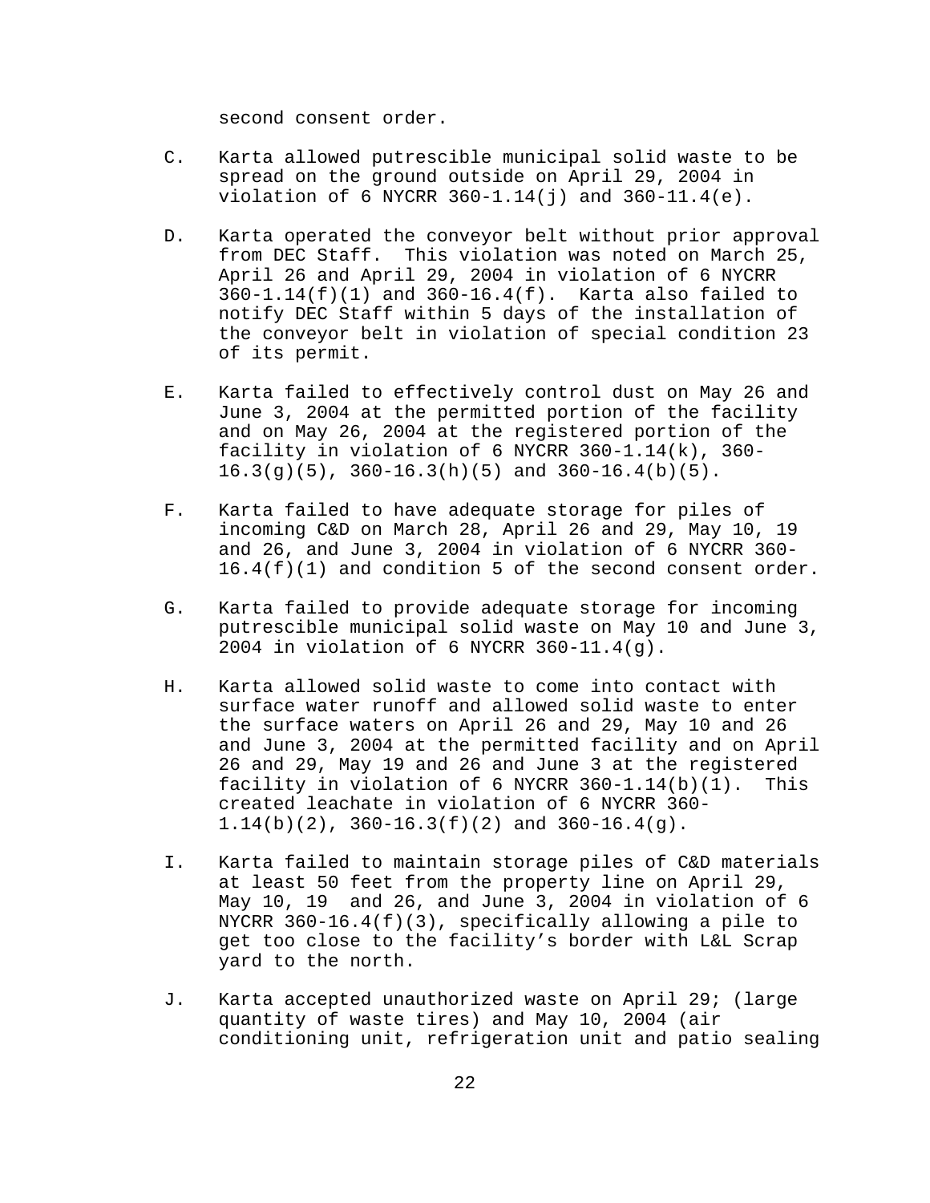second consent order.

C. Karta allowed putrescible municipal solid waste to be spread on the ground outside on April 29, 2004 in violation of 6 NYCRR 360-1.14(j) and 360-11.4(e).

D. Karta operated the conveyor belt without prior approval from DEC Staff. This violation was noted on March 25, April 26 and April 29, 2004 in violation of 6 NYCRR 360-1.14(f)(1) and 360-16.4(f). Karta also failed to notify DEC Staff within 5 days of the installation of the conveyor belt in violation of special condition 23 of its permit.

E. Karta failed to effectively control dust on May 26 and June 3, 2004 at the permitted portion of the facility and on May 26, 2004 at the registered portion of the facility in violation of 6 NYCRR 360-1.14(k), 360-16.3(g)(5), 360-16.3(h)(5) and 360-16.4(b)(5).

F. Karta failed to have adequate storage for piles of incoming C&D on March 28, April 26 and 29, May 10, 19 and 26, and June 3, 2004 in violation of 6 NYCRR 360-16.4(f)(1) and condition 5 of the second consent order.

G. Karta failed to provide adequate storage for incoming putrescible municipal solid waste on May 10 and June 3, 2004 in violation of 6 NYCRR 360-11.4(g).

H. Karta allowed solid waste to come into contact with surface water runoff and allowed solid waste to enter the surface waters on April 26 and 29, May 10 and 26 and June 3, 2004 at the permitted facility and on April 26 and 29, May 19 and 26 and June 3 at the registered facility in violation of 6 NYCRR 360-1.14(b)(1). This created leachate in violation of 6 NYCRR 360-1.14(b)(2), 360-16.3(f)(2) and 360-16.4(g).

I. Karta failed to maintain storage piles of C&D materials at least 50 feet from the property line on April 29, May 10, 19 and 26, and June 3, 2004 in violation of 6 NYCRR 360-16.4(f)(3), specifically allowing a pile to get too close to the facility's border with L&L Scrap yard to the north.

J. Karta accepted unauthorized waste on April 29; (large quantity of waste tires) and May 10, 2004 (air conditioning unit, refrigeration unit and patio sealing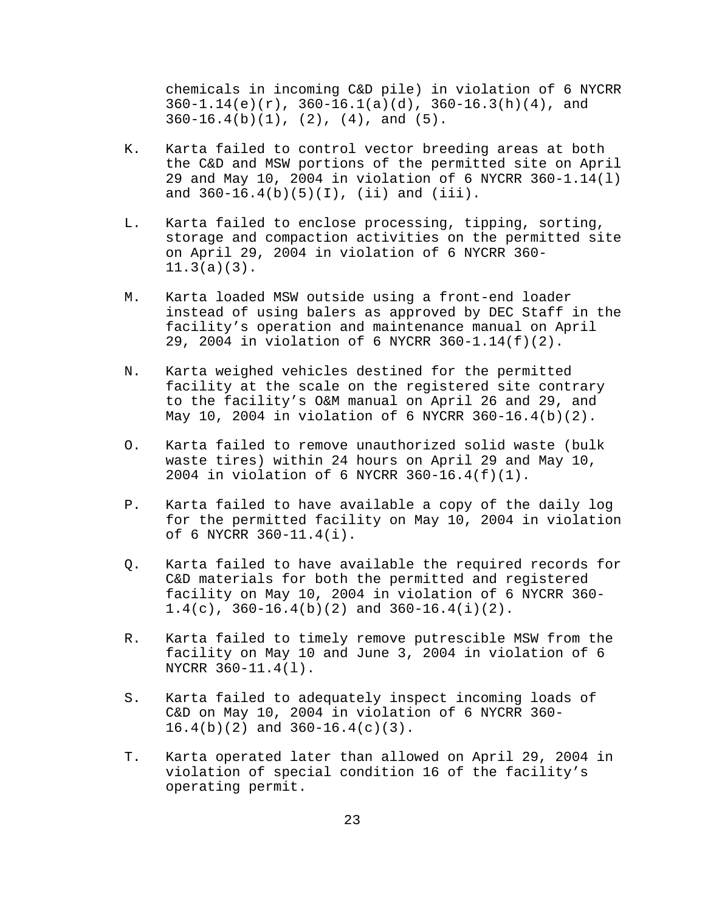chemicals in incoming C&D pile) in violation of 6 NYCRR 360-1.14(e)(r), 360-16.1(a)(d), 360-16.3(h)(4), and 360-16.4(b)(1), (2), (4), and (5).

K. Karta failed to control vector breeding areas at both the C&D and MSW portions of the permitted site on April 29 and May 10, 2004 in violation of 6 NYCRR 360-1.14(l) and 360-16.4(b)(5)(I), (ii) and (iii).

L. Karta failed to enclose processing, tipping, sorting, storage and compaction activities on the permitted site on April 29, 2004 in violation of 6 NYCRR 360-11.3(a)(3).

M. Karta loaded MSW outside using a front-end loader instead of using balers as approved by DEC Staff in the facility's operation and maintenance manual on April 29, 2004 in violation of 6 NYCRR 360-1.14(f)(2).

N. Karta weighed vehicles destined for the permitted facility at the scale on the registered site contrary to the facility's O&M manual on April 26 and 29, and May 10, 2004 in violation of 6 NYCRR 360-16.4(b)(2).

O. Karta failed to remove unauthorized solid waste (bulk waste tires) within 24 hours on April 29 and May 10, 2004 in violation of 6 NYCRR 360-16.4(f)(1).

P. Karta failed to have available a copy of the daily log for the permitted facility on May 10, 2004 in violation of 6 NYCRR 360-11.4(i).

Q. Karta failed to have available the required records for C&D materials for both the permitted and registered facility on May 10, 2004 in violation of 6 NYCRR 360-1.4(c), 360-16.4(b)(2) and 360-16.4(i)(2).

R. Karta failed to timely remove putrescible MSW from the facility on May 10 and June 3, 2004 in violation of 6 NYCRR 360-11.4(l).

S. Karta failed to adequately inspect incoming loads of C&D on May 10, 2004 in violation of 6 NYCRR 360-16.4(b)(2) and 360-16.4(c)(3).

T. Karta operated later than allowed on April 29, 2004 in violation of special condition 16 of the facility's operating permit.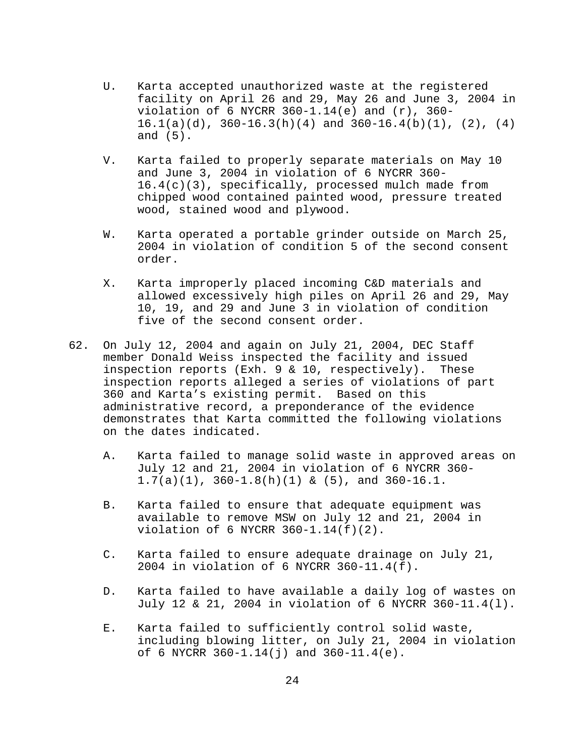U. Karta accepted unauthorized waste at the registered facility on April 26 and 29, May 26 and June 3, 2004 in violation of 6 NYCRR 360-1.14(e) and (r), 360-16.1(a)(d), 360-16.3(h)(4) and 360-16.4(b)(1), (2), (4) and (5).

V. Karta failed to properly separate materials on May 10 and June 3, 2004 in violation of 6 NYCRR 360-16.4(c)(3), specifically, processed mulch made from chipped wood contained painted wood, pressure treated wood, stained wood and plywood.

W. Karta operated a portable grinder outside on March 25, 2004 in violation of condition 5 of the second consent order.

X. Karta improperly placed incoming C&D materials and allowed excessively high piles on April 26 and 29, May 10, 19, and 29 and June 3 in violation of condition five of the second consent order.

62. On July 12, 2004 and again on July 21, 2004, DEC Staff member Donald Weiss inspected the facility and issued inspection reports (Exh. 9 & 10, respectively). These inspection reports alleged a series of violations of part 360 and Karta's existing permit. Based on this administrative record, a preponderance of the evidence demonstrates that Karta committed the following violations on the dates indicated.

A. Karta failed to manage solid waste in approved areas on July 12 and 21, 2004 in violation of 6 NYCRR 360-1.7(a)(1), 360-1.8(h)(1) & (5), and 360-16.1.

B. Karta failed to ensure that adequate equipment was available to remove MSW on July 12 and 21, 2004 in violation of 6 NYCRR 360-1.14(f)(2).

C. Karta failed to ensure adequate drainage on July 21, 2004 in violation of 6 NYCRR 360-11.4(f).

D. Karta failed to have available a daily log of wastes on July 12 & 21, 2004 in violation of 6 NYCRR 360-11.4(l).

E. Karta failed to sufficiently control solid waste, including blowing litter, on July 21, 2004 in violation of 6 NYCRR 360-1.14(j) and 360-11.4(e).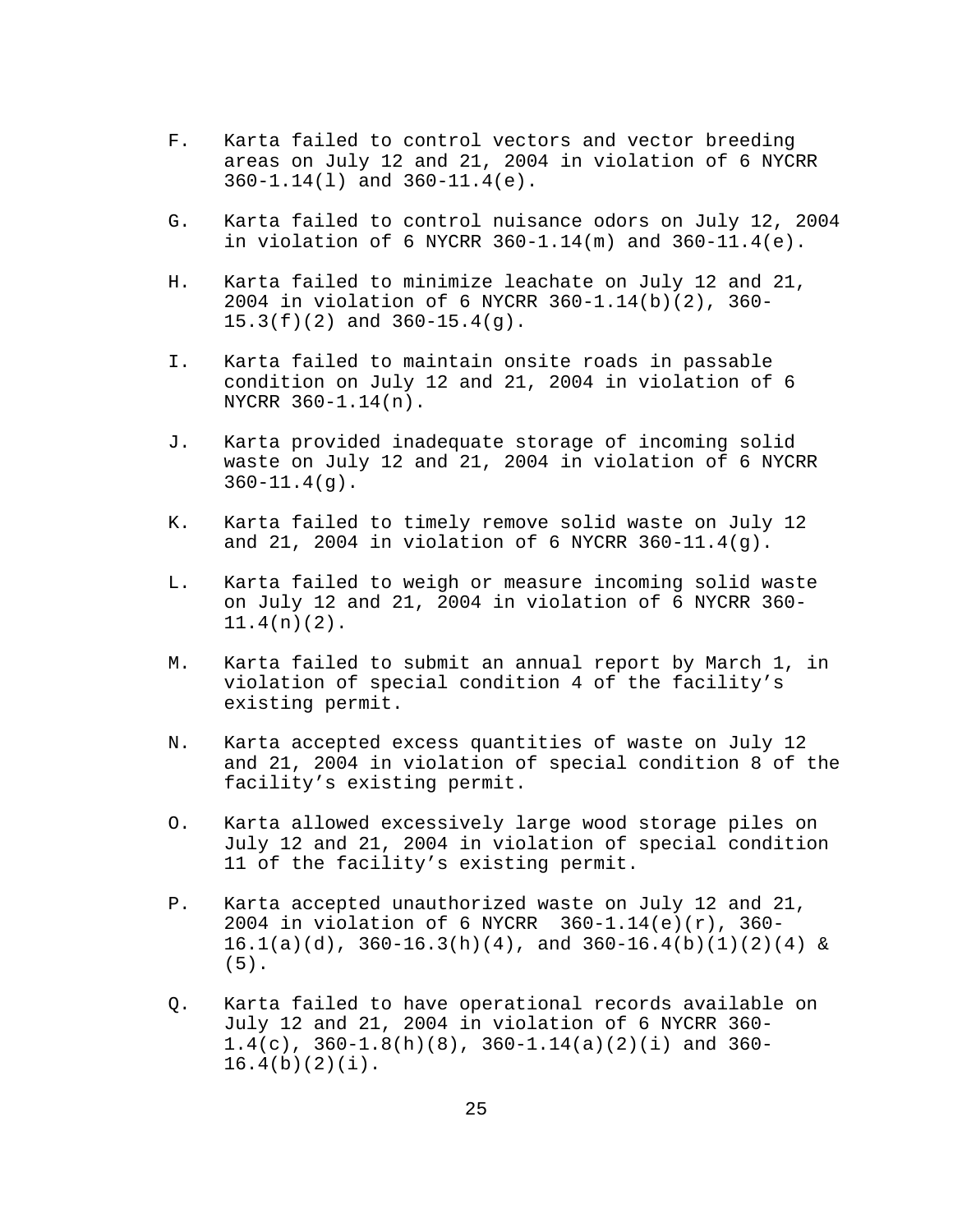F. Karta failed to control vectors and vector breeding areas on July 12 and 21, 2004 in violation of 6 NYCRR 360-1.14(l) and 360-11.4(e).

G. Karta failed to control nuisance odors on July 12, 2004 in violation of 6 NYCRR 360-1.14(m) and 360-11.4(e).

H. Karta failed to minimize leachate on July 12 and 21, 2004 in violation of 6 NYCRR 360-1.14(b)(2), 360-15.3(f)(2) and 360-15.4(g).

I. Karta failed to maintain onsite roads in passable condition on July 12 and 21, 2004 in violation of 6 NYCRR 360-1.14(n).

J. Karta provided inadequate storage of incoming solid waste on July 12 and 21, 2004 in violation of 6 NYCRR 360-11.4(g).

K. Karta failed to timely remove solid waste on July 12 and 21, 2004 in violation of 6 NYCRR 360-11.4(g).

L. Karta failed to weigh or measure incoming solid waste on July 12 and 21, 2004 in violation of 6 NYCRR 360-11.4(n)(2).

M. Karta failed to submit an annual report by March 1, in violation of special condition 4 of the facility's existing permit.

N. Karta accepted excess quantities of waste on July 12 and 21, 2004 in violation of special condition 8 of the facility's existing permit.

O. Karta allowed excessively large wood storage piles on July 12 and 21, 2004 in violation of special condition 11 of the facility's existing permit.

P. Karta accepted unauthorized waste on July 12 and 21, 2004 in violation of 6 NYCRR 360-1.14(e)(r), 360-16.1(a)(d), 360-16.3(h)(4), and 360-16.4(b)(1)(2)(4) & (5).

Q. Karta failed to have operational records available on July 12 and 21, 2004 in violation of 6 NYCRR 360-1.4(c), 360-1.8(h)(8), 360-1.14(a)(2)(i) and 360-16.4(b)(2)(i).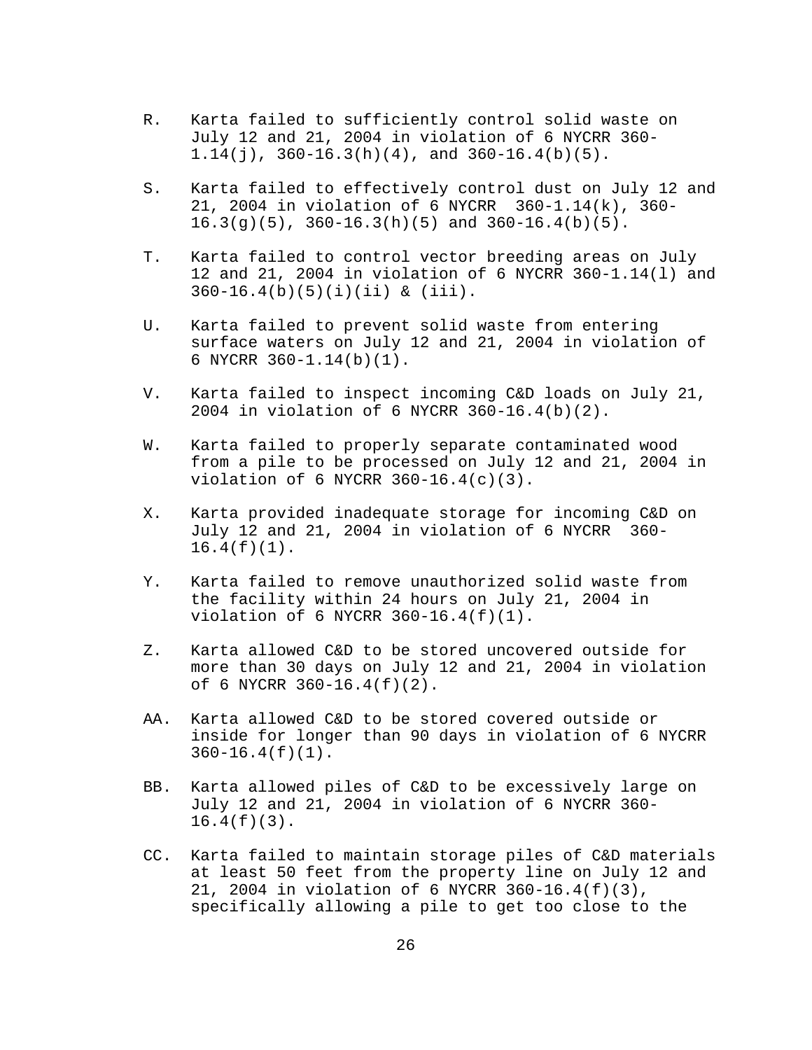R. Karta failed to sufficiently control solid waste on July 12 and 21, 2004 in violation of 6 NYCRR 360-1.14(j), 360-16.3(h)(4), and 360-16.4(b)(5).

S. Karta failed to effectively control dust on July 12 and 21, 2004 in violation of 6 NYCRR 360-1.14(k), 360-16.3(g)(5), 360-16.3(h)(5) and 360-16.4(b)(5).

T. Karta failed to control vector breeding areas on July 12 and 21, 2004 in violation of 6 NYCRR 360-1.14(l) and 360-16.4(b)(5)(i)(ii) & (iii).

U. Karta failed to prevent solid waste from entering surface waters on July 12 and 21, 2004 in violation of 6 NYCRR 360-1.14(b)(1).

V. Karta failed to inspect incoming C&D loads on July 21, 2004 in violation of 6 NYCRR 360-16.4(b)(2).

W. Karta failed to properly separate contaminated wood from a pile to be processed on July 12 and 21, 2004 in violation of 6 NYCRR 360-16.4(c)(3).

X. Karta provided inadequate storage for incoming C&D on July 12 and 21, 2004 in violation of 6 NYCRR 360-16.4(f)(1).

Y. Karta failed to remove unauthorized solid waste from the facility within 24 hours on July 21, 2004 in violation of 6 NYCRR 360-16.4(f)(1).

Z. Karta allowed C&D to be stored uncovered outside for more than 30 days on July 12 and 21, 2004 in violation of 6 NYCRR 360-16.4(f)(2).

AA. Karta allowed C&D to be stored covered outside or inside for longer than 90 days in violation of 6 NYCRR 360-16.4(f)(1).

BB. Karta allowed piles of C&D to be excessively large on July 12 and 21, 2004 in violation of 6 NYCRR 360-16.4(f)(3).

CC. Karta failed to maintain storage piles of C&D materials at least 50 feet from the property line on July 12 and 21, 2004 in violation of 6 NYCRR 360-16.4(f)(3), specifically allowing a pile to get too close to the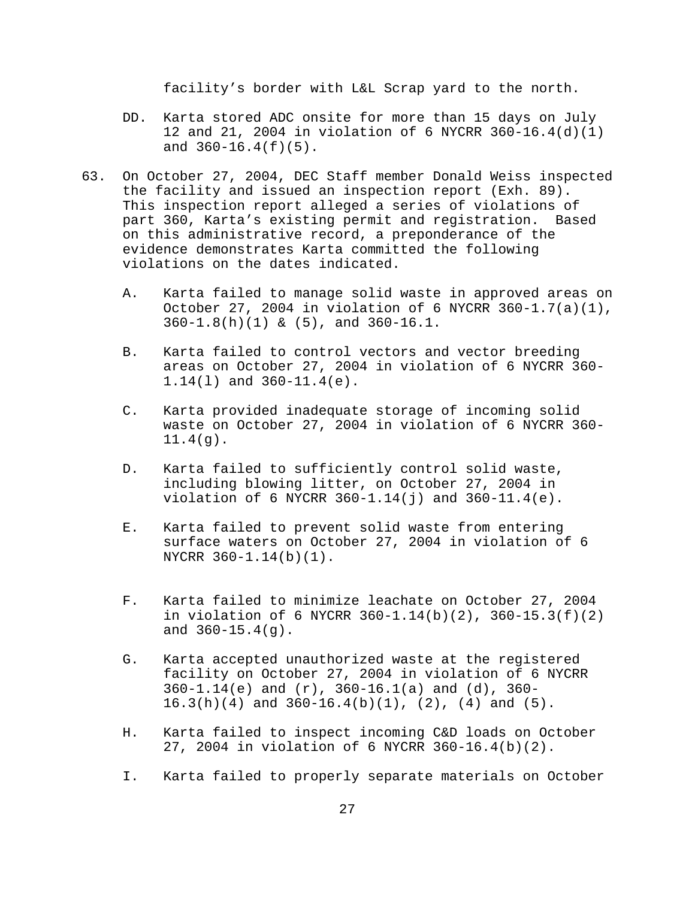facility's border with L&L Scrap yard to the north.

DD. Karta stored ADC onsite for more than 15 days on July 12 and 21, 2004 in violation of 6 NYCRR 360-16.4(d)(1) and 360-16.4(f)(5).

63. On October 27, 2004, DEC Staff member Donald Weiss inspected the facility and issued an inspection report (Exh. 89). This inspection report alleged a series of violations of part 360, Karta's existing permit and registration. Based on this administrative record, a preponderance of the evidence demonstrates Karta committed the following violations on the dates indicated.

A. Karta failed to manage solid waste in approved areas on October 27, 2004 in violation of 6 NYCRR 360-1.7(a)(1), 360-1.8(h)(1) & (5), and 360-16.1.

B. Karta failed to control vectors and vector breeding areas on October 27, 2004 in violation of 6 NYCRR 360-1.14(l) and 360-11.4(e).

C. Karta provided inadequate storage of incoming solid waste on October 27, 2004 in violation of 6 NYCRR 360-11.4(g).

D. Karta failed to sufficiently control solid waste, including blowing litter, on October 27, 2004 in violation of 6 NYCRR 360-1.14(j) and 360-11.4(e).

E. Karta failed to prevent solid waste from entering surface waters on October 27, 2004 in violation of 6 NYCRR 360-1.14(b)(1).

F. Karta failed to minimize leachate on October 27, 2004 in violation of 6 NYCRR 360-1.14(b)(2), 360-15.3(f)(2) and 360-15.4(g).

G. Karta accepted unauthorized waste at the registered facility on October 27, 2004 in violation of 6 NYCRR 360-1.14(e) and (r), 360-16.1(a) and (d), 360-16.3(h)(4) and 360-16.4(b)(1), (2), (4) and (5).

H. Karta failed to inspect incoming C&D loads on October 27, 2004 in violation of 6 NYCRR 360-16.4(b)(2).

I. Karta failed to properly separate materials on October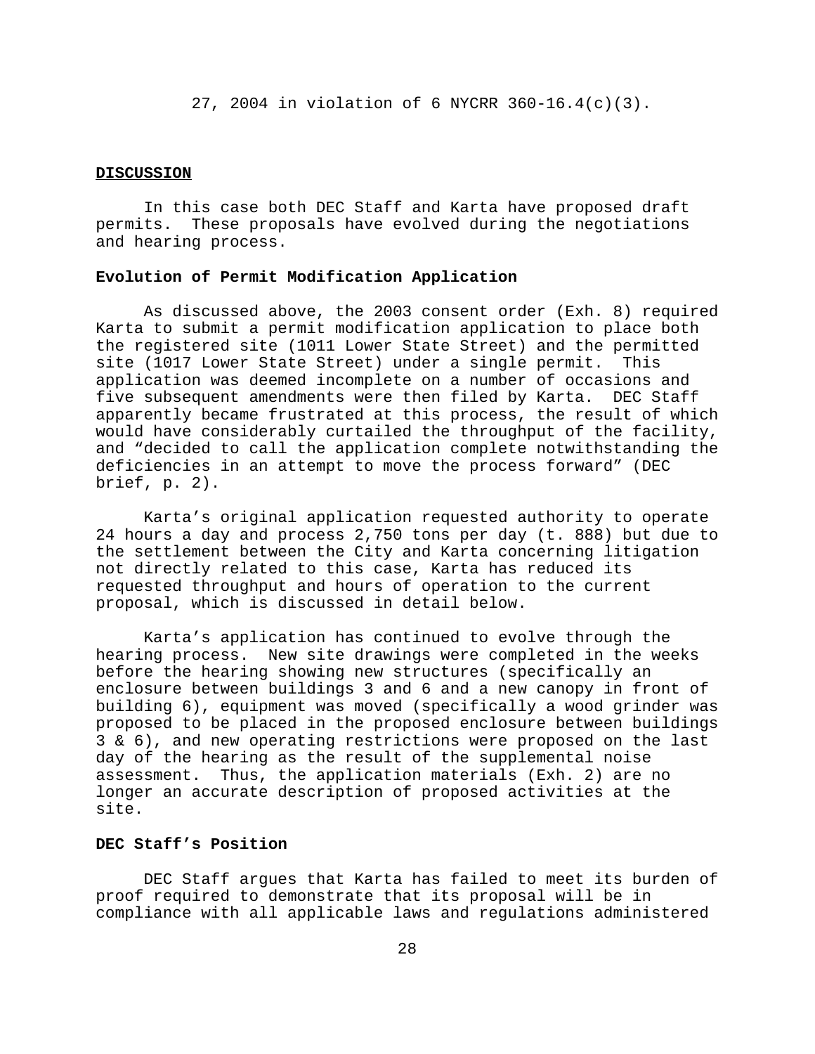27, 2004 in violation of 6 NYCRR 360-16.4(c)(3).

## DISCUSSION

In this case both DEC Staff and Karta have proposed draft permits. These proposals have evolved during the negotiations and hearing process.

### Evolution of Permit Modification Application

As discussed above, the 2003 consent order (Exh. 8) required Karta to submit a permit modification application to place both the registered site (1011 Lower State Street) and the permitted site (1017 Lower State Street) under a single permit. This application was deemed incomplete on a number of occasions and five subsequent amendments were then filed by Karta. DEC Staff apparently became frustrated at this process, the result of which would have considerably curtailed the throughput of the facility, and "decided to call the application complete notwithstanding the deficiencies in an attempt to move the process forward" (DEC brief, p. 2).

Karta's original application requested authority to operate 24 hours a day and process 2,750 tons per day (t. 888) but due to the settlement between the City and Karta concerning litigation not directly related to this case, Karta has reduced its requested throughput and hours of operation to the current proposal, which is discussed in detail below.

Karta's application has continued to evolve through the hearing process. New site drawings were completed in the weeks before the hearing showing new structures (specifically an enclosure between buildings 3 and 6 and a new canopy in front of building 6), equipment was moved (specifically a wood grinder was proposed to be placed in the proposed enclosure between buildings 3 & 6), and new operating restrictions were proposed on the last day of the hearing as the result of the supplemental noise assessment. Thus, the application materials (Exh. 2) are no longer an accurate description of proposed activities at the site.

### DEC Staff's Position

DEC Staff argues that Karta has failed to meet its burden of proof required to demonstrate that its proposal will be in compliance with all applicable laws and regulations administered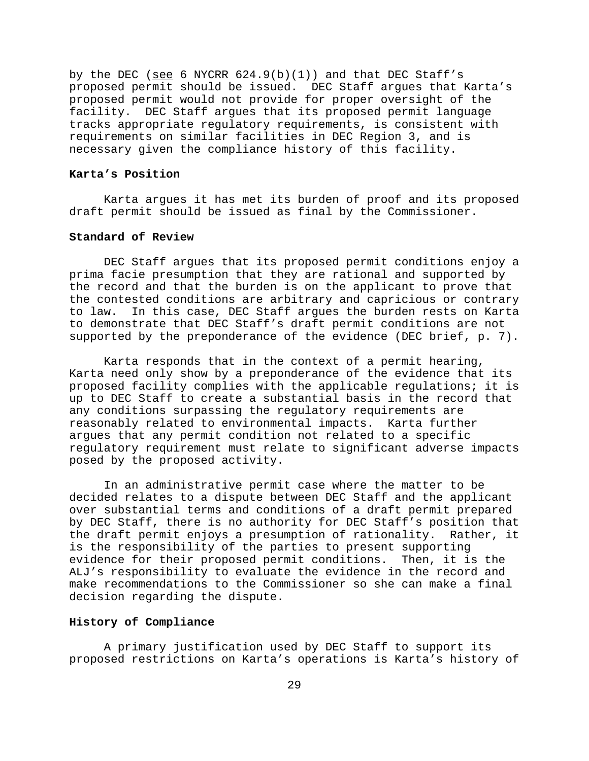by the DEC (see 6 NYCRR 624.9(b)(1)) and that DEC Staff's proposed permit should be issued. DEC Staff argues that Karta's proposed permit would not provide for proper oversight of the facility. DEC Staff argues that its proposed permit language tracks appropriate regulatory requirements, is consistent with requirements on similar facilities in DEC Region 3, and is necessary given the compliance history of this facility.

**Karta's Position**

Karta argues it has met its burden of proof and its proposed draft permit should be issued as final by the Commissioner.

**Standard of Review**

DEC Staff argues that its proposed permit conditions enjoy a prima facie presumption that they are rational and supported by the record and that the burden is on the applicant to prove that the contested conditions are arbitrary and capricious or contrary to law. In this case, DEC Staff argues the burden rests on Karta to demonstrate that DEC Staff's draft permit conditions are not supported by the preponderance of the evidence (DEC brief, p. 7).

Karta responds that in the context of a permit hearing, Karta need only show by a preponderance of the evidence that its proposed facility complies with the applicable regulations; it is up to DEC Staff to create a substantial basis in the record that any conditions surpassing the regulatory requirements are reasonably related to environmental impacts. Karta further argues that any permit condition not related to a specific regulatory requirement must relate to significant adverse impacts posed by the proposed activity.

In an administrative permit case where the matter to be decided relates to a dispute between DEC Staff and the applicant over substantial terms and conditions of a draft permit prepared by DEC Staff, there is no authority for DEC Staff's position that the draft permit enjoys a presumption of rationality. Rather, it is the responsibility of the parties to present supporting evidence for their proposed permit conditions. Then, it is the ALJ's responsibility to evaluate the evidence in the record and make recommendations to the Commissioner so she can make a final decision regarding the dispute.

**History of Compliance**

A primary justification used by DEC Staff to support its proposed restrictions on Karta's operations is Karta's history of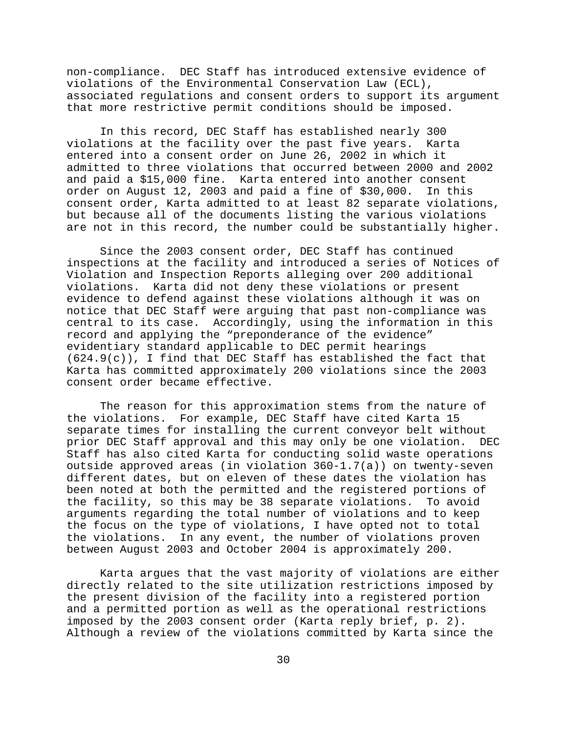non-compliance. DEC Staff has introduced extensive evidence of violations of the Environmental Conservation Law (ECL), associated regulations and consent orders to support its argument that more restrictive permit conditions should be imposed.

In this record, DEC Staff has established nearly 300 violations at the facility over the past five years. Karta entered into a consent order on June 26, 2002 in which it admitted to three violations that occurred between 2000 and 2002 and paid a $15,000 fine. Karta entered into another consent order on August 12, 2003 and paid a fine of $30,000. In this consent order, Karta admitted to at least 82 separate violations, but because all of the documents listing the various violations are not in this record, the number could be substantially higher.

Since the 2003 consent order, DEC Staff has continued inspections at the facility and introduced a series of Notices of Violation and Inspection Reports alleging over 200 additional violations. Karta did not deny these violations or present evidence to defend against these violations although it was on notice that DEC Staff were arguing that past non-compliance was central to its case. Accordingly, using the information in this record and applying the "preponderance of the evidence" evidentiary standard applicable to DEC permit hearings (624.9(c)), I find that DEC Staff has established the fact that Karta has committed approximately 200 violations since the 2003 consent order became effective.

The reason for this approximation stems from the nature of the violations. For example, DEC Staff have cited Karta 15 separate times for installing the current conveyor belt without prior DEC Staff approval and this may only be one violation. DEC Staff has also cited Karta for conducting solid waste operations outside approved areas (in violation 360-1.7(a)) on twenty-seven different dates, but on eleven of these dates the violation has been noted at both the permitted and the registered portions of the facility, so this may be 38 separate violations. To avoid arguments regarding the total number of violations and to keep the focus on the type of violations, I have opted not to total the violations. In any event, the number of violations proven between August 2003 and October 2004 is approximately 200.

Karta argues that the vast majority of violations are either directly related to the site utilization restrictions imposed by the present division of the facility into a registered portion and a permitted portion as well as the operational restrictions imposed by the 2003 consent order (Karta reply brief, p. 2). Although a review of the violations committed by Karta since the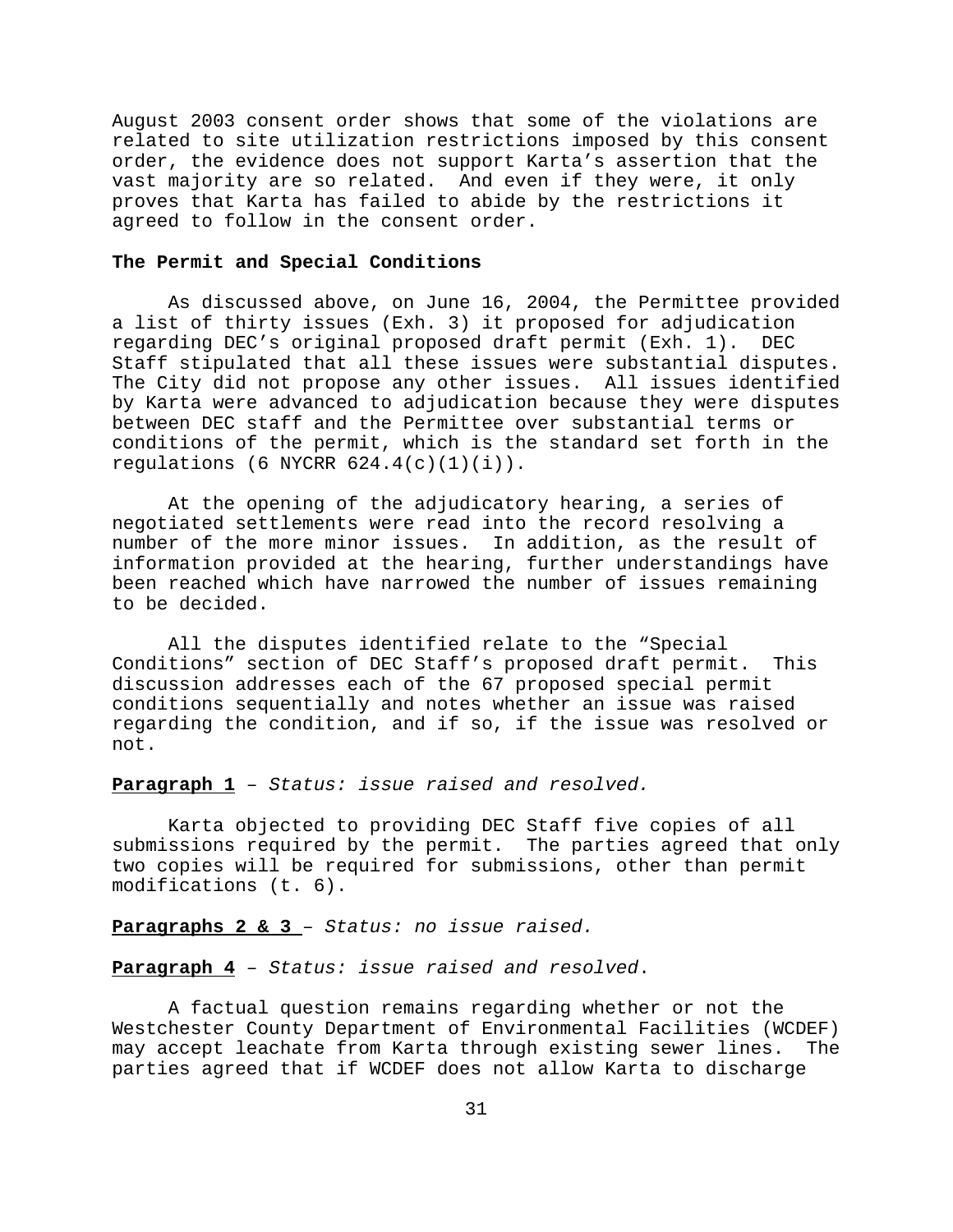August 2003 consent order shows that some of the violations are related to site utilization restrictions imposed by this consent order, the evidence does not support Karta's assertion that the vast majority are so related. And even if they were, it only proves that Karta has failed to abide by the restrictions it agreed to follow in the consent order.

**The Permit and Special Conditions**

As discussed above, on June 16, 2004, the Permittee provided a list of thirty issues (Exh. 3) it proposed for adjudication regarding DEC's original proposed draft permit (Exh. 1). DEC Staff stipulated that all these issues were substantial disputes. The City did not propose any other issues. All issues identified by Karta were advanced to adjudication because they were disputes between DEC staff and the Permittee over substantial terms or conditions of the permit, which is the standard set forth in the regulations (6 NYCRR 624.4(c)(1)(i)).

At the opening of the adjudicatory hearing, a series of negotiated settlements were read into the record resolving a number of the more minor issues. In addition, as the result of information provided at the hearing, further understandings have been reached which have narrowed the number of issues remaining to be decided.

All the disputes identified relate to the "Special Conditions" section of DEC Staff's proposed draft permit. This discussion addresses each of the 67 proposed special permit conditions sequentially and notes whether an issue was raised regarding the condition, and if so, if the issue was resolved or not.

**Paragraph 1** – *Status: issue raised and resolved.*

Karta objected to providing DEC Staff five copies of all submissions required by the permit. The parties agreed that only two copies will be required for submissions, other than permit modifications (t. 6).

**Paragraphs 2 & 3** – *Status: no issue raised.*

**Paragraph 4** – *Status: issue raised and resolved*.

A factual question remains regarding whether or not the Westchester County Department of Environmental Facilities (WCDEF) may accept leachate from Karta through existing sewer lines. The parties agreed that if WCDEF does not allow Karta to discharge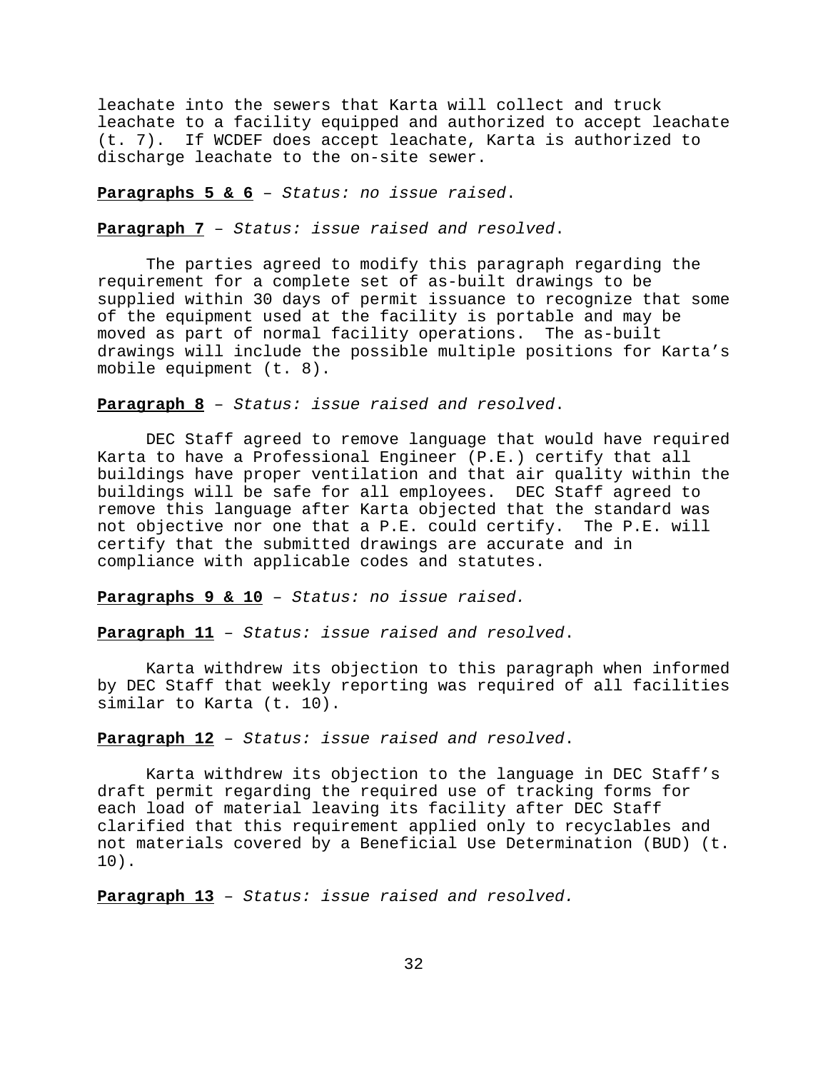leachate into the sewers that Karta will collect and truck leachate to a facility equipped and authorized to accept leachate (t. 7). If WCDEF does accept leachate, Karta is authorized to discharge leachate to the on-site sewer.

**Paragraphs 5 & 6** – *Status: no issue raised*.

**Paragraph 7** – *Status: issue raised and resolved*.

The parties agreed to modify this paragraph regarding the requirement for a complete set of as-built drawings to be supplied within 30 days of permit issuance to recognize that some of the equipment used at the facility is portable and may be moved as part of normal facility operations. The as-built drawings will include the possible multiple positions for Karta's mobile equipment (t. 8).

**Paragraph 8** – *Status: issue raised and resolved*.

DEC Staff agreed to remove language that would have required Karta to have a Professional Engineer (P.E.) certify that all buildings have proper ventilation and that air quality within the buildings will be safe for all employees. DEC Staff agreed to remove this language after Karta objected that the standard was not objective nor one that a P.E. could certify. The P.E. will certify that the submitted drawings are accurate and in compliance with applicable codes and statutes.

**Paragraphs 9 & 10** – *Status: no issue raised.*

**Paragraph 11** – *Status: issue raised and resolved*.

Karta withdrew its objection to this paragraph when informed by DEC Staff that weekly reporting was required of all facilities similar to Karta (t. 10).

**Paragraph 12** – *Status: issue raised and resolved*.

Karta withdrew its objection to the language in DEC Staff's draft permit regarding the required use of tracking forms for each load of material leaving its facility after DEC Staff clarified that this requirement applied only to recyclables and not materials covered by a Beneficial Use Determination (BUD) (t. 10).

**Paragraph 13** – *Status: issue raised and resolved.*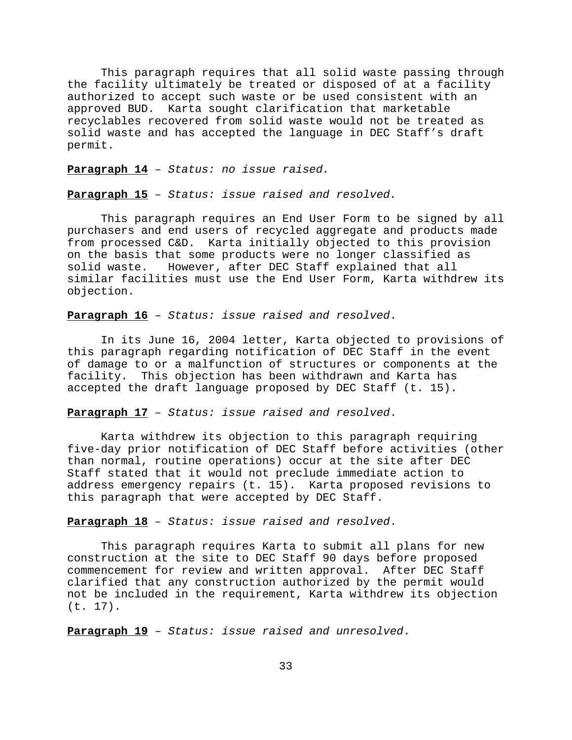This paragraph requires that all solid waste passing through the facility ultimately be treated or disposed of at a facility authorized to accept such waste or be used consistent with an approved BUD. Karta sought clarification that marketable recyclables recovered from solid waste would not be treated as solid waste and has accepted the language in DEC Staff's draft permit.

**Paragraph 14** – *Status: no issue raised.*

**Paragraph 15** – *Status: issue raised and resolved.*

This paragraph requires an End User Form to be signed by all purchasers and end users of recycled aggregate and products made from processed C&D. Karta initially objected to this provision on the basis that some products were no longer classified as solid waste. However, after DEC Staff explained that all similar facilities must use the End User Form, Karta withdrew its objection.

**Paragraph 16** – *Status: issue raised and resolved*.

In its June 16, 2004 letter, Karta objected to provisions of this paragraph regarding notification of DEC Staff in the event of damage to or a malfunction of structures or components at the facility. This objection has been withdrawn and Karta has accepted the draft language proposed by DEC Staff (t. 15).

**Paragraph 17** – *Status: issue raised and resolved*.

Karta withdrew its objection to this paragraph requiring five-day prior notification of DEC Staff before activities (other than normal, routine operations) occur at the site after DEC Staff stated that it would not preclude immediate action to address emergency repairs (t. 15). Karta proposed revisions to this paragraph that were accepted by DEC Staff.

**Paragraph 18** – *Status: issue raised and resolved*.

This paragraph requires Karta to submit all plans for new construction at the site to DEC Staff 90 days before proposed commencement for review and written approval. After DEC Staff clarified that any construction authorized by the permit would not be included in the requirement, Karta withdrew its objection (t. 17).

**Paragraph 19** – *Status: issue raised and unresolved*.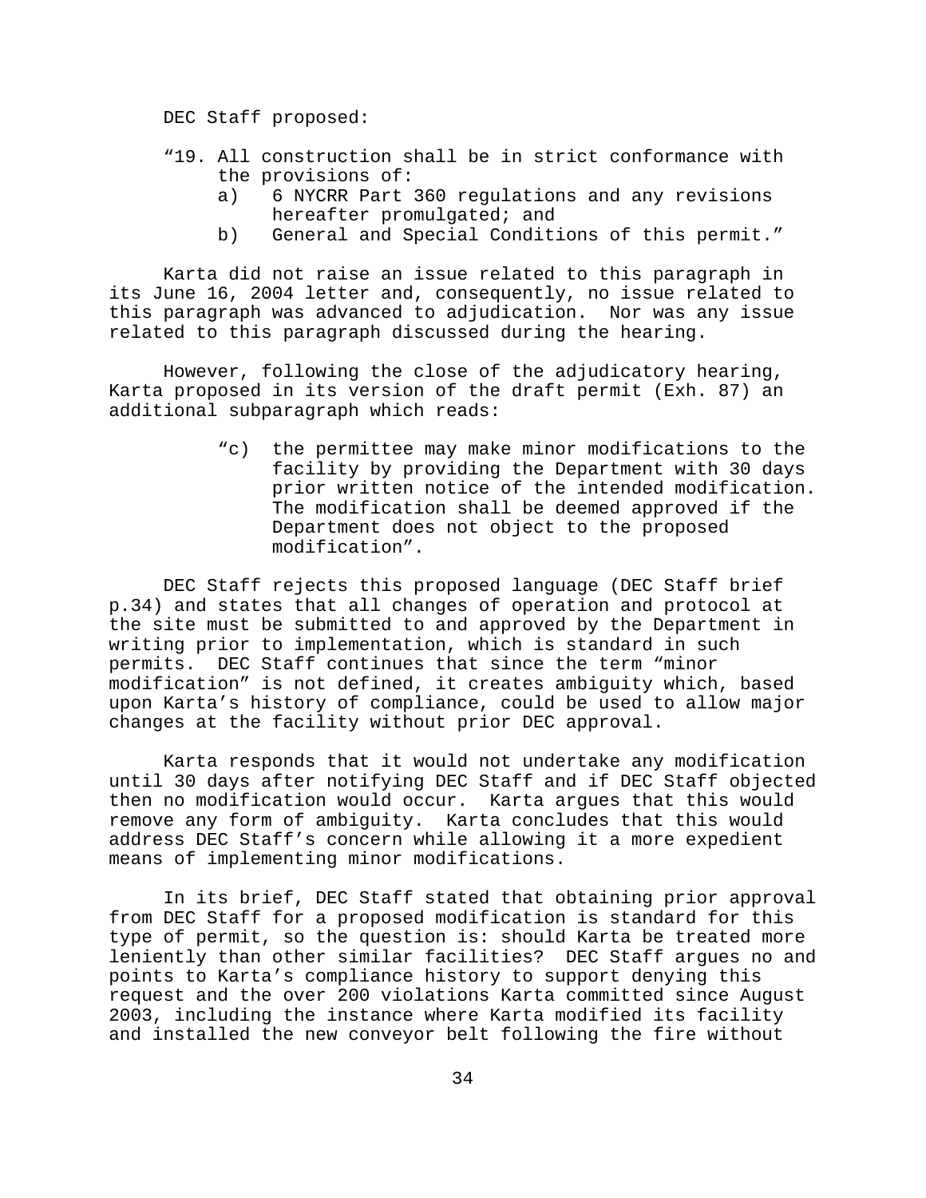DEC Staff proposed:

> "19. All construction shall be in strict conformance with the provisions of:
>
> a) 6 NYCRR Part 360 regulations and any revisions hereafter promulgated; and
>
> b) General and Special Conditions of this permit."

Karta did not raise an issue related to this paragraph in its June 16, 2004 letter and, consequently, no issue related to this paragraph was advanced to adjudication. Nor was any issue related to this paragraph discussed during the hearing.

However, following the close of the adjudicatory hearing, Karta proposed in its version of the draft permit (Exh. 87) an additional subparagraph which reads:

> "c) the permittee may make minor modifications to the facility by providing the Department with 30 days prior written notice of the intended modification. The modification shall be deemed approved if the Department does not object to the proposed modification".

DEC Staff rejects this proposed language (DEC Staff brief p.34) and states that all changes of operation and protocol at the site must be submitted to and approved by the Department in writing prior to implementation, which is standard in such permits. DEC Staff continues that since the term "minor modification" is not defined, it creates ambiguity which, based upon Karta's history of compliance, could be used to allow major changes at the facility without prior DEC approval.

Karta responds that it would not undertake any modification until 30 days after notifying DEC Staff and if DEC Staff objected then no modification would occur. Karta argues that this would remove any form of ambiguity. Karta concludes that this would address DEC Staff's concern while allowing it a more expedient means of implementing minor modifications.

In its brief, DEC Staff stated that obtaining prior approval from DEC Staff for a proposed modification is standard for this type of permit, so the question is: should Karta be treated more leniently than other similar facilities? DEC Staff argues no and points to Karta's compliance history to support denying this request and the over 200 violations Karta committed since August 2003, including the instance where Karta modified its facility and installed the new conveyor belt following the fire without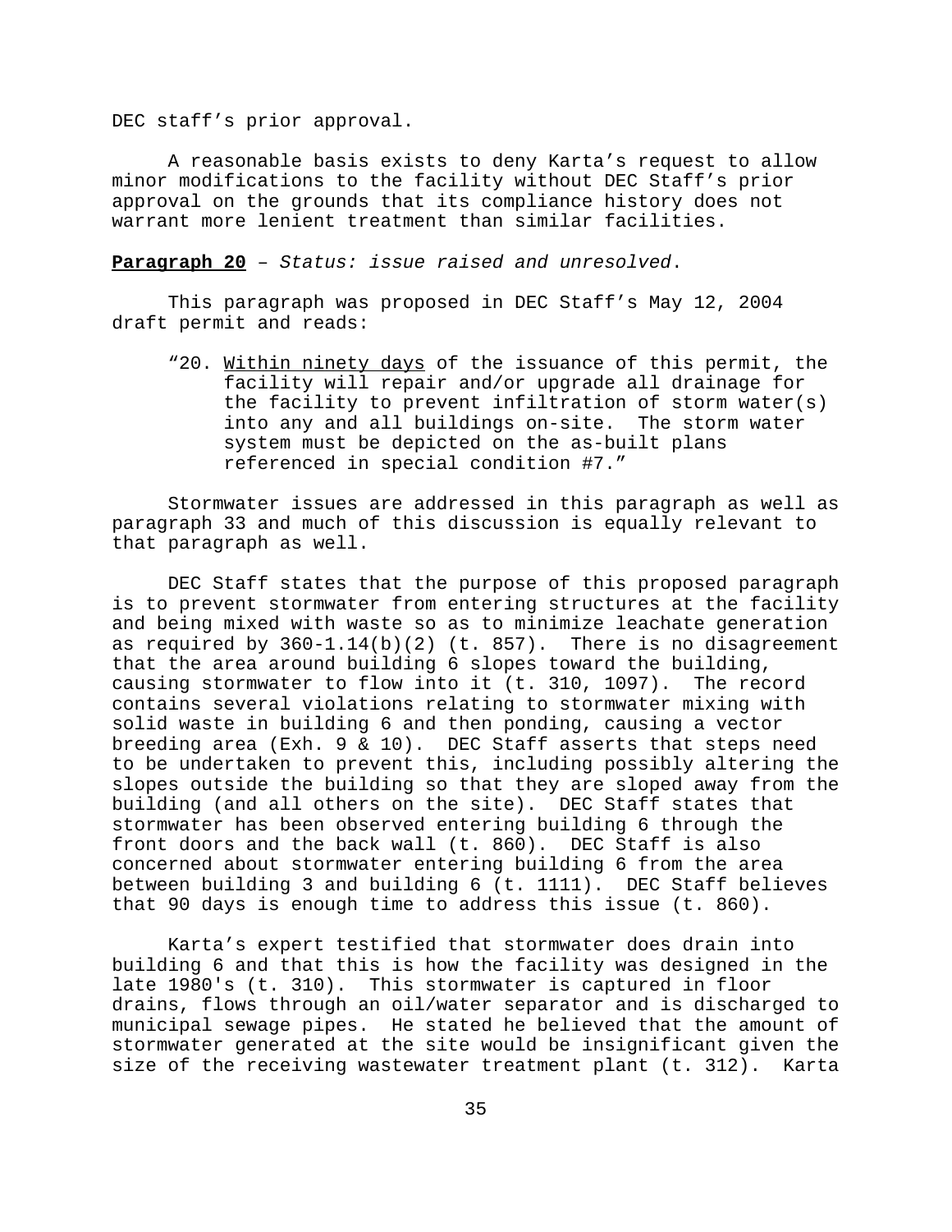DEC staff's prior approval.

A reasonable basis exists to deny Karta's request to allow minor modifications to the facility without DEC Staff's prior approval on the grounds that its compliance history does not warrant more lenient treatment than similar facilities.

**Paragraph 20** – *Status: issue raised and unresolved*.

This paragraph was proposed in DEC Staff's May 12, 2004 draft permit and reads:

> "20. Within ninety days of the issuance of this permit, the facility will repair and/or upgrade all drainage for the facility to prevent infiltration of storm water(s) into any and all buildings on-site. The storm water system must be depicted on the as-built plans referenced in special condition #7."

Stormwater issues are addressed in this paragraph as well as paragraph 33 and much of this discussion is equally relevant to that paragraph as well.

DEC Staff states that the purpose of this proposed paragraph is to prevent stormwater from entering structures at the facility and being mixed with waste so as to minimize leachate generation as required by 360-1.14(b)(2) (t. 857). There is no disagreement that the area around building 6 slopes toward the building, causing stormwater to flow into it (t. 310, 1097). The record contains several violations relating to stormwater mixing with solid waste in building 6 and then ponding, causing a vector breeding area (Exh. 9 & 10). DEC Staff asserts that steps need to be undertaken to prevent this, including possibly altering the slopes outside the building so that they are sloped away from the building (and all others on the site). DEC Staff states that stormwater has been observed entering building 6 through the front doors and the back wall (t. 860). DEC Staff is also concerned about stormwater entering building 6 from the area between building 3 and building 6 (t. 1111). DEC Staff believes that 90 days is enough time to address this issue (t. 860).

Karta's expert testified that stormwater does drain into building 6 and that this is how the facility was designed in the late 1980's (t. 310). This stormwater is captured in floor drains, flows through an oil/water separator and is discharged to municipal sewage pipes. He stated he believed that the amount of stormwater generated at the site would be insignificant given the size of the receiving wastewater treatment plant (t. 312). Karta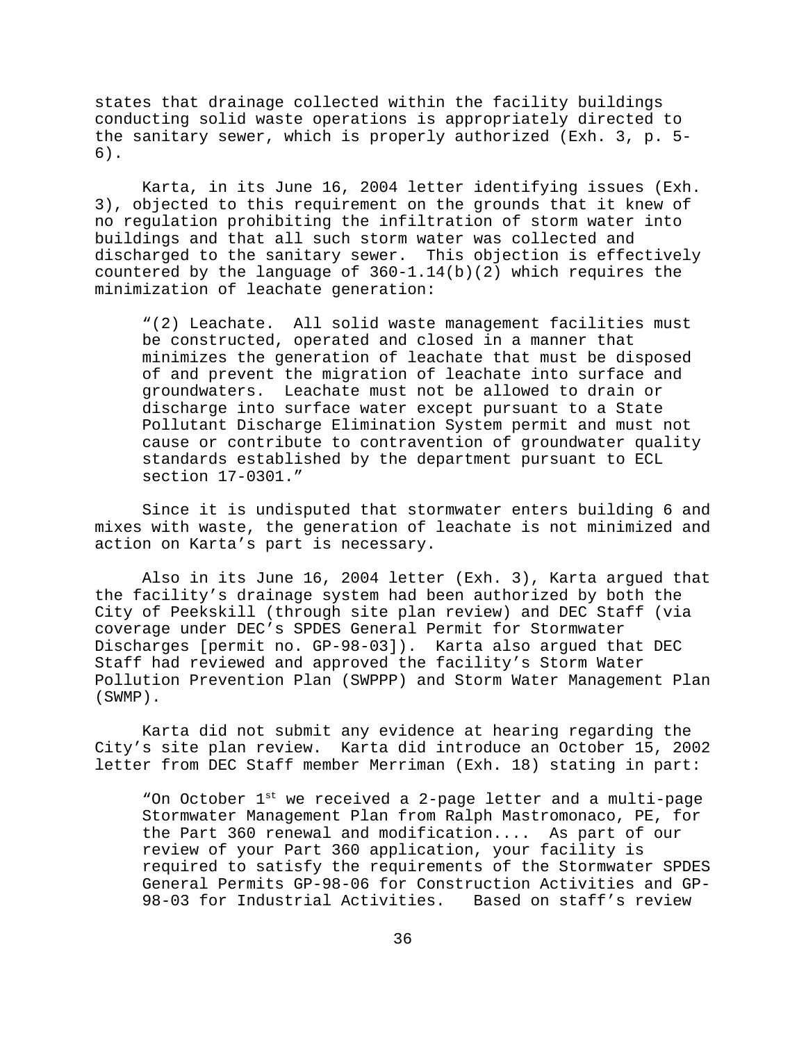states that drainage collected within the facility buildings conducting solid waste operations is appropriately directed to the sanitary sewer, which is properly authorized (Exh. 3, p. 5-6).

Karta, in its June 16, 2004 letter identifying issues (Exh. 3), objected to this requirement on the grounds that it knew of no regulation prohibiting the infiltration of storm water into buildings and that all such storm water was collected and discharged to the sanitary sewer. This objection is effectively countered by the language of 360-1.14(b)(2) which requires the minimization of leachate generation:

> "(2) Leachate. All solid waste management facilities must be constructed, operated and closed in a manner that minimizes the generation of leachate that must be disposed of and prevent the migration of leachate into surface and groundwaters. Leachate must not be allowed to drain or discharge into surface water except pursuant to a State Pollutant Discharge Elimination System permit and must not cause or contribute to contravention of groundwater quality standards established by the department pursuant to ECL section 17-0301."

Since it is undisputed that stormwater enters building 6 and mixes with waste, the generation of leachate is not minimized and action on Karta's part is necessary.

Also in its June 16, 2004 letter (Exh. 3), Karta argued that the facility's drainage system had been authorized by both the City of Peekskill (through site plan review) and DEC Staff (via coverage under DEC's SPDES General Permit for Stormwater Discharges [permit no. GP-98-03]). Karta also argued that DEC Staff had reviewed and approved the facility's Storm Water Pollution Prevention Plan (SWPPP) and Storm Water Management Plan (SWMP).

Karta did not submit any evidence at hearing regarding the City's site plan review. Karta did introduce an October 15, 2002 letter from DEC Staff member Merriman (Exh. 18) stating in part:

> "On October 1st we received a 2-page letter and a multi-page Stormwater Management Plan from Ralph Mastromonaco, PE, for the Part 360 renewal and modification.... As part of our review of your Part 360 application, your facility is required to satisfy the requirements of the Stormwater SPDES General Permits GP-98-06 for Construction Activities and GP-98-03 for Industrial Activities. Based on staff's review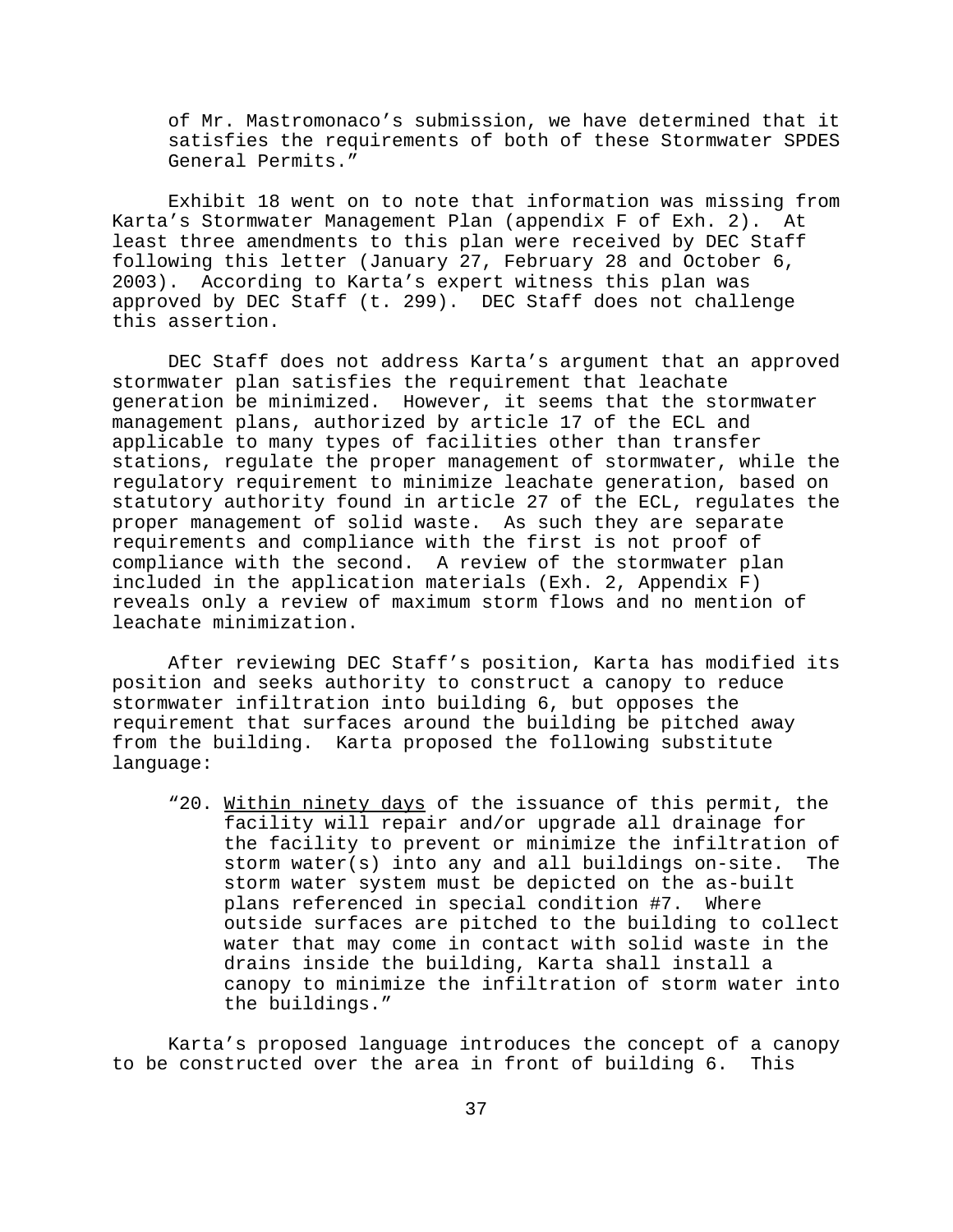> of Mr. Mastromonaco's submission, we have determined that it satisfies the requirements of both of these Stormwater SPDES General Permits."

Exhibit 18 went on to note that information was missing from Karta's Stormwater Management Plan (appendix F of Exh. 2). At least three amendments to this plan were received by DEC Staff following this letter (January 27, February 28 and October 6, 2003). According to Karta's expert witness this plan was approved by DEC Staff (t. 299). DEC Staff does not challenge this assertion.

DEC Staff does not address Karta's argument that an approved stormwater plan satisfies the requirement that leachate generation be minimized. However, it seems that the stormwater management plans, authorized by article 17 of the ECL and applicable to many types of facilities other than transfer stations, regulate the proper management of stormwater, while the regulatory requirement to minimize leachate generation, based on statutory authority found in article 27 of the ECL, regulates the proper management of solid waste. As such they are separate requirements and compliance with the first is not proof of compliance with the second. A review of the stormwater plan included in the application materials (Exh. 2, Appendix F) reveals only a review of maximum storm flows and no mention of leachate minimization.

After reviewing DEC Staff's position, Karta has modified its position and seeks authority to construct a canopy to reduce stormwater infiltration into building 6, but opposes the requirement that surfaces around the building be pitched away from the building. Karta proposed the following substitute language:

> "20. Within ninety days of the issuance of this permit, the facility will repair and/or upgrade all drainage for the facility to prevent or minimize the infiltration of storm water(s) into any and all buildings on-site. The storm water system must be depicted on the as-built plans referenced in special condition #7. Where outside surfaces are pitched to the building to collect water that may come in contact with solid waste in the drains inside the building, Karta shall install a canopy to minimize the infiltration of storm water into the buildings."

Karta's proposed language introduces the concept of a canopy to be constructed over the area in front of building 6. This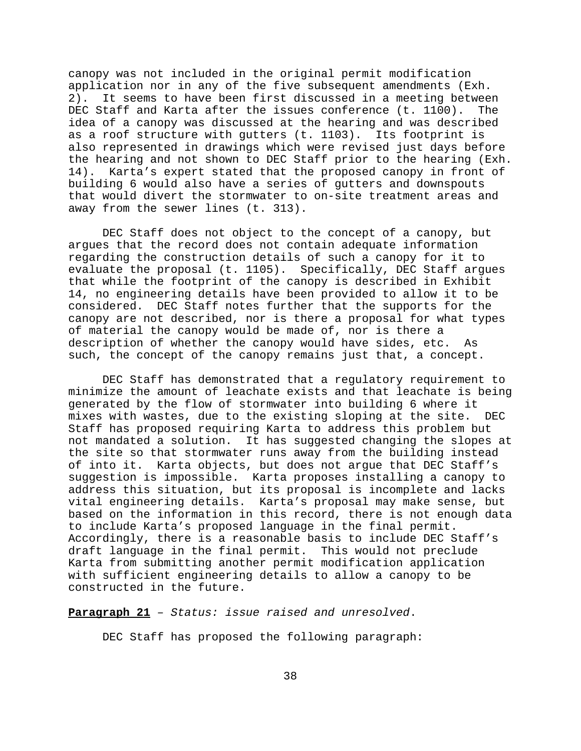canopy was not included in the original permit modification application nor in any of the five subsequent amendments (Exh. 2). It seems to have been first discussed in a meeting between DEC Staff and Karta after the issues conference (t. 1100). The idea of a canopy was discussed at the hearing and was described as a roof structure with gutters (t. 1103). Its footprint is also represented in drawings which were revised just days before the hearing and not shown to DEC Staff prior to the hearing (Exh. 14). Karta's expert stated that the proposed canopy in front of building 6 would also have a series of gutters and downspouts that would divert the stormwater to on-site treatment areas and away from the sewer lines (t. 313).

DEC Staff does not object to the concept of a canopy, but argues that the record does not contain adequate information regarding the construction details of such a canopy for it to evaluate the proposal (t. 1105). Specifically, DEC Staff argues that while the footprint of the canopy is described in Exhibit 14, no engineering details have been provided to allow it to be considered. DEC Staff notes further that the supports for the canopy are not described, nor is there a proposal for what types of material the canopy would be made of, nor is there a description of whether the canopy would have sides, etc. As such, the concept of the canopy remains just that, a concept.

DEC Staff has demonstrated that a regulatory requirement to minimize the amount of leachate exists and that leachate is being generated by the flow of stormwater into building 6 where it mixes with wastes, due to the existing sloping at the site. DEC Staff has proposed requiring Karta to address this problem but not mandated a solution. It has suggested changing the slopes at the site so that stormwater runs away from the building instead of into it. Karta objects, but does not argue that DEC Staff's suggestion is impossible. Karta proposes installing a canopy to address this situation, but its proposal is incomplete and lacks vital engineering details. Karta's proposal may make sense, but based on the information in this record, there is not enough data to include Karta's proposed language in the final permit. Accordingly, there is a reasonable basis to include DEC Staff's draft language in the final permit. This would not preclude Karta from submitting another permit modification application with sufficient engineering details to allow a canopy to be constructed in the future.

**Paragraph 21** – *Status: issue raised and unresolved*.

DEC Staff has proposed the following paragraph: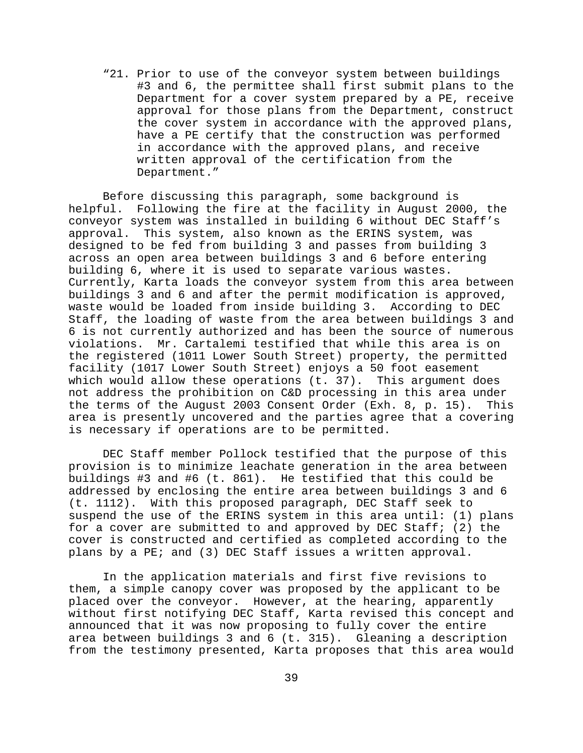"21. Prior to use of the conveyor system between buildings #3 and 6, the permittee shall first submit plans to the Department for a cover system prepared by a PE, receive approval for those plans from the Department, construct the cover system in accordance with the approved plans, have a PE certify that the construction was performed in accordance with the approved plans, and receive written approval of the certification from the Department."

Before discussing this paragraph, some background is helpful. Following the fire at the facility in August 2000, the conveyor system was installed in building 6 without DEC Staff's approval. This system, also known as the ERINS system, was designed to be fed from building 3 and passes from building 3 across an open area between buildings 3 and 6 before entering building 6, where it is used to separate various wastes. Currently, Karta loads the conveyor system from this area between buildings 3 and 6 and after the permit modification is approved, waste would be loaded from inside building 3. According to DEC Staff, the loading of waste from the area between buildings 3 and 6 is not currently authorized and has been the source of numerous violations. Mr. Cartalemi testified that while this area is on the registered (1011 Lower South Street) property, the permitted facility (1017 Lower South Street) enjoys a 50 foot easement which would allow these operations (t. 37). This argument does not address the prohibition on C&D processing in this area under the terms of the August 2003 Consent Order (Exh. 8, p. 15). This area is presently uncovered and the parties agree that a covering is necessary if operations are to be permitted.

DEC Staff member Pollock testified that the purpose of this provision is to minimize leachate generation in the area between buildings #3 and #6 (t. 861). He testified that this could be addressed by enclosing the entire area between buildings 3 and 6 (t. 1112). With this proposed paragraph, DEC Staff seek to suspend the use of the ERINS system in this area until: (1) plans for a cover are submitted to and approved by DEC Staff; (2) the cover is constructed and certified as completed according to the plans by a PE; and (3) DEC Staff issues a written approval.

In the application materials and first five revisions to them, a simple canopy cover was proposed by the applicant to be placed over the conveyor. However, at the hearing, apparently without first notifying DEC Staff, Karta revised this concept and announced that it was now proposing to fully cover the entire area between buildings 3 and 6 (t. 315). Gleaning a description from the testimony presented, Karta proposes that this area would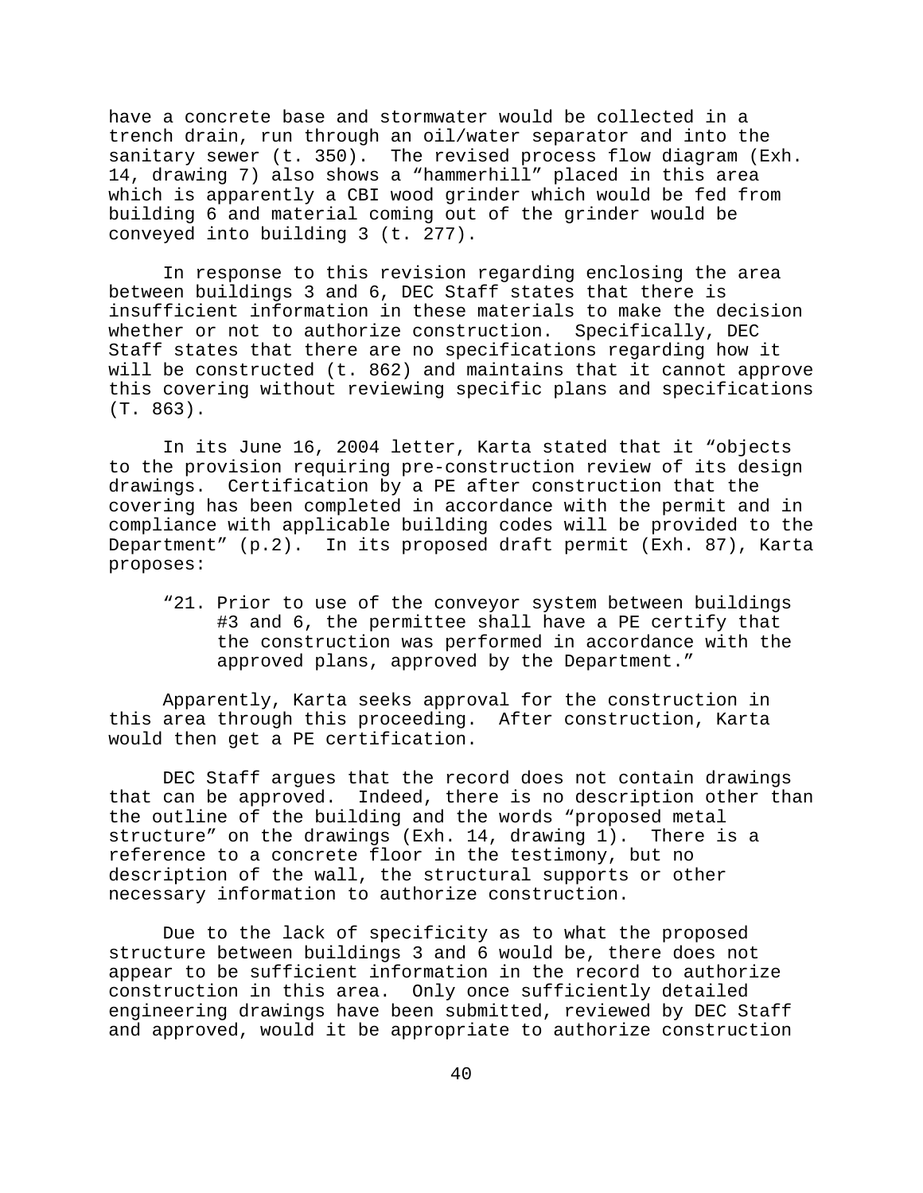have a concrete base and stormwater would be collected in a trench drain, run through an oil/water separator and into the sanitary sewer (t. 350). The revised process flow diagram (Exh. 14, drawing 7) also shows a "hammerhill" placed in this area which is apparently a CBI wood grinder which would be fed from building 6 and material coming out of the grinder would be conveyed into building 3 (t. 277).

In response to this revision regarding enclosing the area between buildings 3 and 6, DEC Staff states that there is insufficient information in these materials to make the decision whether or not to authorize construction. Specifically, DEC Staff states that there are no specifications regarding how it will be constructed (t. 862) and maintains that it cannot approve this covering without reviewing specific plans and specifications (T. 863).

In its June 16, 2004 letter, Karta stated that it "objects to the provision requiring pre-construction review of its design drawings. Certification by a PE after construction that the covering has been completed in accordance with the permit and in compliance with applicable building codes will be provided to the Department" (p.2). In its proposed draft permit (Exh. 87), Karta proposes:

> "21. Prior to use of the conveyor system between buildings #3 and 6, the permittee shall have a PE certify that the construction was performed in accordance with the approved plans, approved by the Department."

Apparently, Karta seeks approval for the construction in this area through this proceeding. After construction, Karta would then get a PE certification.

DEC Staff argues that the record does not contain drawings that can be approved. Indeed, there is no description other than the outline of the building and the words "proposed metal structure" on the drawings (Exh. 14, drawing 1). There is a reference to a concrete floor in the testimony, but no description of the wall, the structural supports or other necessary information to authorize construction.

Due to the lack of specificity as to what the proposed structure between buildings 3 and 6 would be, there does not appear to be sufficient information in the record to authorize construction in this area. Only once sufficiently detailed engineering drawings have been submitted, reviewed by DEC Staff and approved, would it be appropriate to authorize construction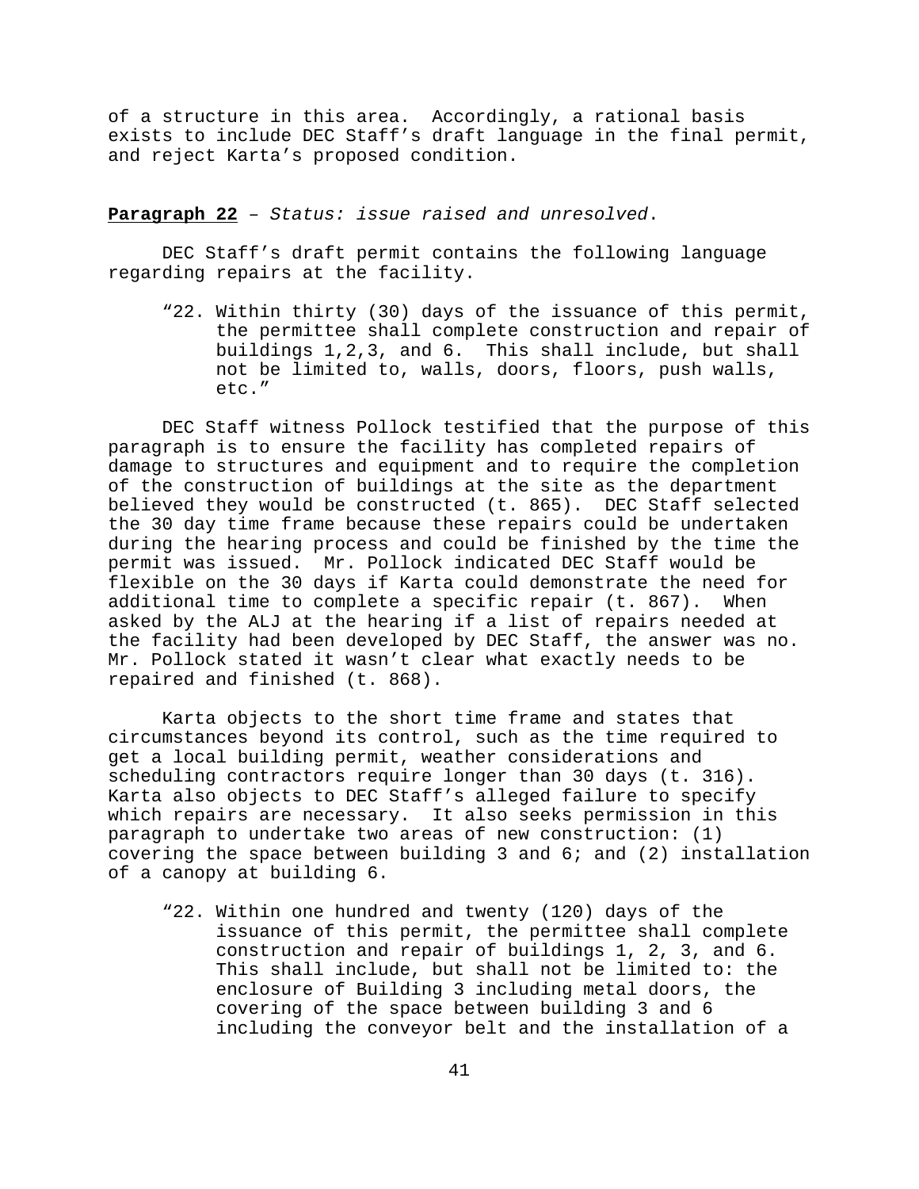of a structure in this area. Accordingly, a rational basis exists to include DEC Staff's draft language in the final permit, and reject Karta's proposed condition.

**Paragraph 22** – *Status: issue raised and unresolved*.

DEC Staff's draft permit contains the following language regarding repairs at the facility.

> "22. Within thirty (30) days of the issuance of this permit, the permittee shall complete construction and repair of buildings 1,2,3, and 6. This shall include, but shall not be limited to, walls, doors, floors, push walls, etc."

DEC Staff witness Pollock testified that the purpose of this paragraph is to ensure the facility has completed repairs of damage to structures and equipment and to require the completion of the construction of buildings at the site as the department believed they would be constructed (t. 865). DEC Staff selected the 30 day time frame because these repairs could be undertaken during the hearing process and could be finished by the time the permit was issued. Mr. Pollock indicated DEC Staff would be flexible on the 30 days if Karta could demonstrate the need for additional time to complete a specific repair (t. 867). When asked by the ALJ at the hearing if a list of repairs needed at the facility had been developed by DEC Staff, the answer was no. Mr. Pollock stated it wasn't clear what exactly needs to be repaired and finished (t. 868).

Karta objects to the short time frame and states that circumstances beyond its control, such as the time required to get a local building permit, weather considerations and scheduling contractors require longer than 30 days (t. 316). Karta also objects to DEC Staff's alleged failure to specify which repairs are necessary. It also seeks permission in this paragraph to undertake two areas of new construction: (1) covering the space between building 3 and 6; and (2) installation of a canopy at building 6.

> "22. Within one hundred and twenty (120) days of the issuance of this permit, the permittee shall complete construction and repair of buildings 1, 2, 3, and 6. This shall include, but shall not be limited to: the enclosure of Building 3 including metal doors, the covering of the space between building 3 and 6 including the conveyor belt and the installation of a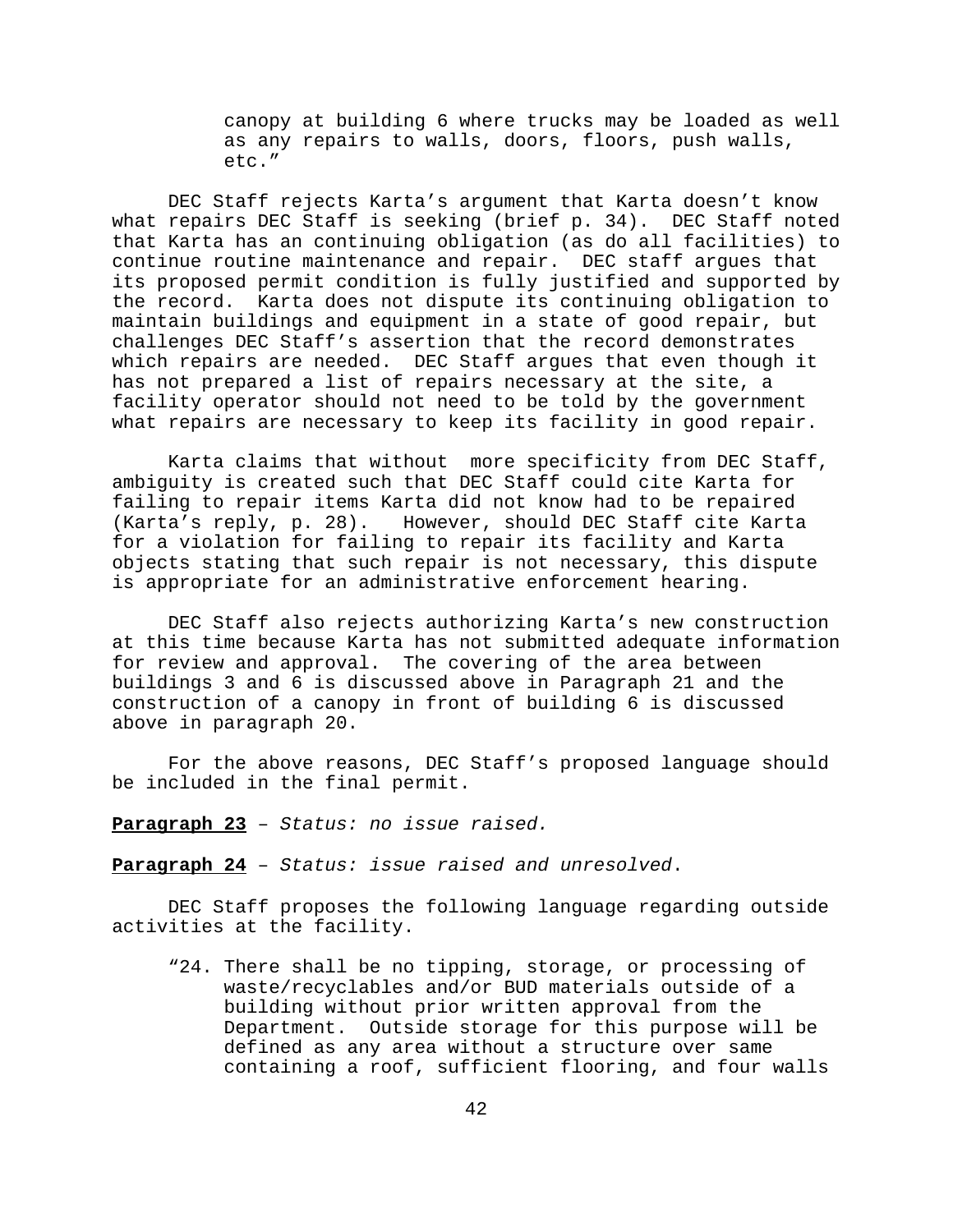canopy at building 6 where trucks may be loaded as well as any repairs to walls, doors, floors, push walls, etc."

DEC Staff rejects Karta's argument that Karta doesn't know what repairs DEC Staff is seeking (brief p. 34). DEC Staff noted that Karta has an continuing obligation (as do all facilities) to continue routine maintenance and repair. DEC staff argues that its proposed permit condition is fully justified and supported by the record. Karta does not dispute its continuing obligation to maintain buildings and equipment in a state of good repair, but challenges DEC Staff's assertion that the record demonstrates which repairs are needed. DEC Staff argues that even though it has not prepared a list of repairs necessary at the site, a facility operator should not need to be told by the government what repairs are necessary to keep its facility in good repair.

Karta claims that without more specificity from DEC Staff, ambiguity is created such that DEC Staff could cite Karta for failing to repair items Karta did not know had to be repaired (Karta's reply, p. 28). However, should DEC Staff cite Karta for a violation for failing to repair its facility and Karta objects stating that such repair is not necessary, this dispute is appropriate for an administrative enforcement hearing.

DEC Staff also rejects authorizing Karta's new construction at this time because Karta has not submitted adequate information for review and approval. The covering of the area between buildings 3 and 6 is discussed above in Paragraph 21 and the construction of a canopy in front of building 6 is discussed above in paragraph 20.

For the above reasons, DEC Staff's proposed language should be included in the final permit.

**Paragraph 23** – *Status: no issue raised.*

**Paragraph 24** – *Status: issue raised and unresolved*.

DEC Staff proposes the following language regarding outside activities at the facility.

> "24. There shall be no tipping, storage, or processing of waste/recyclables and/or BUD materials outside of a building without prior written approval from the Department. Outside storage for this purpose will be defined as any area without a structure over same containing a roof, sufficient flooring, and four walls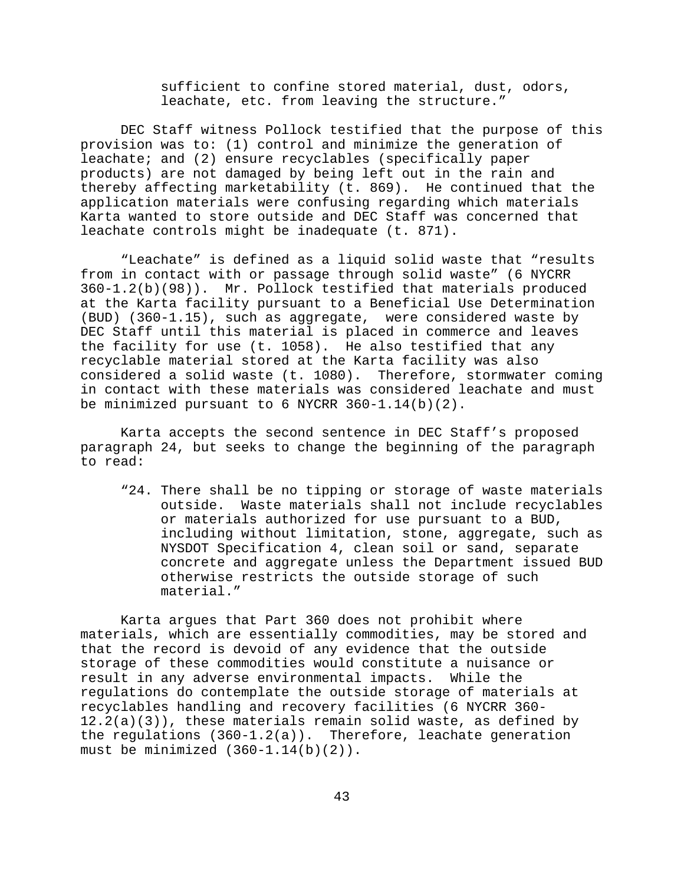> sufficient to confine stored material, dust, odors, leachate, etc. from leaving the structure."

DEC Staff witness Pollock testified that the purpose of this provision was to: (1) control and minimize the generation of leachate; and (2) ensure recyclables (specifically paper products) are not damaged by being left out in the rain and thereby affecting marketability (t. 869). He continued that the application materials were confusing regarding which materials Karta wanted to store outside and DEC Staff was concerned that leachate controls might be inadequate (t. 871).

"Leachate" is defined as a liquid solid waste that "results from in contact with or passage through solid waste" (6 NYCRR 360-1.2(b)(98)). Mr. Pollock testified that materials produced at the Karta facility pursuant to a Beneficial Use Determination (BUD) (360-1.15), such as aggregate, were considered waste by DEC Staff until this material is placed in commerce and leaves the facility for use (t. 1058). He also testified that any recyclable material stored at the Karta facility was also considered a solid waste (t. 1080). Therefore, stormwater coming in contact with these materials was considered leachate and must be minimized pursuant to 6 NYCRR 360-1.14(b)(2).

Karta accepts the second sentence in DEC Staff's proposed paragraph 24, but seeks to change the beginning of the paragraph to read:

> "24. There shall be no tipping or storage of waste materials outside. Waste materials shall not include recyclables or materials authorized for use pursuant to a BUD, including without limitation, stone, aggregate, such as NYSDOT Specification 4, clean soil or sand, separate concrete and aggregate unless the Department issued BUD otherwise restricts the outside storage of such material."

Karta argues that Part 360 does not prohibit where materials, which are essentially commodities, may be stored and that the record is devoid of any evidence that the outside storage of these commodities would constitute a nuisance or result in any adverse environmental impacts. While the regulations do contemplate the outside storage of materials at recyclables handling and recovery facilities (6 NYCRR 360-12.2(a)(3)), these materials remain solid waste, as defined by the regulations (360-1.2(a)). Therefore, leachate generation must be minimized (360-1.14(b)(2)).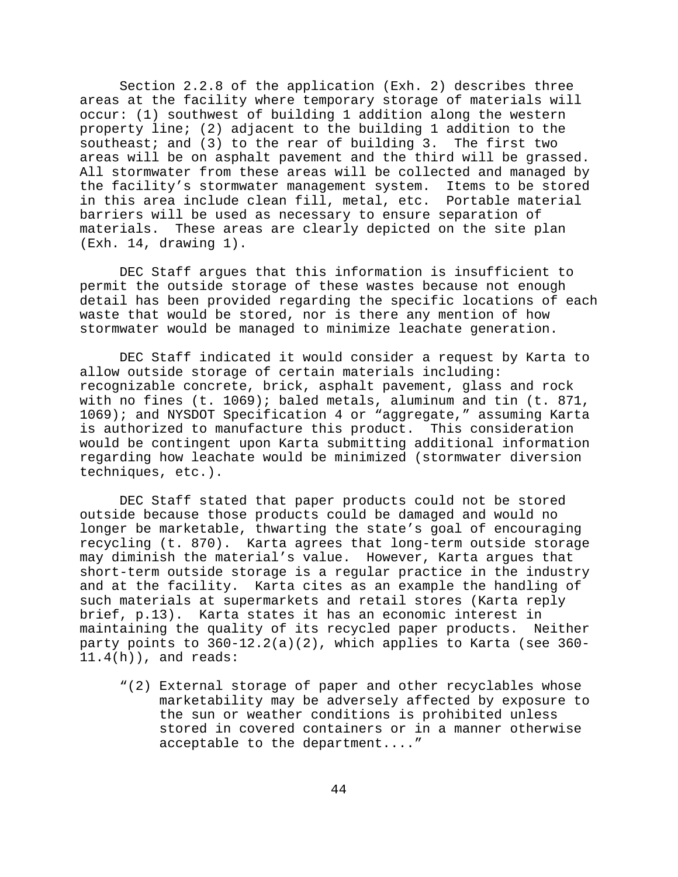Section 2.2.8 of the application (Exh. 2) describes three areas at the facility where temporary storage of materials will occur: (1) southwest of building 1 addition along the western property line; (2) adjacent to the building 1 addition to the southeast; and (3) to the rear of building 3. The first two areas will be on asphalt pavement and the third will be grassed. All stormwater from these areas will be collected and managed by the facility's stormwater management system. Items to be stored in this area include clean fill, metal, etc. Portable material barriers will be used as necessary to ensure separation of materials. These areas are clearly depicted on the site plan (Exh. 14, drawing 1).

DEC Staff argues that this information is insufficient to permit the outside storage of these wastes because not enough detail has been provided regarding the specific locations of each waste that would be stored, nor is there any mention of how stormwater would be managed to minimize leachate generation.

DEC Staff indicated it would consider a request by Karta to allow outside storage of certain materials including: recognizable concrete, brick, asphalt pavement, glass and rock with no fines (t. 1069); baled metals, aluminum and tin (t. 871, 1069); and NYSDOT Specification 4 or "aggregate," assuming Karta is authorized to manufacture this product. This consideration would be contingent upon Karta submitting additional information regarding how leachate would be minimized (stormwater diversion techniques, etc.).

DEC Staff stated that paper products could not be stored outside because those products could be damaged and would no longer be marketable, thwarting the state's goal of encouraging recycling (t. 870). Karta agrees that long-term outside storage may diminish the material's value. However, Karta argues that short-term outside storage is a regular practice in the industry and at the facility. Karta cites as an example the handling of such materials at supermarkets and retail stores (Karta reply brief, p.13). Karta states it has an economic interest in maintaining the quality of its recycled paper products. Neither party points to 360-12.2(a)(2), which applies to Karta (see 360-11.4(h)), and reads:

> "(2) External storage of paper and other recyclables whose marketability may be adversely affected by exposure to the sun or weather conditions is prohibited unless stored in covered containers or in a manner otherwise acceptable to the department...."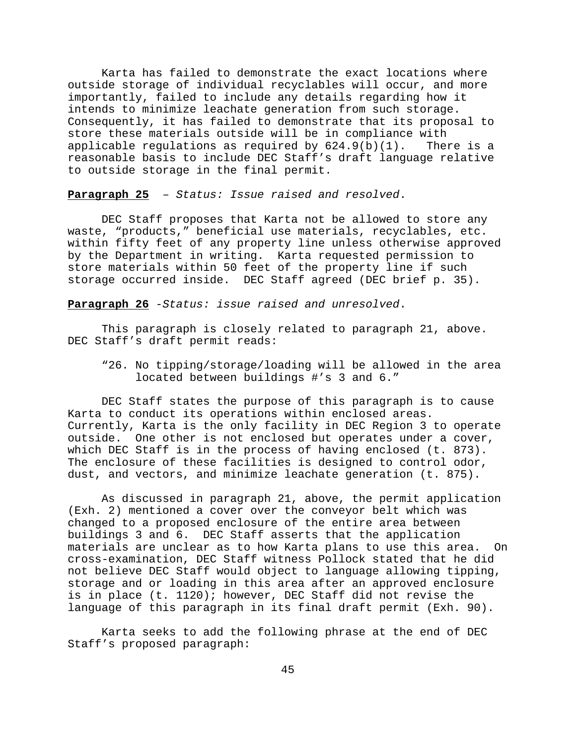Karta has failed to demonstrate the exact locations where outside storage of individual recyclables will occur, and more importantly, failed to include any details regarding how it intends to minimize leachate generation from such storage. Consequently, it has failed to demonstrate that its proposal to store these materials outside will be in compliance with applicable regulations as required by 624.9(b)(1). There is a reasonable basis to include DEC Staff's draft language relative to outside storage in the final permit.

**Paragraph 25** – *Status: Issue raised and resolved*.

DEC Staff proposes that Karta not be allowed to store any waste, "products," beneficial use materials, recyclables, etc. within fifty feet of any property line unless otherwise approved by the Department in writing. Karta requested permission to store materials within 50 feet of the property line if such storage occurred inside. DEC Staff agreed (DEC brief p. 35).

**Paragraph 26** -*Status: issue raised and unresolved*.

This paragraph is closely related to paragraph 21, above. DEC Staff's draft permit reads:

> "26. No tipping/storage/loading will be allowed in the area located between buildings #'s 3 and 6."

DEC Staff states the purpose of this paragraph is to cause Karta to conduct its operations within enclosed areas. Currently, Karta is the only facility in DEC Region 3 to operate outside. One other is not enclosed but operates under a cover, which DEC Staff is in the process of having enclosed (t. 873). The enclosure of these facilities is designed to control odor, dust, and vectors, and minimize leachate generation (t. 875).

As discussed in paragraph 21, above, the permit application (Exh. 2) mentioned a cover over the conveyor belt which was changed to a proposed enclosure of the entire area between buildings 3 and 6. DEC Staff asserts that the application materials are unclear as to how Karta plans to use this area. On cross-examination, DEC Staff witness Pollock stated that he did not believe DEC Staff would object to language allowing tipping, storage and or loading in this area after an approved enclosure is in place (t. 1120); however, DEC Staff did not revise the language of this paragraph in its final draft permit (Exh. 90).

Karta seeks to add the following phrase at the end of DEC Staff's proposed paragraph: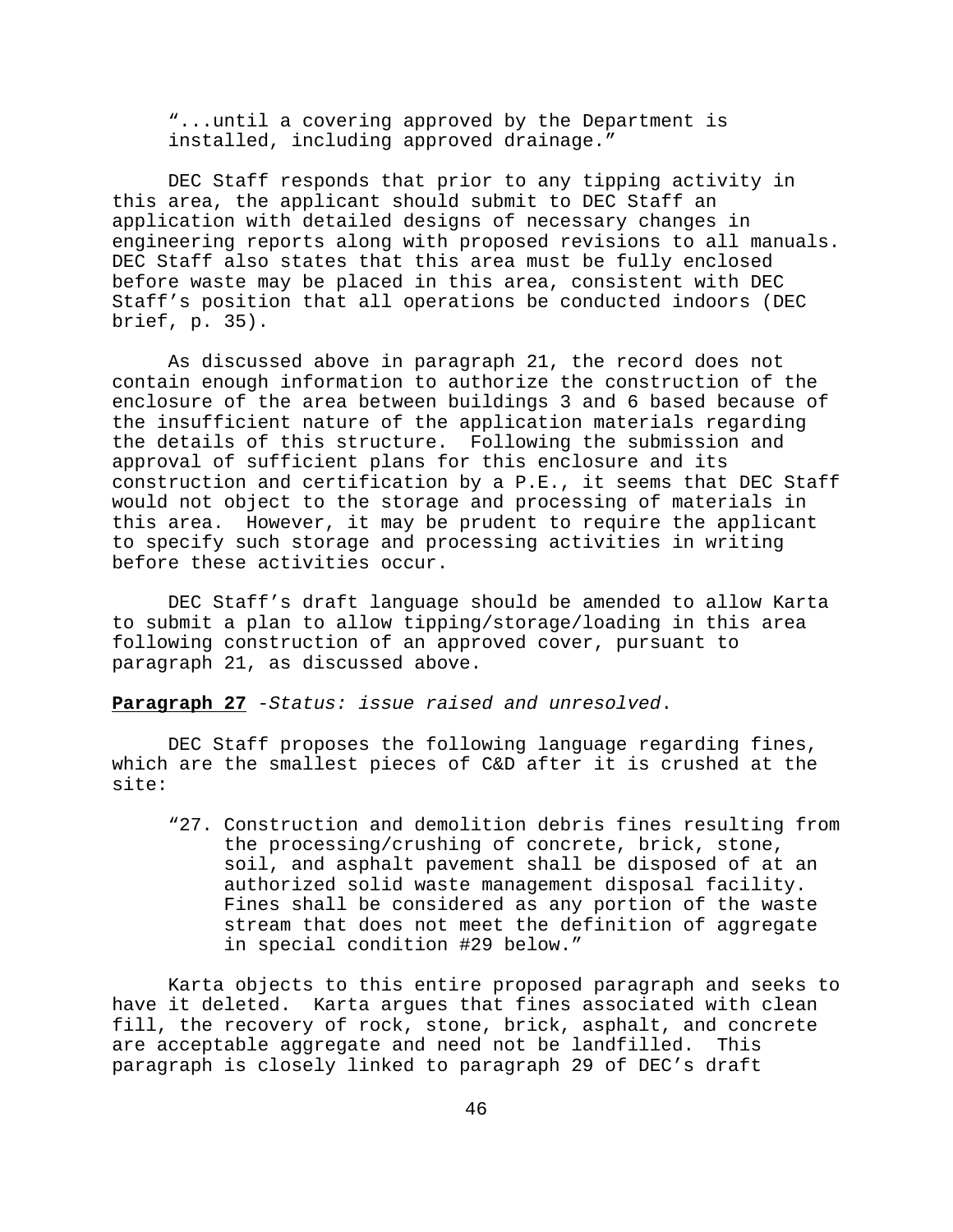> "...until a covering approved by the Department is installed, including approved drainage."

DEC Staff responds that prior to any tipping activity in this area, the applicant should submit to DEC Staff an application with detailed designs of necessary changes in engineering reports along with proposed revisions to all manuals. DEC Staff also states that this area must be fully enclosed before waste may be placed in this area, consistent with DEC Staff's position that all operations be conducted indoors (DEC brief, p. 35).

As discussed above in paragraph 21, the record does not contain enough information to authorize the construction of the enclosure of the area between buildings 3 and 6 based because of the insufficient nature of the application materials regarding the details of this structure. Following the submission and approval of sufficient plans for this enclosure and its construction and certification by a P.E., it seems that DEC Staff would not object to the storage and processing of materials in this area. However, it may be prudent to require the applicant to specify such storage and processing activities in writing before these activities occur.

DEC Staff's draft language should be amended to allow Karta to submit a plan to allow tipping/storage/loading in this area following construction of an approved cover, pursuant to paragraph 21, as discussed above.

**Paragraph 27** -*Status: issue raised and unresolved*.

DEC Staff proposes the following language regarding fines, which are the smallest pieces of C&D after it is crushed at the site:

> "27. Construction and demolition debris fines resulting from the processing/crushing of concrete, brick, stone, soil, and asphalt pavement shall be disposed of at an authorized solid waste management disposal facility. Fines shall be considered as any portion of the waste stream that does not meet the definition of aggregate in special condition #29 below."

Karta objects to this entire proposed paragraph and seeks to have it deleted. Karta argues that fines associated with clean fill, the recovery of rock, stone, brick, asphalt, and concrete are acceptable aggregate and need not be landfilled. This paragraph is closely linked to paragraph 29 of DEC's draft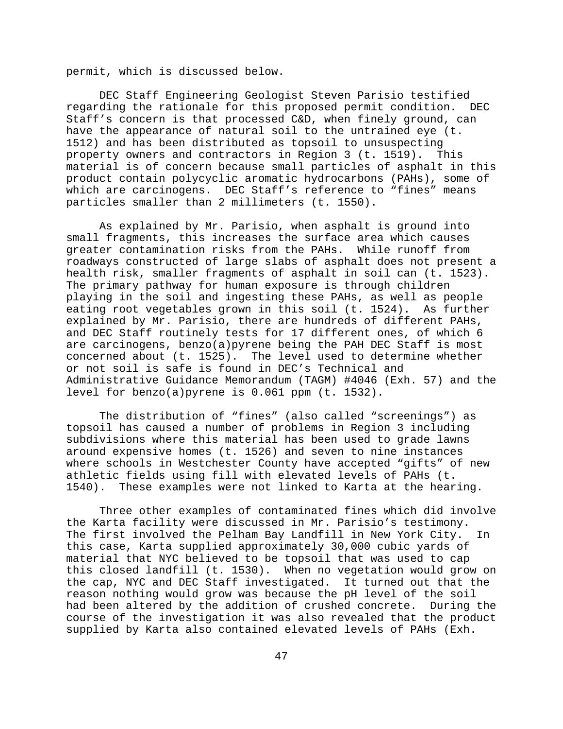permit, which is discussed below.

DEC Staff Engineering Geologist Steven Parisio testified regarding the rationale for this proposed permit condition. DEC Staff's concern is that processed C&D, when finely ground, can have the appearance of natural soil to the untrained eye (t. 1512) and has been distributed as topsoil to unsuspecting property owners and contractors in Region 3 (t. 1519). This material is of concern because small particles of asphalt in this product contain polycyclic aromatic hydrocarbons (PAHs), some of which are carcinogens. DEC Staff's reference to "fines" means particles smaller than 2 millimeters (t. 1550).

As explained by Mr. Parisio, when asphalt is ground into small fragments, this increases the surface area which causes greater contamination risks from the PAHs. While runoff from roadways constructed of large slabs of asphalt does not present a health risk, smaller fragments of asphalt in soil can (t. 1523). The primary pathway for human exposure is through children playing in the soil and ingesting these PAHs, as well as people eating root vegetables grown in this soil (t. 1524). As further explained by Mr. Parisio, there are hundreds of different PAHs, and DEC Staff routinely tests for 17 different ones, of which 6 are carcinogens, benzo(a)pyrene being the PAH DEC Staff is most concerned about (t. 1525). The level used to determine whether or not soil is safe is found in DEC's Technical and Administrative Guidance Memorandum (TAGM) #4046 (Exh. 57) and the level for benzo(a)pyrene is 0.061 ppm (t. 1532).

The distribution of "fines" (also called "screenings") as topsoil has caused a number of problems in Region 3 including subdivisions where this material has been used to grade lawns around expensive homes (t. 1526) and seven to nine instances where schools in Westchester County have accepted "gifts" of new athletic fields using fill with elevated levels of PAHs (t. 1540). These examples were not linked to Karta at the hearing.

Three other examples of contaminated fines which did involve the Karta facility were discussed in Mr. Parisio's testimony. The first involved the Pelham Bay Landfill in New York City. In this case, Karta supplied approximately 30,000 cubic yards of material that NYC believed to be topsoil that was used to cap this closed landfill (t. 1530). When no vegetation would grow on the cap, NYC and DEC Staff investigated. It turned out that the reason nothing would grow was because the pH level of the soil had been altered by the addition of crushed concrete. During the course of the investigation it was also revealed that the product supplied by Karta also contained elevated levels of PAHs (Exh.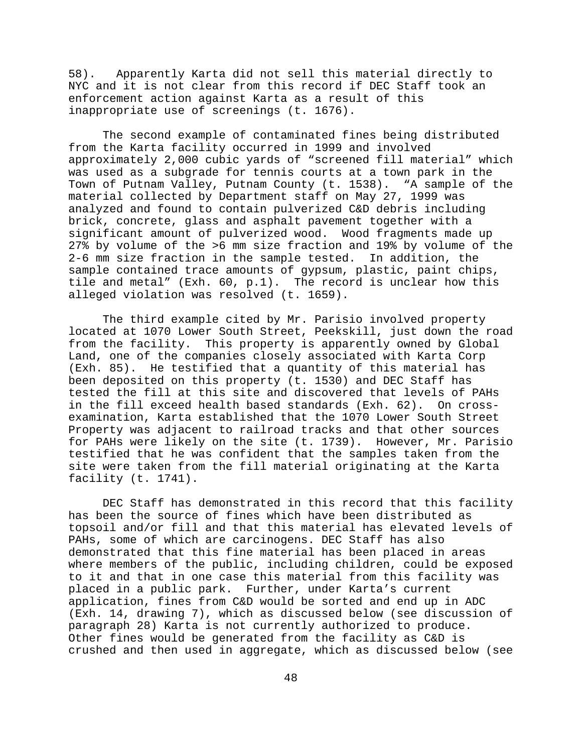58). Apparently Karta did not sell this material directly to NYC and it is not clear from this record if DEC Staff took an enforcement action against Karta as a result of this inappropriate use of screenings (t. 1676).

The second example of contaminated fines being distributed from the Karta facility occurred in 1999 and involved approximately 2,000 cubic yards of “screened fill material” which was used as a subgrade for tennis courts at a town park in the Town of Putnam Valley, Putnam County (t. 1538). “A sample of the material collected by Department staff on May 27, 1999 was analyzed and found to contain pulverized C&D debris including brick, concrete, glass and asphalt pavement together with a significant amount of pulverized wood. Wood fragments made up 27% by volume of the >6 mm size fraction and 19% by volume of the 2-6 mm size fraction in the sample tested. In addition, the sample contained trace amounts of gypsum, plastic, paint chips, tile and metal” (Exh. 60, p.1). The record is unclear how this alleged violation was resolved (t. 1659).

The third example cited by Mr. Parisio involved property located at 1070 Lower South Street, Peekskill, just down the road from the facility. This property is apparently owned by Global Land, one of the companies closely associated with Karta Corp (Exh. 85). He testified that a quantity of this material has been deposited on this property (t. 1530) and DEC Staff has tested the fill at this site and discovered that levels of PAHs in the fill exceed health based standards (Exh. 62). On cross-examination, Karta established that the 1070 Lower South Street Property was adjacent to railroad tracks and that other sources for PAHs were likely on the site (t. 1739). However, Mr. Parisio testified that he was confident that the samples taken from the site were taken from the fill material originating at the Karta facility (t. 1741).

DEC Staff has demonstrated in this record that this facility has been the source of fines which have been distributed as topsoil and/or fill and that this material has elevated levels of PAHs, some of which are carcinogens. DEC Staff has also demonstrated that this fine material has been placed in areas where members of the public, including children, could be exposed to it and that in one case this material from this facility was placed in a public park. Further, under Karta’s current application, fines from C&D would be sorted and end up in ADC (Exh. 14, drawing 7), which as discussed below (see discussion of paragraph 28) Karta is not currently authorized to produce. Other fines would be generated from the facility as C&D is crushed and then used in aggregate, which as discussed below (see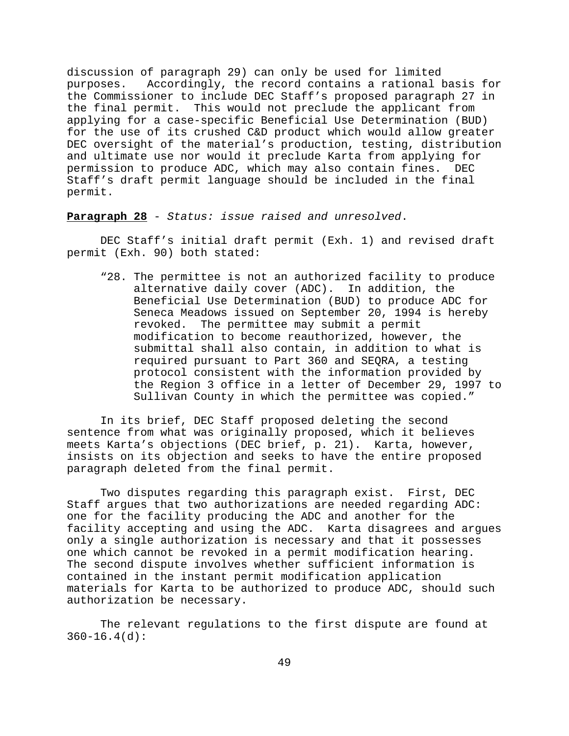discussion of paragraph 29) can only be used for limited purposes. Accordingly, the record contains a rational basis for the Commissioner to include DEC Staff's proposed paragraph 27 in the final permit. This would not preclude the applicant from applying for a case-specific Beneficial Use Determination (BUD) for the use of its crushed C&D product which would allow greater DEC oversight of the material's production, testing, distribution and ultimate use nor would it preclude Karta from applying for permission to produce ADC, which may also contain fines. DEC Staff's draft permit language should be included in the final permit.

**Paragraph 28** - *Status: issue raised and unresolved*.

DEC Staff's initial draft permit (Exh. 1) and revised draft permit (Exh. 90) both stated:

> "28. The permittee is not an authorized facility to produce alternative daily cover (ADC). In addition, the Beneficial Use Determination (BUD) to produce ADC for Seneca Meadows issued on September 20, 1994 is hereby revoked. The permittee may submit a permit modification to become reauthorized, however, the submittal shall also contain, in addition to what is required pursuant to Part 360 and SEQRA, a testing protocol consistent with the information provided by the Region 3 office in a letter of December 29, 1997 to Sullivan County in which the permittee was copied."

In its brief, DEC Staff proposed deleting the second sentence from what was originally proposed, which it believes meets Karta's objections (DEC brief, p. 21). Karta, however, insists on its objection and seeks to have the entire proposed paragraph deleted from the final permit.

Two disputes regarding this paragraph exist. First, DEC Staff argues that two authorizations are needed regarding ADC: one for the facility producing the ADC and another for the facility accepting and using the ADC. Karta disagrees and argues only a single authorization is necessary and that it possesses one which cannot be revoked in a permit modification hearing. The second dispute involves whether sufficient information is contained in the instant permit modification application materials for Karta to be authorized to produce ADC, should such authorization be necessary.

The relevant regulations to the first dispute are found at 360-16.4(d):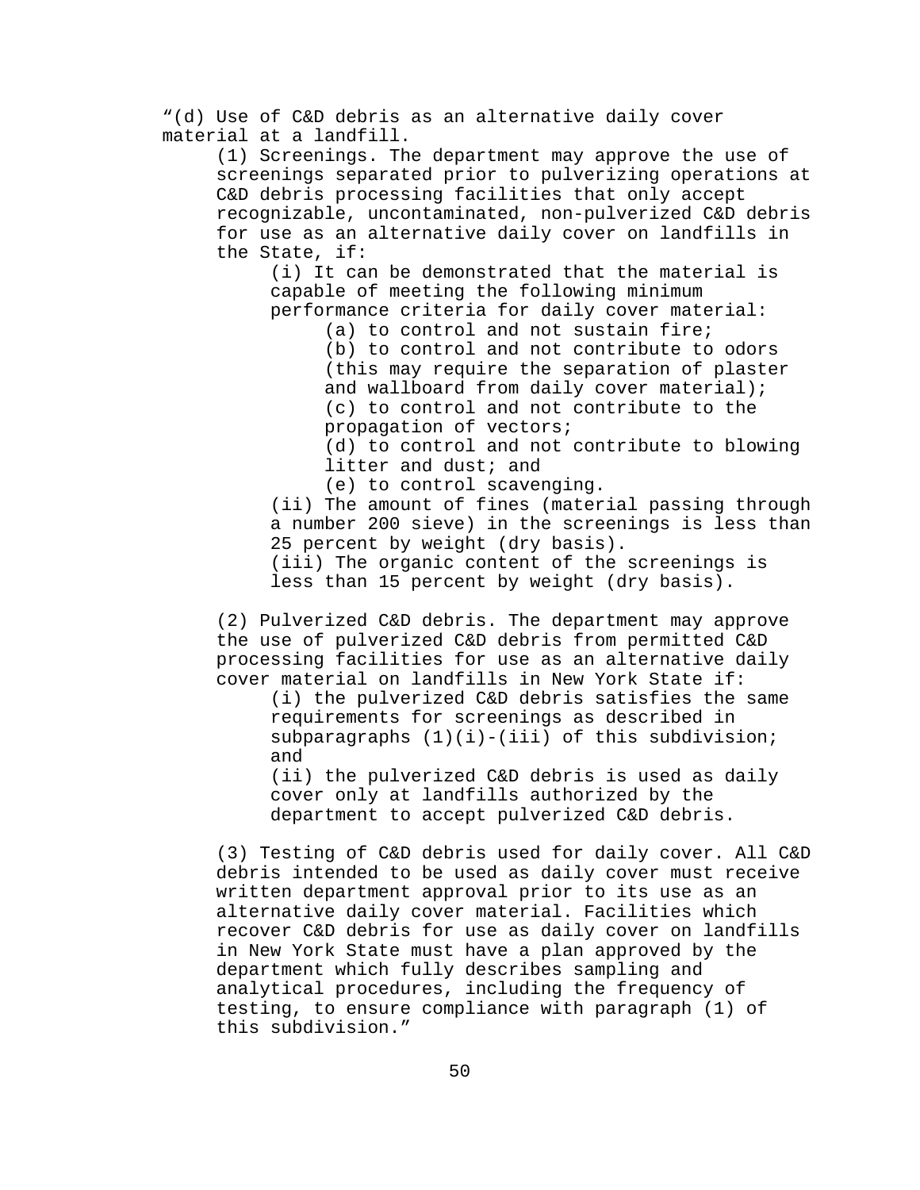“(d) Use of C&D debris as an alternative daily cover material at a landfill.

(1) Screenings. The department may approve the use of screenings separated prior to pulverizing operations at C&D debris processing facilities that only accept recognizable, uncontaminated, non-pulverized C&D debris for use as an alternative daily cover on landfills in the State, if:

(i) It can be demonstrated that the material is capable of meeting the following minimum performance criteria for daily cover material:

(a) to control and not sustain fire;

(b) to control and not contribute to odors (this may require the separation of plaster and wallboard from daily cover material);

(c) to control and not contribute to the propagation of vectors;

(d) to control and not contribute to blowing litter and dust; and

(e) to control scavenging.

(ii) The amount of fines (material passing through a number 200 sieve) in the screenings is less than 25 percent by weight (dry basis).

(iii) The organic content of the screenings is less than 15 percent by weight (dry basis).

(2) Pulverized C&D debris. The department may approve the use of pulverized C&D debris from permitted C&D processing facilities for use as an alternative daily cover material on landfills in New York State if:

(i) the pulverized C&D debris satisfies the same requirements for screenings as described in subparagraphs (1)(i)-(iii) of this subdivision; and

(ii) the pulverized C&D debris is used as daily cover only at landfills authorized by the department to accept pulverized C&D debris.

(3) Testing of C&D debris used for daily cover. All C&D debris intended to be used as daily cover must receive written department approval prior to its use as an alternative daily cover material. Facilities which recover C&D debris for use as daily cover on landfills in New York State must have a plan approved by the department which fully describes sampling and analytical procedures, including the frequency of testing, to ensure compliance with paragraph (1) of this subdivision.”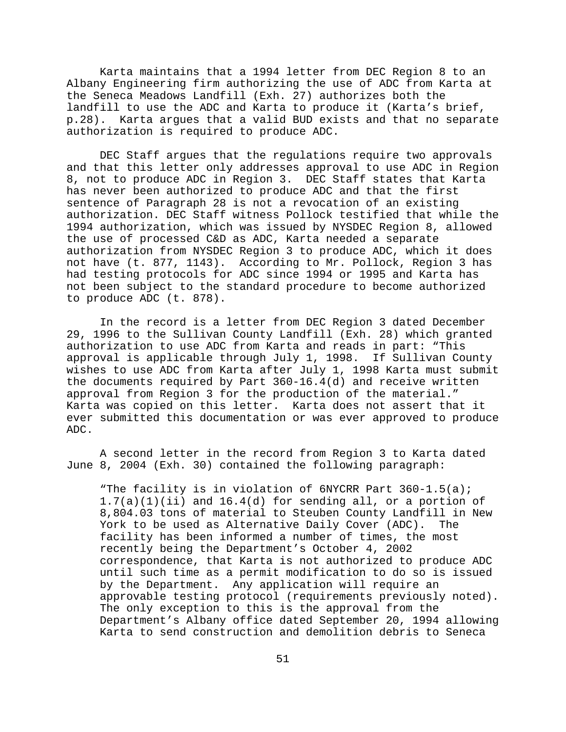Karta maintains that a 1994 letter from DEC Region 8 to an Albany Engineering firm authorizing the use of ADC from Karta at the Seneca Meadows Landfill (Exh. 27) authorizes both the landfill to use the ADC and Karta to produce it (Karta's brief, p.28). Karta argues that a valid BUD exists and that no separate authorization is required to produce ADC.

DEC Staff argues that the regulations require two approvals and that this letter only addresses approval to use ADC in Region 8, not to produce ADC in Region 3. DEC Staff states that Karta has never been authorized to produce ADC and that the first sentence of Paragraph 28 is not a revocation of an existing authorization. DEC Staff witness Pollock testified that while the 1994 authorization, which was issued by NYSDEC Region 8, allowed the use of processed C&D as ADC, Karta needed a separate authorization from NYSDEC Region 3 to produce ADC, which it does not have (t. 877, 1143). According to Mr. Pollock, Region 3 has had testing protocols for ADC since 1994 or 1995 and Karta has not been subject to the standard procedure to become authorized to produce ADC (t. 878).

In the record is a letter from DEC Region 3 dated December 29, 1996 to the Sullivan County Landfill (Exh. 28) which granted authorization to use ADC from Karta and reads in part: "This approval is applicable through July 1, 1998. If Sullivan County wishes to use ADC from Karta after July 1, 1998 Karta must submit the documents required by Part 360-16.4(d) and receive written approval from Region 3 for the production of the material." Karta was copied on this letter. Karta does not assert that it ever submitted this documentation or was ever approved to produce ADC.

A second letter in the record from Region 3 to Karta dated June 8, 2004 (Exh. 30) contained the following paragraph:

> "The facility is in violation of 6NYCRR Part 360-1.5(a); 1.7(a)(1)(ii) and 16.4(d) for sending all, or a portion of 8,804.03 tons of material to Steuben County Landfill in New York to be used as Alternative Daily Cover (ADC). The facility has been informed a number of times, the most recently being the Department's October 4, 2002 correspondence, that Karta is not authorized to produce ADC until such time as a permit modification to do so is issued by the Department. Any application will require an approvable testing protocol (requirements previously noted). The only exception to this is the approval from the Department's Albany office dated September 20, 1994 allowing Karta to send construction and demolition debris to Seneca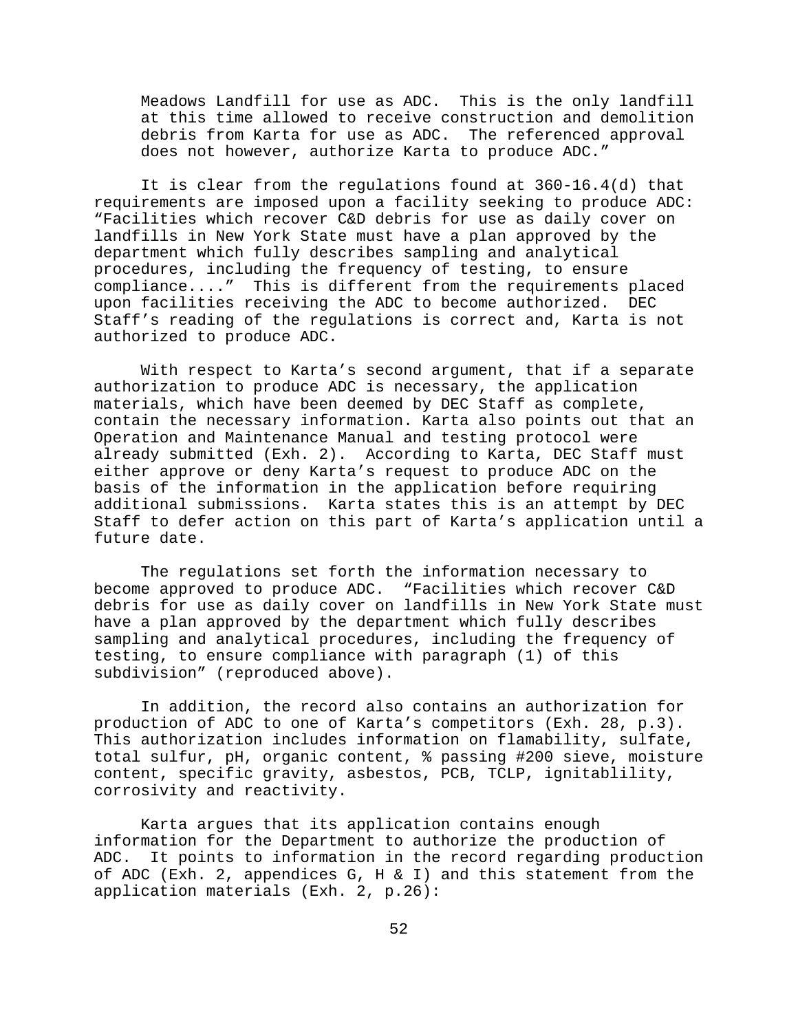> Meadows Landfill for use as ADC. This is the only landfill at this time allowed to receive construction and demolition debris from Karta for use as ADC. The referenced approval does not however, authorize Karta to produce ADC."

It is clear from the regulations found at 360-16.4(d) that requirements are imposed upon a facility seeking to produce ADC: "Facilities which recover C&D debris for use as daily cover on landfills in New York State must have a plan approved by the department which fully describes sampling and analytical procedures, including the frequency of testing, to ensure compliance...." This is different from the requirements placed upon facilities receiving the ADC to become authorized. DEC Staff's reading of the regulations is correct and, Karta is not authorized to produce ADC.

With respect to Karta's second argument, that if a separate authorization to produce ADC is necessary, the application materials, which have been deemed by DEC Staff as complete, contain the necessary information. Karta also points out that an Operation and Maintenance Manual and testing protocol were already submitted (Exh. 2). According to Karta, DEC Staff must either approve or deny Karta's request to produce ADC on the basis of the information in the application before requiring additional submissions. Karta states this is an attempt by DEC Staff to defer action on this part of Karta's application until a future date.

The regulations set forth the information necessary to become approved to produce ADC. "Facilities which recover C&D debris for use as daily cover on landfills in New York State must have a plan approved by the department which fully describes sampling and analytical procedures, including the frequency of testing, to ensure compliance with paragraph (1) of this subdivision" (reproduced above).

In addition, the record also contains an authorization for production of ADC to one of Karta's competitors (Exh. 28, p.3). This authorization includes information on flamability, sulfate, total sulfur, pH, organic content, % passing #200 sieve, moisture content, specific gravity, asbestos, PCB, TCLP, ignitablility, corrosivity and reactivity.

Karta argues that its application contains enough information for the Department to authorize the production of ADC. It points to information in the record regarding production of ADC (Exh. 2, appendices G, H & I) and this statement from the application materials (Exh. 2, p.26):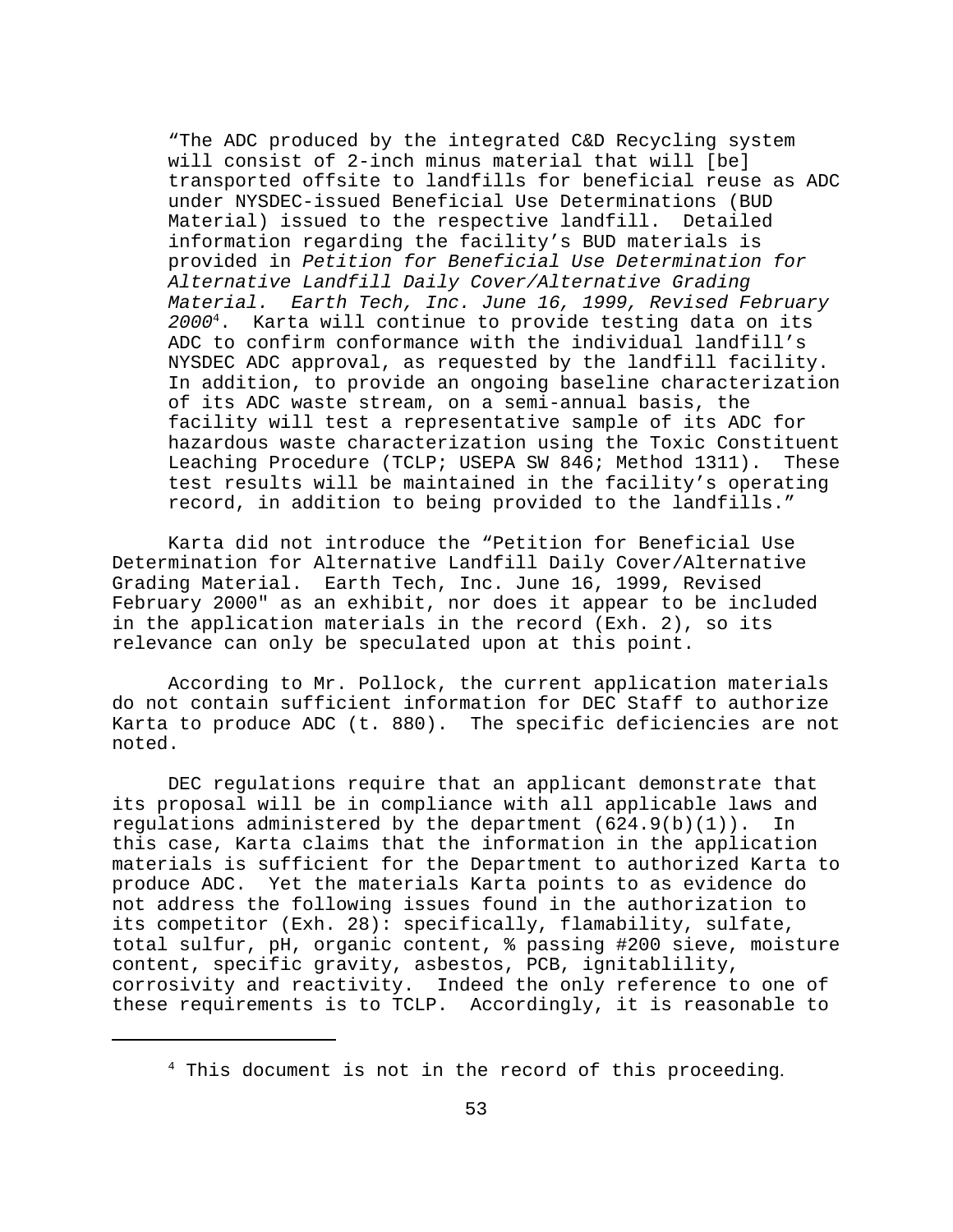"The ADC produced by the integrated C&D Recycling system will consist of 2-inch minus material that will [be] transported offsite to landfills for beneficial reuse as ADC under NYSDEC-issued Beneficial Use Determinations (BUD Material) issued to the respective landfill. Detailed information regarding the facility's BUD materials is provided in *Petition for Beneficial Use Determination for Alternative Landfill Daily Cover/Alternative Grading Material. Earth Tech, Inc. June 16, 1999, Revised February 2000*[4]. Karta will continue to provide testing data on its ADC to confirm conformance with the individual landfill's NYSDEC ADC approval, as requested by the landfill facility. In addition, to provide an ongoing baseline characterization of its ADC waste stream, on a semi-annual basis, the facility will test a representative sample of its ADC for hazardous waste characterization using the Toxic Constituent Leaching Procedure (TCLP; USEPA SW 846; Method 1311). These test results will be maintained in the facility's operating record, in addition to being provided to the landfills."

Karta did not introduce the "Petition for Beneficial Use Determination for Alternative Landfill Daily Cover/Alternative Grading Material. Earth Tech, Inc. June 16, 1999, Revised February 2000" as an exhibit, nor does it appear to be included in the application materials in the record (Exh. 2), so its relevance can only be speculated upon at this point.

According to Mr. Pollock, the current application materials do not contain sufficient information for DEC Staff to authorize Karta to produce ADC (t. 880). The specific deficiencies are not noted.

DEC regulations require that an applicant demonstrate that its proposal will be in compliance with all applicable laws and regulations administered by the department (624.9(b)(1)). In this case, Karta claims that the information in the application materials is sufficient for the Department to authorized Karta to produce ADC. Yet the materials Karta points to as evidence do not address the following issues found in the authorization to its competitor (Exh. 28): specifically, flamability, sulfate, total sulfur, pH, organic content, % passing #200 sieve, moisture content, specific gravity, asbestos, PCB, ignitablility, corrosivity and reactivity. Indeed the only reference to one of these requirements is to TCLP. Accordingly, it is reasonable to

[4] This document is not in the record of this proceeding.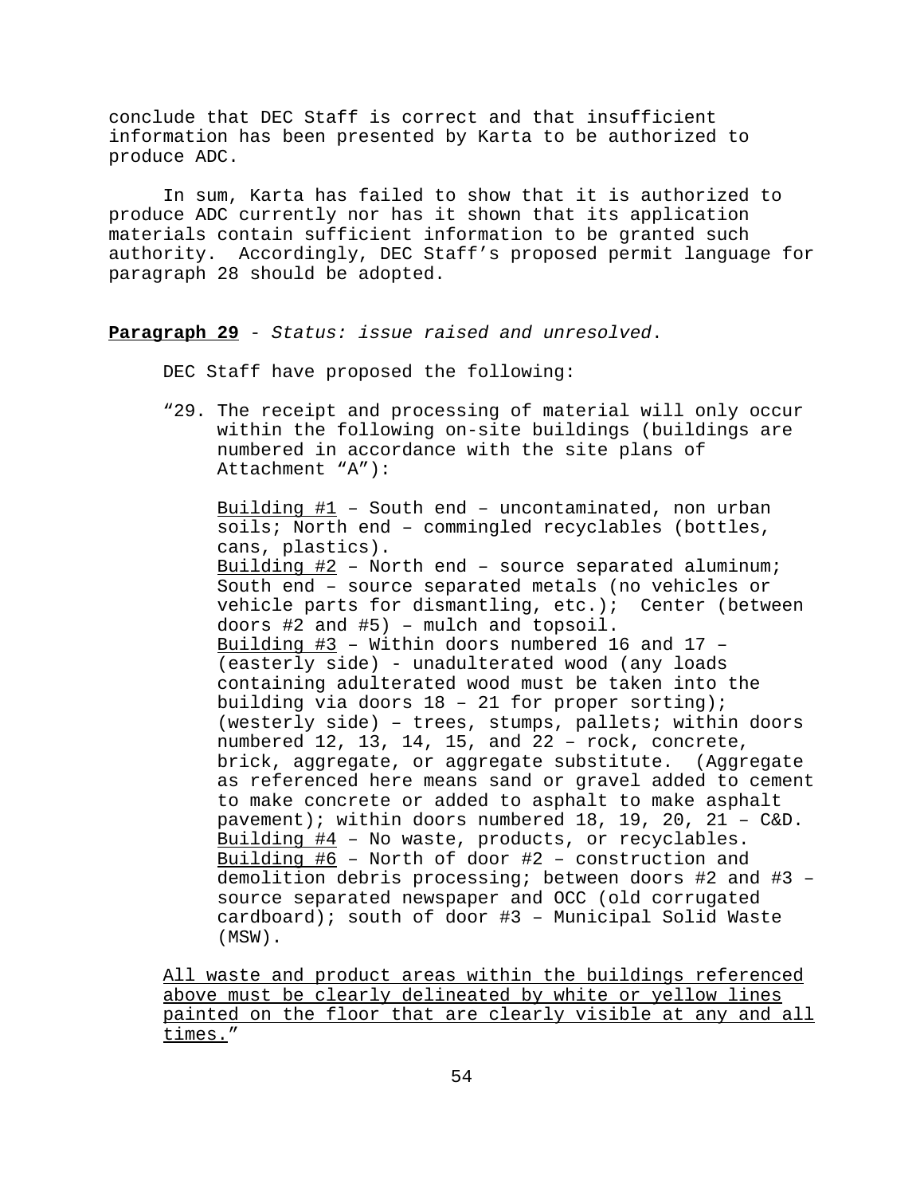conclude that DEC Staff is correct and that insufficient information has been presented by Karta to be authorized to produce ADC.

In sum, Karta has failed to show that it is authorized to produce ADC currently nor has it shown that its application materials contain sufficient information to be granted such authority. Accordingly, DEC Staff's proposed permit language for paragraph 28 should be adopted.

**Paragraph 29** - *Status: issue raised and unresolved.*

DEC Staff have proposed the following:

"29. The receipt and processing of material will only occur within the following on-site buildings (buildings are numbered in accordance with the site plans of Attachment "A"):

<u>Building #1</u> – South end – uncontaminated, non urban soils; North end – commingled recyclables (bottles, cans, plastics).
<u>Building #2</u> – North end – source separated aluminum; South end – source separated metals (no vehicles or vehicle parts for dismantling, etc.); Center (between doors #2 and #5) – mulch and topsoil.
<u>Building #3</u> – Within doors numbered 16 and 17 – (easterly side) - unadulterated wood (any loads containing adulterated wood must be taken into the building via doors 18 – 21 for proper sorting); (westerly side) – trees, stumps, pallets; within doors numbered 12, 13, 14, 15, and 22 – rock, concrete, brick, aggregate, or aggregate substitute. (Aggregate as referenced here means sand or gravel added to cement to make concrete or added to asphalt to make asphalt pavement); within doors numbered 18, 19, 20, 21 – C&D.
<u>Building #4</u> – No waste, products, or recyclables.
<u>Building #6</u> – North of door #2 – construction and demolition debris processing; between doors #2 and #3 – source separated newspaper and OCC (old corrugated cardboard); south of door #3 – Municipal Solid Waste (MSW).

<u>All waste and product areas within the buildings referenced above must be clearly delineated by white or yellow lines painted on the floor that are clearly visible at any and all times.</u>"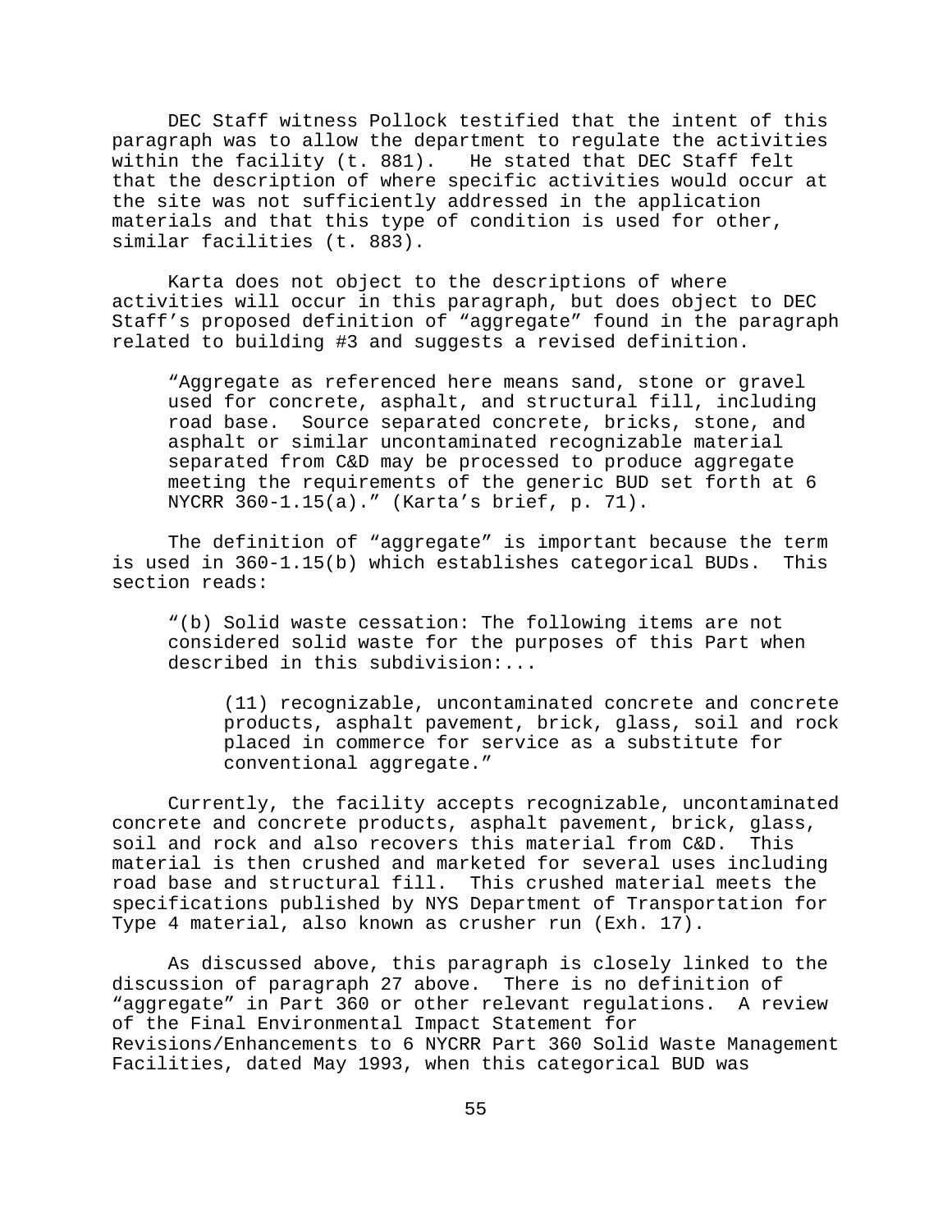DEC Staff witness Pollock testified that the intent of this paragraph was to allow the department to regulate the activities within the facility (t. 881). He stated that DEC Staff felt that the description of where specific activities would occur at the site was not sufficiently addressed in the application materials and that this type of condition is used for other, similar facilities (t. 883).

Karta does not object to the descriptions of where activities will occur in this paragraph, but does object to DEC Staff's proposed definition of "aggregate" found in the paragraph related to building #3 and suggests a revised definition.

> "Aggregate as referenced here means sand, stone or gravel used for concrete, asphalt, and structural fill, including road base. Source separated concrete, bricks, stone, and asphalt or similar uncontaminated recognizable material separated from C&D may be processed to produce aggregate meeting the requirements of the generic BUD set forth at 6 NYCRR 360-1.15(a)." (Karta's brief, p. 71).

The definition of "aggregate" is important because the term is used in 360-1.15(b) which establishes categorical BUDs. This section reads:

> "(b) Solid waste cessation: The following items are not considered solid waste for the purposes of this Part when described in this subdivision:...
>
> > (11) recognizable, uncontaminated concrete and concrete products, asphalt pavement, brick, glass, soil and rock placed in commerce for service as a substitute for conventional aggregate."

Currently, the facility accepts recognizable, uncontaminated concrete and concrete products, asphalt pavement, brick, glass, soil and rock and also recovers this material from C&D. This material is then crushed and marketed for several uses including road base and structural fill. This crushed material meets the specifications published by NYS Department of Transportation for Type 4 material, also known as crusher run (Exh. 17).

As discussed above, this paragraph is closely linked to the discussion of paragraph 27 above. There is no definition of "aggregate" in Part 360 or other relevant regulations. A review of the Final Environmental Impact Statement for Revisions/Enhancements to 6 NYCRR Part 360 Solid Waste Management Facilities, dated May 1993, when this categorical BUD was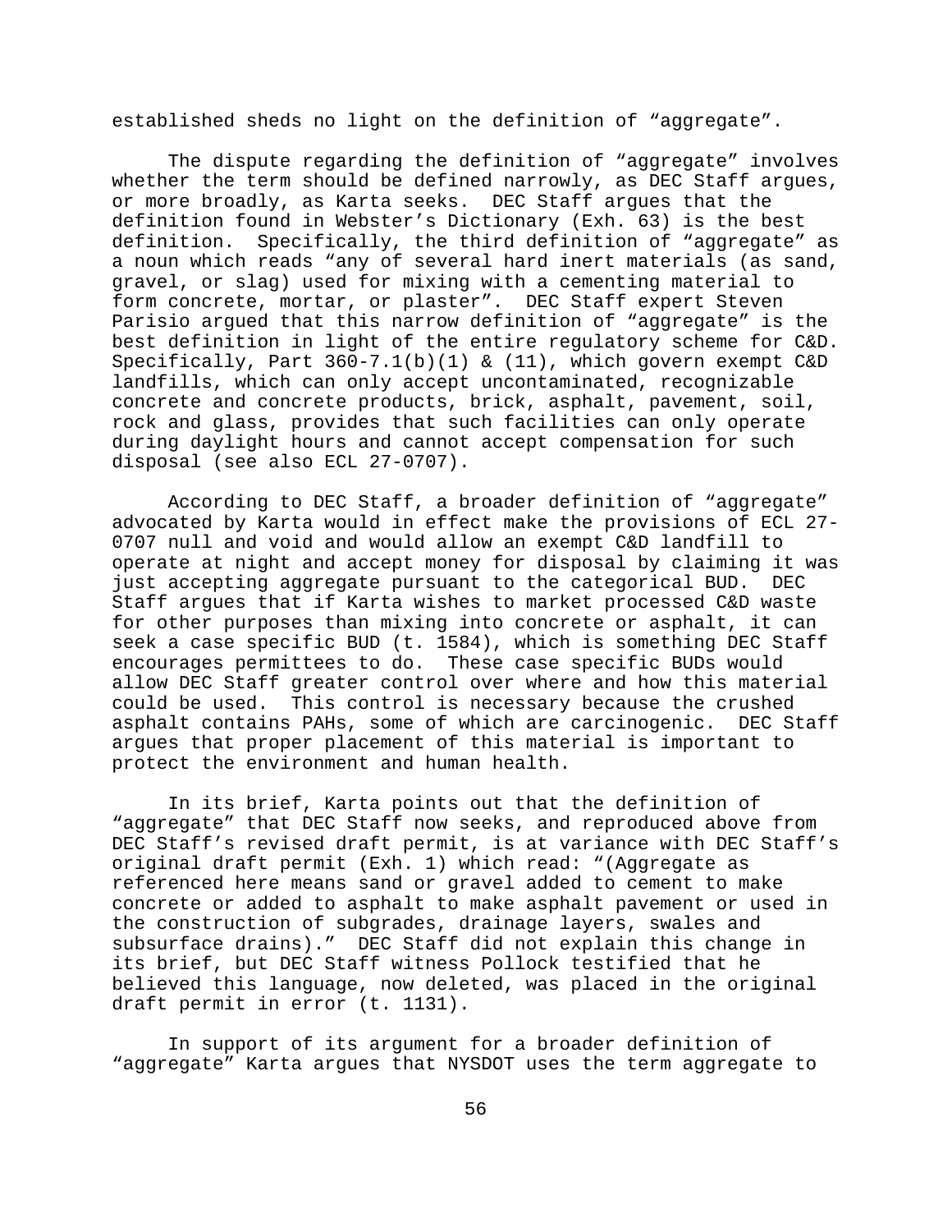established sheds no light on the definition of "aggregate".

The dispute regarding the definition of "aggregate" involves whether the term should be defined narrowly, as DEC Staff argues, or more broadly, as Karta seeks. DEC Staff argues that the definition found in Webster's Dictionary (Exh. 63) is the best definition. Specifically, the third definition of "aggregate" as a noun which reads "any of several hard inert materials (as sand, gravel, or slag) used for mixing with a cementing material to form concrete, mortar, or plaster". DEC Staff expert Steven Parisio argued that this narrow definition of "aggregate" is the best definition in light of the entire regulatory scheme for C&D. Specifically, Part 360-7.1(b)(1) & (11), which govern exempt C&D landfills, which can only accept uncontaminated, recognizable concrete and concrete products, brick, asphalt, pavement, soil, rock and glass, provides that such facilities can only operate during daylight hours and cannot accept compensation for such disposal (see also ECL 27-0707).

According to DEC Staff, a broader definition of "aggregate" advocated by Karta would in effect make the provisions of ECL 27-0707 null and void and would allow an exempt C&D landfill to operate at night and accept money for disposal by claiming it was just accepting aggregate pursuant to the categorical BUD. DEC Staff argues that if Karta wishes to market processed C&D waste for other purposes than mixing into concrete or asphalt, it can seek a case specific BUD (t. 1584), which is something DEC Staff encourages permittees to do. These case specific BUDs would allow DEC Staff greater control over where and how this material could be used. This control is necessary because the crushed asphalt contains PAHs, some of which are carcinogenic. DEC Staff argues that proper placement of this material is important to protect the environment and human health.

In its brief, Karta points out that the definition of "aggregate" that DEC Staff now seeks, and reproduced above from DEC Staff's revised draft permit, is at variance with DEC Staff's original draft permit (Exh. 1) which read: "(Aggregate as referenced here means sand or gravel added to cement to make concrete or added to asphalt to make asphalt pavement or used in the construction of subgrades, drainage layers, swales and subsurface drains)." DEC Staff did not explain this change in its brief, but DEC Staff witness Pollock testified that he believed this language, now deleted, was placed in the original draft permit in error (t. 1131).

In support of its argument for a broader definition of "aggregate" Karta argues that NYSDOT uses the term aggregate to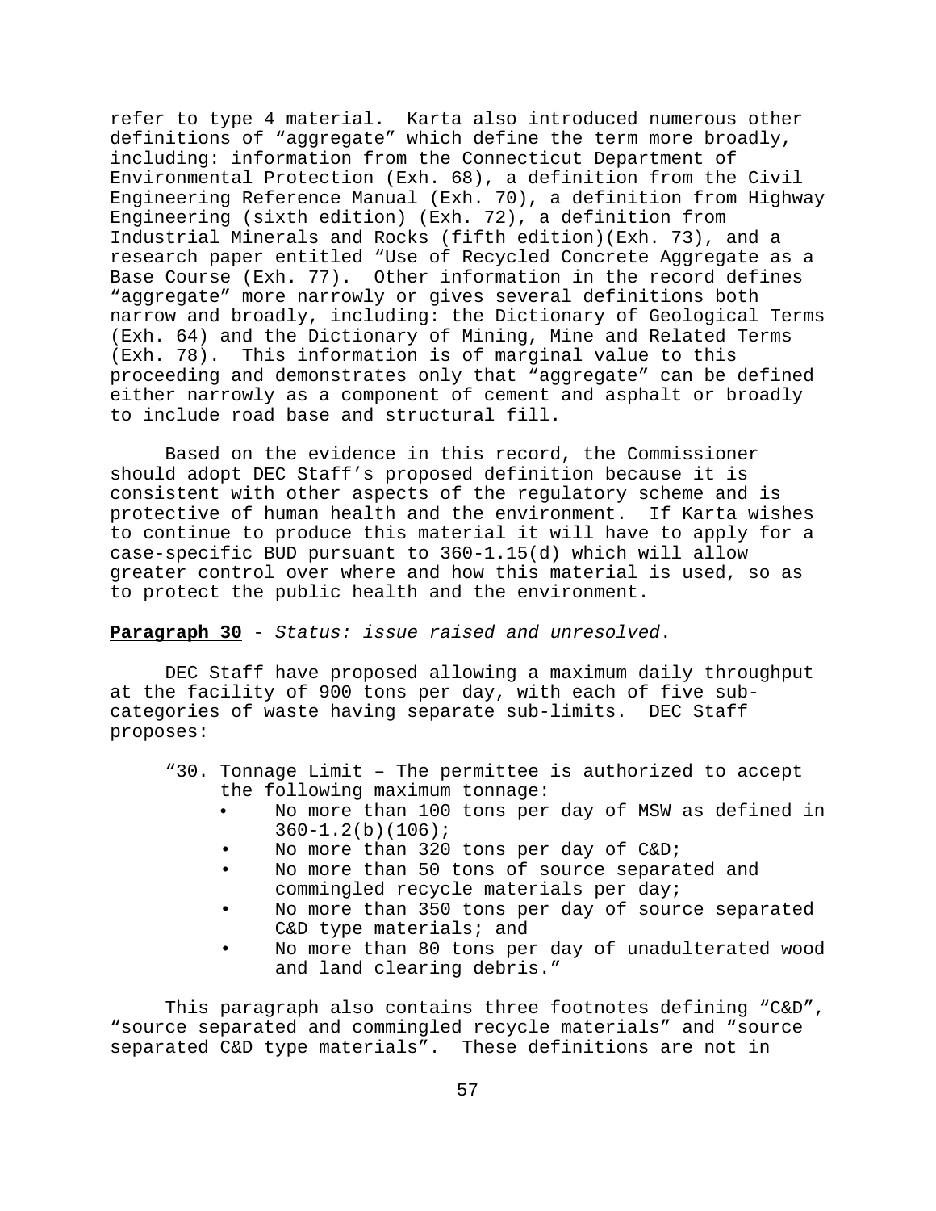refer to type 4 material. Karta also introduced numerous other definitions of "aggregate" which define the term more broadly, including: information from the Connecticut Department of Environmental Protection (Exh. 68), a definition from the Civil Engineering Reference Manual (Exh. 70), a definition from Highway Engineering (sixth edition) (Exh. 72), a definition from Industrial Minerals and Rocks (fifth edition)(Exh. 73), and a research paper entitled "Use of Recycled Concrete Aggregate as a Base Course (Exh. 77). Other information in the record defines "aggregate" more narrowly or gives several definitions both narrow and broadly, including: the Dictionary of Geological Terms (Exh. 64) and the Dictionary of Mining, Mine and Related Terms (Exh. 78). This information is of marginal value to this proceeding and demonstrates only that "aggregate" can be defined either narrowly as a component of cement and asphalt or broadly to include road base and structural fill.

Based on the evidence in this record, the Commissioner should adopt DEC Staff's proposed definition because it is consistent with other aspects of the regulatory scheme and is protective of human health and the environment. If Karta wishes to continue to produce this material it will have to apply for a case-specific BUD pursuant to 360-1.15(d) which will allow greater control over where and how this material is used, so as to protect the public health and the environment.

**Paragraph 30** - *Status: issue raised and unresolved*.

DEC Staff have proposed allowing a maximum daily throughput at the facility of 900 tons per day, with each of five sub-categories of waste having separate sub-limits. DEC Staff proposes:

"30. Tonnage Limit – The permittee is authorized to accept the following maximum tonnage:
- No more than 100 tons per day of MSW as defined in 360-1.2(b)(106);
- No more than 320 tons per day of C&D;
- No more than 50 tons of source separated and commingled recycle materials per day;
- No more than 350 tons per day of source separated C&D type materials; and
- No more than 80 tons per day of unadulterated wood and land clearing debris."

This paragraph also contains three footnotes defining "C&D", "source separated and commingled recycle materials" and "source separated C&D type materials". These definitions are not in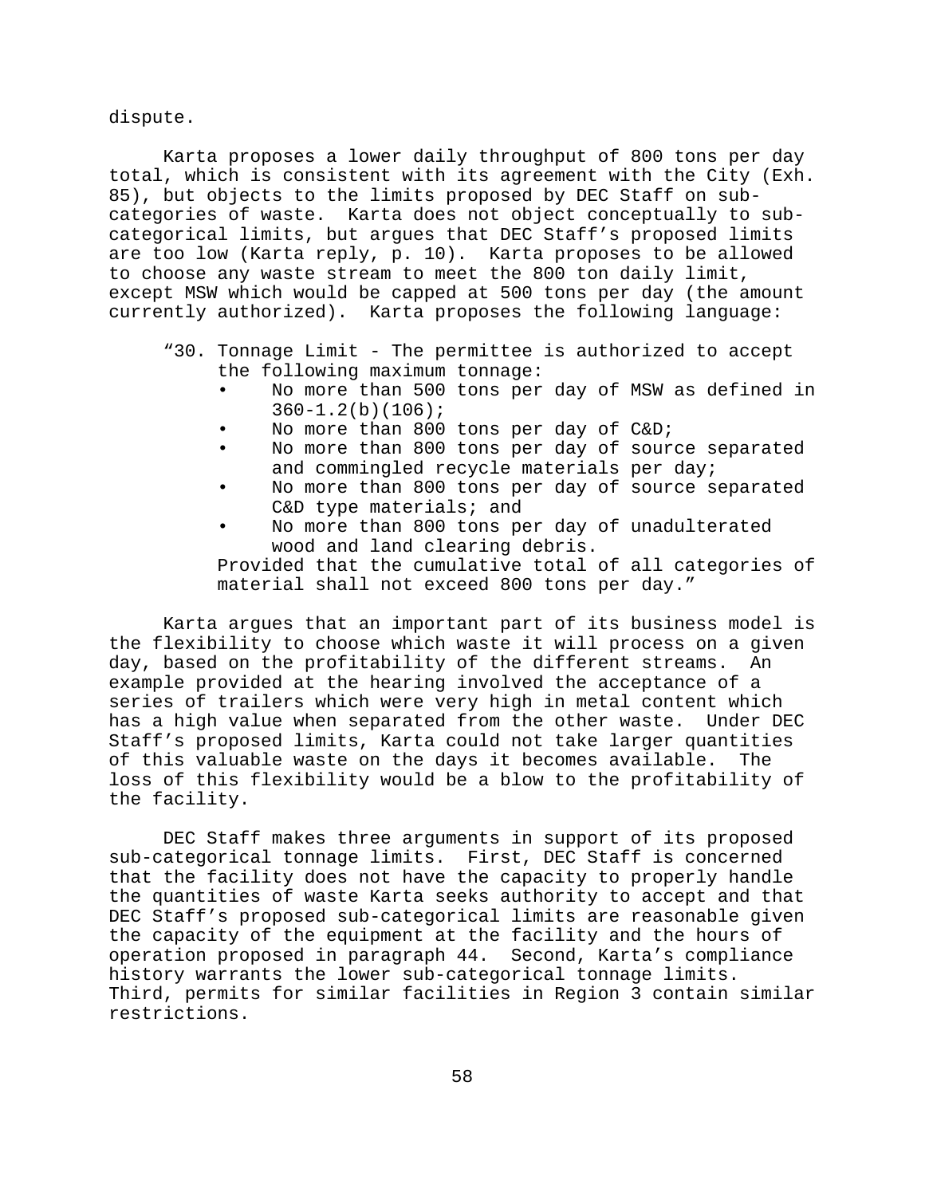dispute.

Karta proposes a lower daily throughput of 800 tons per day total, which is consistent with its agreement with the City (Exh. 85), but objects to the limits proposed by DEC Staff on sub-categories of waste. Karta does not object conceptually to sub-categorical limits, but argues that DEC Staff's proposed limits are too low (Karta reply, p. 10). Karta proposes to be allowed to choose any waste stream to meet the 800 ton daily limit, except MSW which would be capped at 500 tons per day (the amount currently authorized). Karta proposes the following language:

> "30. Tonnage Limit - The permittee is authorized to accept the following maximum tonnage:
> - No more than 500 tons per day of MSW as defined in 360-1.2(b)(106);
> - No more than 800 tons per day of C&D;
> - No more than 800 tons per day of source separated and commingled recycle materials per day;
> - No more than 800 tons per day of source separated C&D type materials; and
> - No more than 800 tons per day of unadulterated wood and land clearing debris.
>
> Provided that the cumulative total of all categories of material shall not exceed 800 tons per day."

Karta argues that an important part of its business model is the flexibility to choose which waste it will process on a given day, based on the profitability of the different streams. An example provided at the hearing involved the acceptance of a series of trailers which were very high in metal content which has a high value when separated from the other waste. Under DEC Staff's proposed limits, Karta could not take larger quantities of this valuable waste on the days it becomes available. The loss of this flexibility would be a blow to the profitability of the facility.

DEC Staff makes three arguments in support of its proposed sub-categorical tonnage limits. First, DEC Staff is concerned that the facility does not have the capacity to properly handle the quantities of waste Karta seeks authority to accept and that DEC Staff's proposed sub-categorical limits are reasonable given the capacity of the equipment at the facility and the hours of operation proposed in paragraph 44. Second, Karta's compliance history warrants the lower sub-categorical tonnage limits. Third, permits for similar facilities in Region 3 contain similar restrictions.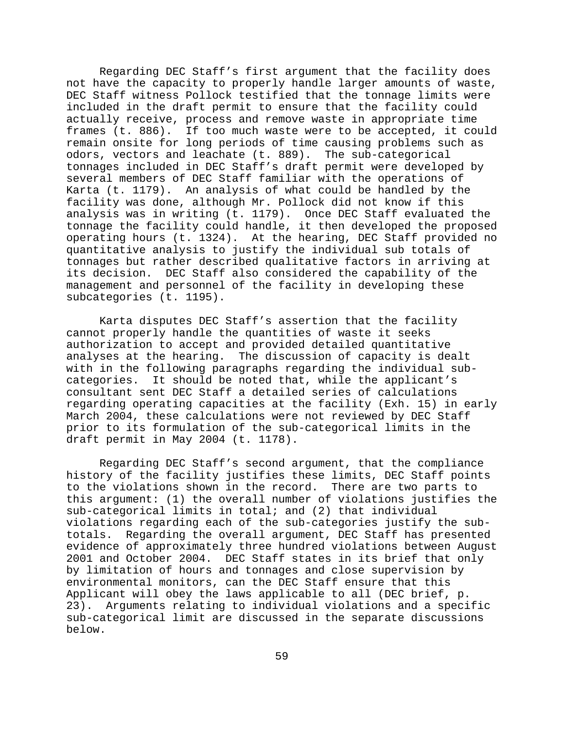Regarding DEC Staff's first argument that the facility does not have the capacity to properly handle larger amounts of waste, DEC Staff witness Pollock testified that the tonnage limits were included in the draft permit to ensure that the facility could actually receive, process and remove waste in appropriate time frames (t. 886). If too much waste were to be accepted, it could remain onsite for long periods of time causing problems such as odors, vectors and leachate (t. 889). The sub-categorical tonnages included in DEC Staff's draft permit were developed by several members of DEC Staff familiar with the operations of Karta (t. 1179). An analysis of what could be handled by the facility was done, although Mr. Pollock did not know if this analysis was in writing (t. 1179). Once DEC Staff evaluated the tonnage the facility could handle, it then developed the proposed operating hours (t. 1324). At the hearing, DEC Staff provided no quantitative analysis to justify the individual sub totals of tonnages but rather described qualitative factors in arriving at its decision. DEC Staff also considered the capability of the management and personnel of the facility in developing these subcategories (t. 1195).

Karta disputes DEC Staff's assertion that the facility cannot properly handle the quantities of waste it seeks authorization to accept and provided detailed quantitative analyses at the hearing. The discussion of capacity is dealt with in the following paragraphs regarding the individual sub-categories. It should be noted that, while the applicant's consultant sent DEC Staff a detailed series of calculations regarding operating capacities at the facility (Exh. 15) in early March 2004, these calculations were not reviewed by DEC Staff prior to its formulation of the sub-categorical limits in the draft permit in May 2004 (t. 1178).

Regarding DEC Staff's second argument, that the compliance history of the facility justifies these limits, DEC Staff points to the violations shown in the record. There are two parts to this argument: (1) the overall number of violations justifies the sub-categorical limits in total; and (2) that individual violations regarding each of the sub-categories justify the sub-totals. Regarding the overall argument, DEC Staff has presented evidence of approximately three hundred violations between August 2001 and October 2004. DEC Staff states in its brief that only by limitation of hours and tonnages and close supervision by environmental monitors, can the DEC Staff ensure that this Applicant will obey the laws applicable to all (DEC brief, p. 23). Arguments relating to individual violations and a specific sub-categorical limit are discussed in the separate discussions below.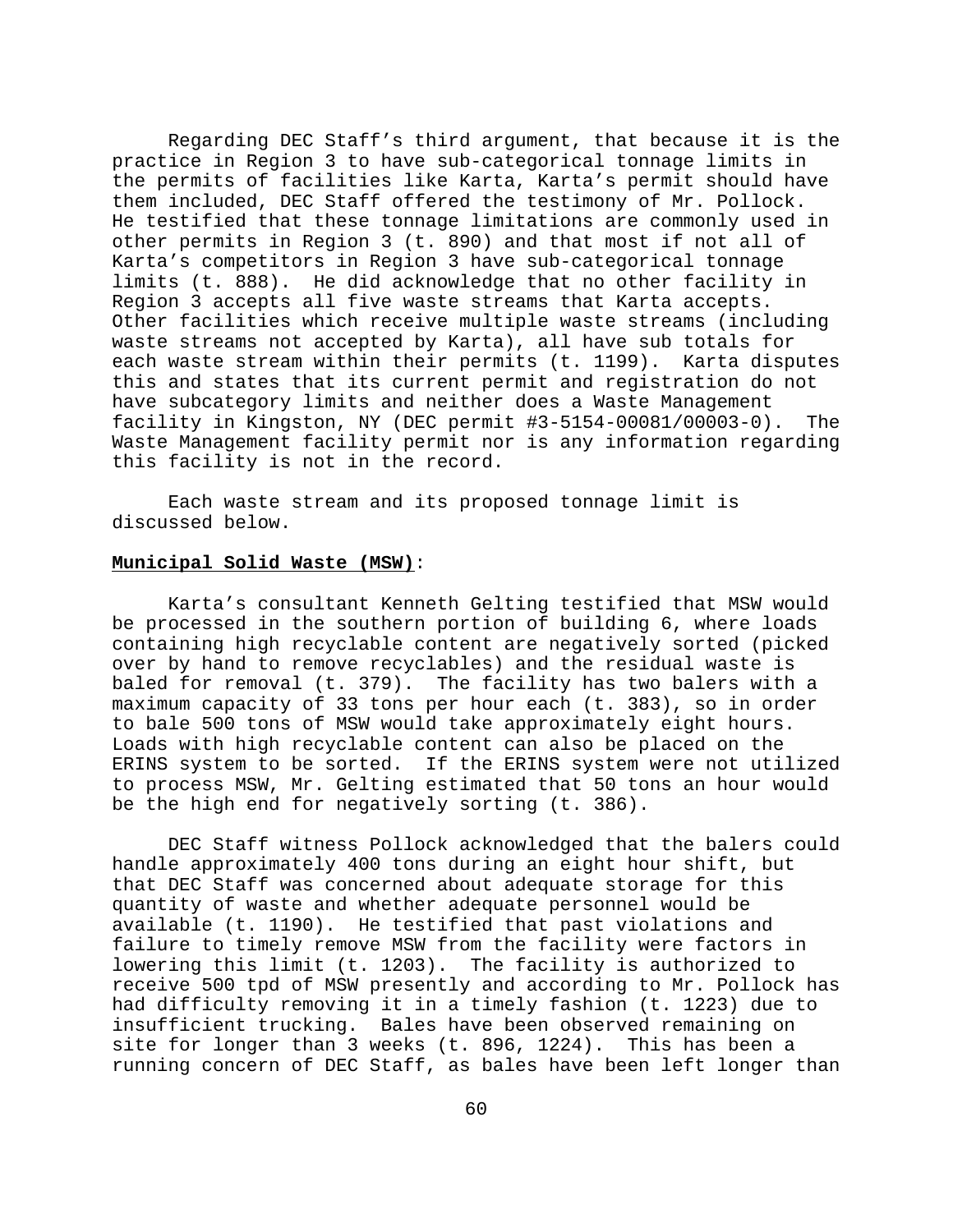Regarding DEC Staff's third argument, that because it is the practice in Region 3 to have sub-categorical tonnage limits in the permits of facilities like Karta, Karta's permit should have them included, DEC Staff offered the testimony of Mr. Pollock. He testified that these tonnage limitations are commonly used in other permits in Region 3 (t. 890) and that most if not all of Karta's competitors in Region 3 have sub-categorical tonnage limits (t. 888). He did acknowledge that no other facility in Region 3 accepts all five waste streams that Karta accepts. Other facilities which receive multiple waste streams (including waste streams not accepted by Karta), all have sub totals for each waste stream within their permits (t. 1199). Karta disputes this and states that its current permit and registration do not have subcategory limits and neither does a Waste Management facility in Kingston, NY (DEC permit #3-5154-00081/00003-0). The Waste Management facility permit nor is any information regarding this facility is not in the record.

Each waste stream and its proposed tonnage limit is discussed below.

**Municipal Solid Waste (MSW)**:

Karta's consultant Kenneth Gelting testified that MSW would be processed in the southern portion of building 6, where loads containing high recyclable content are negatively sorted (picked over by hand to remove recyclables) and the residual waste is baled for removal (t. 379). The facility has two balers with a maximum capacity of 33 tons per hour each (t. 383), so in order to bale 500 tons of MSW would take approximately eight hours. Loads with high recyclable content can also be placed on the ERINS system to be sorted. If the ERINS system were not utilized to process MSW, Mr. Gelting estimated that 50 tons an hour would be the high end for negatively sorting (t. 386).

DEC Staff witness Pollock acknowledged that the balers could handle approximately 400 tons during an eight hour shift, but that DEC Staff was concerned about adequate storage for this quantity of waste and whether adequate personnel would be available (t. 1190). He testified that past violations and failure to timely remove MSW from the facility were factors in lowering this limit (t. 1203). The facility is authorized to receive 500 tpd of MSW presently and according to Mr. Pollock has had difficulty removing it in a timely fashion (t. 1223) due to insufficient trucking. Bales have been observed remaining on site for longer than 3 weeks (t. 896, 1224). This has been a running concern of DEC Staff, as bales have been left longer than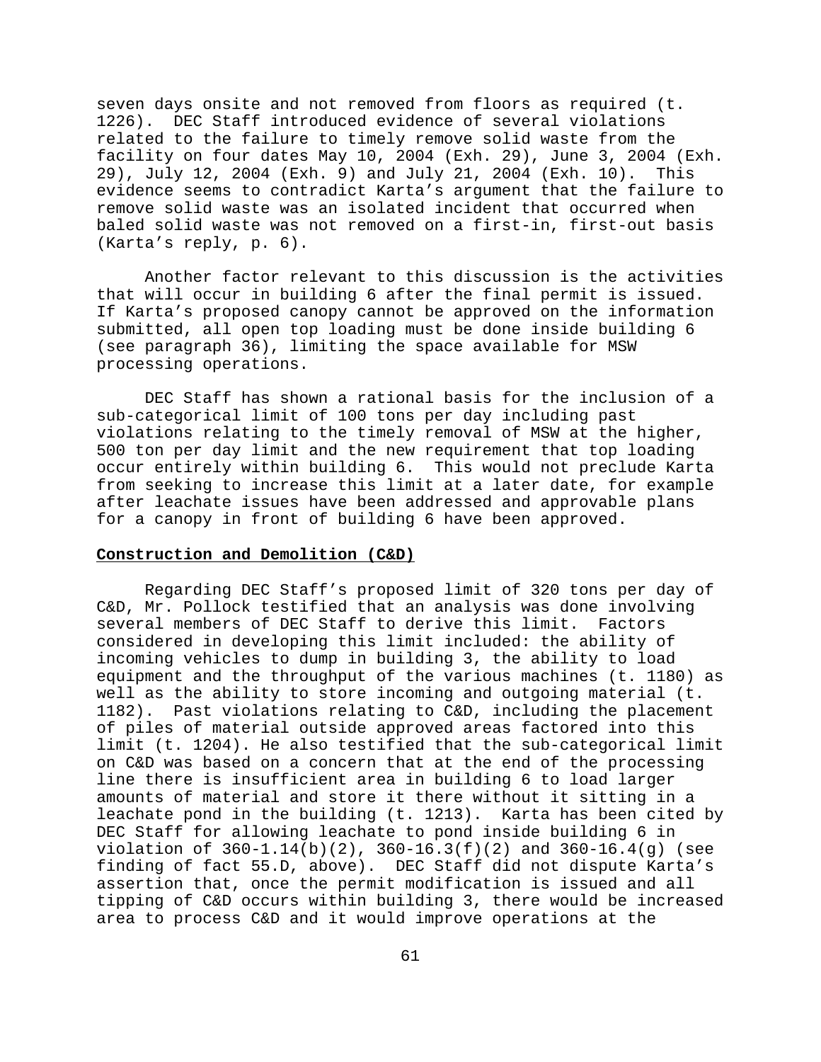seven days onsite and not removed from floors as required (t. 1226). DEC Staff introduced evidence of several violations related to the failure to timely remove solid waste from the facility on four dates May 10, 2004 (Exh. 29), June 3, 2004 (Exh. 29), July 12, 2004 (Exh. 9) and July 21, 2004 (Exh. 10). This evidence seems to contradict Karta's argument that the failure to remove solid waste was an isolated incident that occurred when baled solid waste was not removed on a first-in, first-out basis (Karta's reply, p. 6).

Another factor relevant to this discussion is the activities that will occur in building 6 after the final permit is issued. If Karta's proposed canopy cannot be approved on the information submitted, all open top loading must be done inside building 6 (see paragraph 36), limiting the space available for MSW processing operations.

DEC Staff has shown a rational basis for the inclusion of a sub-categorical limit of 100 tons per day including past violations relating to the timely removal of MSW at the higher, 500 ton per day limit and the new requirement that top loading occur entirely within building 6. This would not preclude Karta from seeking to increase this limit at a later date, for example after leachate issues have been addressed and approvable plans for a canopy in front of building 6 have been approved.

**Construction and Demolition (C&D)**

Regarding DEC Staff's proposed limit of 320 tons per day of C&D, Mr. Pollock testified that an analysis was done involving several members of DEC Staff to derive this limit. Factors considered in developing this limit included: the ability of incoming vehicles to dump in building 3, the ability to load equipment and the throughput of the various machines (t. 1180) as well as the ability to store incoming and outgoing material (t. 1182). Past violations relating to C&D, including the placement of piles of material outside approved areas factored into this limit (t. 1204). He also testified that the sub-categorical limit on C&D was based on a concern that at the end of the processing line there is insufficient area in building 6 to load larger amounts of material and store it there without it sitting in a leachate pond in the building (t. 1213). Karta has been cited by DEC Staff for allowing leachate to pond inside building 6 in violation of 360-1.14(b)(2), 360-16.3(f)(2) and 360-16.4(g) (see finding of fact 55.D, above). DEC Staff did not dispute Karta's assertion that, once the permit modification is issued and all tipping of C&D occurs within building 3, there would be increased area to process C&D and it would improve operations at the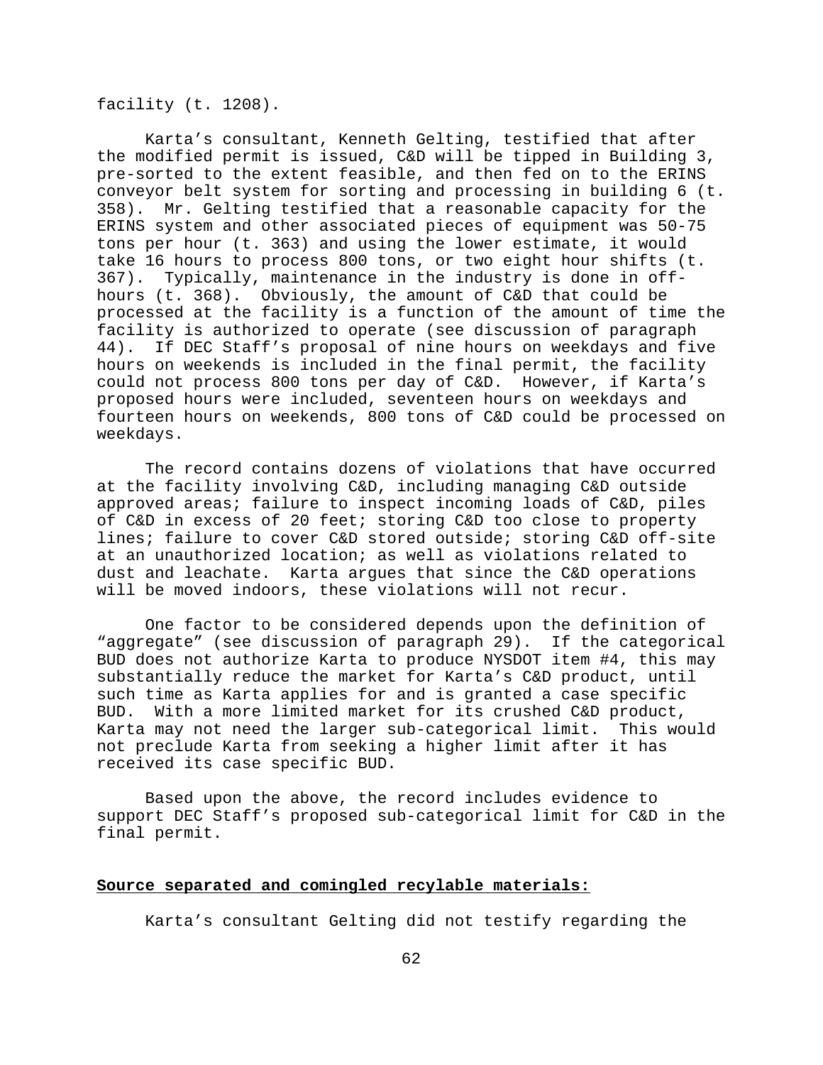facility (t. 1208).

Karta's consultant, Kenneth Gelting, testified that after the modified permit is issued, C&D will be tipped in Building 3, pre-sorted to the extent feasible, and then fed on to the ERINS conveyor belt system for sorting and processing in building 6 (t. 358). Mr. Gelting testified that a reasonable capacity for the ERINS system and other associated pieces of equipment was 50-75 tons per hour (t. 363) and using the lower estimate, it would take 16 hours to process 800 tons, or two eight hour shifts (t. 367). Typically, maintenance in the industry is done in off-hours (t. 368). Obviously, the amount of C&D that could be processed at the facility is a function of the amount of time the facility is authorized to operate (see discussion of paragraph 44). If DEC Staff's proposal of nine hours on weekdays and five hours on weekends is included in the final permit, the facility could not process 800 tons per day of C&D. However, if Karta's proposed hours were included, seventeen hours on weekdays and fourteen hours on weekends, 800 tons of C&D could be processed on weekdays.

The record contains dozens of violations that have occurred at the facility involving C&D, including managing C&D outside approved areas; failure to inspect incoming loads of C&D, piles of C&D in excess of 20 feet; storing C&D too close to property lines; failure to cover C&D stored outside; storing C&D off-site at an unauthorized location; as well as violations related to dust and leachate. Karta argues that since the C&D operations will be moved indoors, these violations will not recur.

One factor to be considered depends upon the definition of "aggregate" (see discussion of paragraph 29). If the categorical BUD does not authorize Karta to produce NYSDOT item #4, this may substantially reduce the market for Karta's C&D product, until such time as Karta applies for and is granted a case specific BUD. With a more limited market for its crushed C&D product, Karta may not need the larger sub-categorical limit. This would not preclude Karta from seeking a higher limit after it has received its case specific BUD.

Based upon the above, the record includes evidence to support DEC Staff's proposed sub-categorical limit for C&D in the final permit.

**Source separated and comingled recylable materials:**

Karta's consultant Gelting did not testify regarding the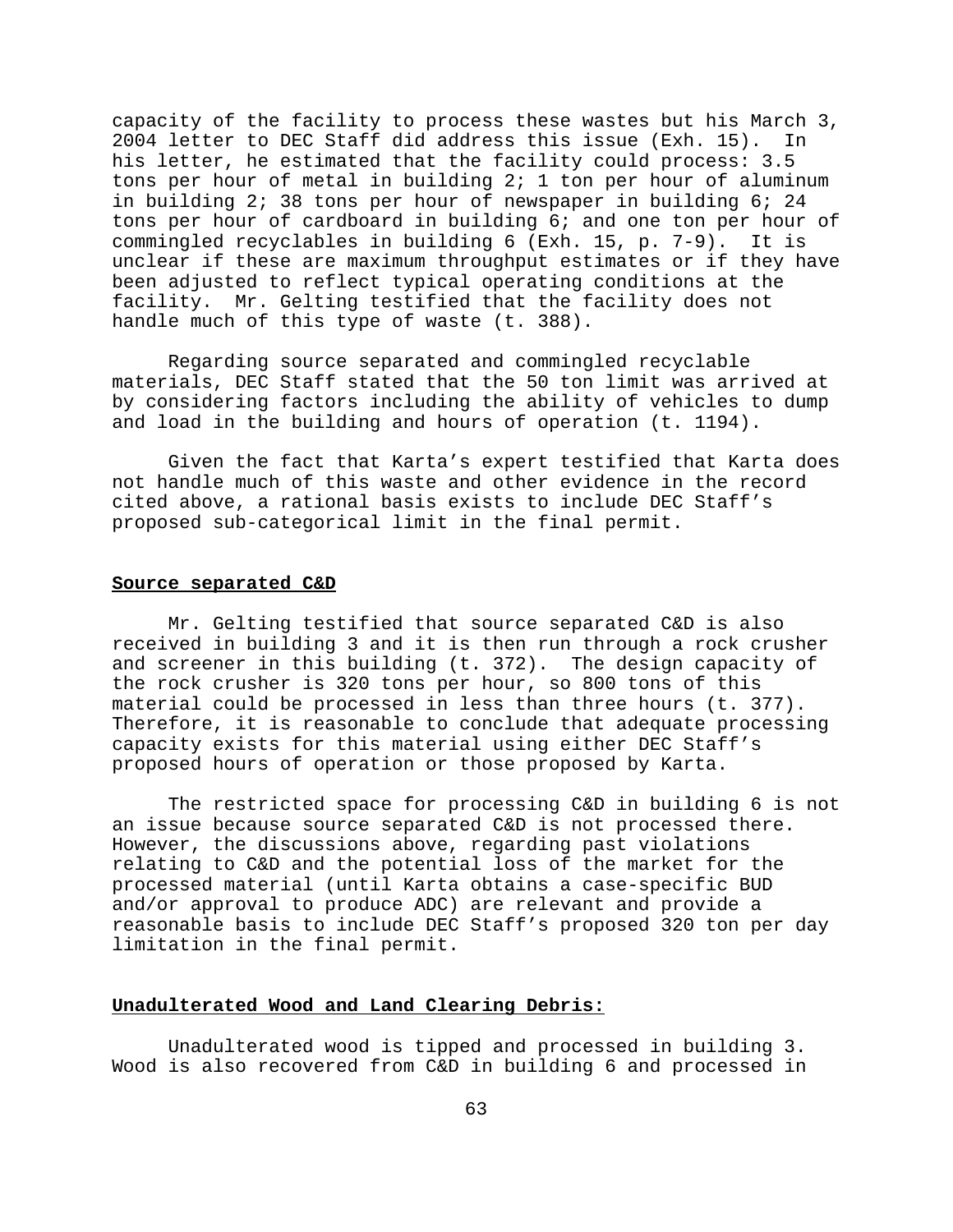capacity of the facility to process these wastes but his March 3, 2004 letter to DEC Staff did address this issue (Exh. 15). In his letter, he estimated that the facility could process: 3.5 tons per hour of metal in building 2; 1 ton per hour of aluminum in building 2; 38 tons per hour of newspaper in building 6; 24 tons per hour of cardboard in building 6; and one ton per hour of commingled recyclables in building 6 (Exh. 15, p. 7-9). It is unclear if these are maximum throughput estimates or if they have been adjusted to reflect typical operating conditions at the facility. Mr. Gelting testified that the facility does not handle much of this type of waste (t. 388).

Regarding source separated and commingled recyclable materials, DEC Staff stated that the 50 ton limit was arrived at by considering factors including the ability of vehicles to dump and load in the building and hours of operation (t. 1194).

Given the fact that Karta's expert testified that Karta does not handle much of this waste and other evidence in the record cited above, a rational basis exists to include DEC Staff's proposed sub-categorical limit in the final permit.

**Source separated C&D**

Mr. Gelting testified that source separated C&D is also received in building 3 and it is then run through a rock crusher and screener in this building (t. 372). The design capacity of the rock crusher is 320 tons per hour, so 800 tons of this material could be processed in less than three hours (t. 377). Therefore, it is reasonable to conclude that adequate processing capacity exists for this material using either DEC Staff's proposed hours of operation or those proposed by Karta.

The restricted space for processing C&D in building 6 is not an issue because source separated C&D is not processed there. However, the discussions above, regarding past violations relating to C&D and the potential loss of the market for the processed material (until Karta obtains a case-specific BUD and/or approval to produce ADC) are relevant and provide a reasonable basis to include DEC Staff's proposed 320 ton per day limitation in the final permit.

**Unadulterated Wood and Land Clearing Debris:**

Unadulterated wood is tipped and processed in building 3. Wood is also recovered from C&D in building 6 and processed in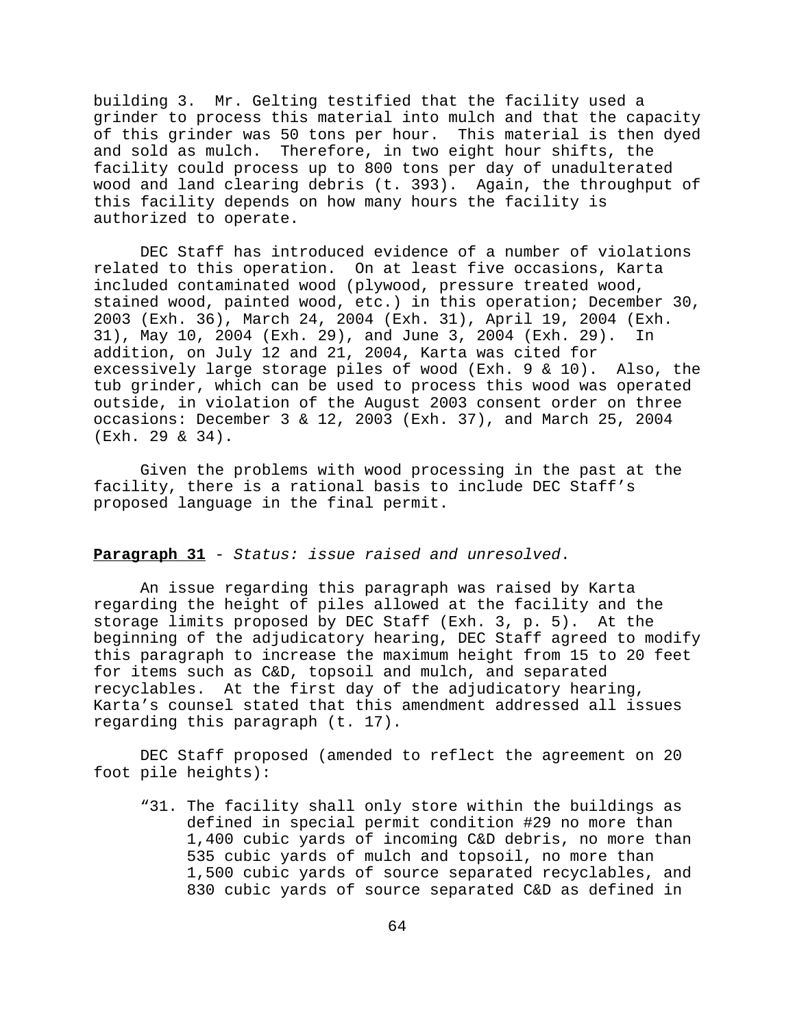building 3. Mr. Gelting testified that the facility used a grinder to process this material into mulch and that the capacity of this grinder was 50 tons per hour. This material is then dyed and sold as mulch. Therefore, in two eight hour shifts, the facility could process up to 800 tons per day of unadulterated wood and land clearing debris (t. 393). Again, the throughput of this facility depends on how many hours the facility is authorized to operate.

DEC Staff has introduced evidence of a number of violations related to this operation. On at least five occasions, Karta included contaminated wood (plywood, pressure treated wood, stained wood, painted wood, etc.) in this operation; December 30, 2003 (Exh. 36), March 24, 2004 (Exh. 31), April 19, 2004 (Exh. 31), May 10, 2004 (Exh. 29), and June 3, 2004 (Exh. 29). In addition, on July 12 and 21, 2004, Karta was cited for excessively large storage piles of wood (Exh. 9 & 10). Also, the tub grinder, which can be used to process this wood was operated outside, in violation of the August 2003 consent order on three occasions: December 3 & 12, 2003 (Exh. 37), and March 25, 2004 (Exh. 29 & 34).

Given the problems with wood processing in the past at the facility, there is a rational basis to include DEC Staff's proposed language in the final permit.

**Paragraph 31** - *Status: issue raised and unresolved.*

An issue regarding this paragraph was raised by Karta regarding the height of piles allowed at the facility and the storage limits proposed by DEC Staff (Exh. 3, p. 5). At the beginning of the adjudicatory hearing, DEC Staff agreed to modify this paragraph to increase the maximum height from 15 to 20 feet for items such as C&D, topsoil and mulch, and separated recyclables. At the first day of the adjudicatory hearing, Karta's counsel stated that this amendment addressed all issues regarding this paragraph (t. 17).

DEC Staff proposed (amended to reflect the agreement on 20 foot pile heights):

> "31. The facility shall only store within the buildings as defined in special permit condition #29 no more than 1,400 cubic yards of incoming C&D debris, no more than 535 cubic yards of mulch and topsoil, no more than 1,500 cubic yards of source separated recyclables, and 830 cubic yards of source separated C&D as defined in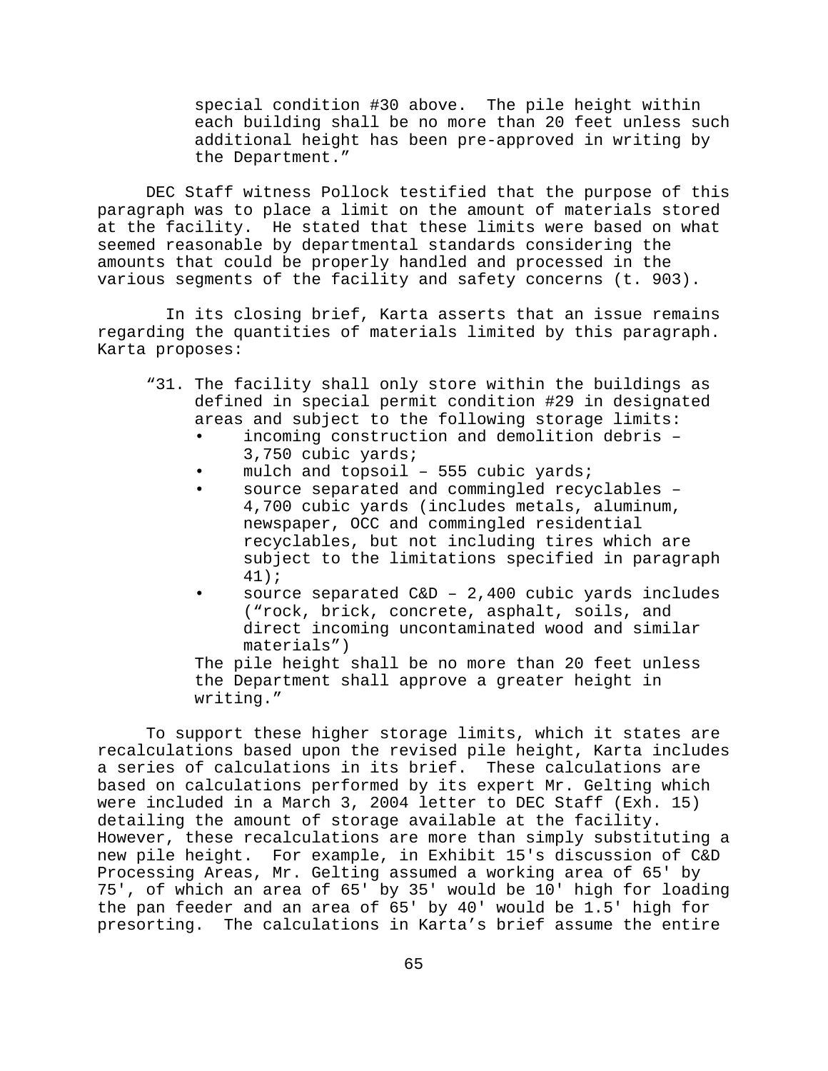special condition #30 above. The pile height within each building shall be no more than 20 feet unless such additional height has been pre-approved in writing by the Department."

DEC Staff witness Pollock testified that the purpose of this paragraph was to place a limit on the amount of materials stored at the facility. He stated that these limits were based on what seemed reasonable by departmental standards considering the amounts that could be properly handled and processed in the various segments of the facility and safety concerns (t. 903).

In its closing brief, Karta asserts that an issue remains regarding the quantities of materials limited by this paragraph. Karta proposes:

> "31. The facility shall only store within the buildings as defined in special permit condition #29 in designated areas and subject to the following storage limits:
>
> - incoming construction and demolition debris – 3,750 cubic yards;
> - mulch and topsoil – 555 cubic yards;
> - source separated and commingled recyclables – 4,700 cubic yards (includes metals, aluminum, newspaper, OCC and commingled residential recyclables, but not including tires which are subject to the limitations specified in paragraph 41);
> - source separated C&D – 2,400 cubic yards includes ("rock, brick, concrete, asphalt, soils, and direct incoming uncontaminated wood and similar materials")
>
> The pile height shall be no more than 20 feet unless the Department shall approve a greater height in writing."

To support these higher storage limits, which it states are recalculations based upon the revised pile height, Karta includes a series of calculations in its brief. These calculations are based on calculations performed by its expert Mr. Gelting which were included in a March 3, 2004 letter to DEC Staff (Exh. 15) detailing the amount of storage available at the facility. However, these recalculations are more than simply substituting a new pile height. For example, in Exhibit 15's discussion of C&D Processing Areas, Mr. Gelting assumed a working area of 65' by 75', of which an area of 65' by 35' would be 10' high for loading the pan feeder and an area of 65' by 40' would be 1.5' high for presorting. The calculations in Karta's brief assume the entire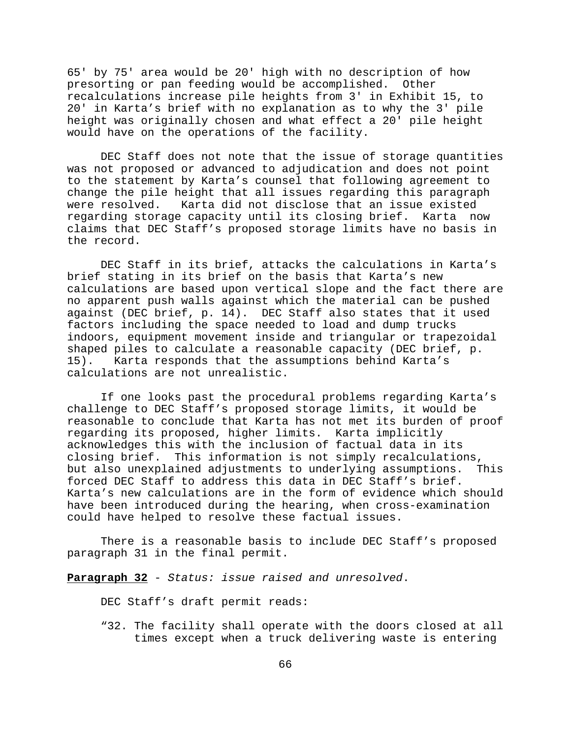65' by 75' area would be 20' high with no description of how presorting or pan feeding would be accomplished. Other recalculations increase pile heights from 3' in Exhibit 15, to 20' in Karta's brief with no explanation as to why the 3' pile height was originally chosen and what effect a 20' pile height would have on the operations of the facility.

DEC Staff does not note that the issue of storage quantities was not proposed or advanced to adjudication and does not point to the statement by Karta's counsel that following agreement to change the pile height that all issues regarding this paragraph were resolved. Karta did not disclose that an issue existed regarding storage capacity until its closing brief. Karta now claims that DEC Staff's proposed storage limits have no basis in the record.

DEC Staff in its brief, attacks the calculations in Karta's brief stating in its brief on the basis that Karta's new calculations are based upon vertical slope and the fact there are no apparent push walls against which the material can be pushed against (DEC brief, p. 14). DEC Staff also states that it used factors including the space needed to load and dump trucks indoors, equipment movement inside and triangular or trapezoidal shaped piles to calculate a reasonable capacity (DEC brief, p. 15). Karta responds that the assumptions behind Karta's calculations are not unrealistic.

If one looks past the procedural problems regarding Karta's challenge to DEC Staff's proposed storage limits, it would be reasonable to conclude that Karta has not met its burden of proof regarding its proposed, higher limits. Karta implicitly acknowledges this with the inclusion of factual data in its closing brief. This information is not simply recalculations, but also unexplained adjustments to underlying assumptions. This forced DEC Staff to address this data in DEC Staff's brief. Karta's new calculations are in the form of evidence which should have been introduced during the hearing, when cross-examination could have helped to resolve these factual issues.

There is a reasonable basis to include DEC Staff's proposed paragraph 31 in the final permit.

**Paragraph 32** - *Status: issue raised and unresolved*.

DEC Staff's draft permit reads:

"32. The facility shall operate with the doors closed at all times except when a truck delivering waste is entering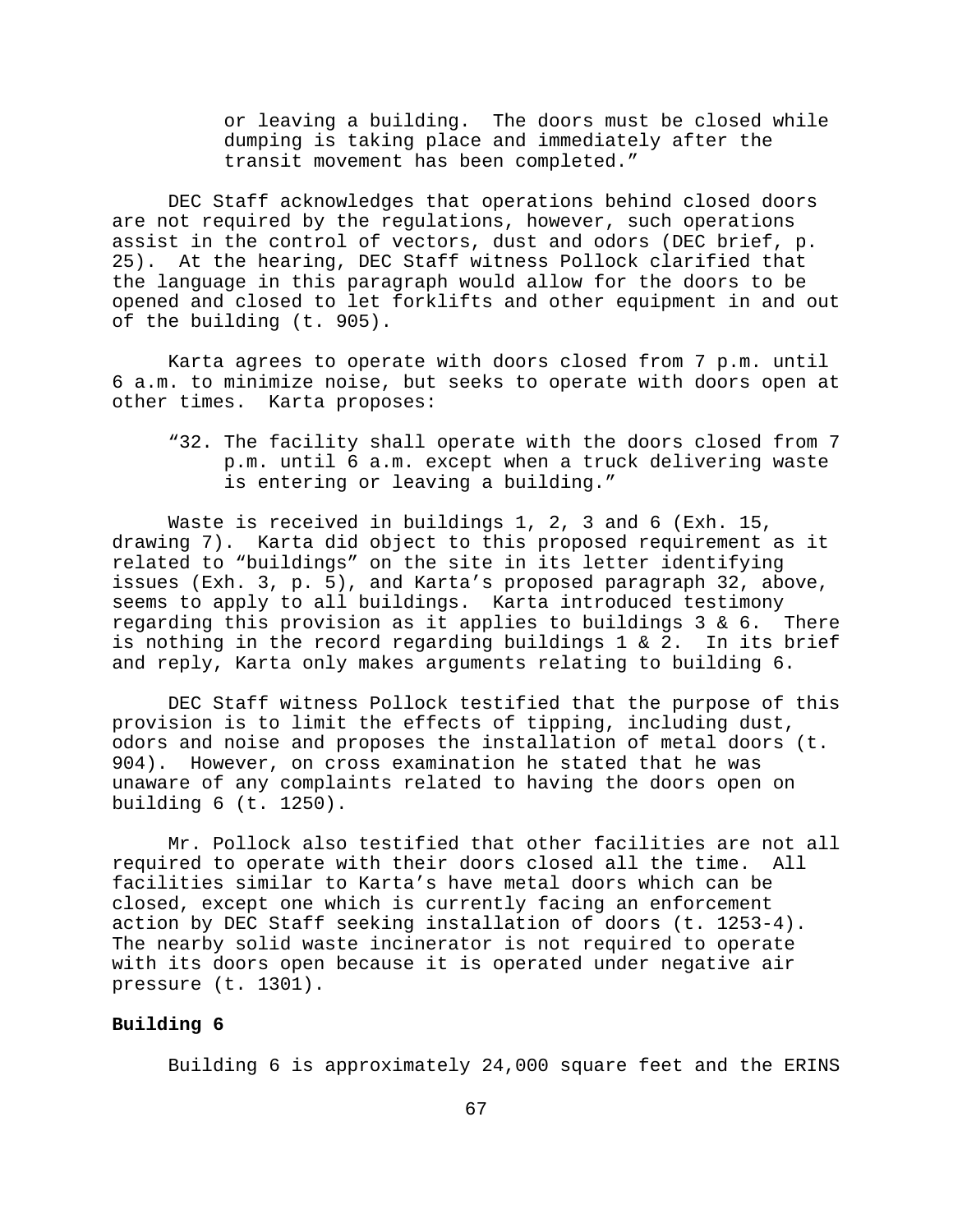> or leaving a building. The doors must be closed while dumping is taking place and immediately after the transit movement has been completed."

DEC Staff acknowledges that operations behind closed doors are not required by the regulations, however, such operations assist in the control of vectors, dust and odors (DEC brief, p. 25). At the hearing, DEC Staff witness Pollock clarified that the language in this paragraph would allow for the doors to be opened and closed to let forklifts and other equipment in and out of the building (t. 905).

Karta agrees to operate with doors closed from 7 p.m. until 6 a.m. to minimize noise, but seeks to operate with doors open at other times. Karta proposes:

> "32. The facility shall operate with the doors closed from 7 p.m. until 6 a.m. except when a truck delivering waste is entering or leaving a building."

Waste is received in buildings 1, 2, 3 and 6 (Exh. 15, drawing 7). Karta did object to this proposed requirement as it related to "buildings" on the site in its letter identifying issues (Exh. 3, p. 5), and Karta's proposed paragraph 32, above, seems to apply to all buildings. Karta introduced testimony regarding this provision as it applies to buildings 3 & 6. There is nothing in the record regarding buildings 1 & 2. In its brief and reply, Karta only makes arguments relating to building 6.

DEC Staff witness Pollock testified that the purpose of this provision is to limit the effects of tipping, including dust, odors and noise and proposes the installation of metal doors (t. 904). However, on cross examination he stated that he was unaware of any complaints related to having the doors open on building 6 (t. 1250).

Mr. Pollock also testified that other facilities are not all required to operate with their doors closed all the time. All facilities similar to Karta's have metal doors which can be closed, except one which is currently facing an enforcement action by DEC Staff seeking installation of doors (t. 1253-4). The nearby solid waste incinerator is not required to operate with its doors open because it is operated under negative air pressure (t. 1301).

**Building 6**

Building 6 is approximately 24,000 square feet and the ERINS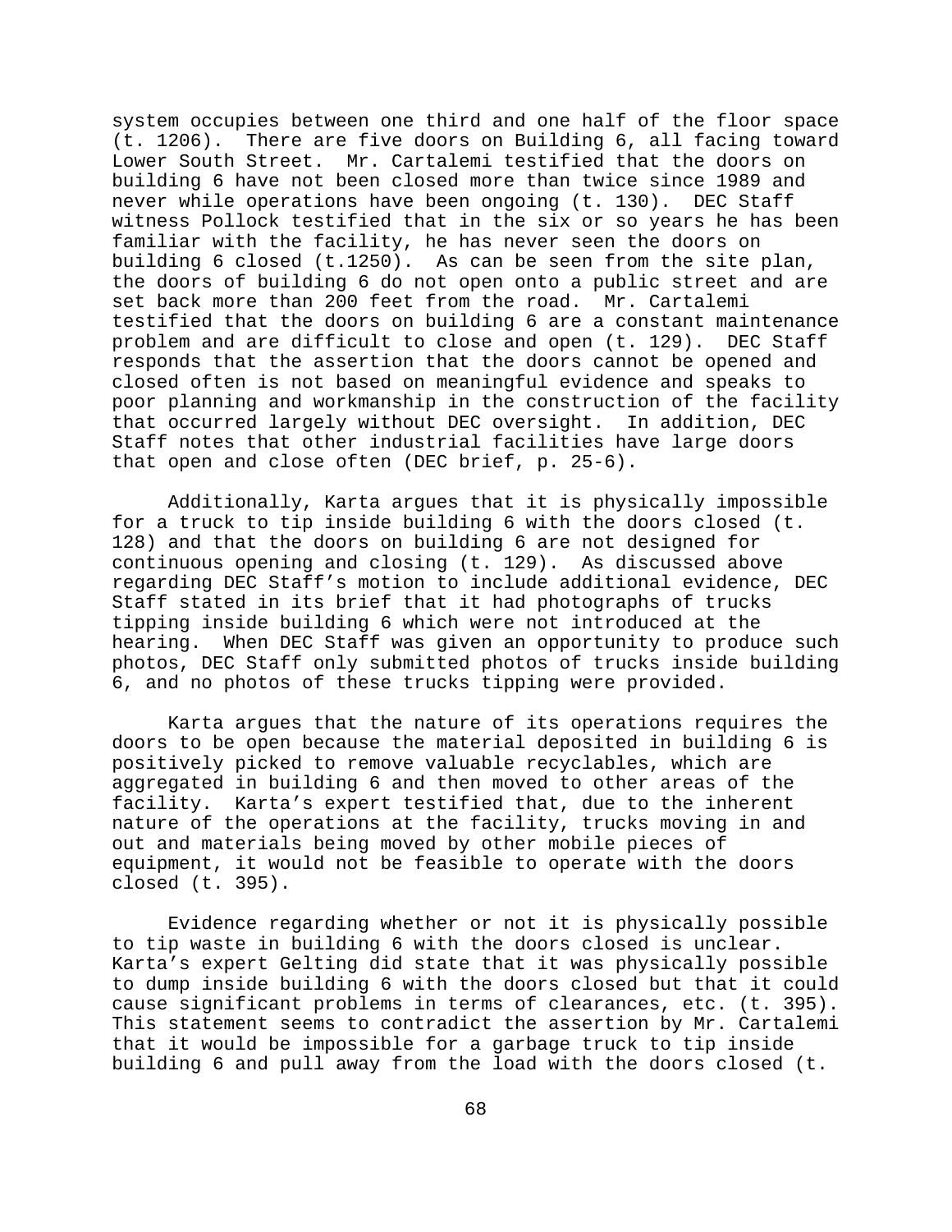system occupies between one third and one half of the floor space (t. 1206). There are five doors on Building 6, all facing toward Lower South Street. Mr. Cartalemi testified that the doors on building 6 have not been closed more than twice since 1989 and never while operations have been ongoing (t. 130). DEC Staff witness Pollock testified that in the six or so years he has been familiar with the facility, he has never seen the doors on building 6 closed (t.1250). As can be seen from the site plan, the doors of building 6 do not open onto a public street and are set back more than 200 feet from the road. Mr. Cartalemi testified that the doors on building 6 are a constant maintenance problem and are difficult to close and open (t. 129). DEC Staff responds that the assertion that the doors cannot be opened and closed often is not based on meaningful evidence and speaks to poor planning and workmanship in the construction of the facility that occurred largely without DEC oversight. In addition, DEC Staff notes that other industrial facilities have large doors that open and close often (DEC brief, p. 25-6).

Additionally, Karta argues that it is physically impossible for a truck to tip inside building 6 with the doors closed (t. 128) and that the doors on building 6 are not designed for continuous opening and closing (t. 129). As discussed above regarding DEC Staff's motion to include additional evidence, DEC Staff stated in its brief that it had photographs of trucks tipping inside building 6 which were not introduced at the hearing. When DEC Staff was given an opportunity to produce such photos, DEC Staff only submitted photos of trucks inside building 6, and no photos of these trucks tipping were provided.

Karta argues that the nature of its operations requires the doors to be open because the material deposited in building 6 is positively picked to remove valuable recyclables, which are aggregated in building 6 and then moved to other areas of the facility. Karta's expert testified that, due to the inherent nature of the operations at the facility, trucks moving in and out and materials being moved by other mobile pieces of equipment, it would not be feasible to operate with the doors closed (t. 395).

Evidence regarding whether or not it is physically possible to tip waste in building 6 with the doors closed is unclear. Karta's expert Gelting did state that it was physically possible to dump inside building 6 with the doors closed but that it could cause significant problems in terms of clearances, etc. (t. 395). This statement seems to contradict the assertion by Mr. Cartalemi that it would be impossible for a garbage truck to tip inside building 6 and pull away from the load with the doors closed (t.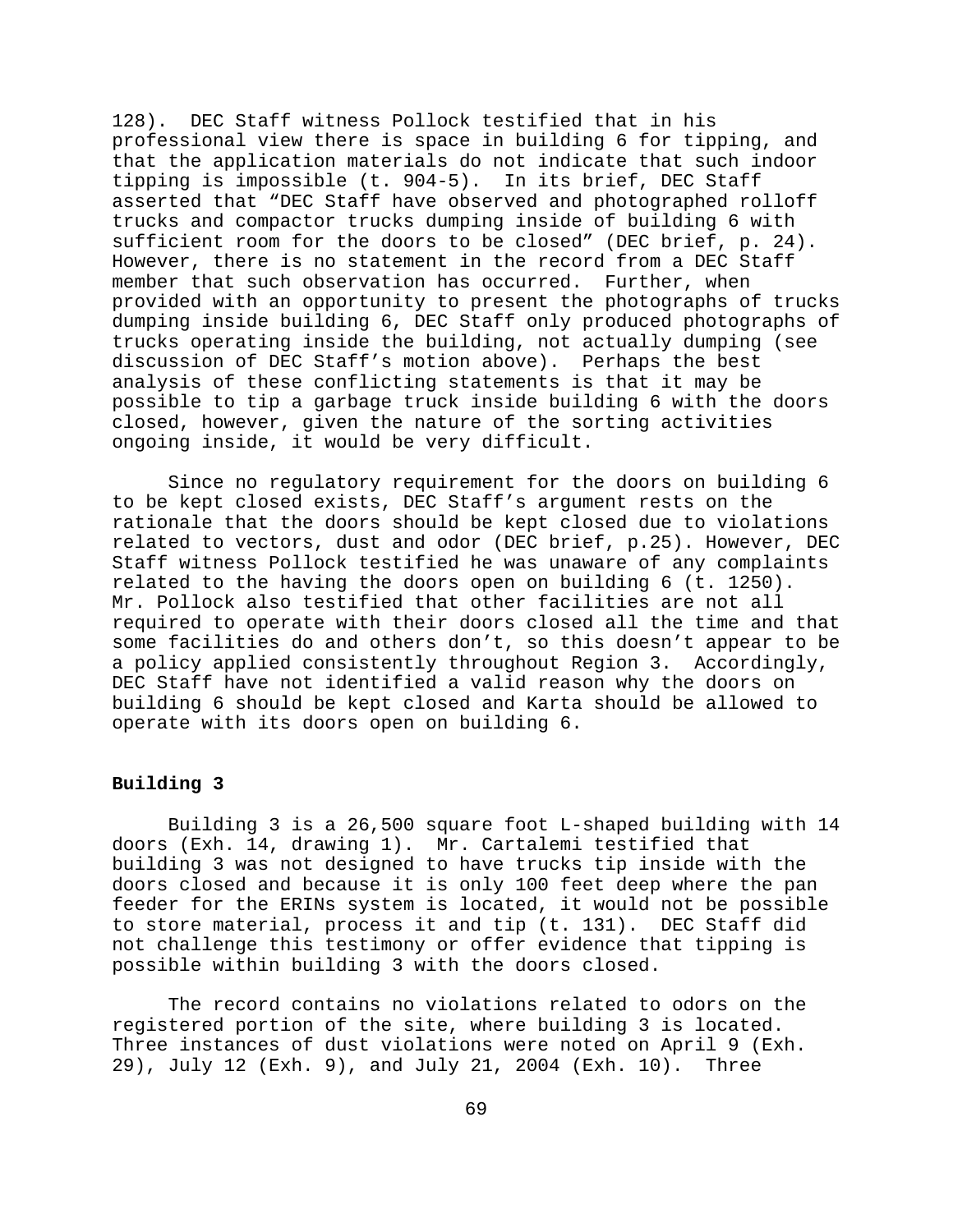128). DEC Staff witness Pollock testified that in his professional view there is space in building 6 for tipping, and that the application materials do not indicate that such indoor tipping is impossible (t. 904-5). In its brief, DEC Staff asserted that "DEC Staff have observed and photographed rolloff trucks and compactor trucks dumping inside of building 6 with sufficient room for the doors to be closed" (DEC brief, p. 24). However, there is no statement in the record from a DEC Staff member that such observation has occurred. Further, when provided with an opportunity to present the photographs of trucks dumping inside building 6, DEC Staff only produced photographs of trucks operating inside the building, not actually dumping (see discussion of DEC Staff's motion above). Perhaps the best analysis of these conflicting statements is that it may be possible to tip a garbage truck inside building 6 with the doors closed, however, given the nature of the sorting activities ongoing inside, it would be very difficult.

Since no regulatory requirement for the doors on building 6 to be kept closed exists, DEC Staff's argument rests on the rationale that the doors should be kept closed due to violations related to vectors, dust and odor (DEC brief, p.25). However, DEC Staff witness Pollock testified he was unaware of any complaints related to the having the doors open on building 6 (t. 1250). Mr. Pollock also testified that other facilities are not all required to operate with their doors closed all the time and that some facilities do and others don't, so this doesn't appear to be a policy applied consistently throughout Region 3. Accordingly, DEC Staff have not identified a valid reason why the doors on building 6 should be kept closed and Karta should be allowed to operate with its doors open on building 6.

**Building 3**

Building 3 is a 26,500 square foot L-shaped building with 14 doors (Exh. 14, drawing 1). Mr. Cartalemi testified that building 3 was not designed to have trucks tip inside with the doors closed and because it is only 100 feet deep where the pan feeder for the ERINs system is located, it would not be possible to store material, process it and tip (t. 131). DEC Staff did not challenge this testimony or offer evidence that tipping is possible within building 3 with the doors closed.

The record contains no violations related to odors on the registered portion of the site, where building 3 is located. Three instances of dust violations were noted on April 9 (Exh. 29), July 12 (Exh. 9), and July 21, 2004 (Exh. 10). Three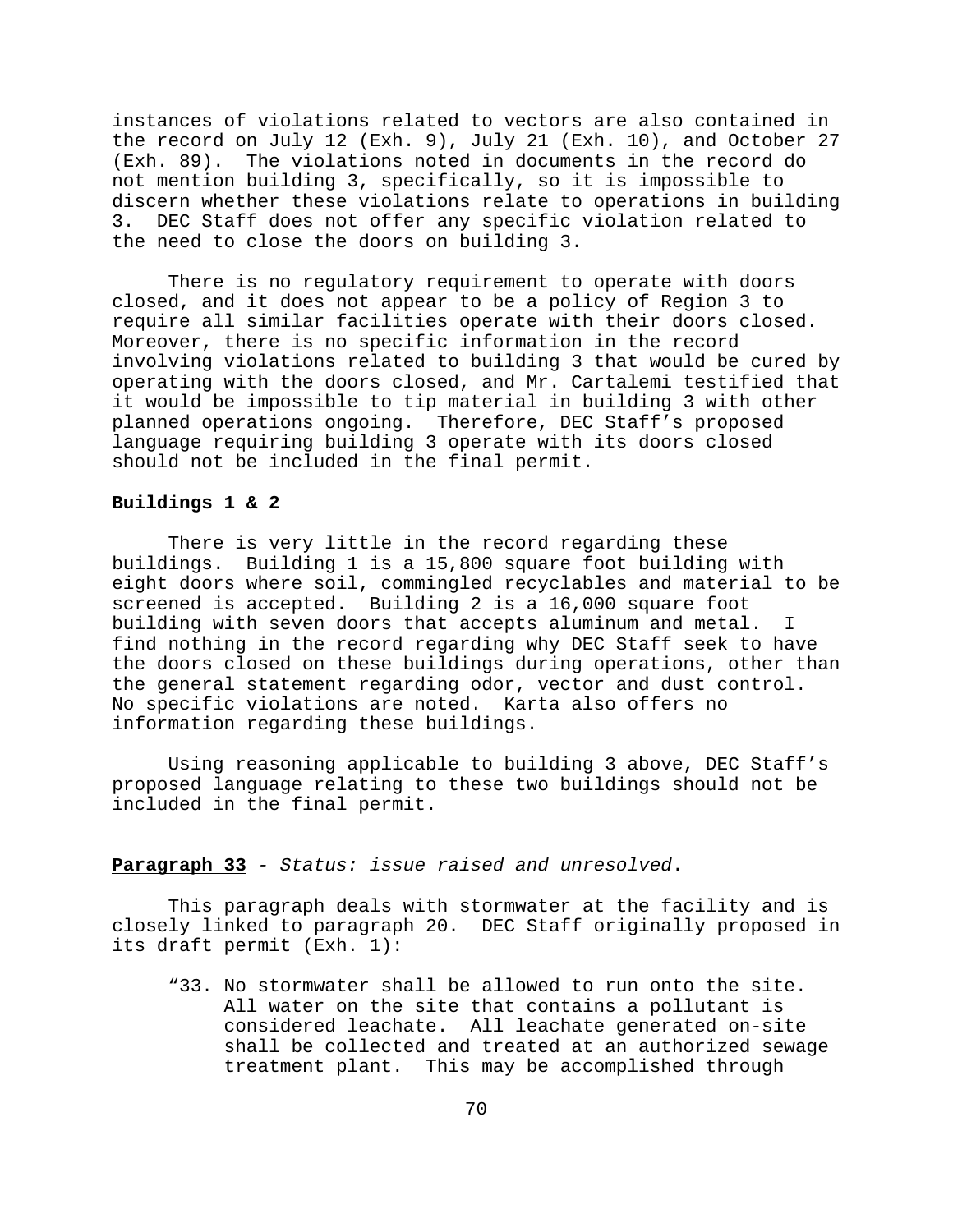instances of violations related to vectors are also contained in the record on July 12 (Exh. 9), July 21 (Exh. 10), and October 27 (Exh. 89). The violations noted in documents in the record do not mention building 3, specifically, so it is impossible to discern whether these violations relate to operations in building 3. DEC Staff does not offer any specific violation related to the need to close the doors on building 3.

There is no regulatory requirement to operate with doors closed, and it does not appear to be a policy of Region 3 to require all similar facilities operate with their doors closed. Moreover, there is no specific information in the record involving violations related to building 3 that would be cured by operating with the doors closed, and Mr. Cartalemi testified that it would be impossible to tip material in building 3 with other planned operations ongoing. Therefore, DEC Staff's proposed language requiring building 3 operate with its doors closed should not be included in the final permit.

**Buildings 1 & 2**

There is very little in the record regarding these buildings. Building 1 is a 15,800 square foot building with eight doors where soil, commingled recyclables and material to be screened is accepted. Building 2 is a 16,000 square foot building with seven doors that accepts aluminum and metal. I find nothing in the record regarding why DEC Staff seek to have the doors closed on these buildings during operations, other than the general statement regarding odor, vector and dust control. No specific violations are noted. Karta also offers no information regarding these buildings.

Using reasoning applicable to building 3 above, DEC Staff's proposed language relating to these two buildings should not be included in the final permit.

**Paragraph 33** - *Status: issue raised and unresolved*.

This paragraph deals with stormwater at the facility and is closely linked to paragraph 20. DEC Staff originally proposed in its draft permit (Exh. 1):

> "33. No stormwater shall be allowed to run onto the site. All water on the site that contains a pollutant is considered leachate. All leachate generated on-site shall be collected and treated at an authorized sewage treatment plant. This may be accomplished through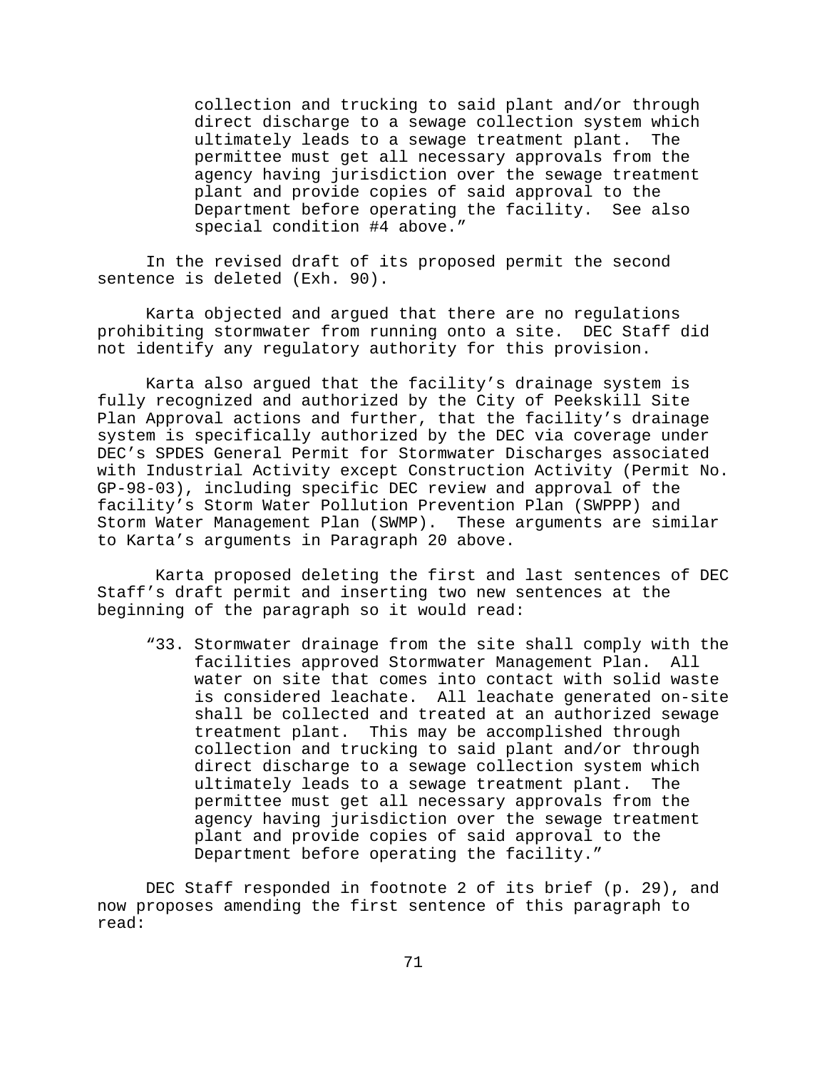> collection and trucking to said plant and/or through direct discharge to a sewage collection system which ultimately leads to a sewage treatment plant. The permittee must get all necessary approvals from the agency having jurisdiction over the sewage treatment plant and provide copies of said approval to the Department before operating the facility. See also special condition #4 above."

In the revised draft of its proposed permit the second sentence is deleted (Exh. 90).

Karta objected and argued that there are no regulations prohibiting stormwater from running onto a site. DEC Staff did not identify any regulatory authority for this provision.

Karta also argued that the facility's drainage system is fully recognized and authorized by the City of Peekskill Site Plan Approval actions and further, that the facility's drainage system is specifically authorized by the DEC via coverage under DEC's SPDES General Permit for Stormwater Discharges associated with Industrial Activity except Construction Activity (Permit No. GP-98-03), including specific DEC review and approval of the facility's Storm Water Pollution Prevention Plan (SWPPP) and Storm Water Management Plan (SWMP). These arguments are similar to Karta's arguments in Paragraph 20 above.

Karta proposed deleting the first and last sentences of DEC Staff's draft permit and inserting two new sentences at the beginning of the paragraph so it would read:

> "33. Stormwater drainage from the site shall comply with the facilities approved Stormwater Management Plan. All water on site that comes into contact with solid waste is considered leachate. All leachate generated on-site shall be collected and treated at an authorized sewage treatment plant. This may be accomplished through collection and trucking to said plant and/or through direct discharge to a sewage collection system which ultimately leads to a sewage treatment plant. The permittee must get all necessary approvals from the agency having jurisdiction over the sewage treatment plant and provide copies of said approval to the Department before operating the facility."

DEC Staff responded in footnote 2 of its brief (p. 29), and now proposes amending the first sentence of this paragraph to read: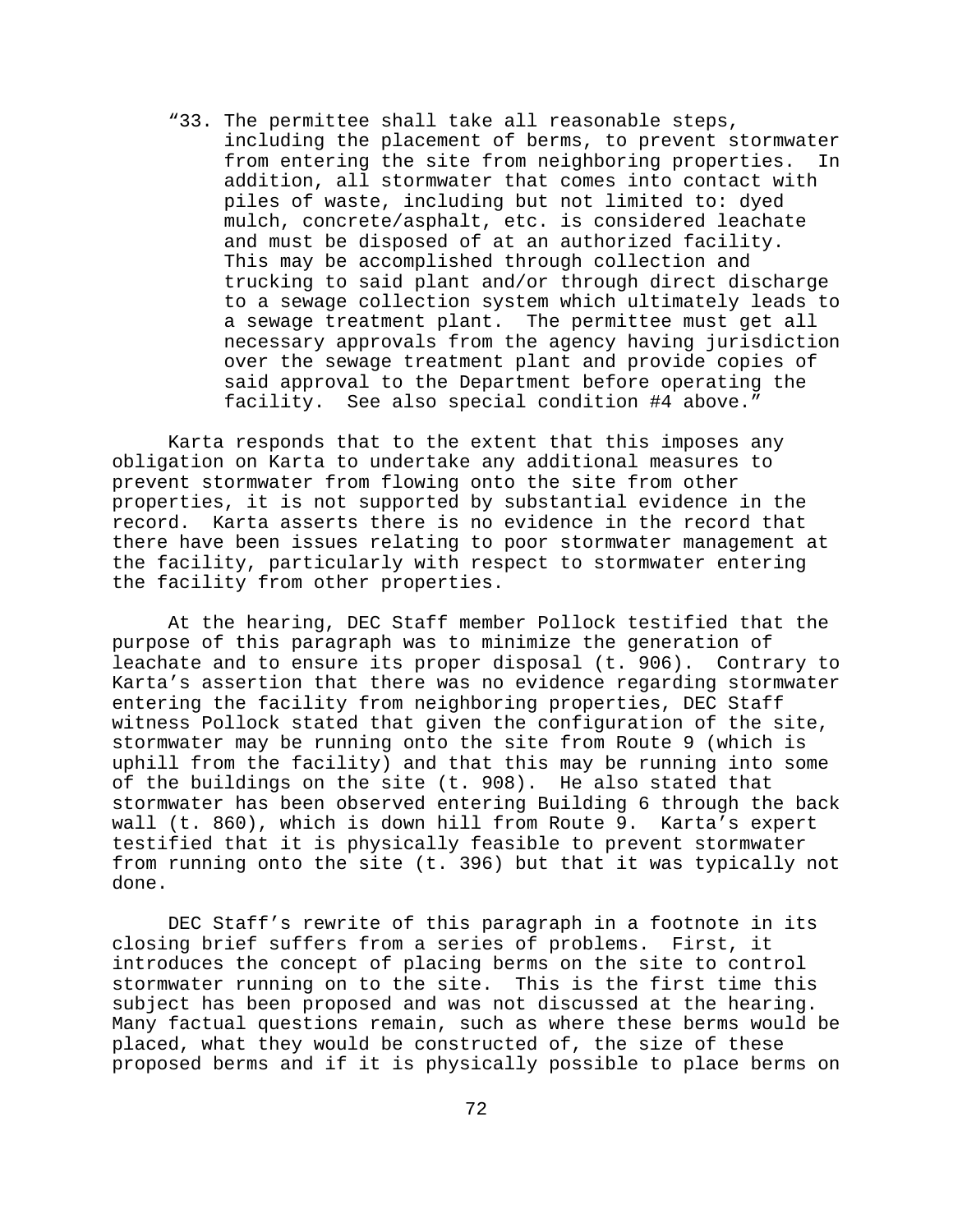> "33. The permittee shall take all reasonable steps, including the placement of berms, to prevent stormwater from entering the site from neighboring properties. In addition, all stormwater that comes into contact with piles of waste, including but not limited to: dyed mulch, concrete/asphalt, etc. is considered leachate and must be disposed of at an authorized facility. This may be accomplished through collection and trucking to said plant and/or through direct discharge to a sewage collection system which ultimately leads to a sewage treatment plant. The permittee must get all necessary approvals from the agency having jurisdiction over the sewage treatment plant and provide copies of said approval to the Department before operating the facility. See also special condition #4 above."

Karta responds that to the extent that this imposes any obligation on Karta to undertake any additional measures to prevent stormwater from flowing onto the site from other properties, it is not supported by substantial evidence in the record. Karta asserts there is no evidence in the record that there have been issues relating to poor stormwater management at the facility, particularly with respect to stormwater entering the facility from other properties.

At the hearing, DEC Staff member Pollock testified that the purpose of this paragraph was to minimize the generation of leachate and to ensure its proper disposal (t. 906). Contrary to Karta's assertion that there was no evidence regarding stormwater entering the facility from neighboring properties, DEC Staff witness Pollock stated that given the configuration of the site, stormwater may be running onto the site from Route 9 (which is uphill from the facility) and that this may be running into some of the buildings on the site (t. 908). He also stated that stormwater has been observed entering Building 6 through the back wall (t. 860), which is down hill from Route 9. Karta's expert testified that it is physically feasible to prevent stormwater from running onto the site (t. 396) but that it was typically not done.

DEC Staff's rewrite of this paragraph in a footnote in its closing brief suffers from a series of problems. First, it introduces the concept of placing berms on the site to control stormwater running on to the site. This is the first time this subject has been proposed and was not discussed at the hearing. Many factual questions remain, such as where these berms would be placed, what they would be constructed of, the size of these proposed berms and if it is physically possible to place berms on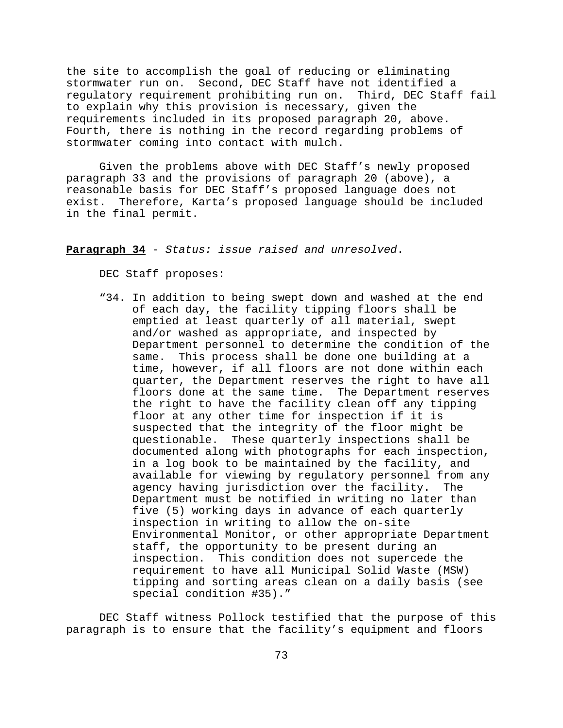the site to accomplish the goal of reducing or eliminating stormwater run on. Second, DEC Staff have not identified a regulatory requirement prohibiting run on. Third, DEC Staff fail to explain why this provision is necessary, given the requirements included in its proposed paragraph 20, above. Fourth, there is nothing in the record regarding problems of stormwater coming into contact with mulch.

Given the problems above with DEC Staff's newly proposed paragraph 33 and the provisions of paragraph 20 (above), a reasonable basis for DEC Staff's proposed language does not exist. Therefore, Karta's proposed language should be included in the final permit.

**Paragraph 34** - *Status: issue raised and unresolved.*

DEC Staff proposes:

> "34. In addition to being swept down and washed at the end of each day, the facility tipping floors shall be emptied at least quarterly of all material, swept and/or washed as appropriate, and inspected by Department personnel to determine the condition of the same. This process shall be done one building at a time, however, if all floors are not done within each quarter, the Department reserves the right to have all floors done at the same time. The Department reserves the right to have the facility clean off any tipping floor at any other time for inspection if it is suspected that the integrity of the floor might be questionable. These quarterly inspections shall be documented along with photographs for each inspection, in a log book to be maintained by the facility, and available for viewing by regulatory personnel from any agency having jurisdiction over the facility. The Department must be notified in writing no later than five (5) working days in advance of each quarterly inspection in writing to allow the on-site Environmental Monitor, or other appropriate Department staff, the opportunity to be present during an inspection. This condition does not supercede the requirement to have all Municipal Solid Waste (MSW) tipping and sorting areas clean on a daily basis (see special condition #35)."

DEC Staff witness Pollock testified that the purpose of this paragraph is to ensure that the facility's equipment and floors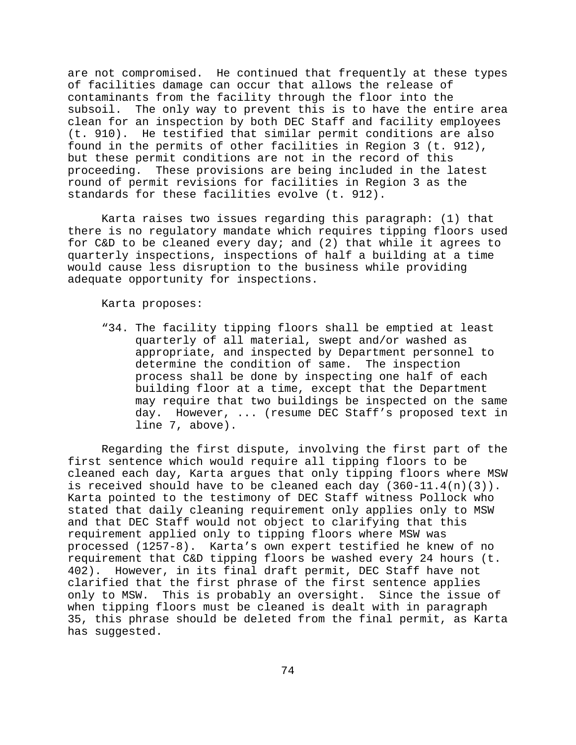are not compromised. He continued that frequently at these types of facilities damage can occur that allows the release of contaminants from the facility through the floor into the subsoil. The only way to prevent this is to have the entire area clean for an inspection by both DEC Staff and facility employees (t. 910). He testified that similar permit conditions are also found in the permits of other facilities in Region 3 (t. 912), but these permit conditions are not in the record of this proceeding. These provisions are being included in the latest round of permit revisions for facilities in Region 3 as the standards for these facilities evolve (t. 912).

Karta raises two issues regarding this paragraph: (1) that there is no regulatory mandate which requires tipping floors used for C&D to be cleaned every day; and (2) that while it agrees to quarterly inspections, inspections of half a building at a time would cause less disruption to the business while providing adequate opportunity for inspections.

Karta proposes:

> "34. The facility tipping floors shall be emptied at least quarterly of all material, swept and/or washed as appropriate, and inspected by Department personnel to determine the condition of same. The inspection process shall be done by inspecting one half of each building floor at a time, except that the Department may require that two buildings be inspected on the same day. However, ... (resume DEC Staff's proposed text in line 7, above).

Regarding the first dispute, involving the first part of the first sentence which would require all tipping floors to be cleaned each day, Karta argues that only tipping floors where MSW is received should have to be cleaned each day (360-11.4(n)(3)). Karta pointed to the testimony of DEC Staff witness Pollock who stated that daily cleaning requirement only applies only to MSW and that DEC Staff would not object to clarifying that this requirement applied only to tipping floors where MSW was processed (1257-8). Karta's own expert testified he knew of no requirement that C&D tipping floors be washed every 24 hours (t. 402). However, in its final draft permit, DEC Staff have not clarified that the first phrase of the first sentence applies only to MSW. This is probably an oversight. Since the issue of when tipping floors must be cleaned is dealt with in paragraph 35, this phrase should be deleted from the final permit, as Karta has suggested.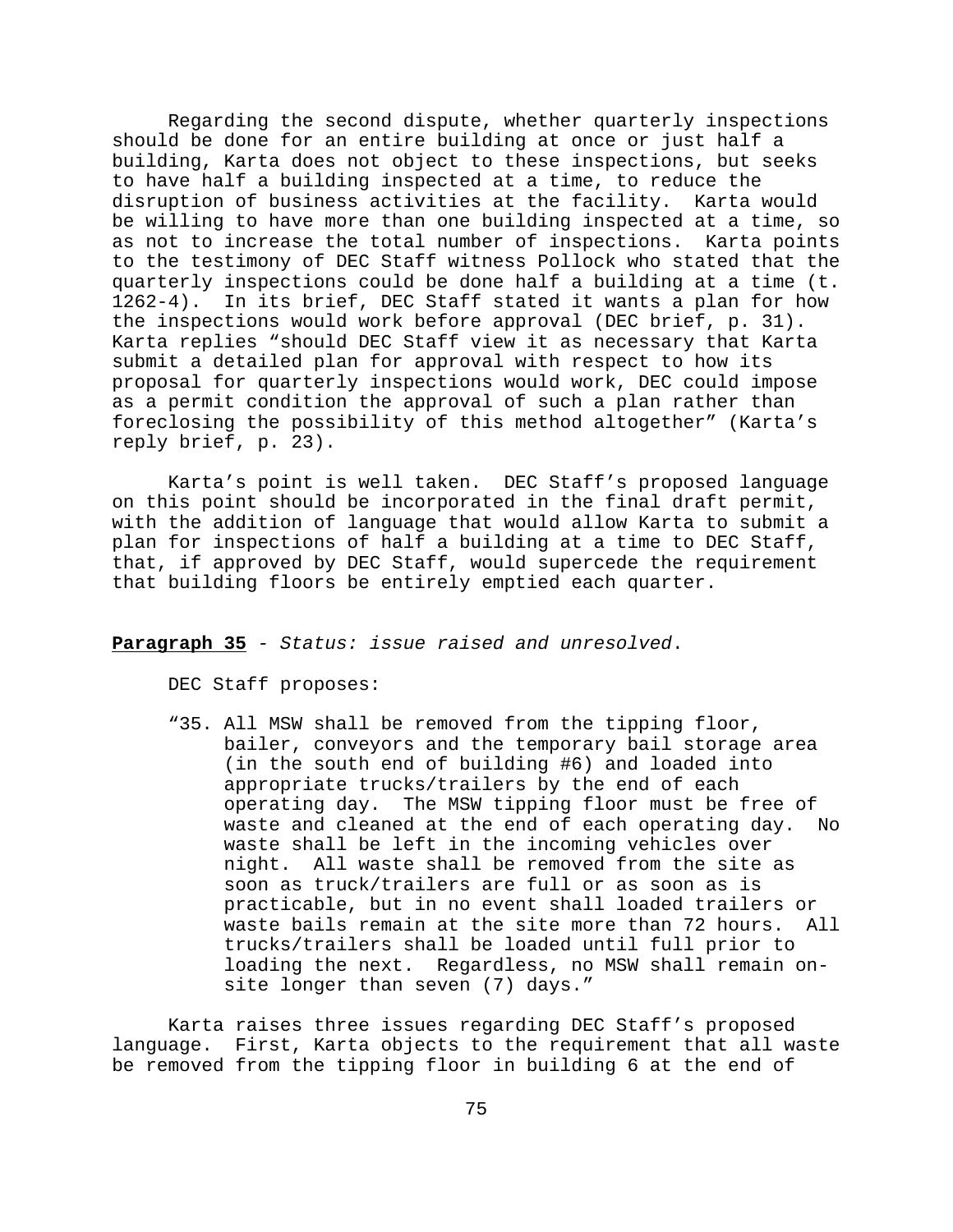Regarding the second dispute, whether quarterly inspections should be done for an entire building at once or just half a building, Karta does not object to these inspections, but seeks to have half a building inspected at a time, to reduce the disruption of business activities at the facility. Karta would be willing to have more than one building inspected at a time, so as not to increase the total number of inspections. Karta points to the testimony of DEC Staff witness Pollock who stated that the quarterly inspections could be done half a building at a time (t. 1262-4). In its brief, DEC Staff stated it wants a plan for how the inspections would work before approval (DEC brief, p. 31). Karta replies "should DEC Staff view it as necessary that Karta submit a detailed plan for approval with respect to how its proposal for quarterly inspections would work, DEC could impose as a permit condition the approval of such a plan rather than foreclosing the possibility of this method altogether" (Karta's reply brief, p. 23).

Karta's point is well taken. DEC Staff's proposed language on this point should be incorporated in the final draft permit, with the addition of language that would allow Karta to submit a plan for inspections of half a building at a time to DEC Staff, that, if approved by DEC Staff, would supercede the requirement that building floors be entirely emptied each quarter.

**Paragraph 35** - *Status: issue raised and unresolved*.

DEC Staff proposes:

> "35. All MSW shall be removed from the tipping floor, bailer, conveyors and the temporary bail storage area (in the south end of building #6) and loaded into appropriate trucks/trailers by the end of each operating day. The MSW tipping floor must be free of waste and cleaned at the end of each operating day. No waste shall be left in the incoming vehicles over night. All waste shall be removed from the site as soon as truck/trailers are full or as soon as is practicable, but in no event shall loaded trailers or waste bails remain at the site more than 72 hours. All trucks/trailers shall be loaded until full prior to loading the next. Regardless, no MSW shall remain on-site longer than seven (7) days."

Karta raises three issues regarding DEC Staff's proposed language. First, Karta objects to the requirement that all waste be removed from the tipping floor in building 6 at the end of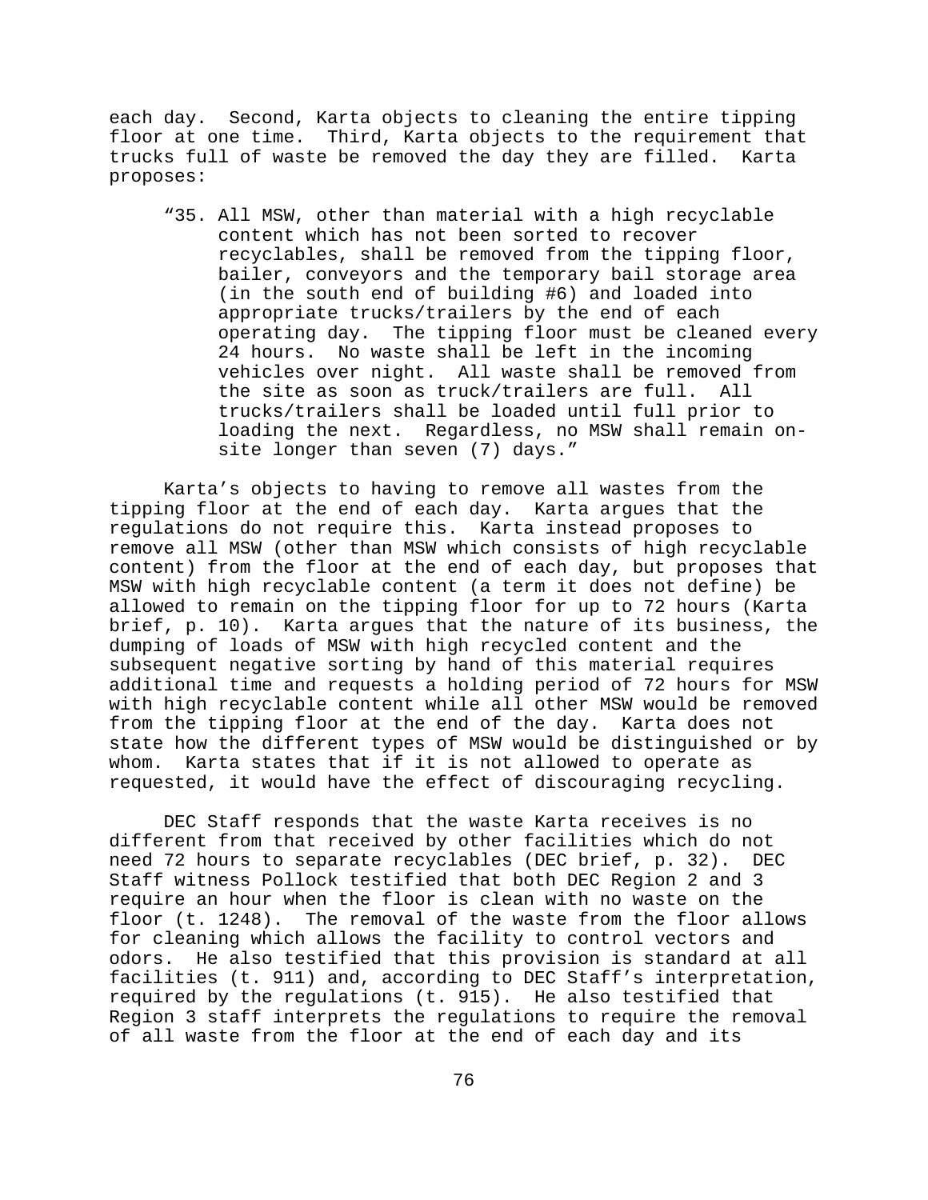each day. Second, Karta objects to cleaning the entire tipping floor at one time. Third, Karta objects to the requirement that trucks full of waste be removed the day they are filled. Karta proposes:

> "35. All MSW, other than material with a high recyclable content which has not been sorted to recover recyclables, shall be removed from the tipping floor, bailer, conveyors and the temporary bail storage area (in the south end of building #6) and loaded into appropriate trucks/trailers by the end of each operating day. The tipping floor must be cleaned every 24 hours. No waste shall be left in the incoming vehicles over night. All waste shall be removed from the site as soon as truck/trailers are full. All trucks/trailers shall be loaded until full prior to loading the next. Regardless, no MSW shall remain on-site longer than seven (7) days."

Karta's objects to having to remove all wastes from the tipping floor at the end of each day. Karta argues that the regulations do not require this. Karta instead proposes to remove all MSW (other than MSW which consists of high recyclable content) from the floor at the end of each day, but proposes that MSW with high recyclable content (a term it does not define) be allowed to remain on the tipping floor for up to 72 hours (Karta brief, p. 10). Karta argues that the nature of its business, the dumping of loads of MSW with high recycled content and the subsequent negative sorting by hand of this material requires additional time and requests a holding period of 72 hours for MSW with high recyclable content while all other MSW would be removed from the tipping floor at the end of the day. Karta does not state how the different types of MSW would be distinguished or by whom. Karta states that if it is not allowed to operate as requested, it would have the effect of discouraging recycling.

DEC Staff responds that the waste Karta receives is no different from that received by other facilities which do not need 72 hours to separate recyclables (DEC brief, p. 32). DEC Staff witness Pollock testified that both DEC Region 2 and 3 require an hour when the floor is clean with no waste on the floor (t. 1248). The removal of the waste from the floor allows for cleaning which allows the facility to control vectors and odors. He also testified that this provision is standard at all facilities (t. 911) and, according to DEC Staff's interpretation, required by the regulations (t. 915). He also testified that Region 3 staff interprets the regulations to require the removal of all waste from the floor at the end of each day and its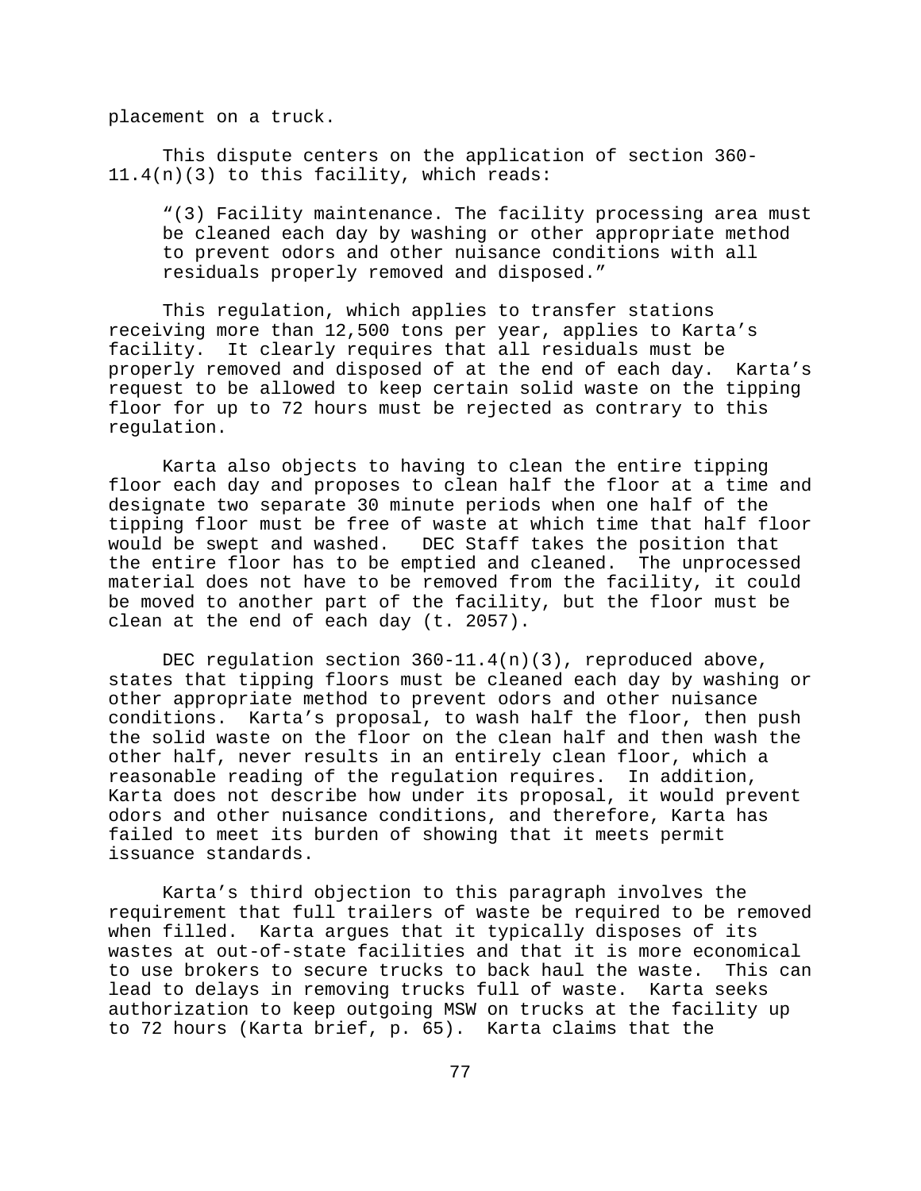placement on a truck.

This dispute centers on the application of section 360-11.4(n)(3) to this facility, which reads:

> "(3) Facility maintenance. The facility processing area must be cleaned each day by washing or other appropriate method to prevent odors and other nuisance conditions with all residuals properly removed and disposed."

This regulation, which applies to transfer stations receiving more than 12,500 tons per year, applies to Karta's facility. It clearly requires that all residuals must be properly removed and disposed of at the end of each day. Karta's request to be allowed to keep certain solid waste on the tipping floor for up to 72 hours must be rejected as contrary to this regulation.

Karta also objects to having to clean the entire tipping floor each day and proposes to clean half the floor at a time and designate two separate 30 minute periods when one half of the tipping floor must be free of waste at which time that half floor would be swept and washed. DEC Staff takes the position that the entire floor has to be emptied and cleaned. The unprocessed material does not have to be removed from the facility, it could be moved to another part of the facility, but the floor must be clean at the end of each day (t. 2057).

DEC regulation section 360-11.4(n)(3), reproduced above, states that tipping floors must be cleaned each day by washing or other appropriate method to prevent odors and other nuisance conditions. Karta's proposal, to wash half the floor, then push the solid waste on the floor on the clean half and then wash the other half, never results in an entirely clean floor, which a reasonable reading of the regulation requires. In addition, Karta does not describe how under its proposal, it would prevent odors and other nuisance conditions, and therefore, Karta has failed to meet its burden of showing that it meets permit issuance standards.

Karta's third objection to this paragraph involves the requirement that full trailers of waste be required to be removed when filled. Karta argues that it typically disposes of its wastes at out-of-state facilities and that it is more economical to use brokers to secure trucks to back haul the waste. This can lead to delays in removing trucks full of waste. Karta seeks authorization to keep outgoing MSW on trucks at the facility up to 72 hours (Karta brief, p. 65). Karta claims that the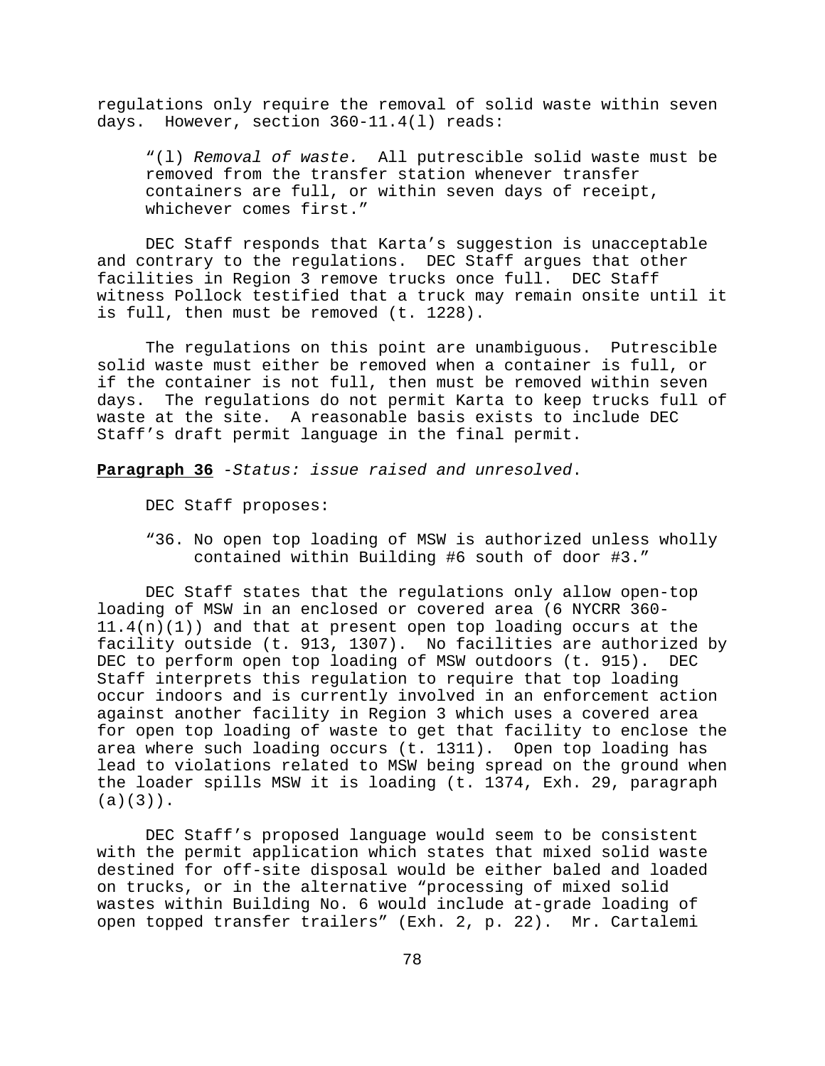regulations only require the removal of solid waste within seven days. However, section 360-11.4(l) reads:

> "(l) *Removal of waste.* All putrescible solid waste must be removed from the transfer station whenever transfer containers are full, or within seven days of receipt, whichever comes first."

DEC Staff responds that Karta's suggestion is unacceptable and contrary to the regulations. DEC Staff argues that other facilities in Region 3 remove trucks once full. DEC Staff witness Pollock testified that a truck may remain onsite until it is full, then must be removed (t. 1228).

The regulations on this point are unambiguous. Putrescible solid waste must either be removed when a container is full, or if the container is not full, then must be removed within seven days. The regulations do not permit Karta to keep trucks full of waste at the site. A reasonable basis exists to include DEC Staff's draft permit language in the final permit.

**Paragraph 36** -*Status: issue raised and unresolved*.

DEC Staff proposes:

> "36. No open top loading of MSW is authorized unless wholly contained within Building #6 south of door #3."

DEC Staff states that the regulations only allow open-top loading of MSW in an enclosed or covered area (6 NYCRR 360-11.4(n)(1)) and that at present open top loading occurs at the facility outside (t. 913, 1307). No facilities are authorized by DEC to perform open top loading of MSW outdoors (t. 915). DEC Staff interprets this regulation to require that top loading occur indoors and is currently involved in an enforcement action against another facility in Region 3 which uses a covered area for open top loading of waste to get that facility to enclose the area where such loading occurs (t. 1311). Open top loading has lead to violations related to MSW being spread on the ground when the loader spills MSW it is loading (t. 1374, Exh. 29, paragraph (a)(3)).

DEC Staff's proposed language would seem to be consistent with the permit application which states that mixed solid waste destined for off-site disposal would be either baled and loaded on trucks, or in the alternative "processing of mixed solid wastes within Building No. 6 would include at-grade loading of open topped transfer trailers" (Exh. 2, p. 22). Mr. Cartalemi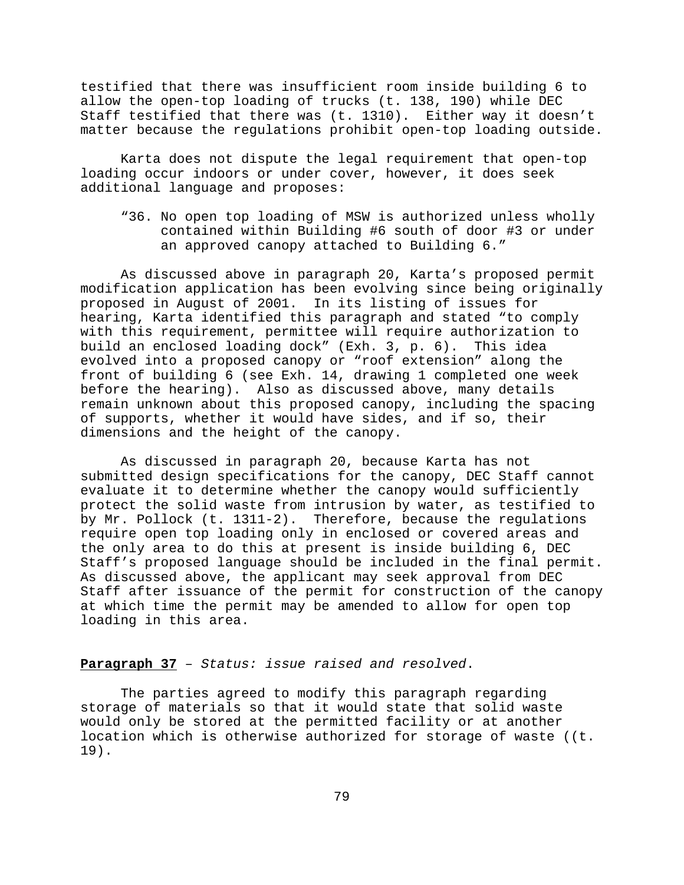testified that there was insufficient room inside building 6 to allow the open-top loading of trucks (t. 138, 190) while DEC Staff testified that there was (t. 1310). Either way it doesn't matter because the regulations prohibit open-top loading outside.

Karta does not dispute the legal requirement that open-top loading occur indoors or under cover, however, it does seek additional language and proposes:

> "36. No open top loading of MSW is authorized unless wholly contained within Building #6 south of door #3 or under an approved canopy attached to Building 6."

As discussed above in paragraph 20, Karta's proposed permit modification application has been evolving since being originally proposed in August of 2001. In its listing of issues for hearing, Karta identified this paragraph and stated "to comply with this requirement, permittee will require authorization to build an enclosed loading dock" (Exh. 3, p. 6). This idea evolved into a proposed canopy or "roof extension" along the front of building 6 (see Exh. 14, drawing 1 completed one week before the hearing). Also as discussed above, many details remain unknown about this proposed canopy, including the spacing of supports, whether it would have sides, and if so, their dimensions and the height of the canopy.

As discussed in paragraph 20, because Karta has not submitted design specifications for the canopy, DEC Staff cannot evaluate it to determine whether the canopy would sufficiently protect the solid waste from intrusion by water, as testified to by Mr. Pollock (t. 1311-2). Therefore, because the regulations require open top loading only in enclosed or covered areas and the only area to do this at present is inside building 6, DEC Staff's proposed language should be included in the final permit. As discussed above, the applicant may seek approval from DEC Staff after issuance of the permit for construction of the canopy at which time the permit may be amended to allow for open top loading in this area.

**Paragraph 37** – *Status: issue raised and resolved*.

The parties agreed to modify this paragraph regarding storage of materials so that it would state that solid waste would only be stored at the permitted facility or at another location which is otherwise authorized for storage of waste ((t. 19).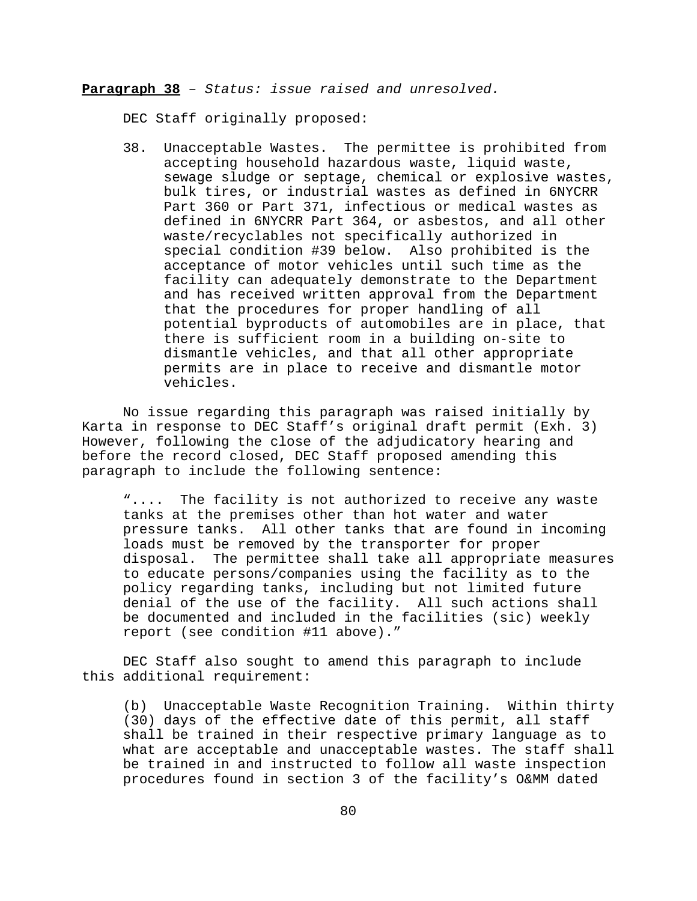**Paragraph 38** – *Status: issue raised and unresolved.*

DEC Staff originally proposed:

> 38. Unacceptable Wastes. The permittee is prohibited from accepting household hazardous waste, liquid waste, sewage sludge or septage, chemical or explosive wastes, bulk tires, or industrial wastes as defined in 6NYCRR Part 360 or Part 371, infectious or medical wastes as defined in 6NYCRR Part 364, or asbestos, and all other waste/recyclables not specifically authorized in special condition #39 below. Also prohibited is the acceptance of motor vehicles until such time as the facility can adequately demonstrate to the Department and has received written approval from the Department that the procedures for proper handling of all potential byproducts of automobiles are in place, that there is sufficient room in a building on-site to dismantle vehicles, and that all other appropriate permits are in place to receive and dismantle motor vehicles.

No issue regarding this paragraph was raised initially by Karta in response to DEC Staff's original draft permit (Exh. 3) However, following the close of the adjudicatory hearing and before the record closed, DEC Staff proposed amending this paragraph to include the following sentence:

> ".... The facility is not authorized to receive any waste tanks at the premises other than hot water and water pressure tanks. All other tanks that are found in incoming loads must be removed by the transporter for proper disposal. The permittee shall take all appropriate measures to educate persons/companies using the facility as to the policy regarding tanks, including but not limited future denial of the use of the facility. All such actions shall be documented and included in the facilities (sic) weekly report (see condition #11 above)."

DEC Staff also sought to amend this paragraph to include this additional requirement:

> (b) Unacceptable Waste Recognition Training. Within thirty (30) days of the effective date of this permit, all staff shall be trained in their respective primary language as to what are acceptable and unacceptable wastes. The staff shall be trained in and instructed to follow all waste inspection procedures found in section 3 of the facility's O&MM dated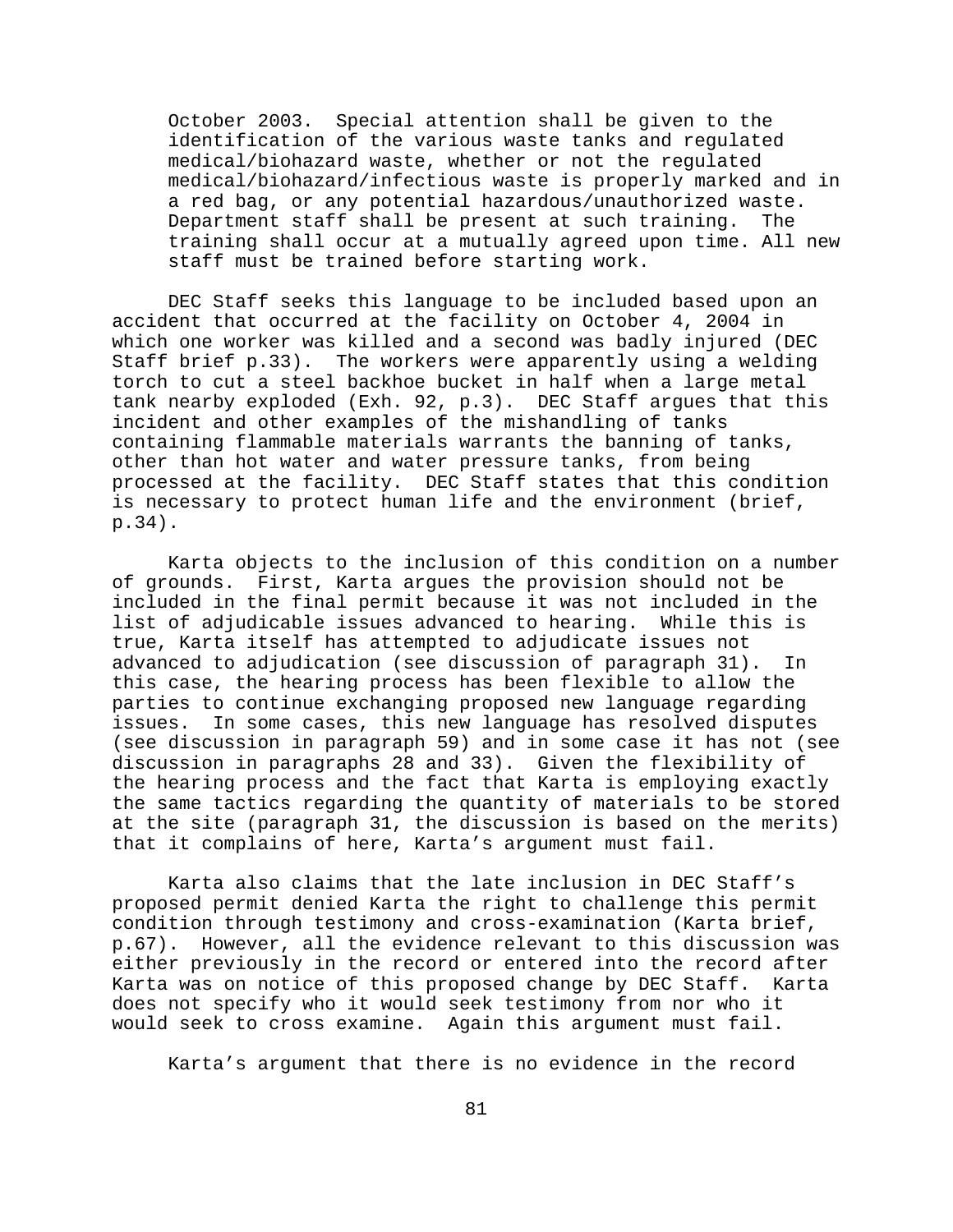> October 2003. Special attention shall be given to the identification of the various waste tanks and regulated medical/biohazard waste, whether or not the regulated medical/biohazard/infectious waste is properly marked and in a red bag, or any potential hazardous/unauthorized waste. Department staff shall be present at such training. The training shall occur at a mutually agreed upon time. All new staff must be trained before starting work.

DEC Staff seeks this language to be included based upon an accident that occurred at the facility on October 4, 2004 in which one worker was killed and a second was badly injured (DEC Staff brief p.33). The workers were apparently using a welding torch to cut a steel backhoe bucket in half when a large metal tank nearby exploded (Exh. 92, p.3). DEC Staff argues that this incident and other examples of the mishandling of tanks containing flammable materials warrants the banning of tanks, other than hot water and water pressure tanks, from being processed at the facility. DEC Staff states that this condition is necessary to protect human life and the environment (brief, p.34).

Karta objects to the inclusion of this condition on a number of grounds. First, Karta argues the provision should not be included in the final permit because it was not included in the list of adjudicable issues advanced to hearing. While this is true, Karta itself has attempted to adjudicate issues not advanced to adjudication (see discussion of paragraph 31). In this case, the hearing process has been flexible to allow the parties to continue exchanging proposed new language regarding issues. In some cases, this new language has resolved disputes (see discussion in paragraph 59) and in some case it has not (see discussion in paragraphs 28 and 33). Given the flexibility of the hearing process and the fact that Karta is employing exactly the same tactics regarding the quantity of materials to be stored at the site (paragraph 31, the discussion is based on the merits) that it complains of here, Karta's argument must fail.

Karta also claims that the late inclusion in DEC Staff's proposed permit denied Karta the right to challenge this permit condition through testimony and cross-examination (Karta brief, p.67). However, all the evidence relevant to this discussion was either previously in the record or entered into the record after Karta was on notice of this proposed change by DEC Staff. Karta does not specify who it would seek testimony from nor who it would seek to cross examine. Again this argument must fail.

Karta's argument that there is no evidence in the record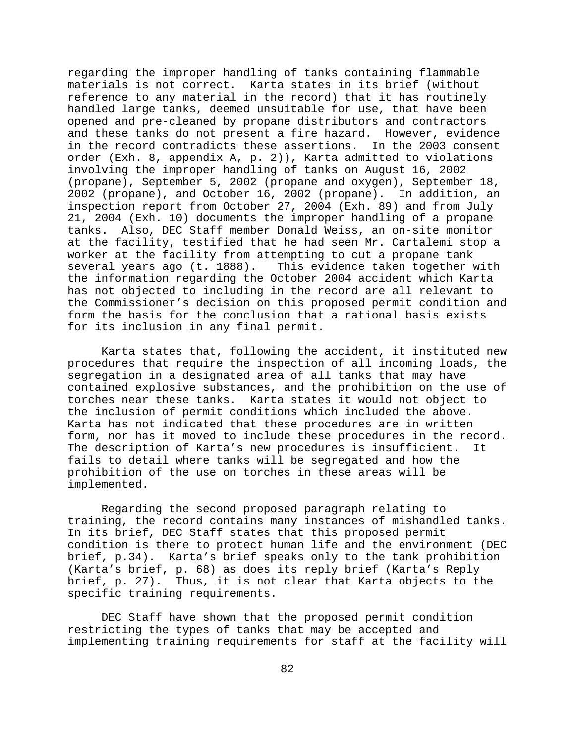regarding the improper handling of tanks containing flammable materials is not correct. Karta states in its brief (without reference to any material in the record) that it has routinely handled large tanks, deemed unsuitable for use, that have been opened and pre-cleaned by propane distributors and contractors and these tanks do not present a fire hazard. However, evidence in the record contradicts these assertions. In the 2003 consent order (Exh. 8, appendix A, p. 2)), Karta admitted to violations involving the improper handling of tanks on August 16, 2002 (propane), September 5, 2002 (propane and oxygen), September 18, 2002 (propane), and October 16, 2002 (propane). In addition, an inspection report from October 27, 2004 (Exh. 89) and from July 21, 2004 (Exh. 10) documents the improper handling of a propane tanks. Also, DEC Staff member Donald Weiss, an on-site monitor at the facility, testified that he had seen Mr. Cartalemi stop a worker at the facility from attempting to cut a propane tank several years ago (t. 1888). This evidence taken together with the information regarding the October 2004 accident which Karta has not objected to including in the record are all relevant to the Commissioner's decision on this proposed permit condition and form the basis for the conclusion that a rational basis exists for its inclusion in any final permit.

Karta states that, following the accident, it instituted new procedures that require the inspection of all incoming loads, the segregation in a designated area of all tanks that may have contained explosive substances, and the prohibition on the use of torches near these tanks. Karta states it would not object to the inclusion of permit conditions which included the above. Karta has not indicated that these procedures are in written form, nor has it moved to include these procedures in the record. The description of Karta's new procedures is insufficient. It fails to detail where tanks will be segregated and how the prohibition of the use on torches in these areas will be implemented.

Regarding the second proposed paragraph relating to training, the record contains many instances of mishandled tanks. In its brief, DEC Staff states that this proposed permit condition is there to protect human life and the environment (DEC brief, p.34). Karta's brief speaks only to the tank prohibition (Karta's brief, p. 68) as does its reply brief (Karta's Reply brief, p. 27). Thus, it is not clear that Karta objects to the specific training requirements.

DEC Staff have shown that the proposed permit condition restricting the types of tanks that may be accepted and implementing training requirements for staff at the facility will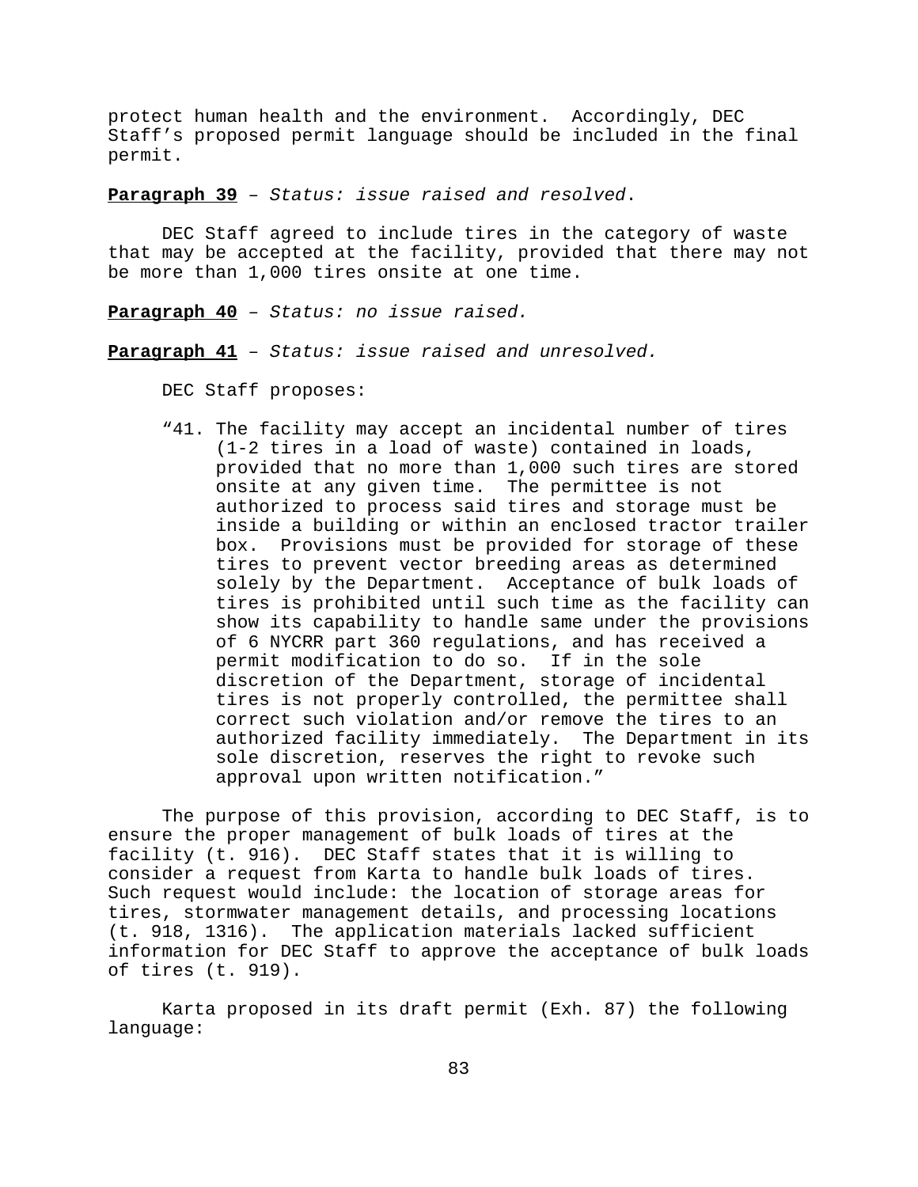protect human health and the environment. Accordingly, DEC Staff's proposed permit language should be included in the final permit.

**Paragraph 39** – *Status: issue raised and resolved*.

DEC Staff agreed to include tires in the category of waste that may be accepted at the facility, provided that there may not be more than 1,000 tires onsite at one time.

**Paragraph 40** – *Status: no issue raised.*

**Paragraph 41** – *Status: issue raised and unresolved.*

DEC Staff proposes:

> "41. The facility may accept an incidental number of tires (1-2 tires in a load of waste) contained in loads, provided that no more than 1,000 such tires are stored onsite at any given time. The permittee is not authorized to process said tires and storage must be inside a building or within an enclosed tractor trailer box. Provisions must be provided for storage of these tires to prevent vector breeding areas as determined solely by the Department. Acceptance of bulk loads of tires is prohibited until such time as the facility can show its capability to handle same under the provisions of 6 NYCRR part 360 regulations, and has received a permit modification to do so. If in the sole discretion of the Department, storage of incidental tires is not properly controlled, the permittee shall correct such violation and/or remove the tires to an authorized facility immediately. The Department in its sole discretion, reserves the right to revoke such approval upon written notification."

The purpose of this provision, according to DEC Staff, is to ensure the proper management of bulk loads of tires at the facility (t. 916). DEC Staff states that it is willing to consider a request from Karta to handle bulk loads of tires. Such request would include: the location of storage areas for tires, stormwater management details, and processing locations (t. 918, 1316). The application materials lacked sufficient information for DEC Staff to approve the acceptance of bulk loads of tires (t. 919).

Karta proposed in its draft permit (Exh. 87) the following language: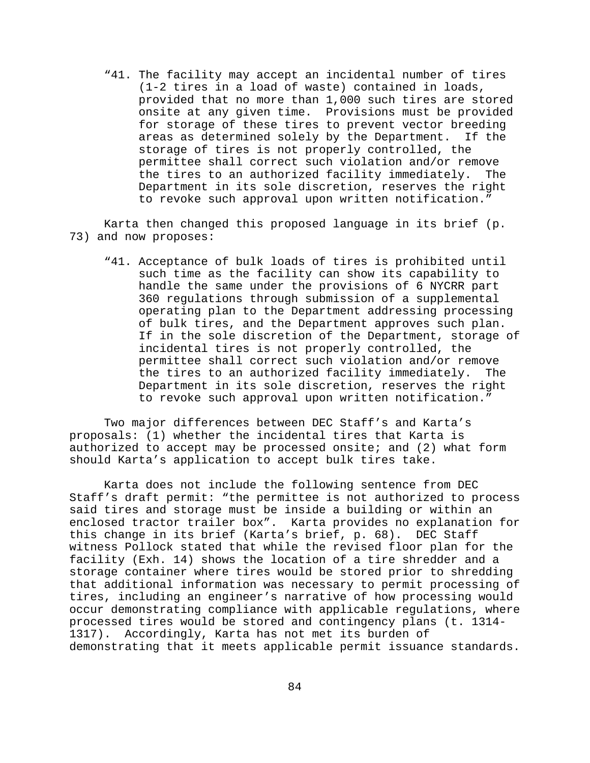> "41. The facility may accept an incidental number of tires (1-2 tires in a load of waste) contained in loads, provided that no more than 1,000 such tires are stored onsite at any given time. Provisions must be provided for storage of these tires to prevent vector breeding areas as determined solely by the Department. If the storage of tires is not properly controlled, the permittee shall correct such violation and/or remove the tires to an authorized facility immediately. The Department in its sole discretion, reserves the right to revoke such approval upon written notification."

Karta then changed this proposed language in its brief (p. 73) and now proposes:

> "41. Acceptance of bulk loads of tires is prohibited until such time as the facility can show its capability to handle the same under the provisions of 6 NYCRR part 360 regulations through submission of a supplemental operating plan to the Department addressing processing of bulk tires, and the Department approves such plan. If in the sole discretion of the Department, storage of incidental tires is not properly controlled, the permittee shall correct such violation and/or remove the tires to an authorized facility immediately. The Department in its sole discretion, reserves the right to revoke such approval upon written notification."

Two major differences between DEC Staff's and Karta's proposals: (1) whether the incidental tires that Karta is authorized to accept may be processed onsite; and (2) what form should Karta's application to accept bulk tires take.

Karta does not include the following sentence from DEC Staff's draft permit: "the permittee is not authorized to process said tires and storage must be inside a building or within an enclosed tractor trailer box". Karta provides no explanation for this change in its brief (Karta's brief, p. 68). DEC Staff witness Pollock stated that while the revised floor plan for the facility (Exh. 14) shows the location of a tire shredder and a storage container where tires would be stored prior to shredding that additional information was necessary to permit processing of tires, including an engineer's narrative of how processing would occur demonstrating compliance with applicable regulations, where processed tires would be stored and contingency plans (t. 1314-1317). Accordingly, Karta has not met its burden of demonstrating that it meets applicable permit issuance standards.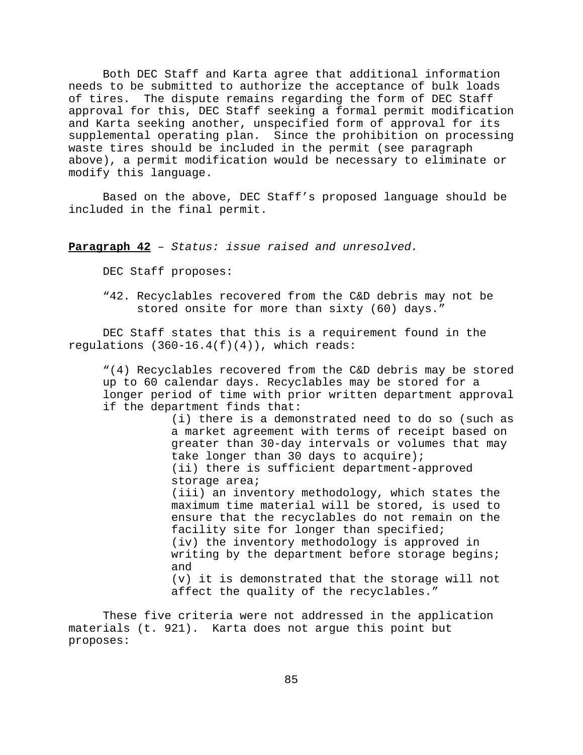Both DEC Staff and Karta agree that additional information needs to be submitted to authorize the acceptance of bulk loads of tires. The dispute remains regarding the form of DEC Staff approval for this, DEC Staff seeking a formal permit modification and Karta seeking another, unspecified form of approval for its supplemental operating plan. Since the prohibition on processing waste tires should be included in the permit (see paragraph above), a permit modification would be necessary to eliminate or modify this language.

Based on the above, DEC Staff's proposed language should be included in the final permit.

**Paragraph 42** – *Status: issue raised and unresolved.*

DEC Staff proposes:

> "42. Recyclables recovered from the C&D debris may not be stored onsite for more than sixty (60) days."

DEC Staff states that this is a requirement found in the regulations (360-16.4(f)(4)), which reads:

> "(4) Recyclables recovered from the C&D debris may be stored up to 60 calendar days. Recyclables may be stored for a longer period of time with prior written department approval if the department finds that:
>
> (i) there is a demonstrated need to do so (such as a market agreement with terms of receipt based on greater than 30-day intervals or volumes that may take longer than 30 days to acquire);
>
> (ii) there is sufficient department-approved storage area;
>
> (iii) an inventory methodology, which states the maximum time material will be stored, is used to ensure that the recyclables do not remain on the facility site for longer than specified;
>
> (iv) the inventory methodology is approved in writing by the department before storage begins; and
>
> (v) it is demonstrated that the storage will not affect the quality of the recyclables."

These five criteria were not addressed in the application materials (t. 921). Karta does not argue this point but proposes: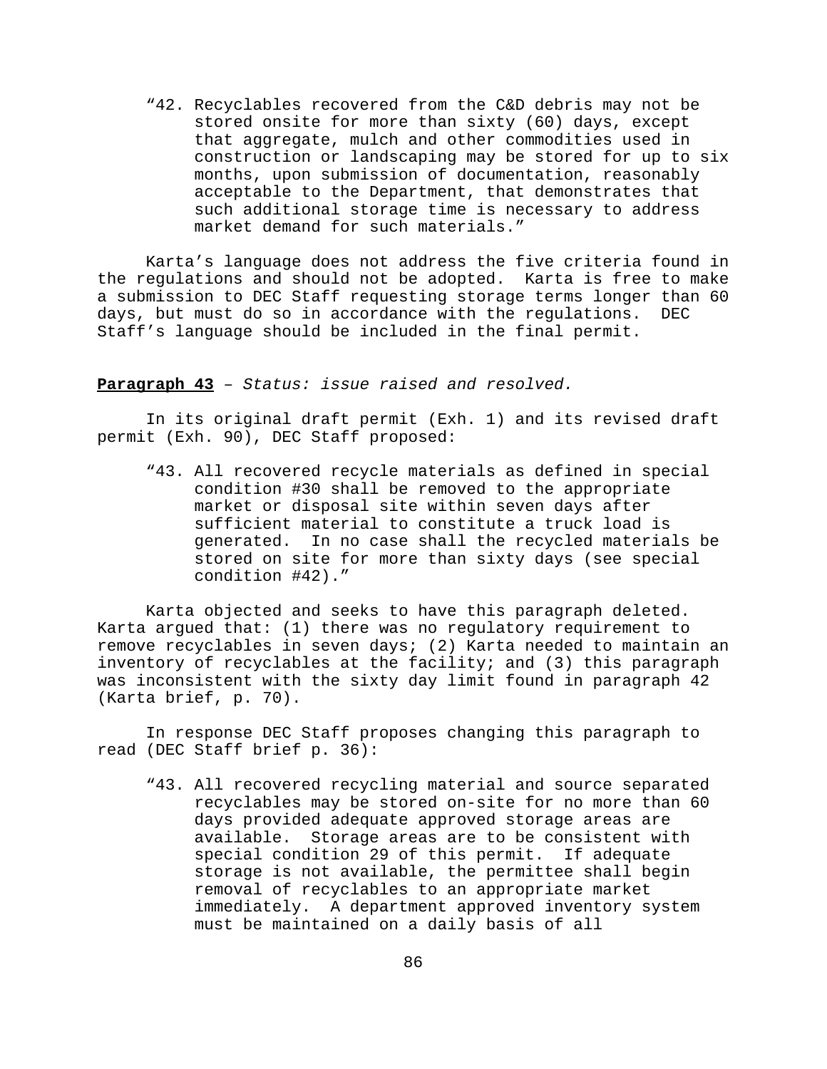> "42. Recyclables recovered from the C&D debris may not be stored onsite for more than sixty (60) days, except that aggregate, mulch and other commodities used in construction or landscaping may be stored for up to six months, upon submission of documentation, reasonably acceptable to the Department, that demonstrates that such additional storage time is necessary to address market demand for such materials."

Karta's language does not address the five criteria found in the regulations and should not be adopted. Karta is free to make a submission to DEC Staff requesting storage terms longer than 60 days, but must do so in accordance with the regulations. DEC Staff's language should be included in the final permit.

**Paragraph 43** – *Status: issue raised and resolved.*

In its original draft permit (Exh. 1) and its revised draft permit (Exh. 90), DEC Staff proposed:

> "43. All recovered recycle materials as defined in special condition #30 shall be removed to the appropriate market or disposal site within seven days after sufficient material to constitute a truck load is generated. In no case shall the recycled materials be stored on site for more than sixty days (see special condition #42)."

Karta objected and seeks to have this paragraph deleted. Karta argued that: (1) there was no regulatory requirement to remove recyclables in seven days; (2) Karta needed to maintain an inventory of recyclables at the facility; and (3) this paragraph was inconsistent with the sixty day limit found in paragraph 42 (Karta brief, p. 70).

In response DEC Staff proposes changing this paragraph to read (DEC Staff brief p. 36):

> "43. All recovered recycling material and source separated recyclables may be stored on-site for no more than 60 days provided adequate approved storage areas are available. Storage areas are to be consistent with special condition 29 of this permit. If adequate storage is not available, the permittee shall begin removal of recyclables to an appropriate market immediately. A department approved inventory system must be maintained on a daily basis of all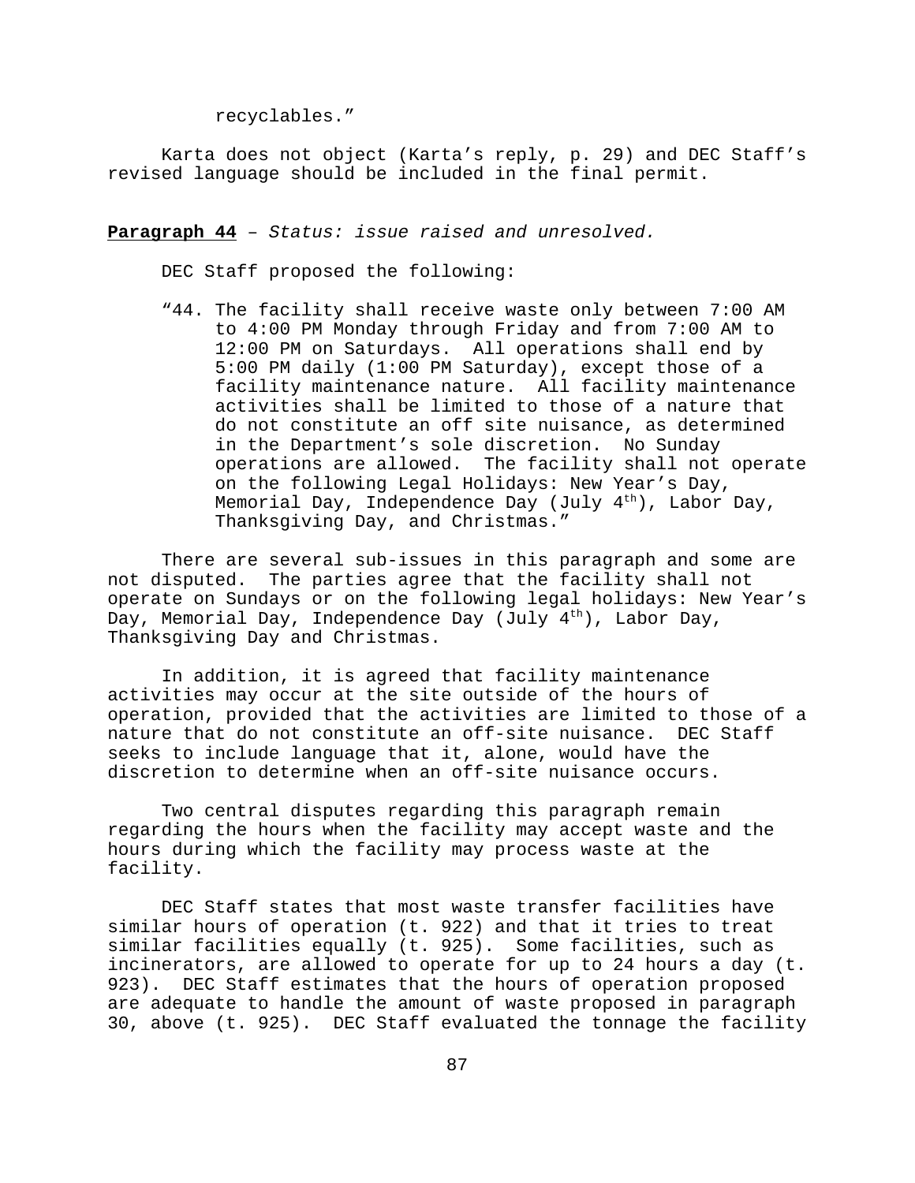recyclables."

Karta does not object (Karta's reply, p. 29) and DEC Staff's revised language should be included in the final permit.

**Paragraph 44** – *Status: issue raised and unresolved.*

DEC Staff proposed the following:

> "44. The facility shall receive waste only between 7:00 AM to 4:00 PM Monday through Friday and from 7:00 AM to 12:00 PM on Saturdays. All operations shall end by 5:00 PM daily (1:00 PM Saturday), except those of a facility maintenance nature. All facility maintenance activities shall be limited to those of a nature that do not constitute an off site nuisance, as determined in the Department's sole discretion. No Sunday operations are allowed. The facility shall not operate on the following Legal Holidays: New Year's Day, Memorial Day, Independence Day (July 4th), Labor Day, Thanksgiving Day, and Christmas."

There are several sub-issues in this paragraph and some are not disputed. The parties agree that the facility shall not operate on Sundays or on the following legal holidays: New Year's Day, Memorial Day, Independence Day (July 4th), Labor Day, Thanksgiving Day and Christmas.

In addition, it is agreed that facility maintenance activities may occur at the site outside of the hours of operation, provided that the activities are limited to those of a nature that do not constitute an off-site nuisance. DEC Staff seeks to include language that it, alone, would have the discretion to determine when an off-site nuisance occurs.

Two central disputes regarding this paragraph remain regarding the hours when the facility may accept waste and the hours during which the facility may process waste at the facility.

DEC Staff states that most waste transfer facilities have similar hours of operation (t. 922) and that it tries to treat similar facilities equally (t. 925). Some facilities, such as incinerators, are allowed to operate for up to 24 hours a day (t. 923). DEC Staff estimates that the hours of operation proposed are adequate to handle the amount of waste proposed in paragraph 30, above (t. 925). DEC Staff evaluated the tonnage the facility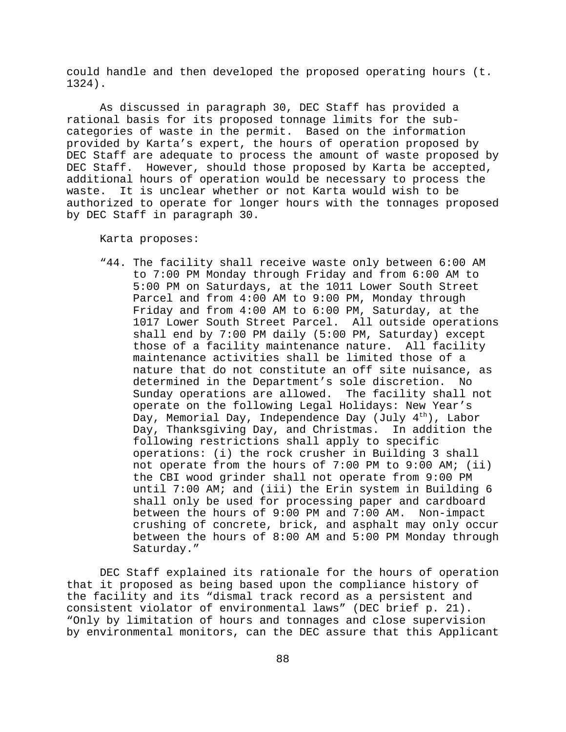could handle and then developed the proposed operating hours (t. 1324).

As discussed in paragraph 30, DEC Staff has provided a rational basis for its proposed tonnage limits for the sub-categories of waste in the permit. Based on the information provided by Karta's expert, the hours of operation proposed by DEC Staff are adequate to process the amount of waste proposed by DEC Staff. However, should those proposed by Karta be accepted, additional hours of operation would be necessary to process the waste. It is unclear whether or not Karta would wish to be authorized to operate for longer hours with the tonnages proposed by DEC Staff in paragraph 30.

Karta proposes:

> "44. The facility shall receive waste only between 6:00 AM to 7:00 PM Monday through Friday and from 6:00 AM to 5:00 PM on Saturdays, at the 1011 Lower South Street Parcel and from 4:00 AM to 9:00 PM, Monday through Friday and from 4:00 AM to 6:00 PM, Saturday, at the 1017 Lower South Street Parcel. All outside operations shall end by 7:00 PM daily (5:00 PM, Saturday) except those of a facility maintenance nature. All facility maintenance activities shall be limited those of a nature that do not constitute an off site nuisance, as determined in the Department's sole discretion. No Sunday operations are allowed. The facility shall not operate on the following Legal Holidays: New Year's Day, Memorial Day, Independence Day (July 4th), Labor Day, Thanksgiving Day, and Christmas. In addition the following restrictions shall apply to specific operations: (i) the rock crusher in Building 3 shall not operate from the hours of 7:00 PM to 9:00 AM; (ii) the CBI wood grinder shall not operate from 9:00 PM until 7:00 AM; and (iii) the Erin system in Building 6 shall only be used for processing paper and cardboard between the hours of 9:00 PM and 7:00 AM. Non-impact crushing of concrete, brick, and asphalt may only occur between the hours of 8:00 AM and 5:00 PM Monday through Saturday."

DEC Staff explained its rationale for the hours of operation that it proposed as being based upon the compliance history of the facility and its "dismal track record as a persistent and consistent violator of environmental laws" (DEC brief p. 21). "Only by limitation of hours and tonnages and close supervision by environmental monitors, can the DEC assure that this Applicant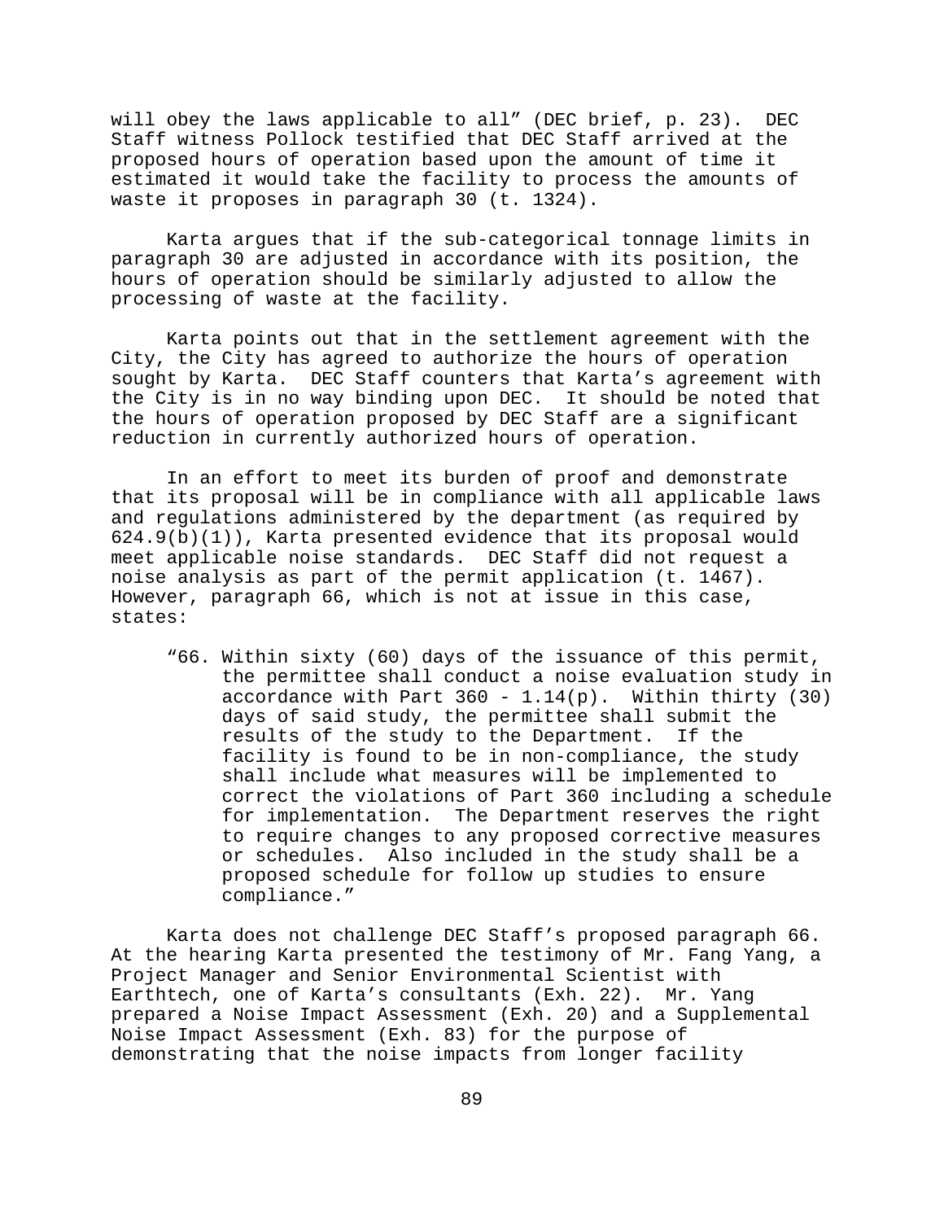will obey the laws applicable to all" (DEC brief, p. 23). DEC Staff witness Pollock testified that DEC Staff arrived at the proposed hours of operation based upon the amount of time it estimated it would take the facility to process the amounts of waste it proposes in paragraph 30 (t. 1324).

Karta argues that if the sub-categorical tonnage limits in paragraph 30 are adjusted in accordance with its position, the hours of operation should be similarly adjusted to allow the processing of waste at the facility.

Karta points out that in the settlement agreement with the City, the City has agreed to authorize the hours of operation sought by Karta. DEC Staff counters that Karta's agreement with the City is in no way binding upon DEC. It should be noted that the hours of operation proposed by DEC Staff are a significant reduction in currently authorized hours of operation.

In an effort to meet its burden of proof and demonstrate that its proposal will be in compliance with all applicable laws and regulations administered by the department (as required by 624.9(b)(1)), Karta presented evidence that its proposal would meet applicable noise standards. DEC Staff did not request a noise analysis as part of the permit application (t. 1467). However, paragraph 66, which is not at issue in this case, states:

> "66. Within sixty (60) days of the issuance of this permit, the permittee shall conduct a noise evaluation study in accordance with Part 360 - 1.14(p). Within thirty (30) days of said study, the permittee shall submit the results of the study to the Department. If the facility is found to be in non-compliance, the study shall include what measures will be implemented to correct the violations of Part 360 including a schedule for implementation. The Department reserves the right to require changes to any proposed corrective measures or schedules. Also included in the study shall be a proposed schedule for follow up studies to ensure compliance."

Karta does not challenge DEC Staff's proposed paragraph 66. At the hearing Karta presented the testimony of Mr. Fang Yang, a Project Manager and Senior Environmental Scientist with Earthtech, one of Karta's consultants (Exh. 22). Mr. Yang prepared a Noise Impact Assessment (Exh. 20) and a Supplemental Noise Impact Assessment (Exh. 83) for the purpose of demonstrating that the noise impacts from longer facility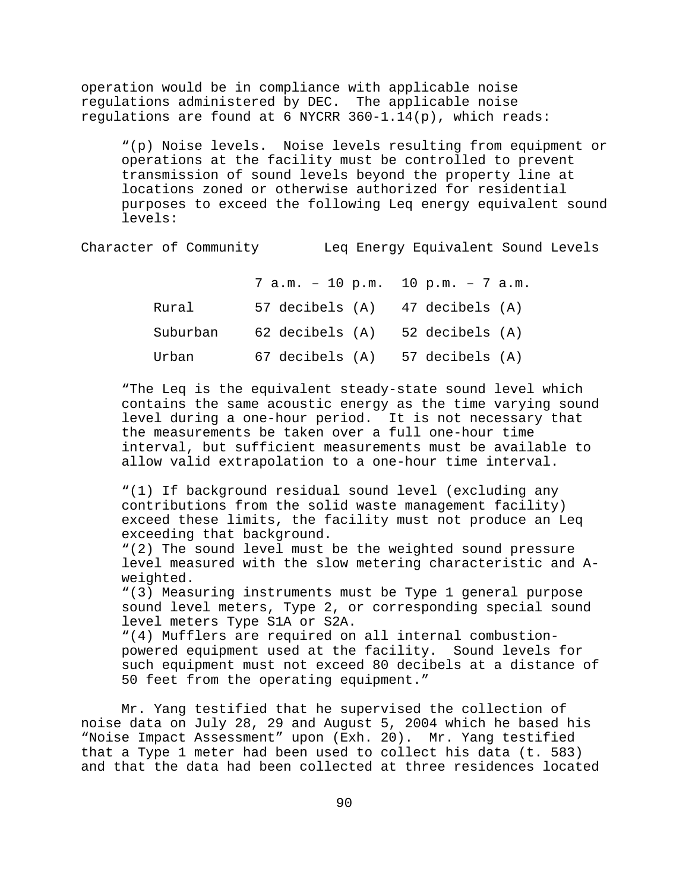operation would be in compliance with applicable noise regulations administered by DEC. The applicable noise regulations are found at 6 NYCRR 360-1.14(p), which reads:

> "(p) Noise levels. Noise levels resulting from equipment or operations at the facility must be controlled to prevent transmission of sound levels beyond the property line at locations zoned or otherwise authorized for residential purposes to exceed the following Leq energy equivalent sound levels:

| Character of Community | Leq Energy Equivalent Sound Levels | |
|---|---|---|
| | 7 a.m. – 10 p.m. | 10 p.m. – 7 a.m. |
| Rural | 57 decibels (A) | 47 decibels (A) |
| Suburban | 62 decibels (A) | 52 decibels (A) |
| Urban | 67 decibels (A) | 57 decibels (A) |

> "The Leq is the equivalent steady-state sound level which contains the same acoustic energy as the time varying sound level during a one-hour period. It is not necessary that the measurements be taken over a full one-hour time interval, but sufficient measurements must be available to allow valid extrapolation to a one-hour time interval.
>
> "(1) If background residual sound level (excluding any contributions from the solid waste management facility) exceed these limits, the facility must not produce an Leq exceeding that background.
> "(2) The sound level must be the weighted sound pressure level measured with the slow metering characteristic and A-weighted.
> "(3) Measuring instruments must be Type 1 general purpose sound level meters, Type 2, or corresponding special sound level meters Type S1A or S2A.
> "(4) Mufflers are required on all internal combustion-powered equipment used at the facility. Sound levels for such equipment must not exceed 80 decibels at a distance of 50 feet from the operating equipment."

Mr. Yang testified that he supervised the collection of noise data on July 28, 29 and August 5, 2004 which he based his "Noise Impact Assessment" upon (Exh. 20). Mr. Yang testified that a Type 1 meter had been used to collect his data (t. 583) and that the data had been collected at three residences located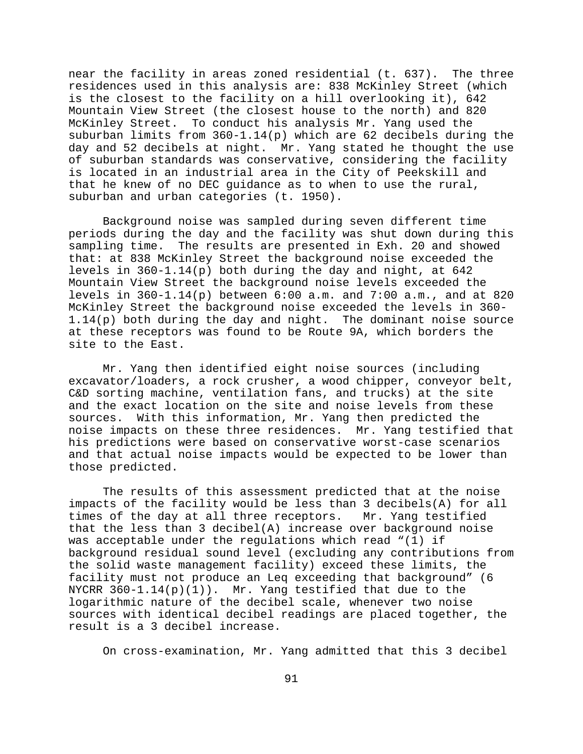near the facility in areas zoned residential (t. 637). The three residences used in this analysis are: 838 McKinley Street (which is the closest to the facility on a hill overlooking it), 642 Mountain View Street (the closest house to the north) and 820 McKinley Street. To conduct his analysis Mr. Yang used the suburban limits from 360-1.14(p) which are 62 decibels during the day and 52 decibels at night. Mr. Yang stated he thought the use of suburban standards was conservative, considering the facility is located in an industrial area in the City of Peekskill and that he knew of no DEC guidance as to when to use the rural, suburban and urban categories (t. 1950).

Background noise was sampled during seven different time periods during the day and the facility was shut down during this sampling time. The results are presented in Exh. 20 and showed that: at 838 McKinley Street the background noise exceeded the levels in 360-1.14(p) both during the day and night, at 642 Mountain View Street the background noise levels exceeded the levels in 360-1.14(p) between 6:00 a.m. and 7:00 a.m., and at 820 McKinley Street the background noise exceeded the levels in 360-1.14(p) both during the day and night. The dominant noise source at these receptors was found to be Route 9A, which borders the site to the East.

Mr. Yang then identified eight noise sources (including excavator/loaders, a rock crusher, a wood chipper, conveyor belt, C&D sorting machine, ventilation fans, and trucks) at the site and the exact location on the site and noise levels from these sources. With this information, Mr. Yang then predicted the noise impacts on these three residences. Mr. Yang testified that his predictions were based on conservative worst-case scenarios and that actual noise impacts would be expected to be lower than those predicted.

The results of this assessment predicted that at the noise impacts of the facility would be less than 3 decibels(A) for all times of the day at all three receptors. Mr. Yang testified that the less than 3 decibel(A) increase over background noise was acceptable under the regulations which read "(1) if background residual sound level (excluding any contributions from the solid waste management facility) exceed these limits, the facility must not produce an Leq exceeding that background" (6 NYCRR 360-1.14(p)(1)). Mr. Yang testified that due to the logarithmic nature of the decibel scale, whenever two noise sources with identical decibel readings are placed together, the result is a 3 decibel increase.

On cross-examination, Mr. Yang admitted that this 3 decibel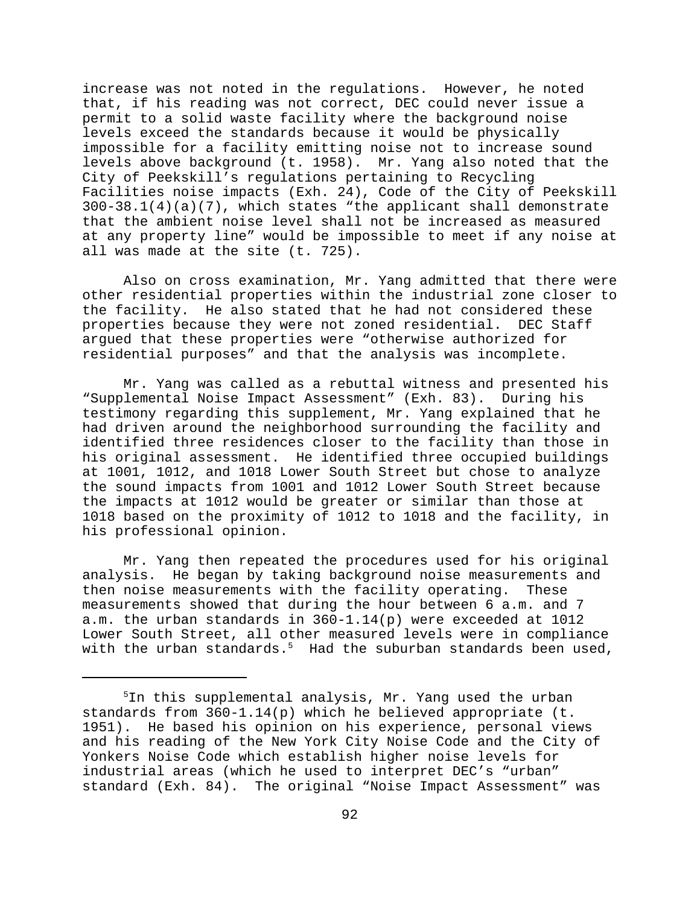increase was not noted in the regulations. However, he noted that, if his reading was not correct, DEC could never issue a permit to a solid waste facility where the background noise levels exceed the standards because it would be physically impossible for a facility emitting noise not to increase sound levels above background (t. 1958). Mr. Yang also noted that the City of Peekskill's regulations pertaining to Recycling Facilities noise impacts (Exh. 24), Code of the City of Peekskill 300-38.1(4)(a)(7), which states "the applicant shall demonstrate that the ambient noise level shall not be increased as measured at any property line" would be impossible to meet if any noise at all was made at the site (t. 725).

Also on cross examination, Mr. Yang admitted that there were other residential properties within the industrial zone closer to the facility. He also stated that he had not considered these properties because they were not zoned residential. DEC Staff argued that these properties were "otherwise authorized for residential purposes" and that the analysis was incomplete.

Mr. Yang was called as a rebuttal witness and presented his "Supplemental Noise Impact Assessment" (Exh. 83). During his testimony regarding this supplement, Mr. Yang explained that he had driven around the neighborhood surrounding the facility and identified three residences closer to the facility than those in his original assessment. He identified three occupied buildings at 1001, 1012, and 1018 Lower South Street but chose to analyze the sound impacts from 1001 and 1012 Lower South Street because the impacts at 1012 would be greater or similar than those at 1018 based on the proximity of 1012 to 1018 and the facility, in his professional opinion.

Mr. Yang then repeated the procedures used for his original analysis. He began by taking background noise measurements and then noise measurements with the facility operating. These measurements showed that during the hour between 6 a.m. and 7 a.m. the urban standards in 360-1.14(p) were exceeded at 1012 Lower South Street, all other measured levels were in compliance with the urban standards.[5] Had the suburban standards been used,

---

[5]In this supplemental analysis, Mr. Yang used the urban standards from 360-1.14(p) which he believed appropriate (t. 1951). He based his opinion on his experience, personal views and his reading of the New York City Noise Code and the City of Yonkers Noise Code which establish higher noise levels for industrial areas (which he used to interpret DEC's "urban" standard (Exh. 84). The original "Noise Impact Assessment" was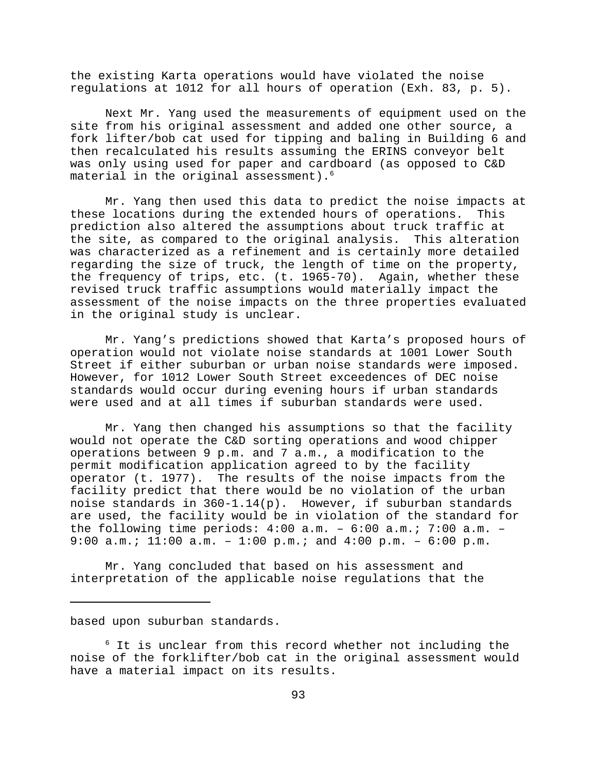the existing Karta operations would have violated the noise regulations at 1012 for all hours of operation (Exh. 83, p. 5).

Next Mr. Yang used the measurements of equipment used on the site from his original assessment and added one other source, a fork lifter/bob cat used for tipping and baling in Building 6 and then recalculated his results assuming the ERINS conveyor belt was only using used for paper and cardboard (as opposed to C&D material in the original assessment).[6]

Mr. Yang then used this data to predict the noise impacts at these locations during the extended hours of operations. This prediction also altered the assumptions about truck traffic at the site, as compared to the original analysis. This alteration was characterized as a refinement and is certainly more detailed regarding the size of truck, the length of time on the property, the frequency of trips, etc. (t. 1965-70). Again, whether these revised truck traffic assumptions would materially impact the assessment of the noise impacts on the three properties evaluated in the original study is unclear.

Mr. Yang's predictions showed that Karta's proposed hours of operation would not violate noise standards at 1001 Lower South Street if either suburban or urban noise standards were imposed. However, for 1012 Lower South Street exceedences of DEC noise standards would occur during evening hours if urban standards were used and at all times if suburban standards were used.

Mr. Yang then changed his assumptions so that the facility would not operate the C&D sorting operations and wood chipper operations between 9 p.m. and 7 a.m., a modification to the permit modification application agreed to by the facility operator (t. 1977). The results of the noise impacts from the facility predict that there would be no violation of the urban noise standards in 360-1.14(p). However, if suburban standards are used, the facility would be in violation of the standard for the following time periods: 4:00 a.m. – 6:00 a.m.; 7:00 a.m. – 9:00 a.m.; 11:00 a.m. – 1:00 p.m.; and 4:00 p.m. – 6:00 p.m.

Mr. Yang concluded that based on his assessment and interpretation of the applicable noise regulations that the

---

based upon suburban standards.

[6] It is unclear from this record whether not including the noise of the forklifter/bob cat in the original assessment would have a material impact on its results.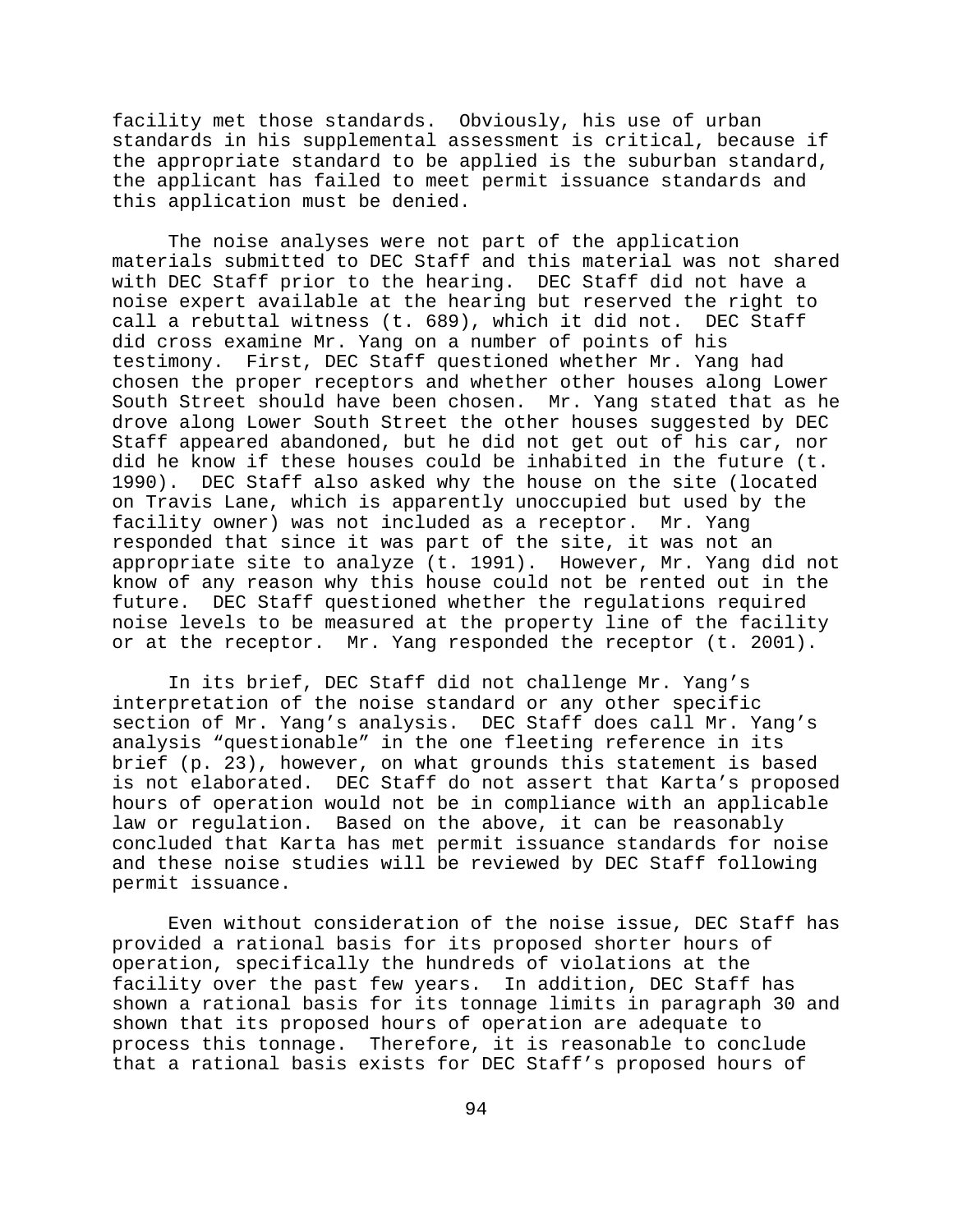facility met those standards. Obviously, his use of urban standards in his supplemental assessment is critical, because if the appropriate standard to be applied is the suburban standard, the applicant has failed to meet permit issuance standards and this application must be denied.

The noise analyses were not part of the application materials submitted to DEC Staff and this material was not shared with DEC Staff prior to the hearing. DEC Staff did not have a noise expert available at the hearing but reserved the right to call a rebuttal witness (t. 689), which it did not. DEC Staff did cross examine Mr. Yang on a number of points of his testimony. First, DEC Staff questioned whether Mr. Yang had chosen the proper receptors and whether other houses along Lower South Street should have been chosen. Mr. Yang stated that as he drove along Lower South Street the other houses suggested by DEC Staff appeared abandoned, but he did not get out of his car, nor did he know if these houses could be inhabited in the future (t. 1990). DEC Staff also asked why the house on the site (located on Travis Lane, which is apparently unoccupied but used by the facility owner) was not included as a receptor. Mr. Yang responded that since it was part of the site, it was not an appropriate site to analyze (t. 1991). However, Mr. Yang did not know of any reason why this house could not be rented out in the future. DEC Staff questioned whether the regulations required noise levels to be measured at the property line of the facility or at the receptor. Mr. Yang responded the receptor (t. 2001).

In its brief, DEC Staff did not challenge Mr. Yang's interpretation of the noise standard or any other specific section of Mr. Yang's analysis. DEC Staff does call Mr. Yang's analysis "questionable" in the one fleeting reference in its brief (p. 23), however, on what grounds this statement is based is not elaborated. DEC Staff do not assert that Karta's proposed hours of operation would not be in compliance with an applicable law or regulation. Based on the above, it can be reasonably concluded that Karta has met permit issuance standards for noise and these noise studies will be reviewed by DEC Staff following permit issuance.

Even without consideration of the noise issue, DEC Staff has provided a rational basis for its proposed shorter hours of operation, specifically the hundreds of violations at the facility over the past few years. In addition, DEC Staff has shown a rational basis for its tonnage limits in paragraph 30 and shown that its proposed hours of operation are adequate to process this tonnage. Therefore, it is reasonable to conclude that a rational basis exists for DEC Staff's proposed hours of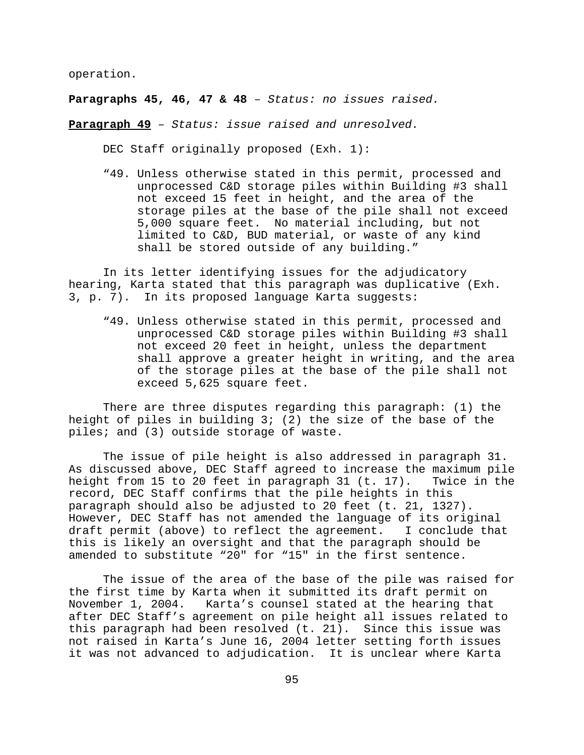operation.

**Paragraphs 45, 46, 47 & 48** – *Status: no issues raised.*

**<u>Paragraph 49</u>** – *Status: issue raised and unresolved.*

DEC Staff originally proposed (Exh. 1):

> "49. Unless otherwise stated in this permit, processed and unprocessed C&D storage piles within Building #3 shall not exceed 15 feet in height, and the area of the storage piles at the base of the pile shall not exceed 5,000 square feet. No material including, but not limited to C&D, BUD material, or waste of any kind shall be stored outside of any building."

In its letter identifying issues for the adjudicatory hearing, Karta stated that this paragraph was duplicative (Exh. 3, p. 7). In its proposed language Karta suggests:

> "49. Unless otherwise stated in this permit, processed and unprocessed C&D storage piles within Building #3 shall not exceed 20 feet in height, unless the department shall approve a greater height in writing, and the area of the storage piles at the base of the pile shall not exceed 5,625 square feet.

There are three disputes regarding this paragraph: (1) the height of piles in building 3; (2) the size of the base of the piles; and (3) outside storage of waste.

The issue of pile height is also addressed in paragraph 31. As discussed above, DEC Staff agreed to increase the maximum pile height from 15 to 20 feet in paragraph 31 (t. 17). Twice in the record, DEC Staff confirms that the pile heights in this paragraph should also be adjusted to 20 feet (t. 21, 1327). However, DEC Staff has not amended the language of its original draft permit (above) to reflect the agreement. I conclude that this is likely an oversight and that the paragraph should be amended to substitute "20" for "15" in the first sentence.

The issue of the area of the base of the pile was raised for the first time by Karta when it submitted its draft permit on November 1, 2004. Karta's counsel stated at the hearing that after DEC Staff's agreement on pile height all issues related to this paragraph had been resolved (t. 21). Since this issue was not raised in Karta's June 16, 2004 letter setting forth issues it was not advanced to adjudication. It is unclear where Karta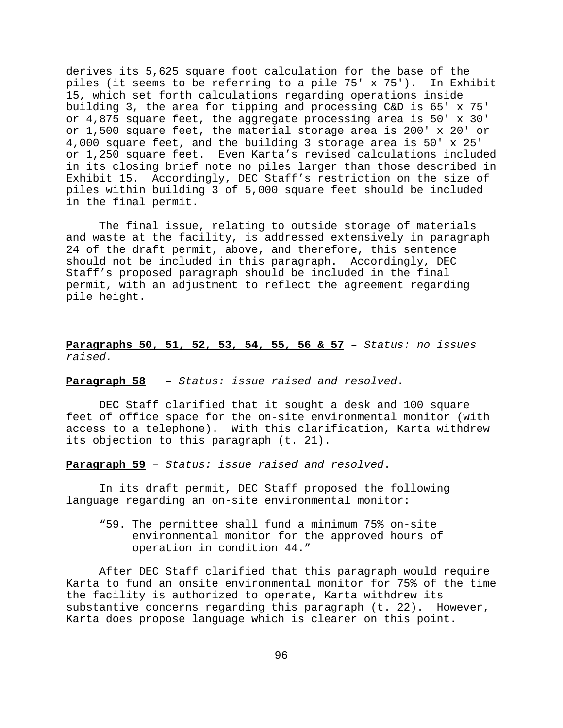derives its 5,625 square foot calculation for the base of the piles (it seems to be referring to a pile 75' x 75'). In Exhibit 15, which set forth calculations regarding operations inside building 3, the area for tipping and processing C&D is 65' x 75' or 4,875 square feet, the aggregate processing area is 50' x 30' or 1,500 square feet, the material storage area is 200' x 20' or 4,000 square feet, and the building 3 storage area is 50' x 25' or 1,250 square feet. Even Karta's revised calculations included in its closing brief note no piles larger than those described in Exhibit 15. Accordingly, DEC Staff's restriction on the size of piles within building 3 of 5,000 square feet should be included in the final permit.

The final issue, relating to outside storage of materials and waste at the facility, is addressed extensively in paragraph 24 of the draft permit, above, and therefore, this sentence should not be included in this paragraph. Accordingly, DEC Staff's proposed paragraph should be included in the final permit, with an adjustment to reflect the agreement regarding pile height.

**<u>Paragraphs 50, 51, 52, 53, 54, 55, 56 & 57</u>** – *Status: no issues raised.*

**<u>Paragraph 58</u>** – *Status: issue raised and resolved*.

DEC Staff clarified that it sought a desk and 100 square feet of office space for the on-site environmental monitor (with access to a telephone). With this clarification, Karta withdrew its objection to this paragraph (t. 21).

**<u>Paragraph 59</u>** – *Status: issue raised and resolved*.

In its draft permit, DEC Staff proposed the following language regarding an on-site environmental monitor:

> "59. The permittee shall fund a minimum 75% on-site environmental monitor for the approved hours of operation in condition 44."

After DEC Staff clarified that this paragraph would require Karta to fund an onsite environmental monitor for 75% of the time the facility is authorized to operate, Karta withdrew its substantive concerns regarding this paragraph (t. 22). However, Karta does propose language which is clearer on this point.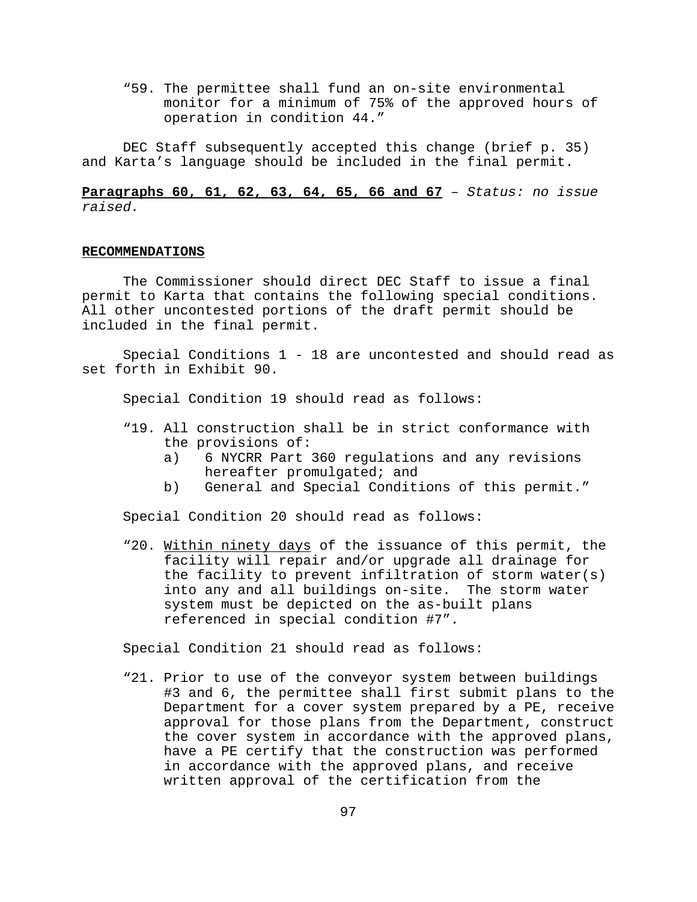"59. The permittee shall fund an on-site environmental monitor for a minimum of 75% of the approved hours of operation in condition 44."

DEC Staff subsequently accepted this change (brief p. 35) and Karta's language should be included in the final permit.

**Paragraphs 60, 61, 62, 63, 64, 65, 66 and 67** – *Status: no issue raised.*

**RECOMMENDATIONS**

The Commissioner should direct DEC Staff to issue a final permit to Karta that contains the following special conditions. All other uncontested portions of the draft permit should be included in the final permit.

Special Conditions 1 - 18 are uncontested and should read as set forth in Exhibit 90.

Special Condition 19 should read as follows:

"19. All construction shall be in strict conformance with the provisions of:
   a) 6 NYCRR Part 360 regulations and any revisions hereafter promulgated; and
   b) General and Special Conditions of this permit."

Special Condition 20 should read as follows:

"20. <u>Within ninety days</u> of the issuance of this permit, the facility will repair and/or upgrade all drainage for the facility to prevent infiltration of storm water(s) into any and all buildings on-site. The storm water system must be depicted on the as-built plans referenced in special condition #7".

Special Condition 21 should read as follows:

"21. Prior to use of the conveyor system between buildings #3 and 6, the permittee shall first submit plans to the Department for a cover system prepared by a PE, receive approval for those plans from the Department, construct the cover system in accordance with the approved plans, have a PE certify that the construction was performed in accordance with the approved plans, and receive written approval of the certification from the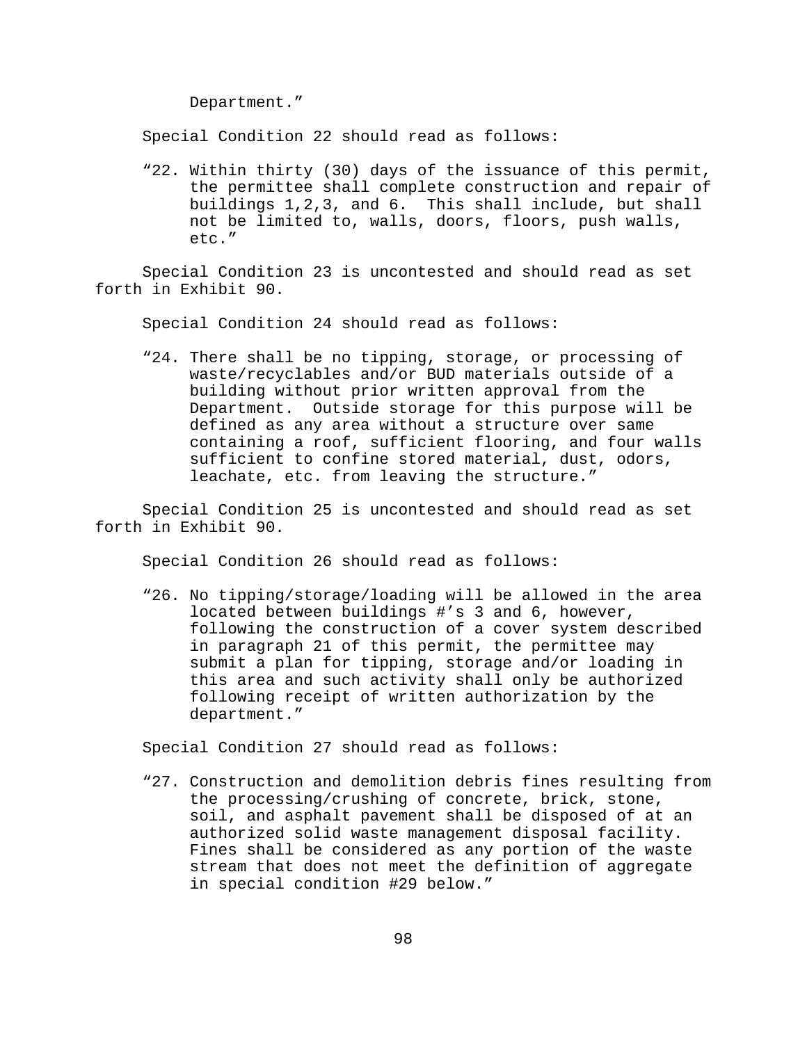Department."

Special Condition 22 should read as follows:

> "22. Within thirty (30) days of the issuance of this permit, the permittee shall complete construction and repair of buildings 1,2,3, and 6. This shall include, but shall not be limited to, walls, doors, floors, push walls, etc."

Special Condition 23 is uncontested and should read as set forth in Exhibit 90.

Special Condition 24 should read as follows:

> "24. There shall be no tipping, storage, or processing of waste/recyclables and/or BUD materials outside of a building without prior written approval from the Department. Outside storage for this purpose will be defined as any area without a structure over same containing a roof, sufficient flooring, and four walls sufficient to confine stored material, dust, odors, leachate, etc. from leaving the structure."

Special Condition 25 is uncontested and should read as set forth in Exhibit 90.

Special Condition 26 should read as follows:

> "26. No tipping/storage/loading will be allowed in the area located between buildings #'s 3 and 6, however, following the construction of a cover system described in paragraph 21 of this permit, the permittee may submit a plan for tipping, storage and/or loading in this area and such activity shall only be authorized following receipt of written authorization by the department."

Special Condition 27 should read as follows:

> "27. Construction and demolition debris fines resulting from the processing/crushing of concrete, brick, stone, soil, and asphalt pavement shall be disposed of at an authorized solid waste management disposal facility. Fines shall be considered as any portion of the waste stream that does not meet the definition of aggregate in special condition #29 below."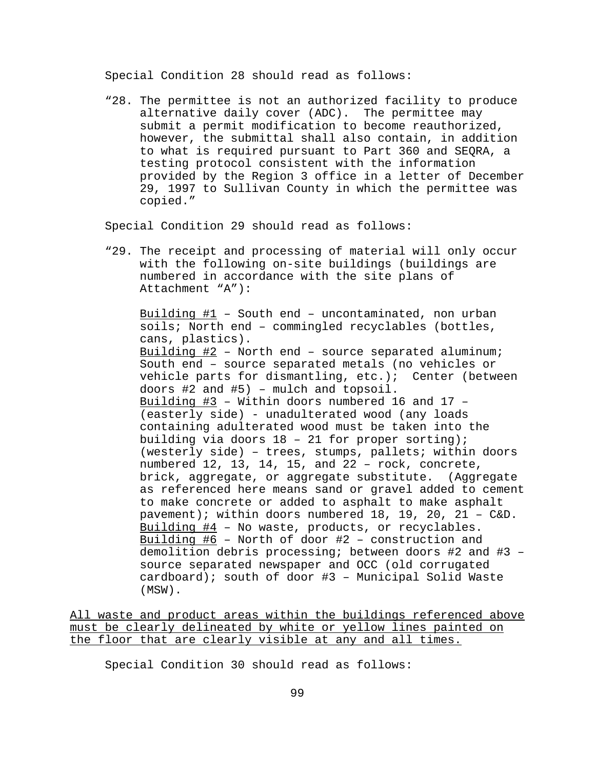Special Condition 28 should read as follows:

> "28. The permittee is not an authorized facility to produce alternative daily cover (ADC). The permittee may submit a permit modification to become reauthorized, however, the submittal shall also contain, in addition to what is required pursuant to Part 360 and SEQRA, a testing protocol consistent with the information provided by the Region 3 office in a letter of December 29, 1997 to Sullivan County in which the permittee was copied."

Special Condition 29 should read as follows:

> "29. The receipt and processing of material will only occur with the following on-site buildings (buildings are numbered in accordance with the site plans of Attachment "A"):
>
> <u>Building #1</u> – South end – uncontaminated, non urban soils; North end – commingled recyclables (bottles, cans, plastics).
> <u>Building #2</u> – North end – source separated aluminum; South end – source separated metals (no vehicles or vehicle parts for dismantling, etc.); Center (between doors #2 and #5) – mulch and topsoil.
> <u>Building #3</u> – Within doors numbered 16 and 17 – (easterly side) - unadulterated wood (any loads containing adulterated wood must be taken into the building via doors 18 – 21 for proper sorting); (westerly side) – trees, stumps, pallets; within doors numbered 12, 13, 14, 15, and 22 – rock, concrete, brick, aggregate, or aggregate substitute. (Aggregate as referenced here means sand or gravel added to cement to make concrete or added to asphalt to make asphalt pavement); within doors numbered 18, 19, 20, 21 – C&D.
> <u>Building #4</u> – No waste, products, or recyclables.
> <u>Building #6</u> – North of door #2 – construction and demolition debris processing; between doors #2 and #3 – source separated newspaper and OCC (old corrugated cardboard); south of door #3 – Municipal Solid Waste (MSW).

<u>All waste and product areas within the buildings referenced above must be clearly delineated by white or yellow lines painted on the floor that are clearly visible at any and all times.</u>

Special Condition 30 should read as follows: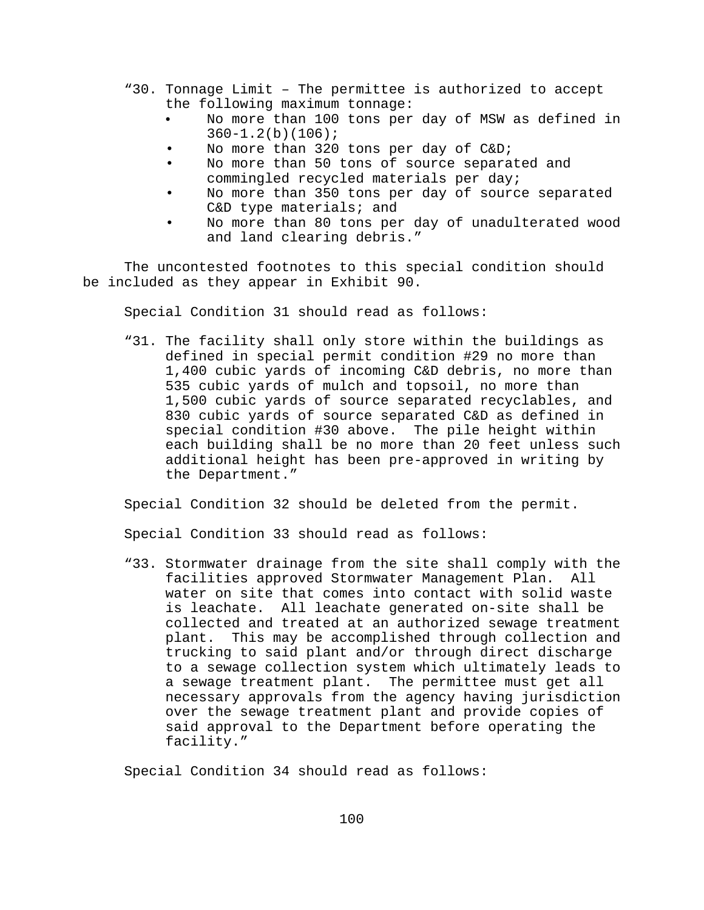"30. Tonnage Limit – The permittee is authorized to accept the following maximum tonnage:

- No more than 100 tons per day of MSW as defined in 360-1.2(b)(106);
- No more than 320 tons per day of C&D;
- No more than 50 tons of source separated and commingled recycled materials per day;
- No more than 350 tons per day of source separated C&D type materials; and
- No more than 80 tons per day of unadulterated wood and land clearing debris."

The uncontested footnotes to this special condition should be included as they appear in Exhibit 90.

Special Condition 31 should read as follows:

"31. The facility shall only store within the buildings as defined in special permit condition #29 no more than 1,400 cubic yards of incoming C&D debris, no more than 535 cubic yards of mulch and topsoil, no more than 1,500 cubic yards of source separated recyclables, and 830 cubic yards of source separated C&D as defined in special condition #30 above. The pile height within each building shall be no more than 20 feet unless such additional height has been pre-approved in writing by the Department."

Special Condition 32 should be deleted from the permit.

Special Condition 33 should read as follows:

"33. Stormwater drainage from the site shall comply with the facilities approved Stormwater Management Plan. All water on site that comes into contact with solid waste is leachate. All leachate generated on-site shall be collected and treated at an authorized sewage treatment plant. This may be accomplished through collection and trucking to said plant and/or through direct discharge to a sewage collection system which ultimately leads to a sewage treatment plant. The permittee must get all necessary approvals from the agency having jurisdiction over the sewage treatment plant and provide copies of said approval to the Department before operating the facility."

Special Condition 34 should read as follows: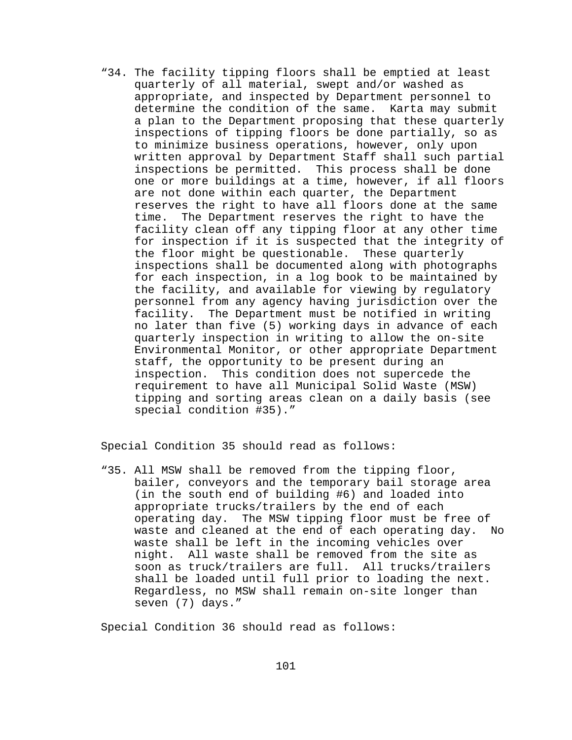“34. The facility tipping floors shall be emptied at least quarterly of all material, swept and/or washed as appropriate, and inspected by Department personnel to determine the condition of the same. Karta may submit a plan to the Department proposing that these quarterly inspections of tipping floors be done partially, so as to minimize business operations, however, only upon written approval by Department Staff shall such partial inspections be permitted. This process shall be done one or more buildings at a time, however, if all floors are not done within each quarter, the Department reserves the right to have all floors done at the same time. The Department reserves the right to have the facility clean off any tipping floor at any other time for inspection if it is suspected that the integrity of the floor might be questionable. These quarterly inspections shall be documented along with photographs for each inspection, in a log book to be maintained by the facility, and available for viewing by regulatory personnel from any agency having jurisdiction over the facility. The Department must be notified in writing no later than five (5) working days in advance of each quarterly inspection in writing to allow the on-site Environmental Monitor, or other appropriate Department staff, the opportunity to be present during an inspection. This condition does not supercede the requirement to have all Municipal Solid Waste (MSW) tipping and sorting areas clean on a daily basis (see special condition #35).”

Special Condition 35 should read as follows:

“35. All MSW shall be removed from the tipping floor, bailer, conveyors and the temporary bail storage area (in the south end of building #6) and loaded into appropriate trucks/trailers by the end of each operating day. The MSW tipping floor must be free of waste and cleaned at the end of each operating day. No waste shall be left in the incoming vehicles over night. All waste shall be removed from the site as soon as truck/trailers are full. All trucks/trailers shall be loaded until full prior to loading the next. Regardless, no MSW shall remain on-site longer than seven (7) days.”

Special Condition 36 should read as follows: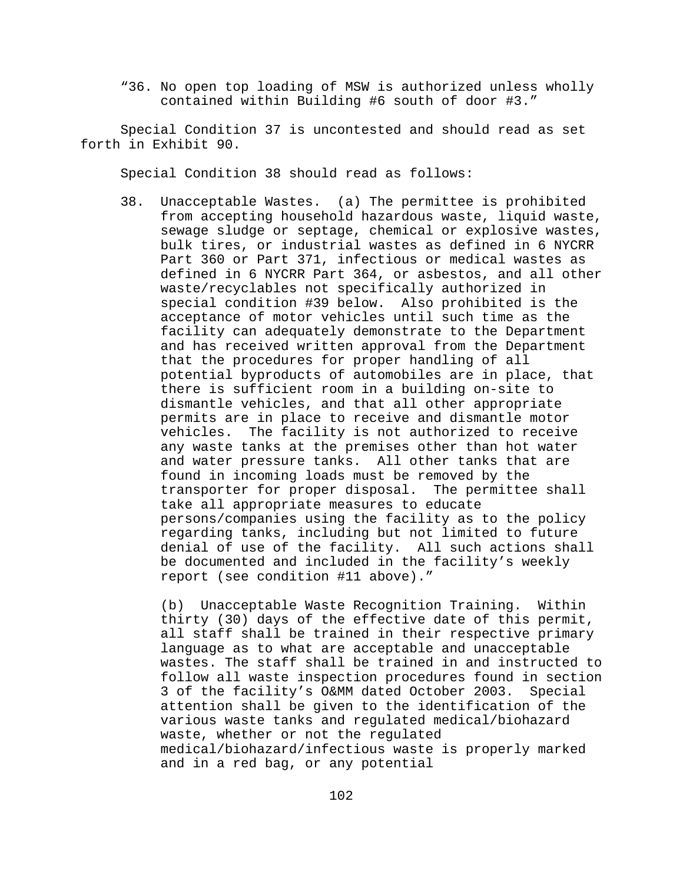“36. No open top loading of MSW is authorized unless wholly contained within Building #6 south of door #3.”

Special Condition 37 is uncontested and should read as set forth in Exhibit 90.

Special Condition 38 should read as follows:

38. Unacceptable Wastes. (a) The permittee is prohibited from accepting household hazardous waste, liquid waste, sewage sludge or septage, chemical or explosive wastes, bulk tires, or industrial wastes as defined in 6 NYCRR Part 360 or Part 371, infectious or medical wastes as defined in 6 NYCRR Part 364, or asbestos, and all other waste/recyclables not specifically authorized in special condition #39 below. Also prohibited is the acceptance of motor vehicles until such time as the facility can adequately demonstrate to the Department and has received written approval from the Department that the procedures for proper handling of all potential byproducts of automobiles are in place, that there is sufficient room in a building on-site to dismantle vehicles, and that all other appropriate permits are in place to receive and dismantle motor vehicles. The facility is not authorized to receive any waste tanks at the premises other than hot water and water pressure tanks. All other tanks that are found in incoming loads must be removed by the transporter for proper disposal. The permittee shall take all appropriate measures to educate persons/companies using the facility as to the policy regarding tanks, including but not limited to future denial of use of the facility. All such actions shall be documented and included in the facility’s weekly report (see condition #11 above).”

(b) Unacceptable Waste Recognition Training. Within thirty (30) days of the effective date of this permit, all staff shall be trained in their respective primary language as to what are acceptable and unacceptable wastes. The staff shall be trained in and instructed to follow all waste inspection procedures found in section 3 of the facility’s O&MM dated October 2003. Special attention shall be given to the identification of the various waste tanks and regulated medical/biohazard waste, whether or not the regulated medical/biohazard/infectious waste is properly marked and in a red bag, or any potential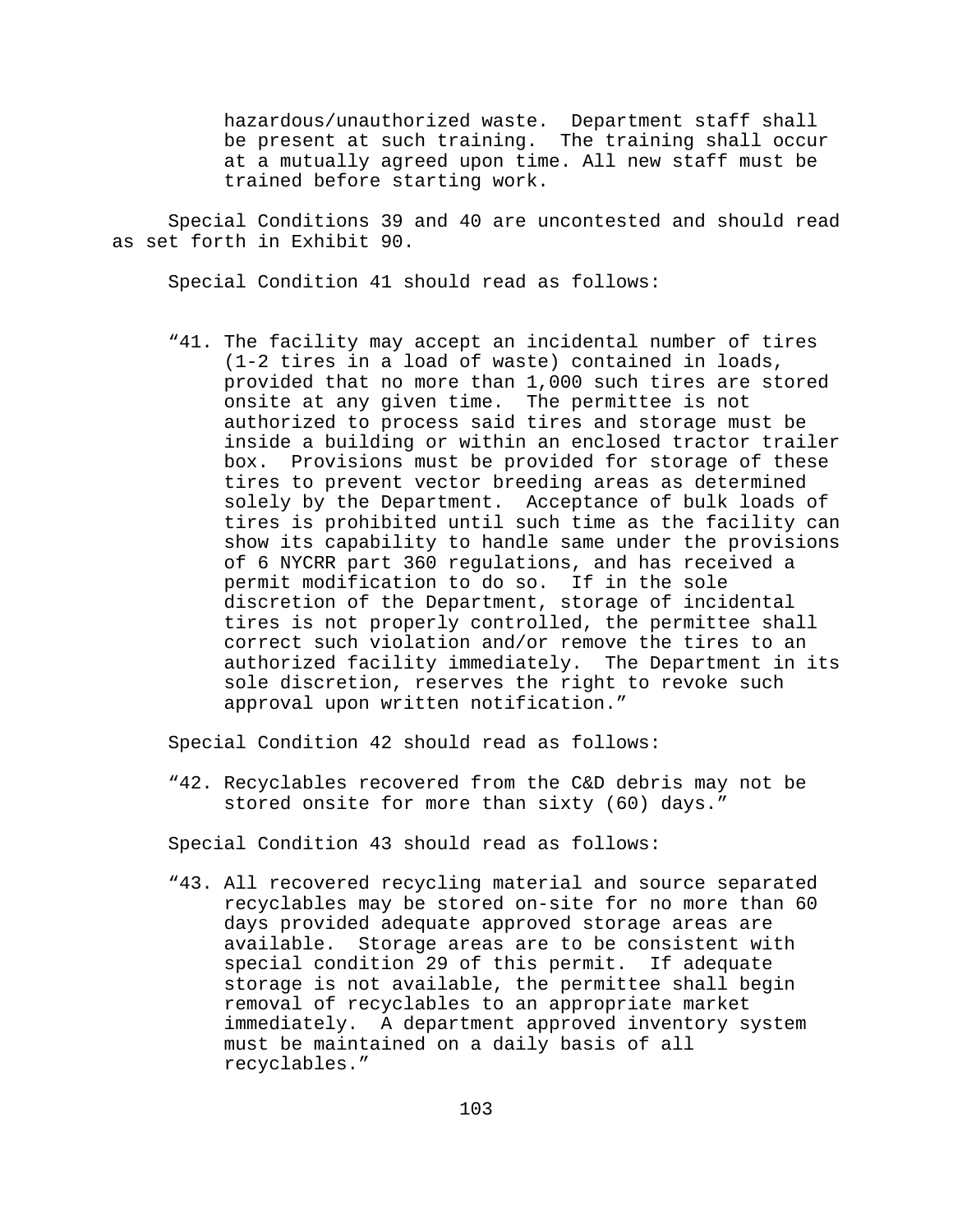hazardous/unauthorized waste. Department staff shall be present at such training. The training shall occur at a mutually agreed upon time. All new staff must be trained before starting work.

Special Conditions 39 and 40 are uncontested and should read as set forth in Exhibit 90.

Special Condition 41 should read as follows:

“41. The facility may accept an incidental number of tires (1-2 tires in a load of waste) contained in loads, provided that no more than 1,000 such tires are stored onsite at any given time. The permittee is not authorized to process said tires and storage must be inside a building or within an enclosed tractor trailer box. Provisions must be provided for storage of these tires to prevent vector breeding areas as determined solely by the Department. Acceptance of bulk loads of tires is prohibited until such time as the facility can show its capability to handle same under the provisions of 6 NYCRR part 360 regulations, and has received a permit modification to do so. If in the sole discretion of the Department, storage of incidental tires is not properly controlled, the permittee shall correct such violation and/or remove the tires to an authorized facility immediately. The Department in its sole discretion, reserves the right to revoke such approval upon written notification.”

Special Condition 42 should read as follows:

“42. Recyclables recovered from the C&D debris may not be stored onsite for more than sixty (60) days.”

Special Condition 43 should read as follows:

“43. All recovered recycling material and source separated recyclables may be stored on-site for no more than 60 days provided adequate approved storage areas are available. Storage areas are to be consistent with special condition 29 of this permit. If adequate storage is not available, the permittee shall begin removal of recyclables to an appropriate market immediately. A department approved inventory system must be maintained on a daily basis of all recyclables.”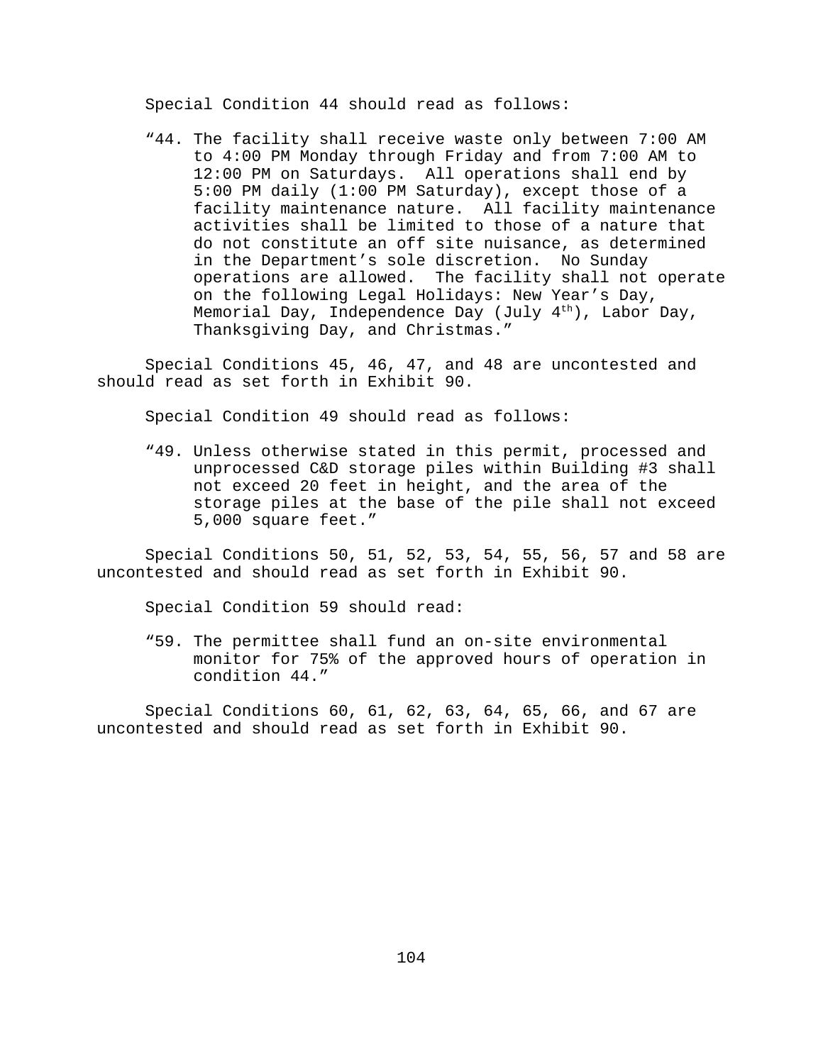Special Condition 44 should read as follows:

> “44. The facility shall receive waste only between 7:00 AM to 4:00 PM Monday through Friday and from 7:00 AM to 12:00 PM on Saturdays. All operations shall end by 5:00 PM daily (1:00 PM Saturday), except those of a facility maintenance nature. All facility maintenance activities shall be limited to those of a nature that do not constitute an off site nuisance, as determined in the Department’s sole discretion. No Sunday operations are allowed. The facility shall not operate on the following Legal Holidays: New Year’s Day, Memorial Day, Independence Day (July 4th), Labor Day, Thanksgiving Day, and Christmas.”

Special Conditions 45, 46, 47, and 48 are uncontested and should read as set forth in Exhibit 90.

Special Condition 49 should read as follows:

> “49. Unless otherwise stated in this permit, processed and unprocessed C&D storage piles within Building #3 shall not exceed 20 feet in height, and the area of the storage piles at the base of the pile shall not exceed 5,000 square feet.”

Special Conditions 50, 51, 52, 53, 54, 55, 56, 57 and 58 are uncontested and should read as set forth in Exhibit 90.

Special Condition 59 should read:

> “59. The permittee shall fund an on-site environmental monitor for 75% of the approved hours of operation in condition 44.”

Special Conditions 60, 61, 62, 63, 64, 65, 66, and 67 are uncontested and should read as set forth in Exhibit 90.